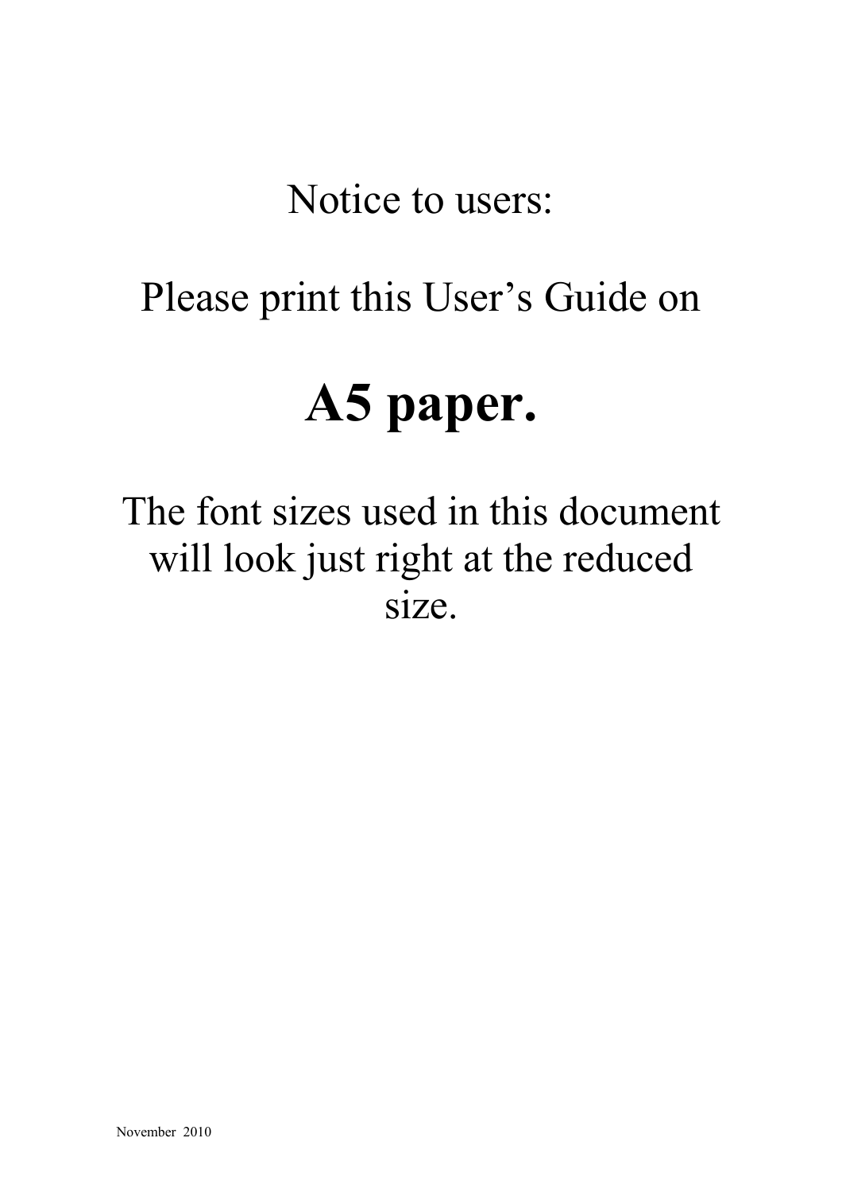Notice to users:

Please print this User's Guide on

# A5 paper.

The font sizes used in this document will look just right at the reduced size.

November 2010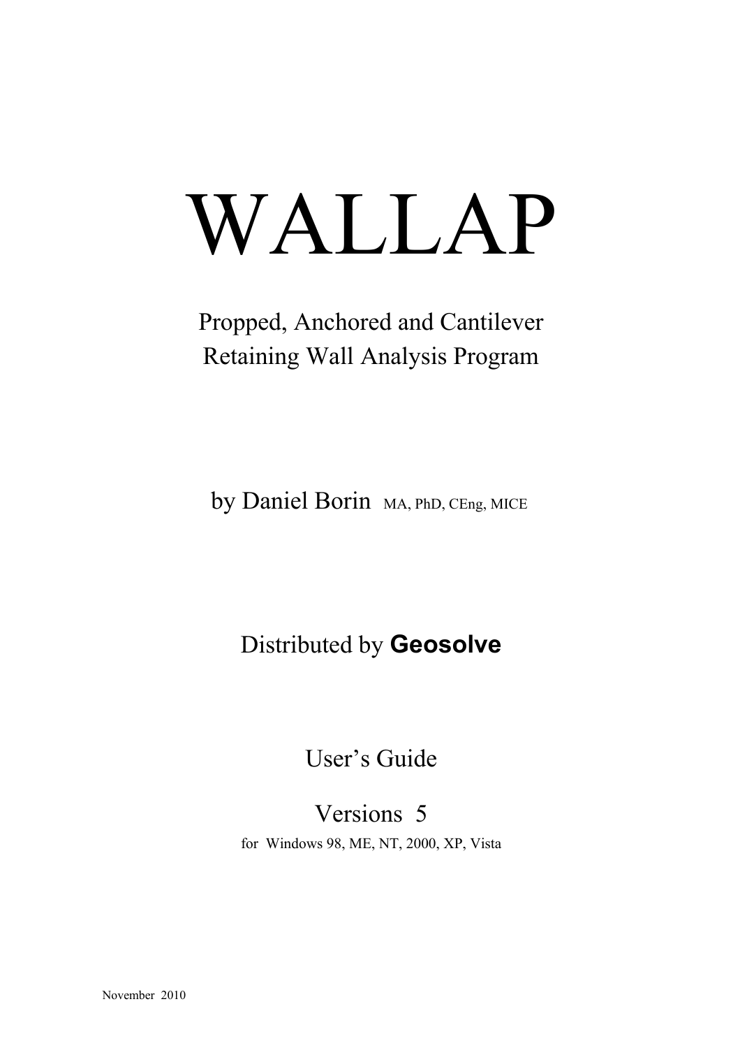# WALLAP

Propped, Anchored and Cantilever
Retaining Wall Analysis Program

by Daniel Borin MA, PhD, CEng, MICE

Distributed by **Geosolve**

User's Guide

Versions 5

for Windows 98, ME, NT, 2000, XP, Vista

November 2010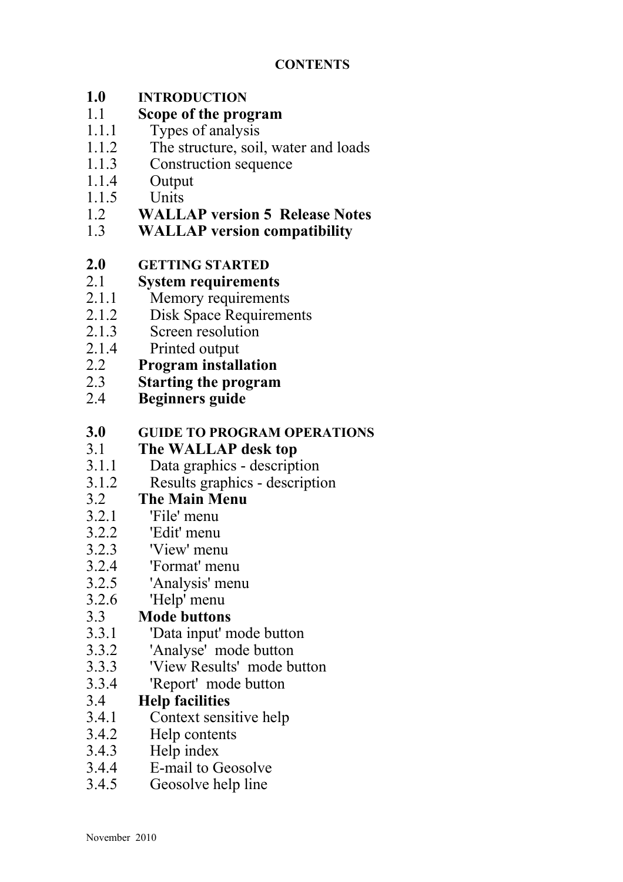**CONTENTS**

**1.0 INTRODUCTION**

**1.1 Scope of the program**

1.1.1 Types of analysis

1.1.2 The structure, soil, water and loads

1.1.3 Construction sequence

1.1.4 Output

1.1.5 Units

**1.2 WALLAP version 5 Release Notes**

**1.3 WALLAP version compatibility**

**2.0 GETTING STARTED**

**2.1 System requirements**

2.1.1 Memory requirements

2.1.2 Disk Space Requirements

2.1.3 Screen resolution

2.1.4 Printed output

**2.2 Program installation**

**2.3 Starting the program**

**2.4 Beginners guide**

**3.0 GUIDE TO PROGRAM OPERATIONS**

**3.1 The WALLAP desk top**

3.1.1 Data graphics - description

3.1.2 Results graphics - description

**3.2 The Main Menu**

3.2.1 'File' menu

3.2.2 'Edit' menu

3.2.3 'View' menu

3.2.4 'Format' menu

3.2.5 'Analysis' menu

3.2.6 'Help' menu

**3.3 Mode buttons**

3.3.1 'Data input' mode button

3.3.2 'Analyse' mode button

3.3.3 'View Results' mode button

3.3.4 'Report' mode button

**3.4 Help facilities**

3.4.1 Context sensitive help

3.4.2 Help contents

3.4.3 Help index

3.4.4 E-mail to Geosolve

3.4.5 Geosolve help line

November 2010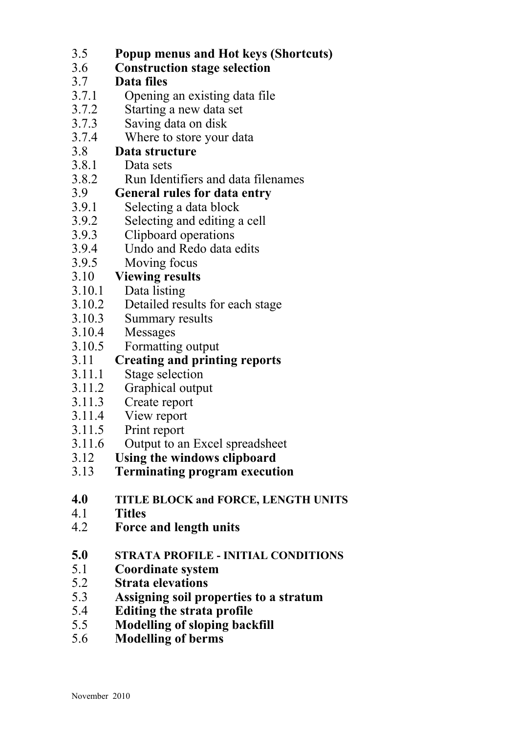3.5 **Popup menus and Hot keys (Shortcuts)**
3.6 **Construction stage selection**
3.7 **Data files**
3.7.1 Opening an existing data file
3.7.2 Starting a new data set
3.7.3 Saving data on disk
3.7.4 Where to store your data
3.8 **Data structure**
3.8.1 Data sets
3.8.2 Run Identifiers and data filenames
3.9 **General rules for data entry**
3.9.1 Selecting a data block
3.9.2 Selecting and editing a cell
3.9.3 Clipboard operations
3.9.4 Undo and Redo data edits
3.9.5 Moving focus
3.10 **Viewing results**
3.10.1 Data listing
3.10.2 Detailed results for each stage
3.10.3 Summary results
3.10.4 Messages
3.10.5 Formatting output
3.11 **Creating and printing reports**
3.11.1 Stage selection
3.11.2 Graphical output
3.11.3 Create report
3.11.4 View report
3.11.5 Print report
3.11.6 Output to an Excel spreadsheet
3.12 **Using the windows clipboard**
3.13 **Terminating program execution**

**4.0 TITLE BLOCK and FORCE, LENGTH UNITS**
4.1 **Titles**
4.2 **Force and length units**

**5.0 STRATA PROFILE - INITIAL CONDITIONS**
5.1 **Coordinate system**
5.2 **Strata elevations**
5.3 **Assigning soil properties to a stratum**
5.4 **Editing the strata profile**
5.5 **Modelling of sloping backfill**
5.6 **Modelling of berms**

November 2010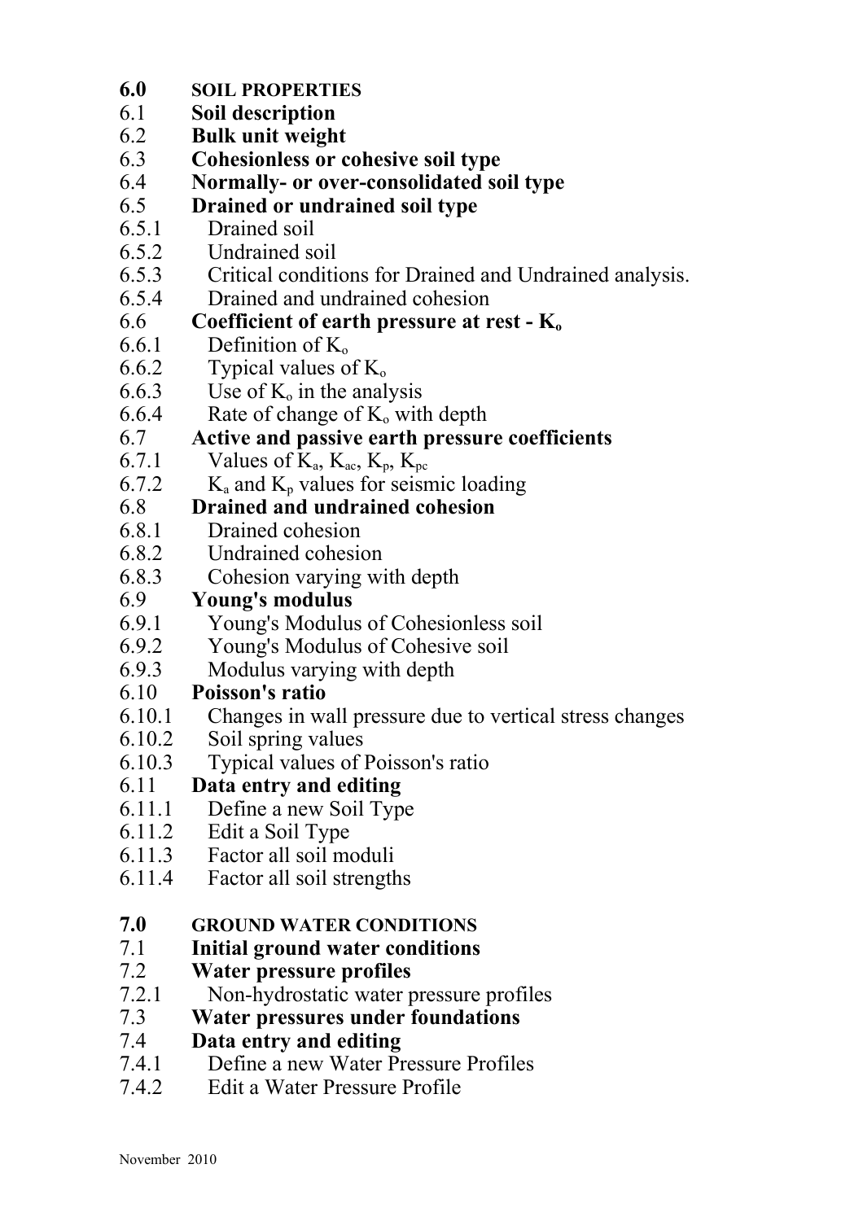**6.0 SOIL PROPERTIES**

6.1 **Soil description**
6.2 **Bulk unit weight**
6.3 **Cohesionless or cohesive soil type**
6.4 **Normally- or over-consolidated soil type**
6.5 **Drained or undrained soil type**
6.5.1 Drained soil
6.5.2 Undrained soil
6.5.3 Critical conditions for Drained and Undrained analysis.
6.5.4 Drained and undrained cohesion
6.6 **Coefficient of earth pressure at rest - $K_o$**
6.6.1 Definition of $K_o$
6.6.2 Typical values of $K_o$
6.6.3 Use of $K_o$ in the analysis
6.6.4 Rate of change of $K_o$ with depth
6.7 **Active and passive earth pressure coefficients**
6.7.1 Values of $K_a$, $K_{ac}$, $K_p$, $K_{pc}$
6.7.2 $K_a$ and $K_p$ values for seismic loading
6.8 **Drained and undrained cohesion**
6.8.1 Drained cohesion
6.8.2 Undrained cohesion
6.8.3 Cohesion varying with depth
6.9 **Young's modulus**
6.9.1 Young's Modulus of Cohesionless soil
6.9.2 Young's Modulus of Cohesive soil
6.9.3 Modulus varying with depth
6.10 **Poisson's ratio**
6.10.1 Changes in wall pressure due to vertical stress changes
6.10.2 Soil spring values
6.10.3 Typical values of Poisson's ratio
6.11 **Data entry and editing**
6.11.1 Define a new Soil Type
6.11.2 Edit a Soil Type
6.11.3 Factor all soil moduli
6.11.4 Factor all soil strengths

**7.0 GROUND WATER CONDITIONS**

7.1 **Initial ground water conditions**
7.2 **Water pressure profiles**
7.2.1 Non-hydrostatic water pressure profiles
7.3 **Water pressures under foundations**
7.4 **Data entry and editing**
7.4.1 Define a new Water Pressure Profiles
7.4.2 Edit a Water Pressure Profile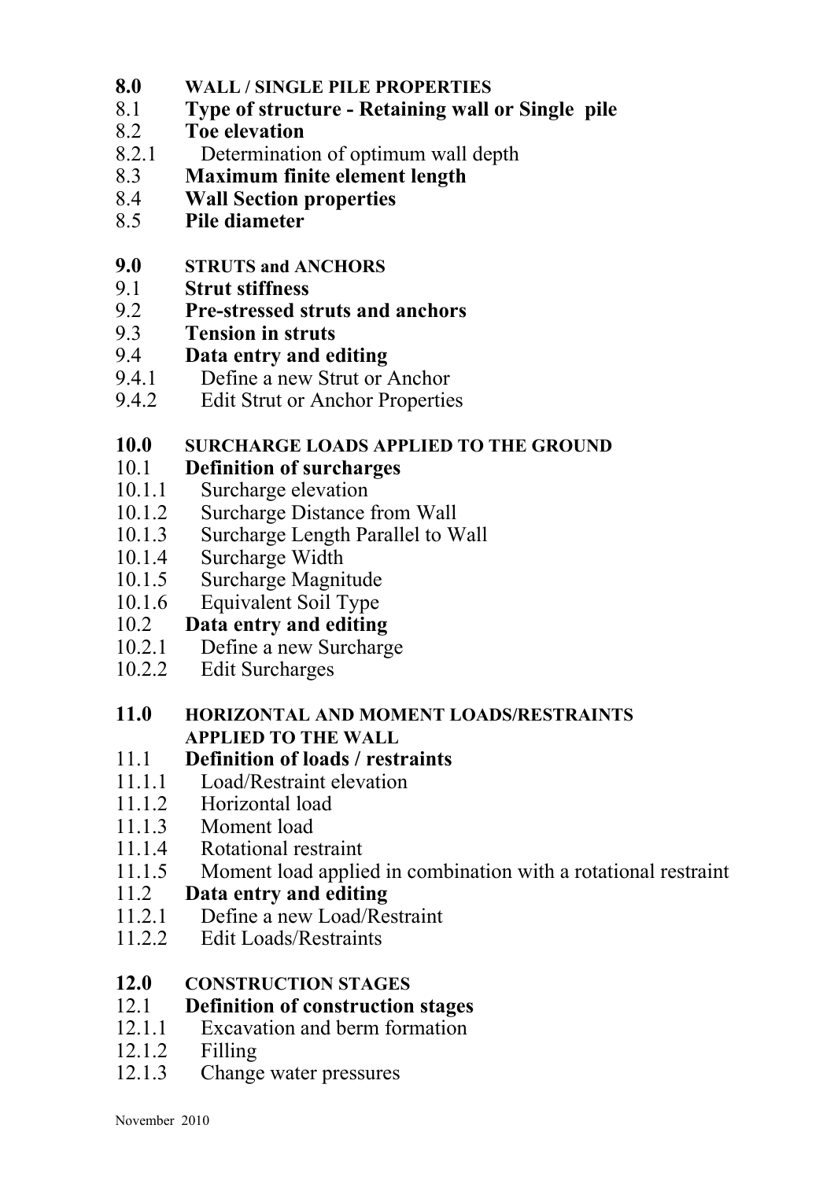**8.0** WALL / SINGLE PILE PROPERTIES
8.1 **Type of structure - Retaining wall or Single pile**
8.2 **Toe elevation**
8.2.1 Determination of optimum wall depth
8.3 **Maximum finite element length**
8.4 **Wall Section properties**
8.5 **Pile diameter**

**9.0** STRUTS and ANCHORS
9.1 **Strut stiffness**
9.2 **Pre-stressed struts and anchors**
9.3 **Tension in struts**
9.4 **Data entry and editing**
9.4.1 Define a new Strut or Anchor
9.4.2 Edit Strut or Anchor Properties

**10.0** SURCHARGE LOADS APPLIED TO THE GROUND
10.1 **Definition of surcharges**
10.1.1 Surcharge elevation
10.1.2 Surcharge Distance from Wall
10.1.3 Surcharge Length Parallel to Wall
10.1.4 Surcharge Width
10.1.5 Surcharge Magnitude
10.1.6 Equivalent Soil Type
10.2 **Data entry and editing**
10.2.1 Define a new Surcharge
10.2.2 Edit Surcharges

**11.0** HORIZONTAL AND MOMENT LOADS/RESTRAINTS APPLIED TO THE WALL
11.1 **Definition of loads / restraints**
11.1.1 Load/Restraint elevation
11.1.2 Horizontal load
11.1.3 Moment load
11.1.4 Rotational restraint
11.1.5 Moment load applied in combination with a rotational restraint
11.2 **Data entry and editing**
11.2.1 Define a new Load/Restraint
11.2.2 Edit Loads/Restraints

**12.0** CONSTRUCTION STAGES
12.1 **Definition of construction stages**
12.1.1 Excavation and berm formation
12.1.2 Filling
12.1.3 Change water pressures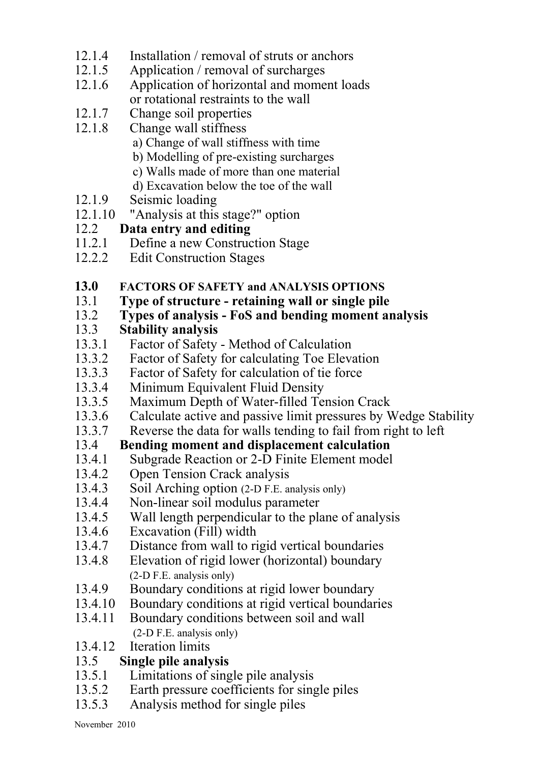12.1.4 Installation / removal of struts or anchors
12.1.5 Application / removal of surcharges
12.1.6 Application of horizontal and moment loads or rotational restraints to the wall
12.1.7 Change soil properties
12.1.8 Change wall stiffness
  a) Change of wall stiffness with time
  b) Modelling of pre-existing surcharges
  c) Walls made of more than one material
  d) Excavation below the toe of the wall
12.1.9 Seismic loading
12.1.10 "Analysis at this stage?" option
**12.2 Data entry and editing**
11.2.1 Define a new Construction Stage
12.2.2 Edit Construction Stages

**13.0 FACTORS OF SAFETY and ANALYSIS OPTIONS**
**13.1 Type of structure - retaining wall or single pile**
**13.2 Types of analysis - FoS and bending moment analysis**
**13.3 Stability analysis**
13.3.1 Factor of Safety - Method of Calculation
13.3.2 Factor of Safety for calculating Toe Elevation
13.3.3 Factor of Safety for calculation of tie force
13.3.4 Minimum Equivalent Fluid Density
13.3.5 Maximum Depth of Water-filled Tension Crack
13.3.6 Calculate active and passive limit pressures by Wedge Stability
13.3.7 Reverse the data for walls tending to fail from right to left
**13.4 Bending moment and displacement calculation**
13.4.1 Subgrade Reaction or 2-D Finite Element model
13.4.2 Open Tension Crack analysis
13.4.3 Soil Arching option (2-D F.E. analysis only)
13.4.4 Non-linear soil modulus parameter
13.4.5 Wall length perpendicular to the plane of analysis
13.4.6 Excavation (Fill) width
13.4.7 Distance from wall to rigid vertical boundaries
13.4.8 Elevation of rigid lower (horizontal) boundary (2-D F.E. analysis only)
13.4.9 Boundary conditions at rigid lower boundary
13.4.10 Boundary conditions at rigid vertical boundaries
13.4.11 Boundary conditions between soil and wall (2-D F.E. analysis only)
13.4.12 Iteration limits
**13.5 Single pile analysis**
13.5.1 Limitations of single pile analysis
13.5.2 Earth pressure coefficients for single piles
13.5.3 Analysis method for single piles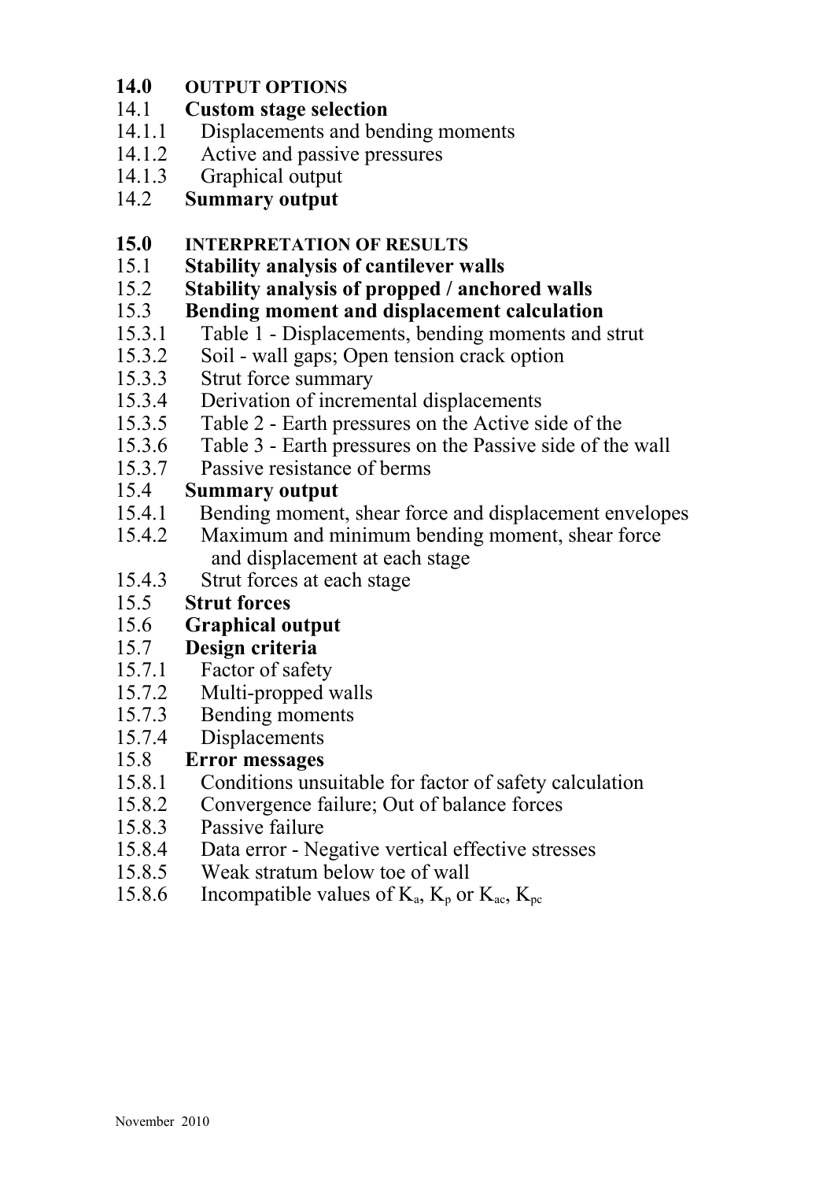**14.0 OUTPUT OPTIONS**

14.1 **Custom stage selection**

14.1.1 Displacements and bending moments

14.1.2 Active and passive pressures

14.1.3 Graphical output

14.2 **Summary output**

**15.0 INTERPRETATION OF RESULTS**

15.1 **Stability analysis of cantilever walls**

15.2 **Stability analysis of propped / anchored walls**

15.3 **Bending moment and displacement calculation**

15.3.1 Table 1 - Displacements, bending moments and strut

15.3.2 Soil - wall gaps; Open tension crack option

15.3.3 Strut force summary

15.3.4 Derivation of incremental displacements

15.3.5 Table 2 - Earth pressures on the Active side of the

15.3.6 Table 3 - Earth pressures on the Passive side of the wall

15.3.7 Passive resistance of berms

15.4 **Summary output**

15.4.1 Bending moment, shear force and displacement envelopes

15.4.2 Maximum and minimum bending moment, shear force and displacement at each stage

15.4.3 Strut forces at each stage

15.5 **Strut forces**

15.6 **Graphical output**

15.7 **Design criteria**

15.7.1 Factor of safety

15.7.2 Multi-propped walls

15.7.3 Bending moments

15.7.4 Displacements

15.8 **Error messages**

15.8.1 Conditions unsuitable for factor of safety calculation

15.8.2 Convergence failure; Out of balance forces

15.8.3 Passive failure

15.8.4 Data error - Negative vertical effective stresses

15.8.5 Weak stratum below toe of wall

15.8.6 Incompatible values of $K_a$, $K_p$ or $K_{ac}$, $K_{pc}$

November 2010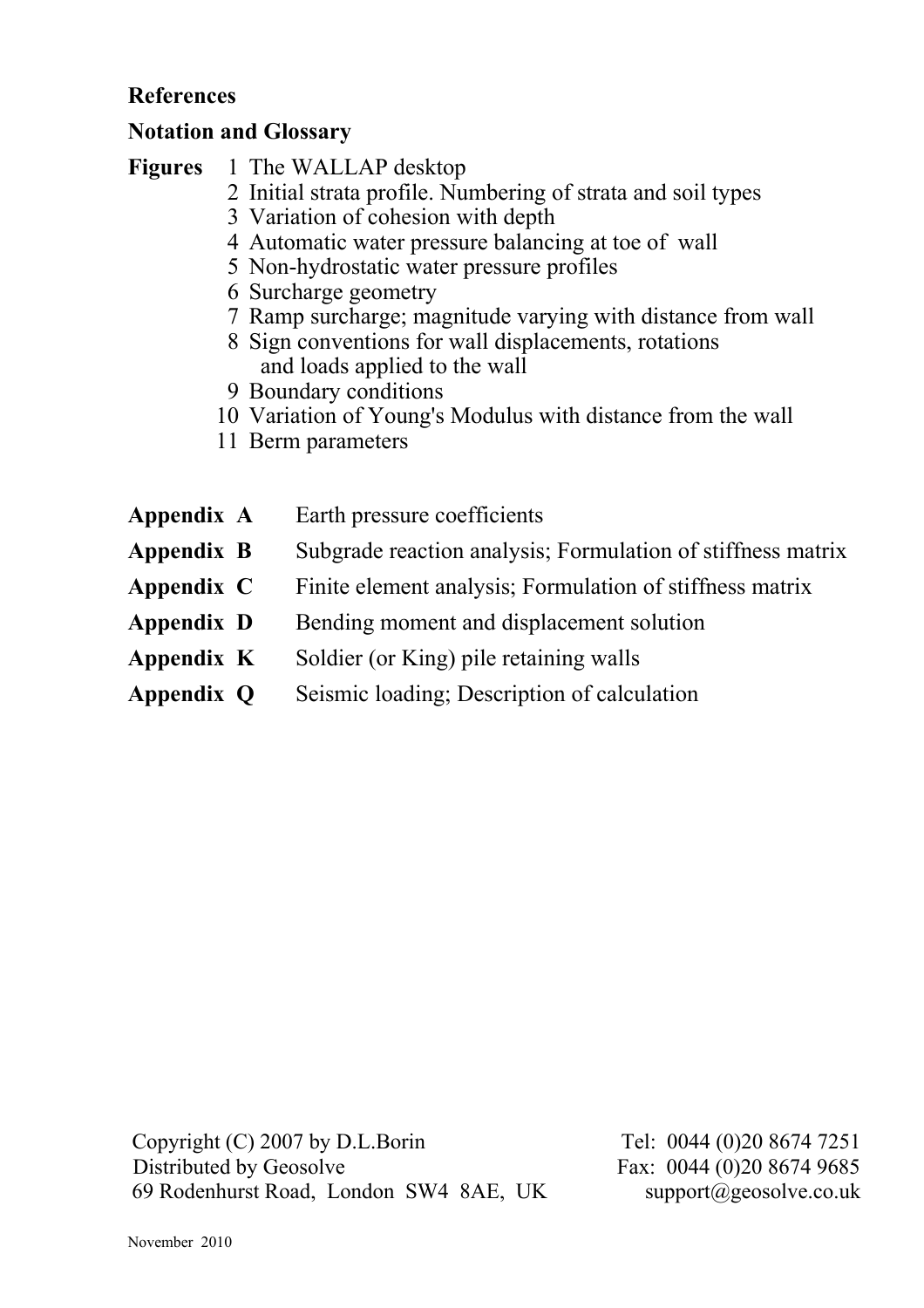**References**

**Notation and Glossary**

**Figures**

1. The WALLAP desktop
2. Initial strata profile. Numbering of strata and soil types
3. Variation of cohesion with depth
4. Automatic water pressure balancing at toe of wall
5. Non-hydrostatic water pressure profiles
6. Surcharge geometry
7. Ramp surcharge; magnitude varying with distance from wall
8. Sign conventions for wall displacements, rotations and loads applied to the wall
9. Boundary conditions
10. Variation of Young's Modulus with distance from the wall
11. Berm parameters

**Appendix A** Earth pressure coefficients

**Appendix B** Subgrade reaction analysis; Formulation of stiffness matrix

**Appendix C** Finite element analysis; Formulation of stiffness matrix

**Appendix D** Bending moment and displacement solution

**Appendix K** Soldier (or King) pile retaining walls

**Appendix Q** Seismic loading; Description of calculation

Copyright (C) 2007 by D.L.Borin
Distributed by Geosolve
69 Rodenhurst Road, London SW4 8AE, UK

Tel: 0044 (0)20 8674 7251
Fax: 0044 (0)20 8674 9685
support@geosolve.co.uk

November 2010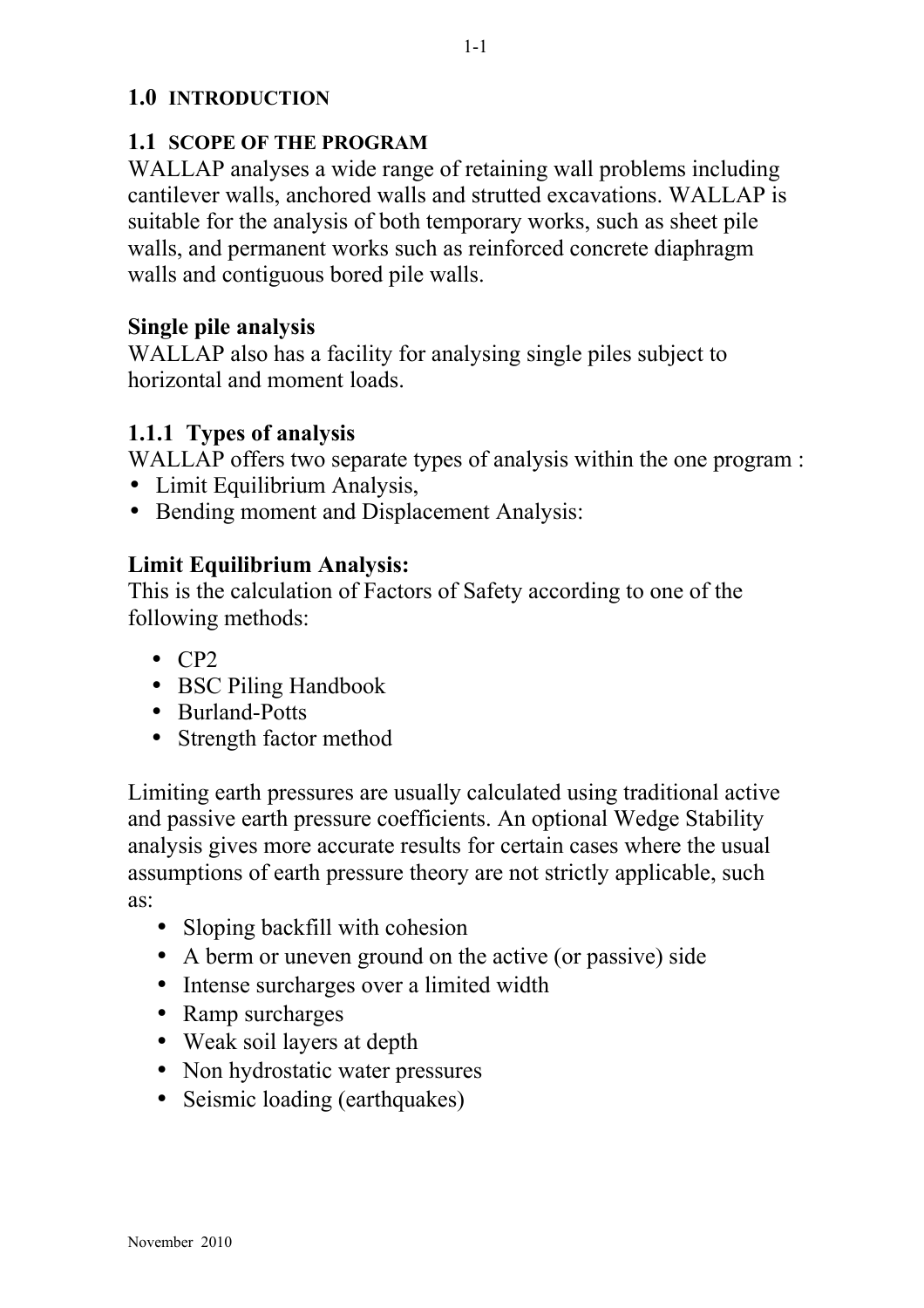# 1.0 INTRODUCTION

## 1.1 SCOPE OF THE PROGRAM

WALLAP analyses a wide range of retaining wall problems including cantilever walls, anchored walls and strutted excavations. WALLAP is suitable for the analysis of both temporary works, such as sheet pile walls, and permanent works such as reinforced concrete diaphragm walls and contiguous bored pile walls.

**Single pile analysis**

WALLAP also has a facility for analysing single piles subject to horizontal and moment loads.

### 1.1.1 Types of analysis

WALLAP offers two separate types of analysis within the one program :

- Limit Equilibrium Analysis,
- Bending moment and Displacement Analysis:

**Limit Equilibrium Analysis:**

This is the calculation of Factors of Safety according to one of the following methods:

- CP2
- BSC Piling Handbook
- Burland-Potts
- Strength factor method

Limiting earth pressures are usually calculated using traditional active and passive earth pressure coefficients. An optional Wedge Stability analysis gives more accurate results for certain cases where the usual assumptions of earth pressure theory are not strictly applicable, such as:

- Sloping backfill with cohesion
- A berm or uneven ground on the active (or passive) side
- Intense surcharges over a limited width
- Ramp surcharges
- Weak soil layers at depth
- Non hydrostatic water pressures
- Seismic loading (earthquakes)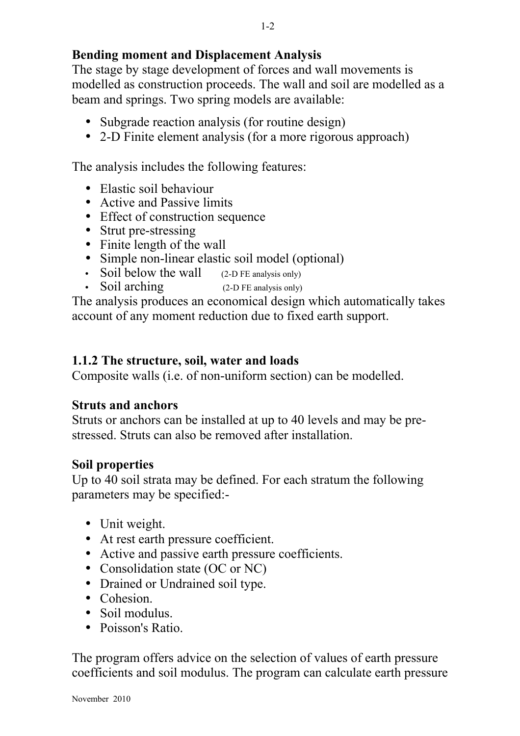**Bending moment and Displacement Analysis**

The stage by stage development of forces and wall movements is modelled as construction proceeds. The wall and soil are modelled as a beam and springs. Two spring models are available:

- Subgrade reaction analysis (for routine design)
- 2-D Finite element analysis (for a more rigorous approach)

The analysis includes the following features:

- Elastic soil behaviour
- Active and Passive limits
- Effect of construction sequence
- Strut pre-stressing
- Finite length of the wall
- Simple non-linear elastic soil model (optional)
- Soil below the wall (2-D FE analysis only)
- Soil arching (2-D FE analysis only)

The analysis produces an economical design which automatically takes account of any moment reduction due to fixed earth support.

### 1.1.2 The structure, soil, water and loads

Composite walls (i.e. of non-uniform section) can be modelled.

**Struts and anchors**

Struts or anchors can be installed at up to 40 levels and may be pre-stressed. Struts can also be removed after installation.

**Soil properties**

Up to 40 soil strata may be defined. For each stratum the following parameters may be specified:-

- Unit weight.
- At rest earth pressure coefficient.
- Active and passive earth pressure coefficients.
- Consolidation state (OC or NC)
- Drained or Undrained soil type.
- Cohesion.
- Soil modulus.
- Poisson's Ratio.

The program offers advice on the selection of values of earth pressure coefficients and soil modulus. The program can calculate earth pressure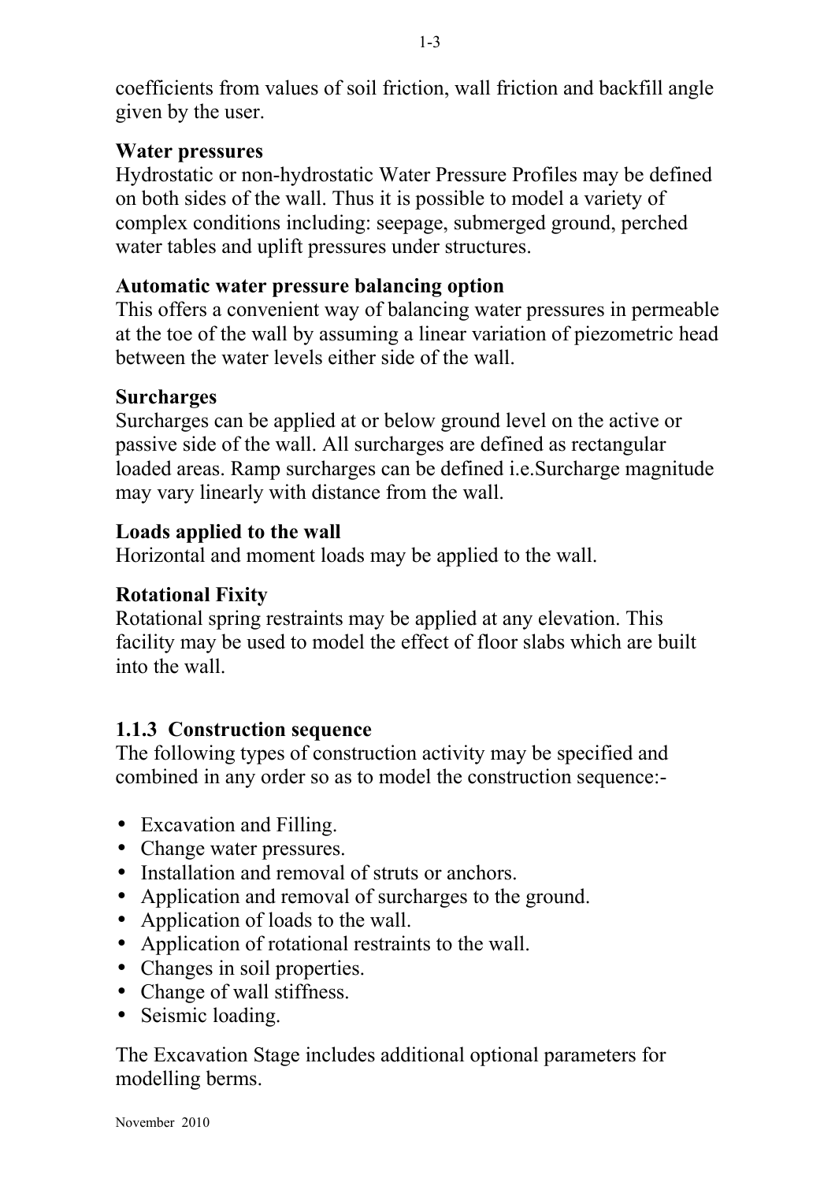coefficients from values of soil friction, wall friction and backfill angle given by the user.

**Water pressures**
Hydrostatic or non-hydrostatic Water Pressure Profiles may be defined on both sides of the wall. Thus it is possible to model a variety of complex conditions including: seepage, submerged ground, perched water tables and uplift pressures under structures.

**Automatic water pressure balancing option**
This offers a convenient way of balancing water pressures in permeable at the toe of the wall by assuming a linear variation of piezometric head between the water levels either side of the wall.

**Surcharges**
Surcharges can be applied at or below ground level on the active or passive side of the wall. All surcharges are defined as rectangular loaded areas. Ramp surcharges can be defined i.e.Surcharge magnitude may vary linearly with distance from the wall.

**Loads applied to the wall**
Horizontal and moment loads may be applied to the wall.

**Rotational Fixity**
Rotational spring restraints may be applied at any elevation. This facility may be used to model the effect of floor slabs which are built into the wall.

### 1.1.3 Construction sequence

The following types of construction activity may be specified and combined in any order so as to model the construction sequence:-

- Excavation and Filling.
- Change water pressures.
- Installation and removal of struts or anchors.
- Application and removal of surcharges to the ground.
- Application of loads to the wall.
- Application of rotational restraints to the wall.
- Changes in soil properties.
- Change of wall stiffness.
- Seismic loading.

The Excavation Stage includes additional optional parameters for modelling berms.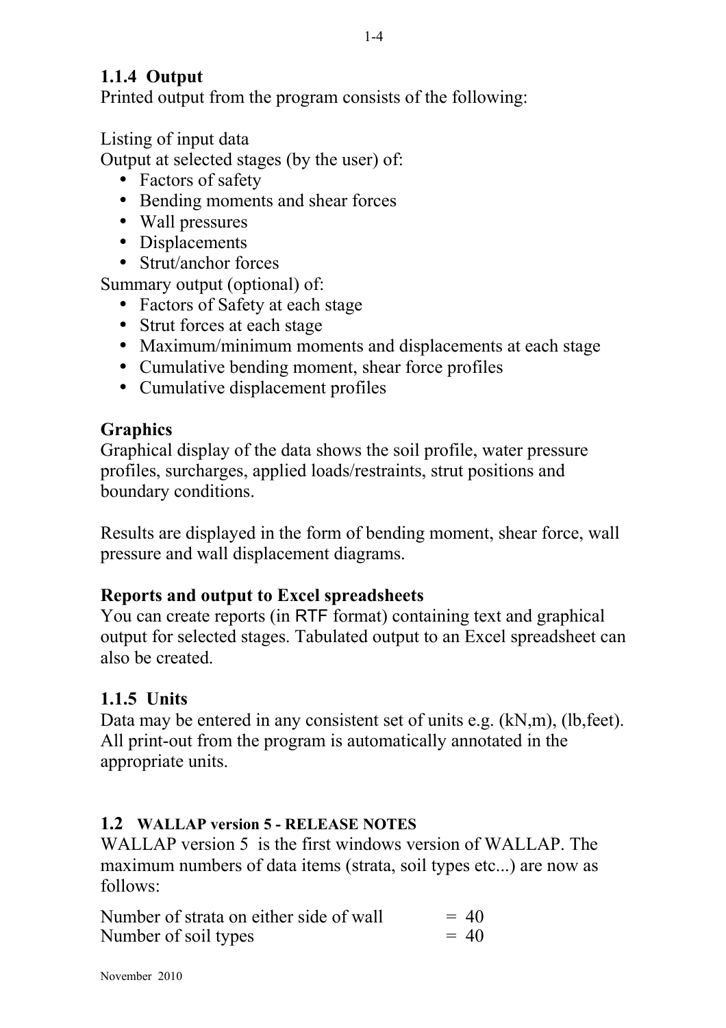### 1.1.4 Output

Printed output from the program consists of the following:

Listing of input data
Output at selected stages (by the user) of:

- Factors of safety
- Bending moments and shear forces
- Wall pressures
- Displacements
- Strut/anchor forces

Summary output (optional) of:

- Factors of Safety at each stage
- Strut forces at each stage
- Maximum/minimum moments and displacements at each stage
- Cumulative bending moment, shear force profiles
- Cumulative displacement profiles

**Graphics**

Graphical display of the data shows the soil profile, water pressure profiles, surcharges, applied loads/restraints, strut positions and boundary conditions.

Results are displayed in the form of bending moment, shear force, wall pressure and wall displacement diagrams.

**Reports and output to Excel spreadsheets**

You can create reports (in RTF format) containing text and graphical output for selected stages. Tabulated output to an Excel spreadsheet can also be created.

### 1.1.5 Units

Data may be entered in any consistent set of units e.g. (kN,m), (lb,feet). All print-out from the program is automatically annotated in the appropriate units.

## 1.2 WALLAP version 5 - RELEASE NOTES

WALLAP version 5 is the first windows version of WALLAP. The maximum numbers of data items (strata, soil types etc...) are now as follows:

| | |
|---|---|
| Number of strata on either side of wall | = 40 |
| Number of soil types | = 40 |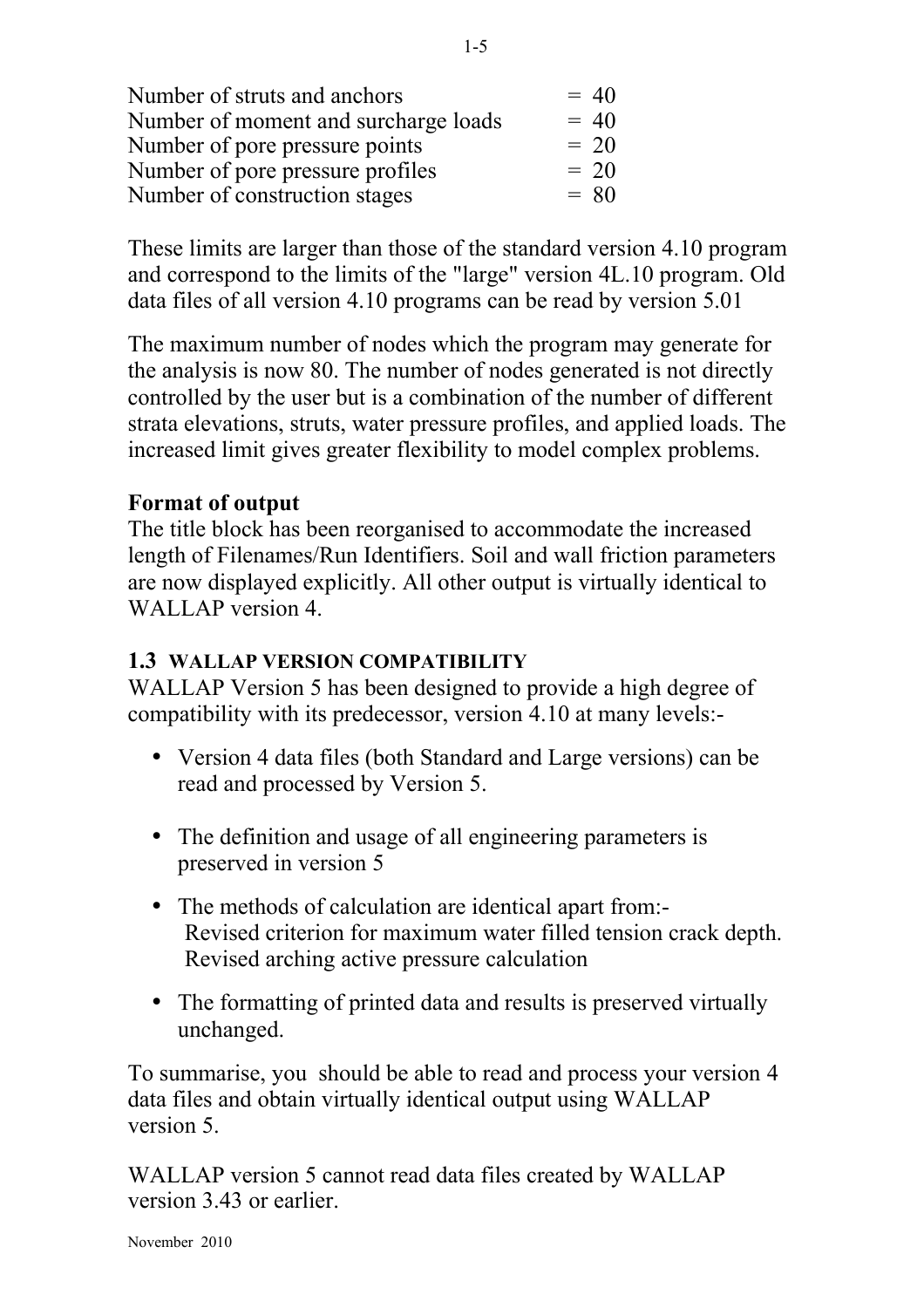| | |
|---|---|
| Number of struts and anchors | = 40 |
| Number of moment and surcharge loads | = 40 |
| Number of pore pressure points | = 20 |
| Number of pore pressure profiles | = 20 |
| Number of construction stages | = 80 |

These limits are larger than those of the standard version 4.10 program and correspond to the limits of the "large" version 4L.10 program. Old data files of all version 4.10 programs can be read by version 5.01

The maximum number of nodes which the program may generate for the analysis is now 80. The number of nodes generated is not directly controlled by the user but is a combination of the number of different strata elevations, struts, water pressure profiles, and applied loads. The increased limit gives greater flexibility to model complex problems.

**Format of output**

The title block has been reorganised to accommodate the increased length of Filenames/Run Identifiers. Soil and wall friction parameters are now displayed explicitly. All other output is virtually identical to WALLAP version 4.

### 1.3 WALLAP VERSION COMPATIBILITY

WALLAP Version 5 has been designed to provide a high degree of compatibility with its predecessor, version 4.10 at many levels:-

- Version 4 data files (both Standard and Large versions) can be read and processed by Version 5.
- The definition and usage of all engineering parameters is preserved in version 5
- The methods of calculation are identical apart from:-
  Revised criterion for maximum water filled tension crack depth.
  Revised arching active pressure calculation
- The formatting of printed data and results is preserved virtually unchanged.

To summarise, you should be able to read and process your version 4 data files and obtain virtually identical output using WALLAP version 5.

WALLAP version 5 cannot read data files created by WALLAP version 3.43 or earlier.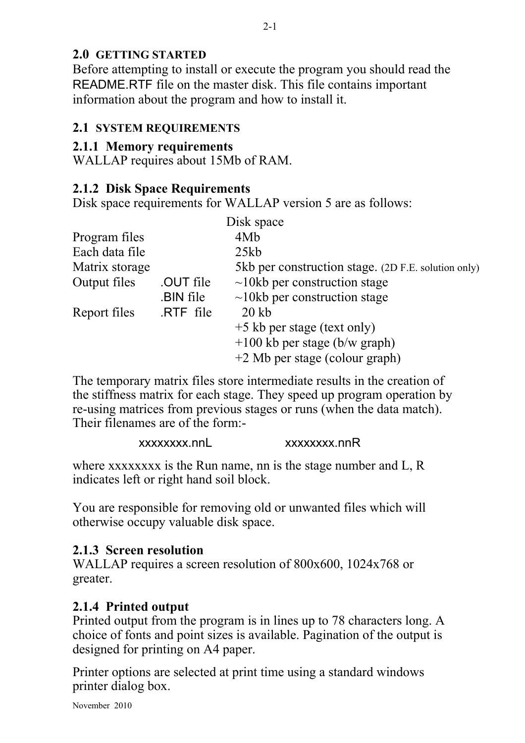## 2.0 GETTING STARTED

Before attempting to install or execute the program you should read the README.RTF file on the master disk. This file contains important information about the program and how to install it.

## 2.1 SYSTEM REQUIREMENTS

### 2.1.1 Memory requirements

WALLAP requires about 15Mb of RAM.

### 2.1.2 Disk Space Requirements

Disk space requirements for WALLAP version 5 are as follows:

| | | Disk space |
|---|---|---|
| Program files | | 4Mb |
| Each data file | | 25kb |
| Matrix storage | | 5kb per construction stage. (2D F.E. solution only) |
| Output files | .OUT file | ~10kb per construction stage |
| | .BIN file | ~10kb per construction stage |
| Report files | .RTF file | 20 kb |
| | | +5 kb per stage (text only) |
| | | +100 kb per stage (b/w graph) |
| | | +2 Mb per stage (colour graph) |

The temporary matrix files store intermediate results in the creation of the stiffness matrix for each stage. They speed up program operation by re-using matrices from previous stages or runs (when the data match). Their filenames are of the form:-

xxxxxxxx.nnL xxxxxxxx.nnR

where xxxxxxxx is the Run name, nn is the stage number and L, R indicates left or right hand soil block.

You are responsible for removing old or unwanted files which will otherwise occupy valuable disk space.

### 2.1.3 Screen resolution

WALLAP requires a screen resolution of 800x600, 1024x768 or greater.

### 2.1.4 Printed output

Printed output from the program is in lines up to 78 characters long. A choice of fonts and point sizes is available. Pagination of the output is designed for printing on A4 paper.

Printer options are selected at print time using a standard windows printer dialog box.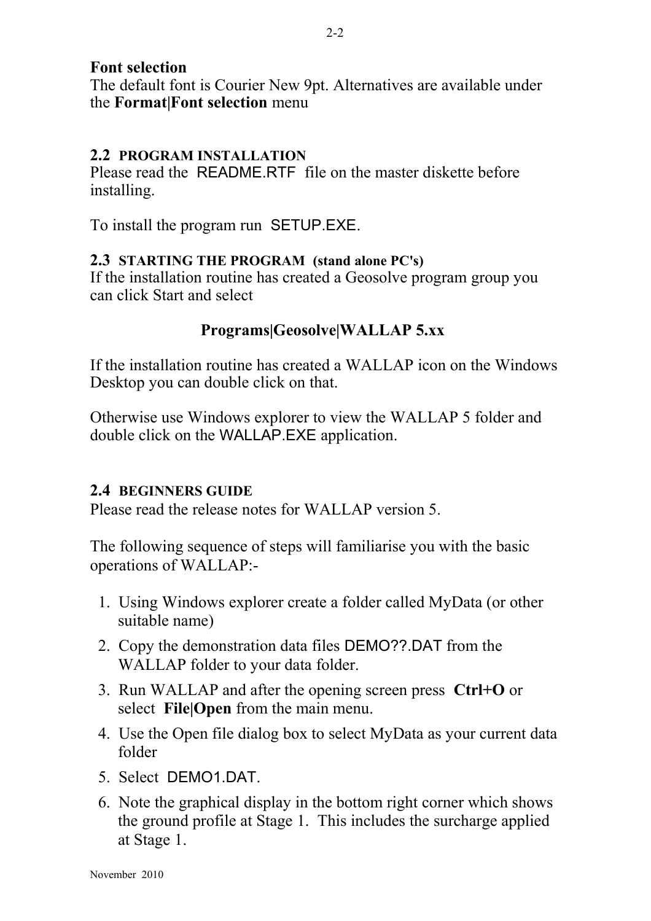**Font selection**
The default font is Courier New 9pt. Alternatives are available under the **Format|Font selection** menu

## 2.2 PROGRAM INSTALLATION

Please read the README.RTF file on the master diskette before installing.

To install the program run SETUP.EXE.

## 2.3 STARTING THE PROGRAM (stand alone PC's)

If the installation routine has created a Geosolve program group you can click Start and select

**Programs|Geosolve|WALLAP 5.xx**

If the installation routine has created a WALLAP icon on the Windows Desktop you can double click on that.

Otherwise use Windows explorer to view the WALLAP 5 folder and double click on the WALLAP.EXE application.

## 2.4 BEGINNERS GUIDE

Please read the release notes for WALLAP version 5.

The following sequence of steps will familiarise you with the basic operations of WALLAP:-

1. Using Windows explorer create a folder called MyData (or other suitable name)
2. Copy the demonstration data files DEMO??.DAT from the WALLAP folder to your data folder.
3. Run WALLAP and after the opening screen press **Ctrl+O** or select **File|Open** from the main menu.
4. Use the Open file dialog box to select MyData as your current data folder
5. Select DEMO1.DAT.
6. Note the graphical display in the bottom right corner which shows the ground profile at Stage 1. This includes the surcharge applied at Stage 1.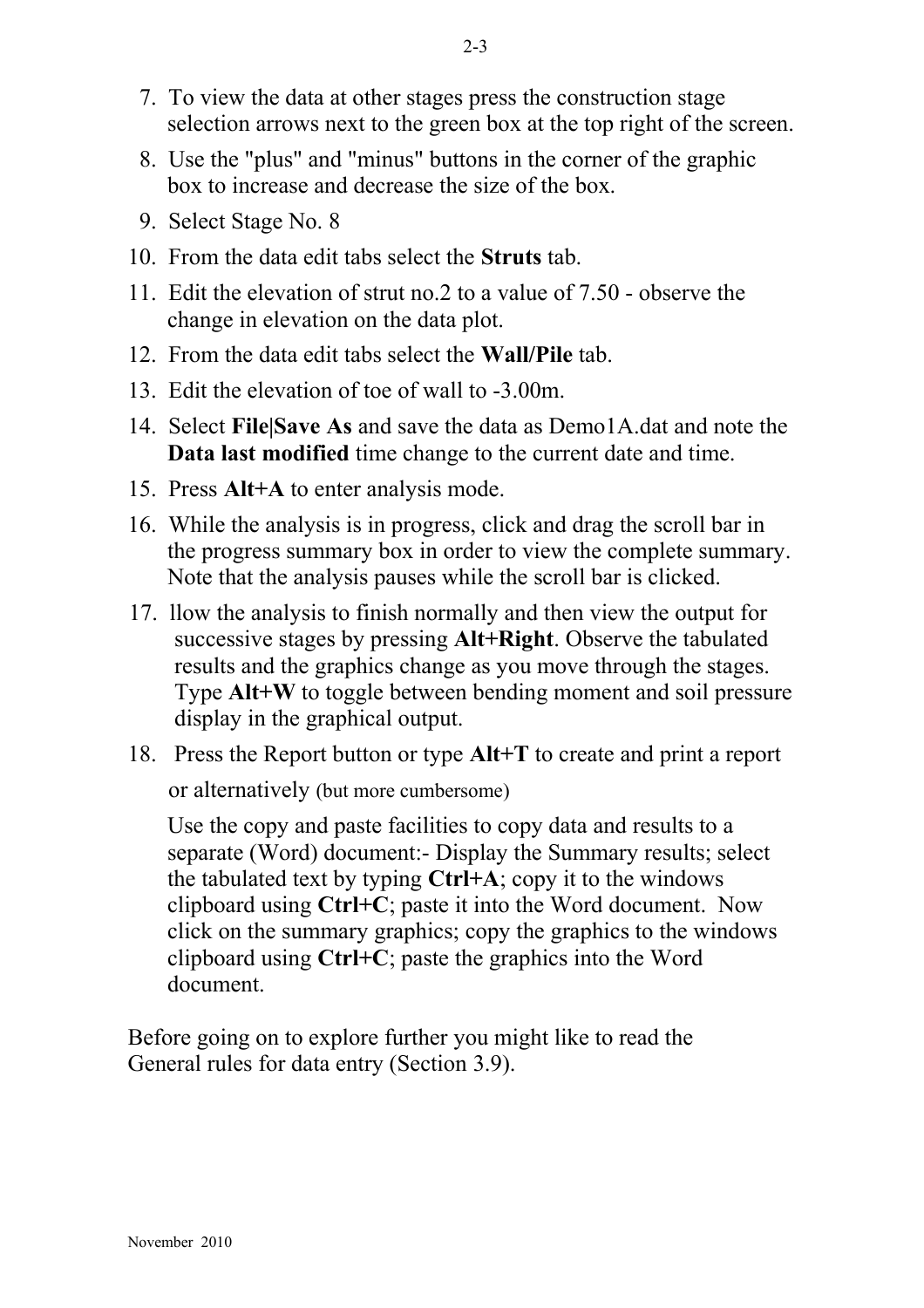7. To view the data at other stages press the construction stage selection arrows next to the green box at the top right of the screen.
8. Use the "plus" and "minus" buttons in the corner of the graphic box to increase and decrease the size of the box.
9. Select Stage No. 8
10. From the data edit tabs select the **Struts** tab.
11. Edit the elevation of strut no.2 to a value of 7.50 - observe the change in elevation on the data plot.
12. From the data edit tabs select the **Wall/Pile** tab.
13. Edit the elevation of toe of wall to -3.00m.
14. Select **File|Save As** and save the data as Demo1A.dat and note the **Data last modified** time change to the current date and time.
15. Press **Alt+A** to enter analysis mode.
16. While the analysis is in progress, click and drag the scroll bar in the progress summary box in order to view the complete summary. Note that the analysis pauses while the scroll bar is clicked.
17. llow the analysis to finish normally and then view the output for successive stages by pressing **Alt+Right**. Observe the tabulated results and the graphics change as you move through the stages. Type **Alt+W** to toggle between bending moment and soil pressure display in the graphical output.
18. Press the Report button or type **Alt+T** to create and print a report

    or alternatively (but more cumbersome)

    Use the copy and paste facilities to copy data and results to a separate (Word) document:- Display the Summary results; select the tabulated text by typing **Ctrl+A**; copy it to the windows clipboard using **Ctrl+C**; paste it into the Word document. Now click on the summary graphics; copy the graphics to the windows clipboard using **Ctrl+C**; paste the graphics into the Word document.

Before going on to explore further you might like to read the General rules for data entry (Section 3.9).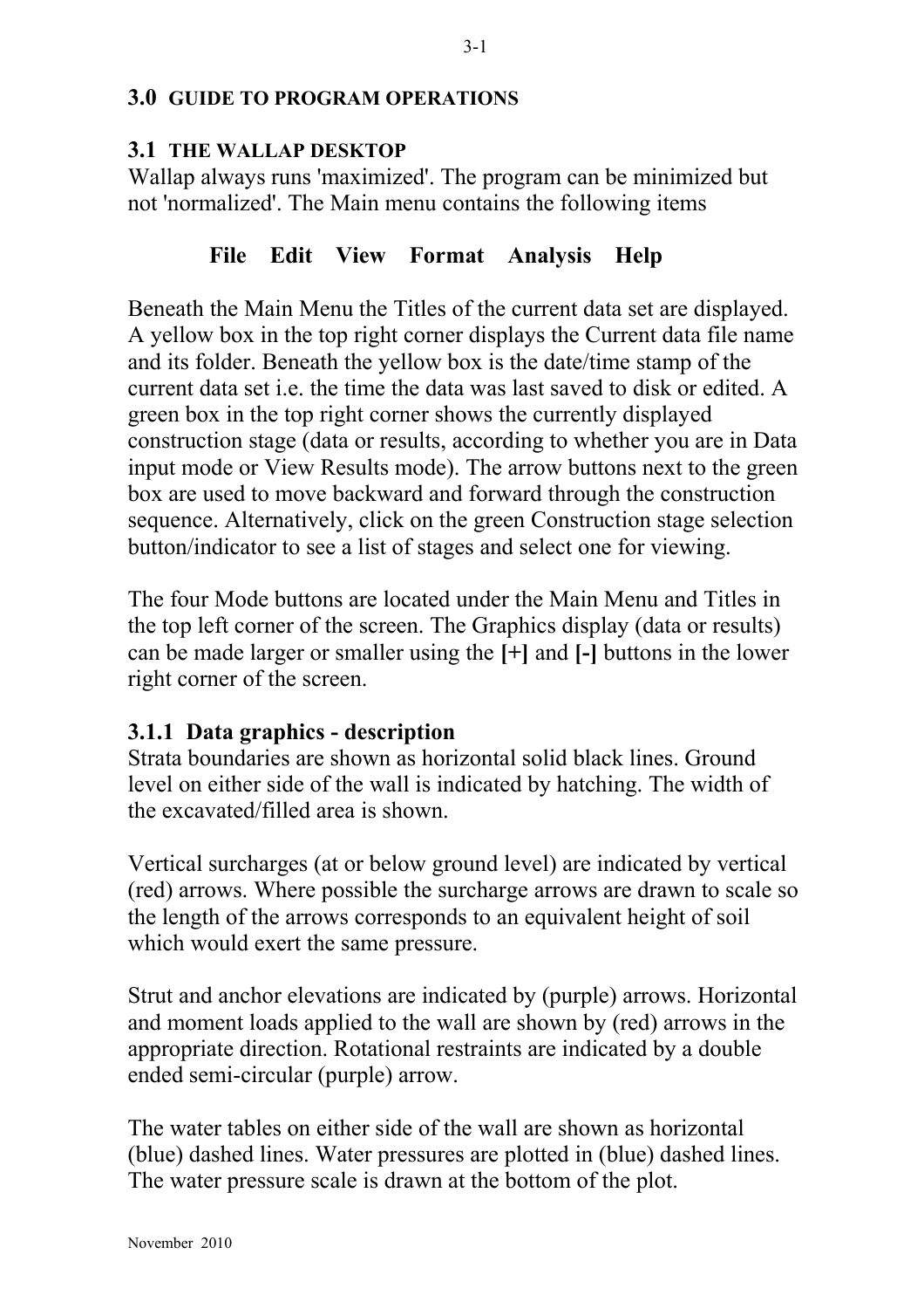## 3.0 GUIDE TO PROGRAM OPERATIONS

### 3.1 THE WALLAP DESKTOP

Wallap always runs 'maximized'. The program can be minimized but not 'normalized'. The Main menu contains the following items

**File Edit View Format Analysis Help**

Beneath the Main Menu the Titles of the current data set are displayed. A yellow box in the top right corner displays the Current data file name and its folder. Beneath the yellow box is the date/time stamp of the current data set i.e. the time the data was last saved to disk or edited. A green box in the top right corner shows the currently displayed construction stage (data or results, according to whether you are in Data input mode or View Results mode). The arrow buttons next to the green box are used to move backward and forward through the construction sequence. Alternatively, click on the green Construction stage selection button/indicator to see a list of stages and select one for viewing.

The four Mode buttons are located under the Main Menu and Titles in the top left corner of the screen. The Graphics display (data or results) can be made larger or smaller using the **[+]** and **[-]** buttons in the lower right corner of the screen.

#### 3.1.1 Data graphics - description

Strata boundaries are shown as horizontal solid black lines. Ground level on either side of the wall is indicated by hatching. The width of the excavated/filled area is shown.

Vertical surcharges (at or below ground level) are indicated by vertical (red) arrows. Where possible the surcharge arrows are drawn to scale so the length of the arrows corresponds to an equivalent height of soil which would exert the same pressure.

Strut and anchor elevations are indicated by (purple) arrows. Horizontal and moment loads applied to the wall are shown by (red) arrows in the appropriate direction. Rotational restraints are indicated by a double ended semi-circular (purple) arrow.

The water tables on either side of the wall are shown as horizontal (blue) dashed lines. Water pressures are plotted in (blue) dashed lines. The water pressure scale is drawn at the bottom of the plot.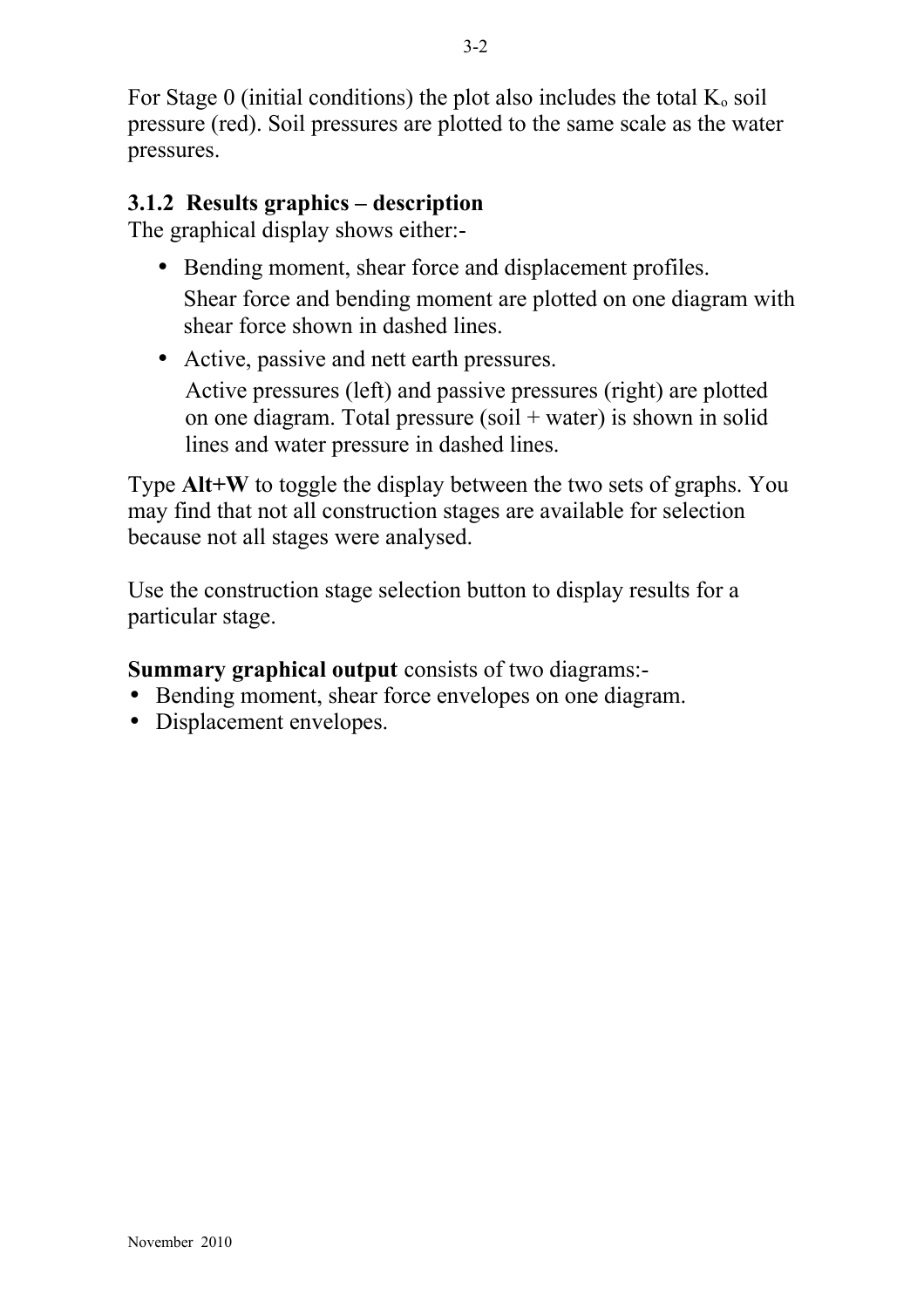For Stage 0 (initial conditions) the plot also includes the total $K_o$ soil pressure (red). Soil pressures are plotted to the same scale as the water pressures.

### 3.1.2 Results graphics – description

The graphical display shows either:-

- Bending moment, shear force and displacement profiles.
  Shear force and bending moment are plotted on one diagram with shear force shown in dashed lines.
- Active, passive and nett earth pressures.
  Active pressures (left) and passive pressures (right) are plotted on one diagram. Total pressure (soil + water) is shown in solid lines and water pressure in dashed lines.

Type **Alt+W** to toggle the display between the two sets of graphs. You may find that not all construction stages are available for selection because not all stages were analysed.

Use the construction stage selection button to display results for a particular stage.

**Summary graphical output** consists of two diagrams:-

- Bending moment, shear force envelopes on one diagram.
- Displacement envelopes.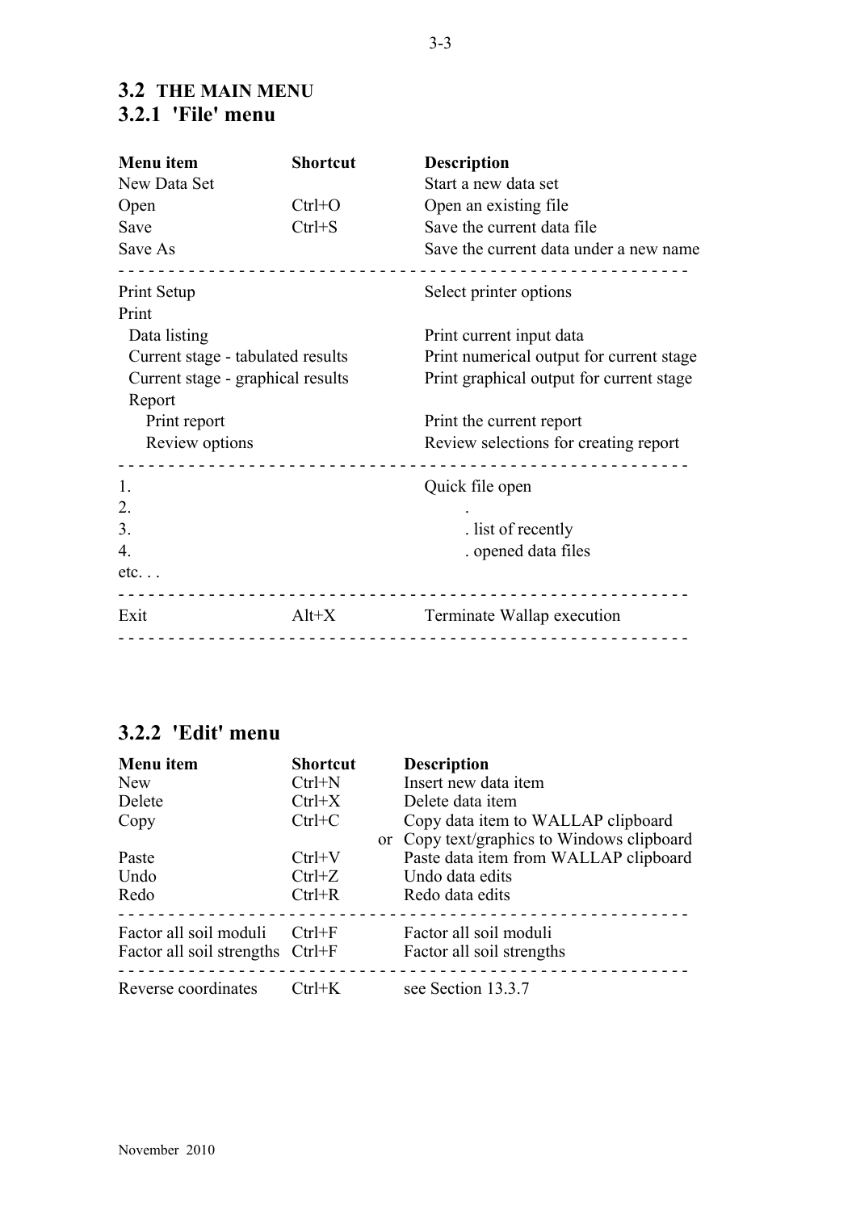## 3.2 THE MAIN MENU

### 3.2.1 'File' menu

| Menu item | Shortcut | Description |
|---|---|---|
| New Data Set | | Start a new data set |
| Open | Ctrl+O | Open an existing file |
| Save | Ctrl+S | Save the current data file |
| Save As | | Save the current data under a new name |
| - - - - - - - - | | |
| Print Setup | | Select printer options |
| Print | | |
| Data listing | | Print current input data |
| Current stage - tabulated results | | Print numerical output for current stage |
| Current stage - graphical results | | Print graphical output for current stage |
| Report | | |
| Print report | | Print the current report |
| Review options | | Review selections for creating report |
| - - - - - - - - | | |
| 1. | | Quick file open |
| 2. | | . |
| 3. | | . list of recently |
| 4. | | . opened data files |
| etc. . . | | |
| - - - - - - - - | | |
| Exit | Alt+X | Terminate Wallap execution |

### 3.2.2 'Edit' menu

| Menu item | Shortcut | Description |
|---|---|---|
| New | Ctrl+N | Insert new data item |
| Delete | Ctrl+X | Delete data item |
| Copy | Ctrl+C | Copy data item to WALLAP clipboard |
| | | or Copy text/graphics to Windows clipboard |
| Paste | Ctrl+V | Paste data item from WALLAP clipboard |
| Undo | Ctrl+Z | Undo data edits |
| Redo | Ctrl+R | Redo data edits |
| - - - - - - - - | | |
| Factor all soil moduli | Ctrl+F | Factor all soil moduli |
| Factor all soil strengths | Ctrl+F | Factor all soil strengths |
| - - - - - - - - | | |
| Reverse coordinates | Ctrl+K | see Section 13.3.7 |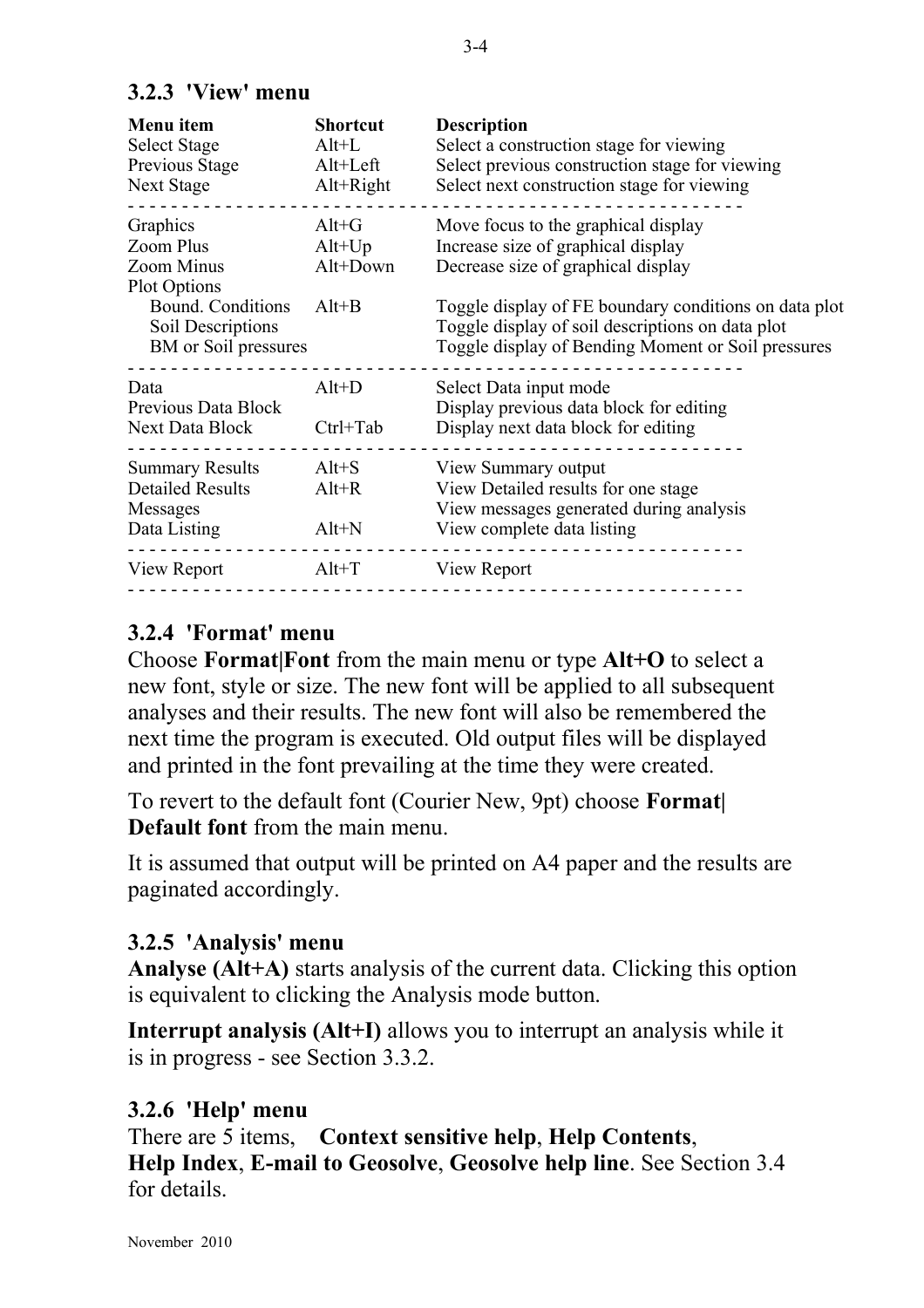### 3.2.3 'View' menu

| Menu item | Shortcut | Description |
|---|---|---|
| Select Stage | Alt+L | Select a construction stage for viewing |
| Previous Stage | Alt+Left | Select previous construction stage for viewing |
| Next Stage | Alt+Right | Select next construction stage for viewing |
| Graphics | Alt+G | Move focus to the graphical display |
| Zoom Plus | Alt+Up | Increase size of graphical display |
| Zoom Minus | Alt+Down | Decrease size of graphical display |
| Plot Options | | |
| Bound. Conditions | Alt+B | Toggle display of FE boundary conditions on data plot |
| Soil Descriptions | | Toggle display of soil descriptions on data plot |
| BM or Soil pressures | | Toggle display of Bending Moment or Soil pressures |
| Data | Alt+D | Select Data input mode |
| Previous Data Block | | Display previous data block for editing |
| Next Data Block | Ctrl+Tab | Display next data block for editing |
| Summary Results | Alt+S | View Summary output |
| Detailed Results | Alt+R | View Detailed results for one stage |
| Messages | | View messages generated during analysis |
| Data Listing | Alt+N | View complete data listing |
| View Report | Alt+T | View Report |

### 3.2.4 'Format' menu

Choose **Format|Font** from the main menu or type **Alt+O** to select a new font, style or size. The new font will be applied to all subsequent analyses and their results. The new font will also be remembered the next time the program is executed. Old output files will be displayed and printed in the font prevailing at the time they were created.

To revert to the default font (Courier New, 9pt) choose **Format|Default font** from the main menu.

It is assumed that output will be printed on A4 paper and the results are paginated accordingly.

### 3.2.5 'Analysis' menu

**Analyse (Alt+A)** starts analysis of the current data. Clicking this option is equivalent to clicking the Analysis mode button.

**Interrupt analysis (Alt+I)** allows you to interrupt an analysis while it is in progress - see Section 3.3.2.

### 3.2.6 'Help' menu

There are 5 items, **Context sensitive help**, **Help Contents**, **Help Index**, **E-mail to Geosolve**, **Geosolve help line**. See Section 3.4 for details.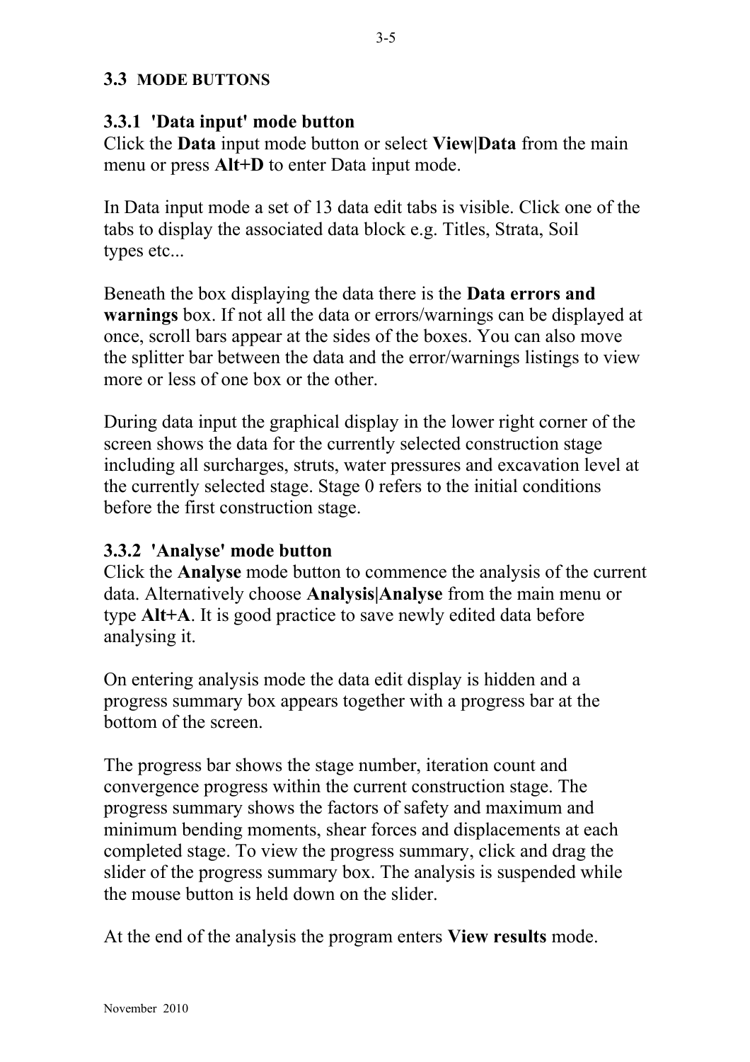## 3.3 MODE BUTTONS

### 3.3.1 'Data input' mode button

Click the **Data** input mode button or select **View|Data** from the main menu or press **Alt+D** to enter Data input mode.

In Data input mode a set of 13 data edit tabs is visible. Click one of the tabs to display the associated data block e.g. Titles, Strata, Soil types etc...

Beneath the box displaying the data there is the **Data errors and warnings** box. If not all the data or errors/warnings can be displayed at once, scroll bars appear at the sides of the boxes. You can also move the splitter bar between the data and the error/warnings listings to view more or less of one box or the other.

During data input the graphical display in the lower right corner of the screen shows the data for the currently selected construction stage including all surcharges, struts, water pressures and excavation level at the currently selected stage. Stage 0 refers to the initial conditions before the first construction stage.

### 3.3.2 'Analyse' mode button

Click the **Analyse** mode button to commence the analysis of the current data. Alternatively choose **Analysis|Analyse** from the main menu or type **Alt+A**. It is good practice to save newly edited data before analysing it.

On entering analysis mode the data edit display is hidden and a progress summary box appears together with a progress bar at the bottom of the screen.

The progress bar shows the stage number, iteration count and convergence progress within the current construction stage. The progress summary shows the factors of safety and maximum and minimum bending moments, shear forces and displacements at each completed stage. To view the progress summary, click and drag the slider of the progress summary box. The analysis is suspended while the mouse button is held down on the slider.

At the end of the analysis the program enters **View results** mode.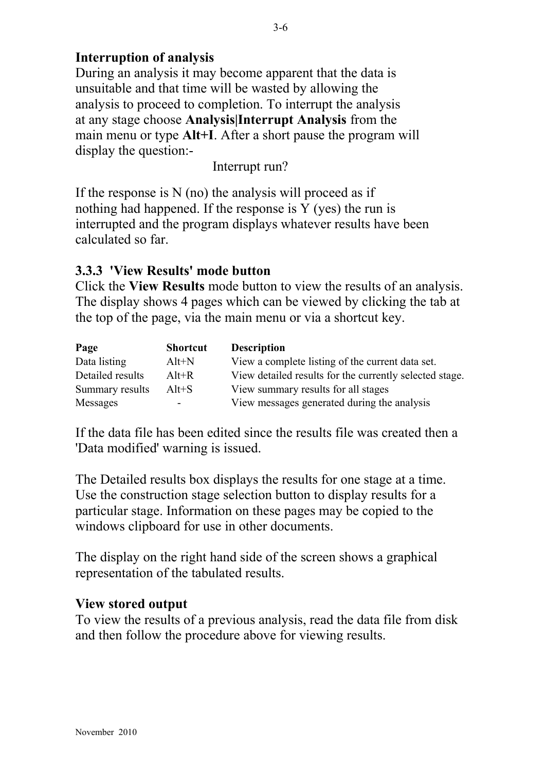**Interruption of analysis**

During an analysis it may become apparent that the data is unsuitable and that time will be wasted by allowing the analysis to proceed to completion. To interrupt the analysis at any stage choose **Analysis|Interrupt Analysis** from the main menu or type **Alt+I**. After a short pause the program will display the question:-

Interrupt run?

If the response is N (no) the analysis will proceed as if nothing had happened. If the response is Y (yes) the run is interrupted and the program displays whatever results have been calculated so far.

### 3.3.3 'View Results' mode button

Click the **View Results** mode button to view the results of an analysis. The display shows 4 pages which can be viewed by clicking the tab at the top of the page, via the main menu or via a shortcut key.

| Page | Shortcut | Description |
|---|---|---|
| Data listing | Alt+N | View a complete listing of the current data set. |
| Detailed results | Alt+R | View detailed results for the currently selected stage. |
| Summary results | Alt+S | View summary results for all stages |
| Messages | - | View messages generated during the analysis |

If the data file has been edited since the results file was created then a 'Data modified' warning is issued.

The Detailed results box displays the results for one stage at a time. Use the construction stage selection button to display results for a particular stage. Information on these pages may be copied to the windows clipboard for use in other documents.

The display on the right hand side of the screen shows a graphical representation of the tabulated results.

**View stored output**

To view the results of a previous analysis, read the data file from disk and then follow the procedure above for viewing results.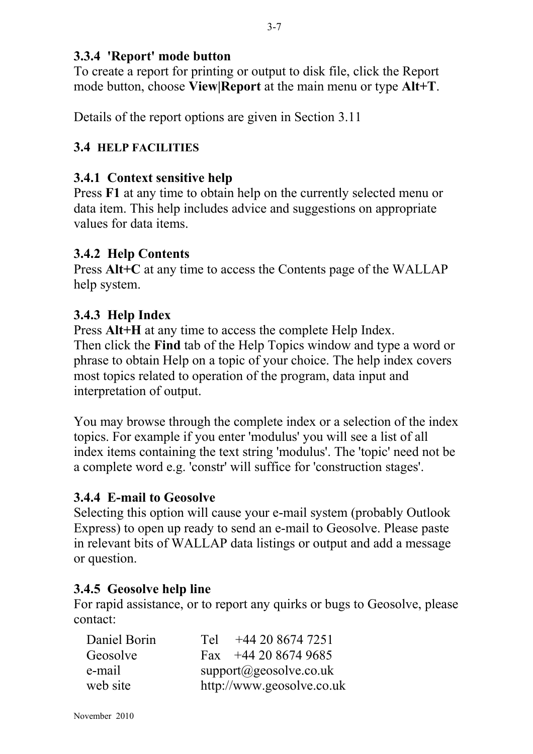### 3.3.4 'Report' mode button

To create a report for printing or output to disk file, click the Report mode button, choose **View|Report** at the main menu or type **Alt+T**.

Details of the report options are given in Section 3.11

## 3.4 HELP FACILITIES

### 3.4.1 Context sensitive help

Press **F1** at any time to obtain help on the currently selected menu or data item. This help includes advice and suggestions on appropriate values for data items.

### 3.4.2 Help Contents

Press **Alt+C** at any time to access the Contents page of the WALLAP help system.

### 3.4.3 Help Index

Press **Alt+H** at any time to access the complete Help Index.
Then click the **Find** tab of the Help Topics window and type a word or phrase to obtain Help on a topic of your choice. The help index covers most topics related to operation of the program, data input and interpretation of output.

You may browse through the complete index or a selection of the index topics. For example if you enter 'modulus' you will see a list of all index items containing the text string 'modulus'. The 'topic' need not be a complete word e.g. 'constr' will suffice for 'construction stages'.

### 3.4.4 E-mail to Geosolve

Selecting this option will cause your e-mail system (probably Outlook Express) to open up ready to send an e-mail to Geosolve. Please paste in relevant bits of WALLAP data listings or output and add a message or question.

### 3.4.5 Geosolve help line

For rapid assistance, or to report any quirks or bugs to Geosolve, please contact:

| | |
|---|---|
| Daniel Borin | Tel +44 20 8674 7251 |
| Geosolve | Fax +44 20 8674 9685 |
| e-mail | support@geosolve.co.uk |
| web site | http://www.geosolve.co.uk |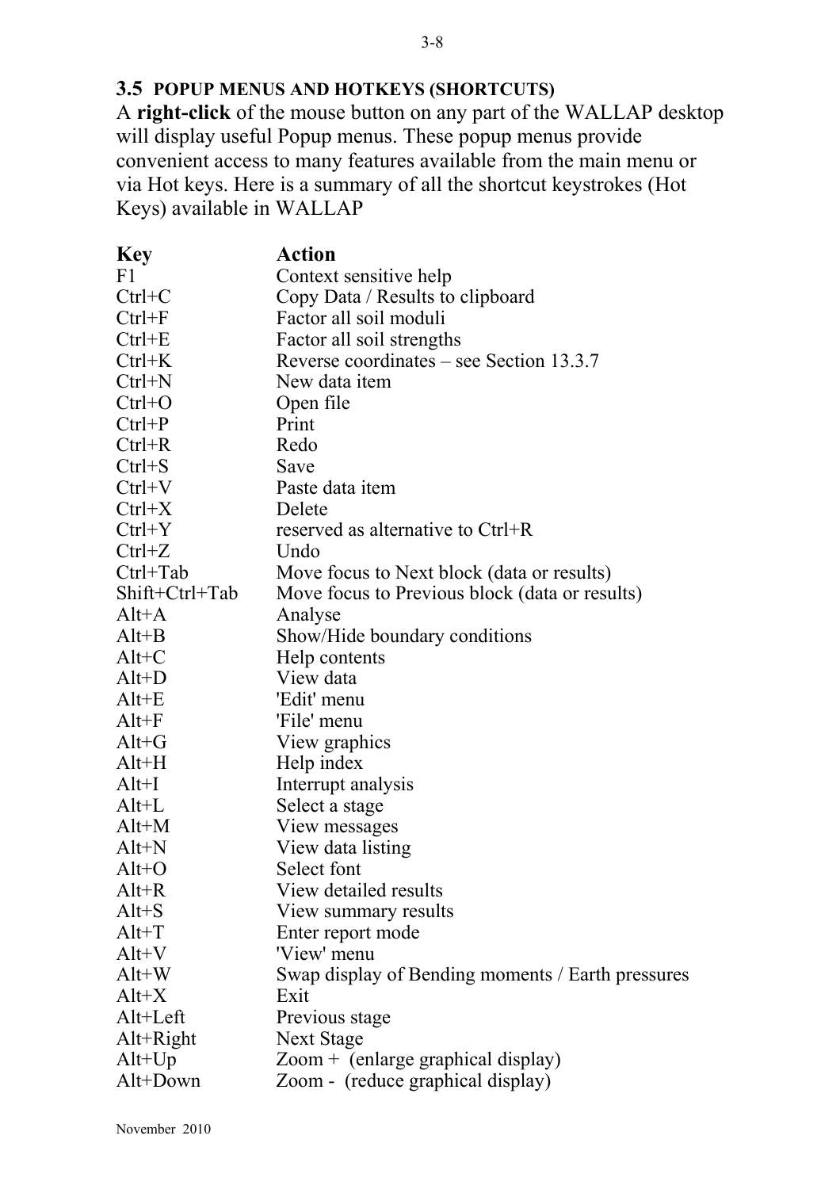## 3.5 POPUP MENUS AND HOTKEYS (SHORTCUTS)

A **right-click** of the mouse button on any part of the WALLAP desktop will display useful Popup menus. These popup menus provide convenient access to many features available from the main menu or via Hot keys. Here is a summary of all the shortcut keystrokes (Hot Keys) available in WALLAP

| Key | Action |
|---|---|
| F1 | Context sensitive help |
| Ctrl+C | Copy Data / Results to clipboard |
| Ctrl+F | Factor all soil moduli |
| Ctrl+E | Factor all soil strengths |
| Ctrl+K | Reverse coordinates – see Section 13.3.7 |
| Ctrl+N | New data item |
| Ctrl+O | Open file |
| Ctrl+P | Print |
| Ctrl+R | Redo |
| Ctrl+S | Save |
| Ctrl+V | Paste data item |
| Ctrl+X | Delete |
| Ctrl+Y | reserved as alternative to Ctrl+R |
| Ctrl+Z | Undo |
| Ctrl+Tab | Move focus to Next block (data or results) |
| Shift+Ctrl+Tab | Move focus to Previous block (data or results) |
| Alt+A | Analyse |
| Alt+B | Show/Hide boundary conditions |
| Alt+C | Help contents |
| Alt+D | View data |
| Alt+E | 'Edit' menu |
| Alt+F | 'File' menu |
| Alt+G | View graphics |
| Alt+H | Help index |
| Alt+I | Interrupt analysis |
| Alt+L | Select a stage |
| Alt+M | View messages |
| Alt+N | View data listing |
| Alt+O | Select font |
| Alt+R | View detailed results |
| Alt+S | View summary results |
| Alt+T | Enter report mode |
| Alt+V | 'View' menu |
| Alt+W | Swap display of Bending moments / Earth pressures |
| Alt+X | Exit |
| Alt+Left | Previous stage |
| Alt+Right | Next Stage |
| Alt+Up | Zoom + (enlarge graphical display) |
| Alt+Down | Zoom - (reduce graphical display) |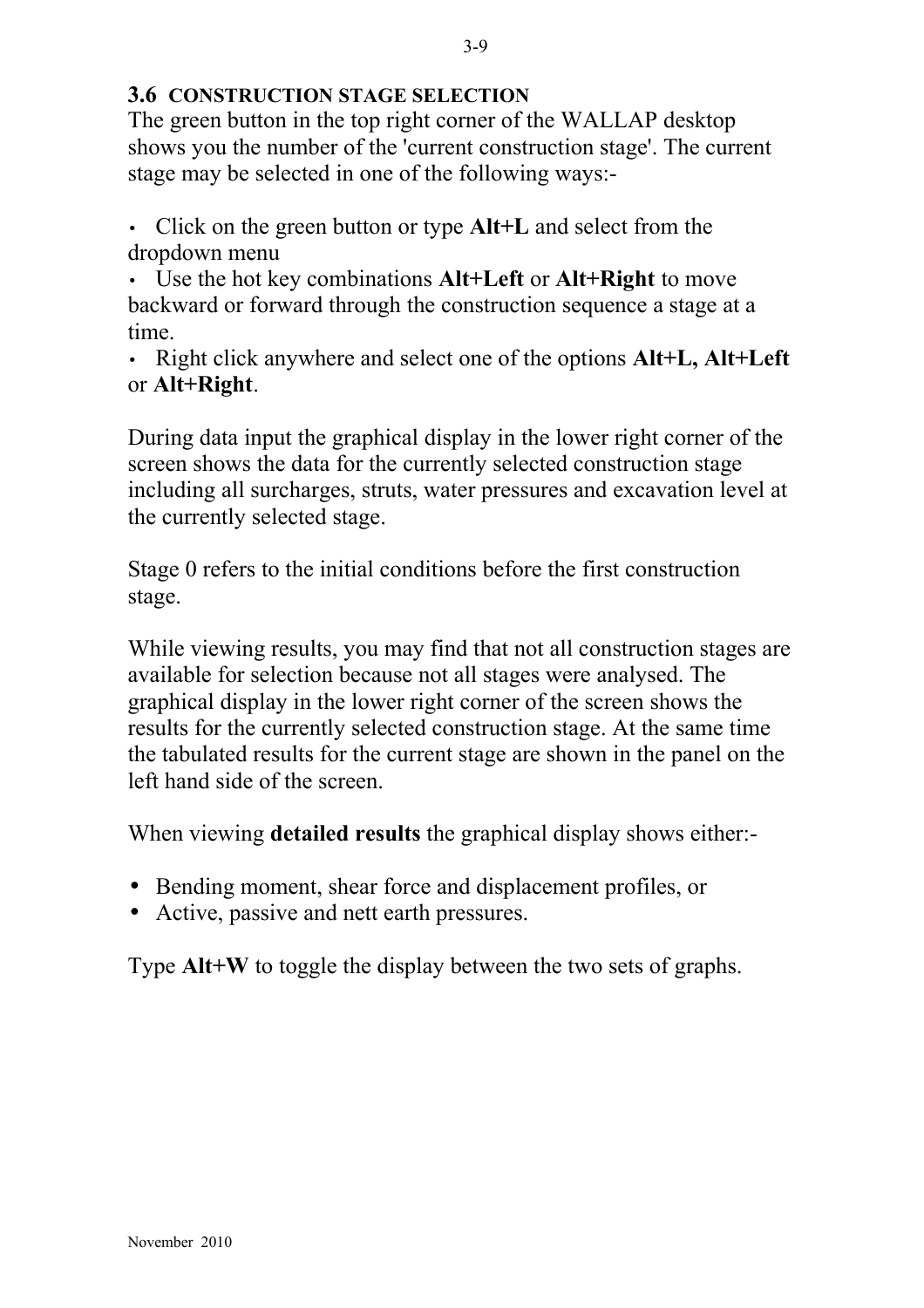### 3.6 CONSTRUCTION STAGE SELECTION

The green button in the top right corner of the WALLAP desktop shows you the number of the 'current construction stage'. The current stage may be selected in one of the following ways:-

- Click on the green button or type **Alt+L** and select from the dropdown menu
- Use the hot key combinations **Alt+Left** or **Alt+Right** to move backward or forward through the construction sequence a stage at a time.
- Right click anywhere and select one of the options **Alt+L, Alt+Left** or **Alt+Right**.

During data input the graphical display in the lower right corner of the screen shows the data for the currently selected construction stage including all surcharges, struts, water pressures and excavation level at the currently selected stage.

Stage 0 refers to the initial conditions before the first construction stage.

While viewing results, you may find that not all construction stages are available for selection because not all stages were analysed. The graphical display in the lower right corner of the screen shows the results for the currently selected construction stage. At the same time the tabulated results for the current stage are shown in the panel on the left hand side of the screen.

When viewing **detailed results** the graphical display shows either:-

- Bending moment, shear force and displacement profiles, or
- Active, passive and nett earth pressures.

Type **Alt+W** to toggle the display between the two sets of graphs.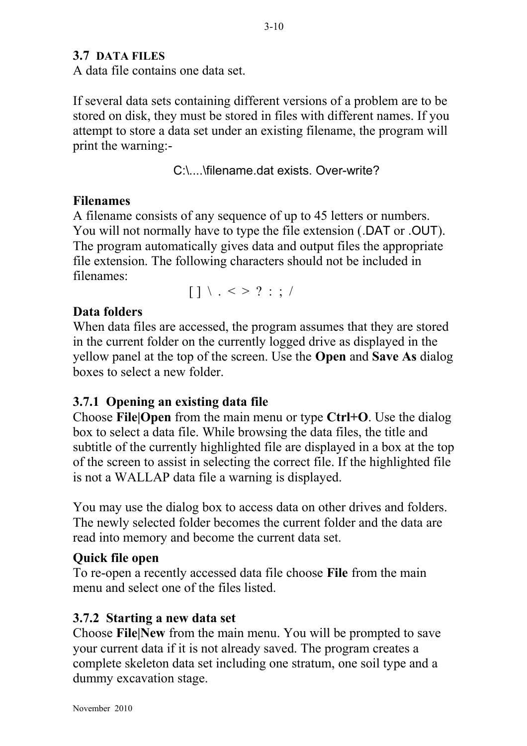## 3.7 DATA FILES

A data file contains one data set.

If several data sets containing different versions of a problem are to be stored on disk, they must be stored in files with different names. If you attempt to store a data set under an existing filename, the program will print the warning:-

C:\....\filename.dat exists. Over-write?

**Filenames**

A filename consists of any sequence of up to 45 letters or numbers. You will not normally have to type the file extension (.DAT or .OUT). The program automatically gives data and output files the appropriate file extension. The following characters should not be included in filenames:

[ ] \ . < > ? : ; /

**Data folders**

When data files are accessed, the program assumes that they are stored in the current folder on the currently logged drive as displayed in the yellow panel at the top of the screen. Use the **Open** and **Save As** dialog boxes to select a new folder.

### 3.7.1 Opening an existing data file

Choose **File|Open** from the main menu or type **Ctrl+O**. Use the dialog box to select a data file. While browsing the data files, the title and subtitle of the currently highlighted file are displayed in a box at the top of the screen to assist in selecting the correct file. If the highlighted file is not a WALLAP data file a warning is displayed.

You may use the dialog box to access data on other drives and folders. The newly selected folder becomes the current folder and the data are read into memory and become the current data set.

**Quick file open**

To re-open a recently accessed data file choose **File** from the main menu and select one of the files listed.

### 3.7.2 Starting a new data set

Choose **File|New** from the main menu. You will be prompted to save your current data if it is not already saved. The program creates a complete skeleton data set including one stratum, one soil type and a dummy excavation stage.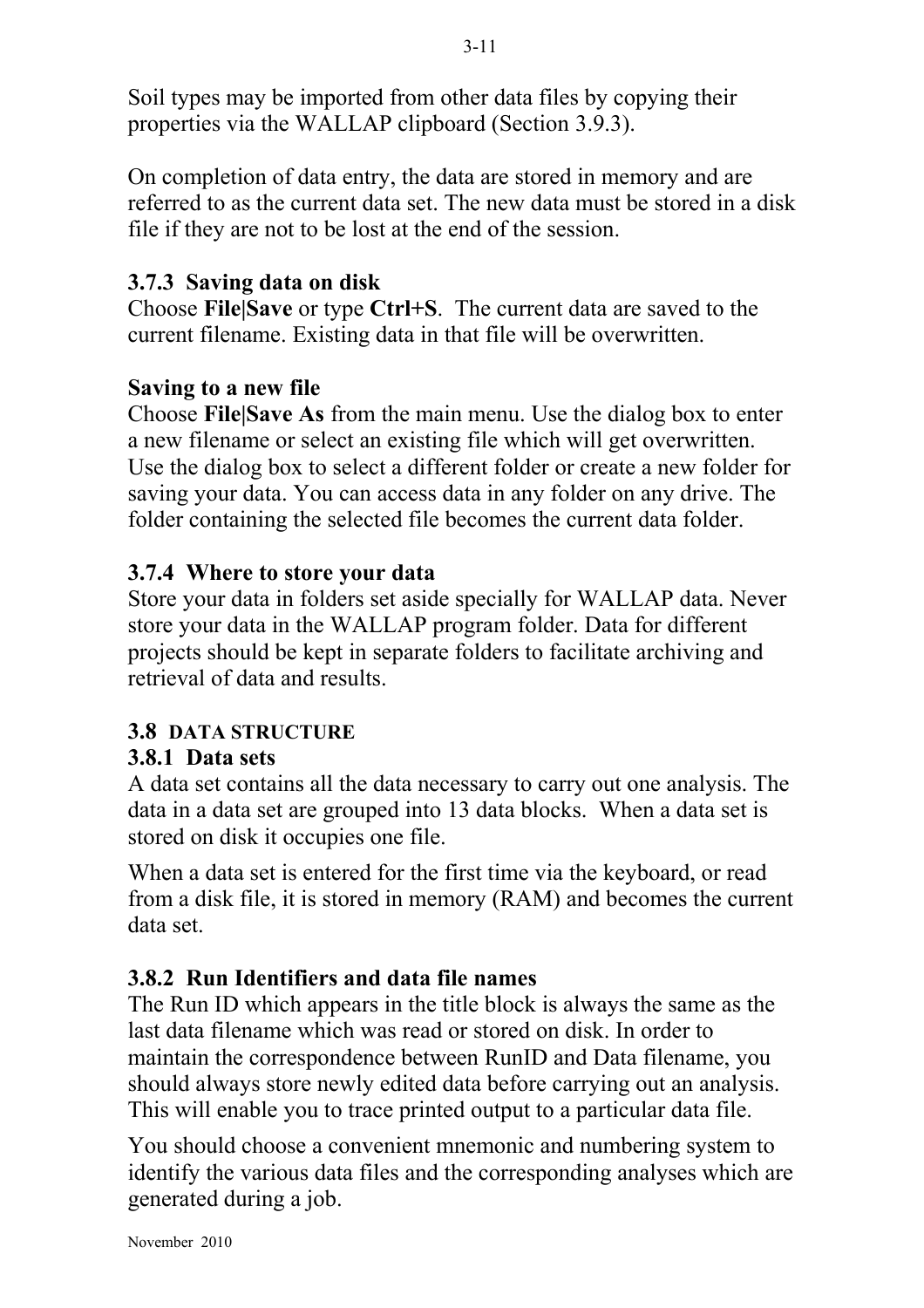Soil types may be imported from other data files by copying their properties via the WALLAP clipboard (Section 3.9.3).

On completion of data entry, the data are stored in memory and are referred to as the current data set. The new data must be stored in a disk file if they are not to be lost at the end of the session.

### 3.7.3 Saving data on disk

Choose **File|Save** or type **Ctrl+S**. The current data are saved to the current filename. Existing data in that file will be overwritten.

**Saving to a new file**

Choose **File|Save As** from the main menu. Use the dialog box to enter a new filename or select an existing file which will get overwritten. Use the dialog box to select a different folder or create a new folder for saving your data. You can access data in any folder on any drive. The folder containing the selected file becomes the current data folder.

### 3.7.4 Where to store your data

Store your data in folders set aside specially for WALLAP data. Never store your data in the WALLAP program folder. Data for different projects should be kept in separate folders to facilitate archiving and retrieval of data and results.

## 3.8 DATA STRUCTURE

### 3.8.1 Data sets

A data set contains all the data necessary to carry out one analysis. The data in a data set are grouped into 13 data blocks. When a data set is stored on disk it occupies one file.

When a data set is entered for the first time via the keyboard, or read from a disk file, it is stored in memory (RAM) and becomes the current data set.

### 3.8.2 Run Identifiers and data file names

The Run ID which appears in the title block is always the same as the last data filename which was read or stored on disk. In order to maintain the correspondence between RunID and Data filename, you should always store newly edited data before carrying out an analysis. This will enable you to trace printed output to a particular data file.

You should choose a convenient mnemonic and numbering system to identify the various data files and the corresponding analyses which are generated during a job.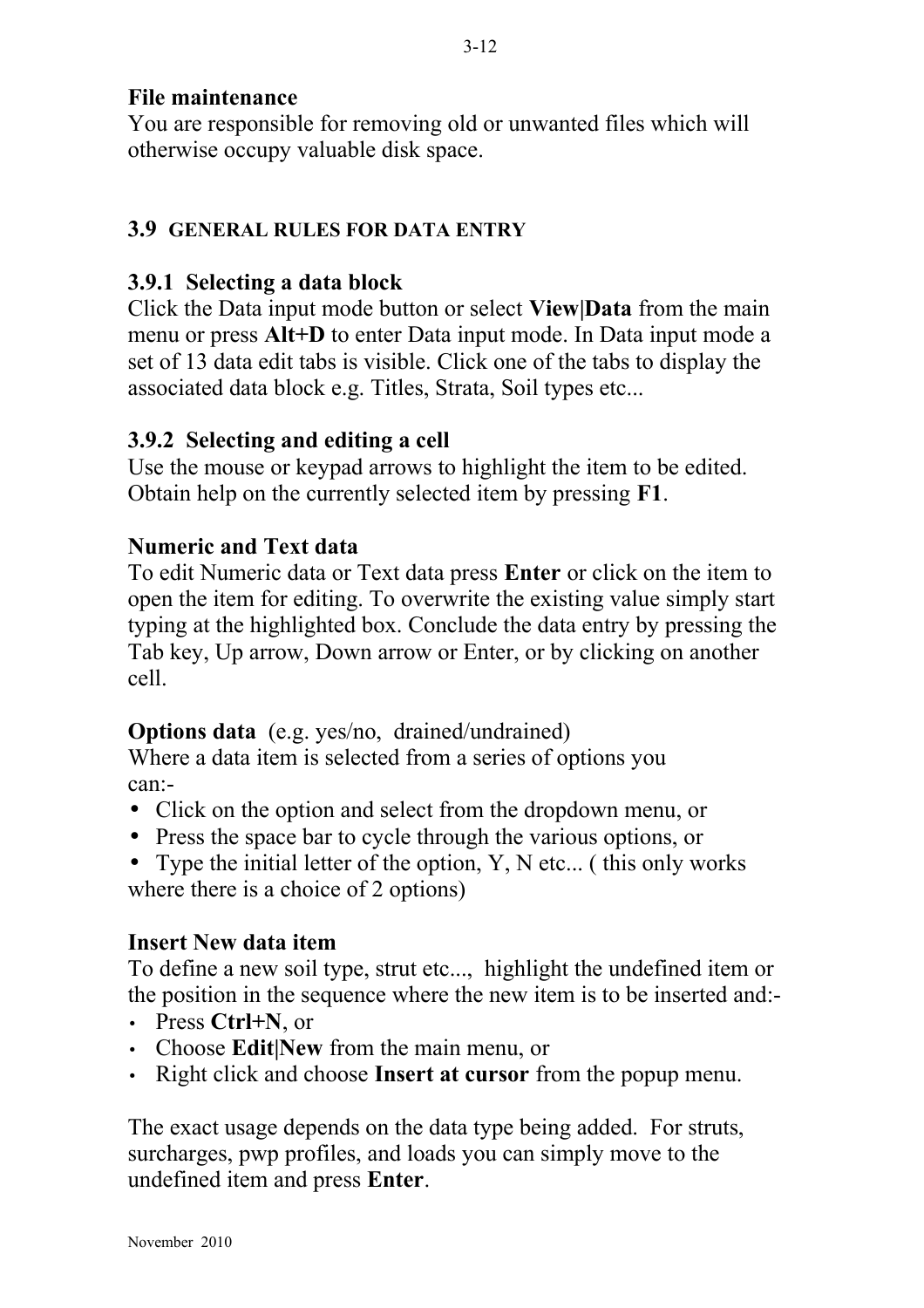**File maintenance**
You are responsible for removing old or unwanted files which will otherwise occupy valuable disk space.

## 3.9 GENERAL RULES FOR DATA ENTRY

### 3.9.1 Selecting a data block

Click the Data input mode button or select **View|Data** from the main menu or press **Alt+D** to enter Data input mode. In Data input mode a set of 13 data edit tabs is visible. Click one of the tabs to display the associated data block e.g. Titles, Strata, Soil types etc...

### 3.9.2 Selecting and editing a cell

Use the mouse or keypad arrows to highlight the item to be edited. Obtain help on the currently selected item by pressing **F1**.

**Numeric and Text data**
To edit Numeric data or Text data press **Enter** or click on the item to open the item for editing. To overwrite the existing value simply start typing at the highlighted box. Conclude the data entry by pressing the Tab key, Up arrow, Down arrow or Enter, or by clicking on another cell.

**Options data** (e.g. yes/no, drained/undrained)
Where a data item is selected from a series of options you can:-

- Click on the option and select from the dropdown menu, or
- Press the space bar to cycle through the various options, or
- Type the initial letter of the option, Y, N etc... ( this only works where there is a choice of 2 options)

**Insert New data item**
To define a new soil type, strut etc..., highlight the undefined item or the position in the sequence where the new item is to be inserted and:-

- Press **Ctrl+N**, or
- Choose **Edit|New** from the main menu, or
- Right click and choose **Insert at cursor** from the popup menu.

The exact usage depends on the data type being added. For struts, surcharges, pwp profiles, and loads you can simply move to the undefined item and press **Enter**.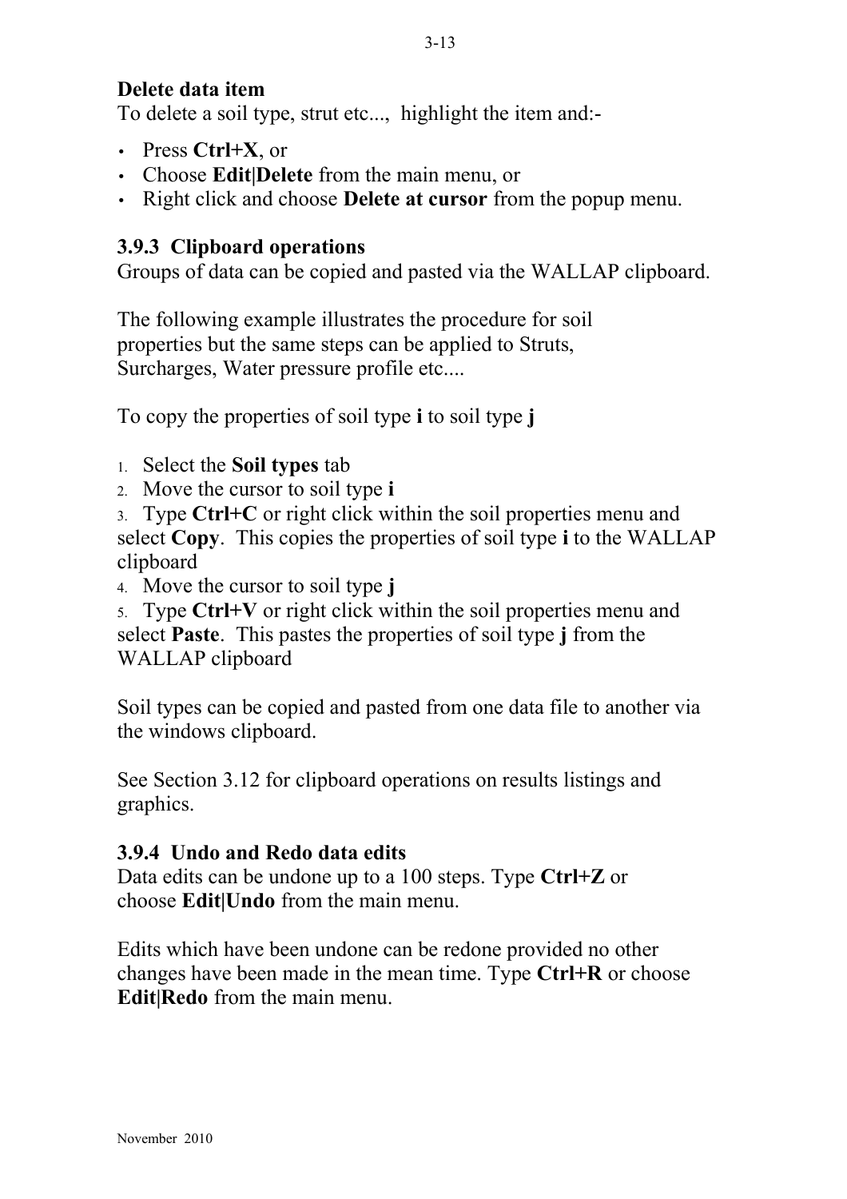**Delete data item**
To delete a soil type, strut etc..., highlight the item and:-

- Press **Ctrl+X**, or
- Choose **Edit|Delete** from the main menu, or
- Right click and choose **Delete at cursor** from the popup menu.

### 3.9.3 Clipboard operations

Groups of data can be copied and pasted via the WALLAP clipboard.

The following example illustrates the procedure for soil properties but the same steps can be applied to Struts, Surcharges, Water pressure profile etc....

To copy the properties of soil type **i** to soil type **j**

1. Select the **Soil types** tab
2. Move the cursor to soil type **i**
3. Type **Ctrl+C** or right click within the soil properties menu and select **Copy**. This copies the properties of soil type **i** to the WALLAP clipboard
4. Move the cursor to soil type **j**
5. Type **Ctrl+V** or right click within the soil properties menu and select **Paste**. This pastes the properties of soil type **j** from the WALLAP clipboard

Soil types can be copied and pasted from one data file to another via the windows clipboard.

See Section 3.12 for clipboard operations on results listings and graphics.

### 3.9.4 Undo and Redo data edits

Data edits can be undone up to a 100 steps. Type **Ctrl+Z** or choose **Edit|Undo** from the main menu.

Edits which have been undone can be redone provided no other changes have been made in the mean time. Type **Ctrl+R** or choose **Edit|Redo** from the main menu.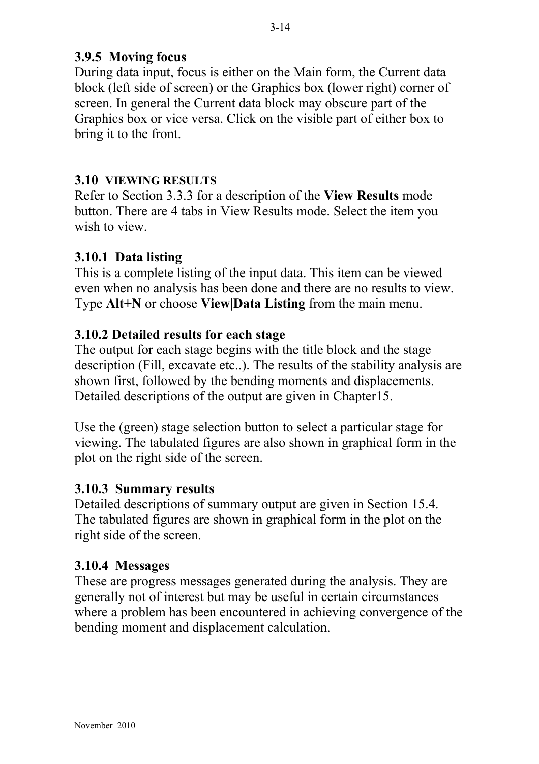### 3.9.5 Moving focus

During data input, focus is either on the Main form, the Current data block (left side of screen) or the Graphics box (lower right) corner of screen. In general the Current data block may obscure part of the Graphics box or vice versa. Click on the visible part of either box to bring it to the front.

## 3.10 VIEWING RESULTS

Refer to Section 3.3.3 for a description of the **View Results** mode button. There are 4 tabs in View Results mode. Select the item you wish to view.

### 3.10.1 Data listing

This is a complete listing of the input data. This item can be viewed even when no analysis has been done and there are no results to view. Type **Alt+N** or choose **View|Data Listing** from the main menu.

### 3.10.2 Detailed results for each stage

The output for each stage begins with the title block and the stage description (Fill, excavate etc..). The results of the stability analysis are shown first, followed by the bending moments and displacements. Detailed descriptions of the output are given in Chapter15.

Use the (green) stage selection button to select a particular stage for viewing. The tabulated figures are also shown in graphical form in the plot on the right side of the screen.

### 3.10.3 Summary results

Detailed descriptions of summary output are given in Section 15.4. The tabulated figures are shown in graphical form in the plot on the right side of the screen.

### 3.10.4 Messages

These are progress messages generated during the analysis. They are generally not of interest but may be useful in certain circumstances where a problem has been encountered in achieving convergence of the bending moment and displacement calculation.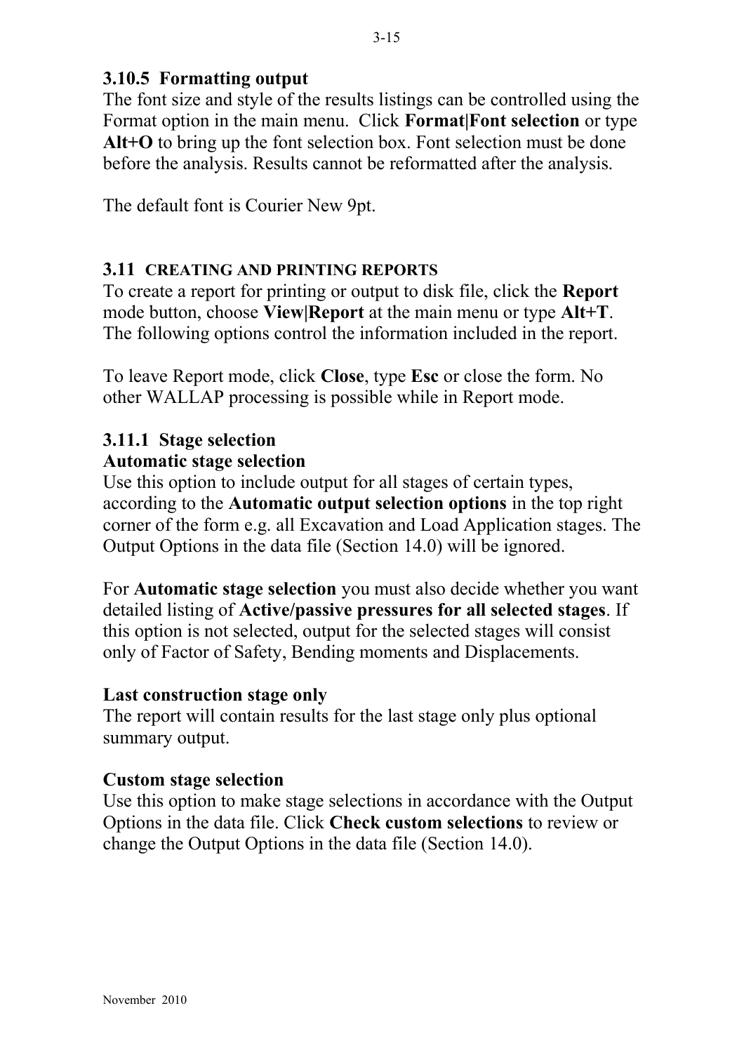### 3.10.5 Formatting output

The font size and style of the results listings can be controlled using the Format option in the main menu. Click **Format|Font selection** or type **Alt+O** to bring up the font selection box. Font selection must be done before the analysis. Results cannot be reformatted after the analysis.

The default font is Courier New 9pt.

## 3.11 CREATING AND PRINTING REPORTS

To create a report for printing or output to disk file, click the **Report** mode button, choose **View|Report** at the main menu or type **Alt+T**. The following options control the information included in the report.

To leave Report mode, click **Close**, type **Esc** or close the form. No other WALLAP processing is possible while in Report mode.

### 3.11.1 Stage selection

**Automatic stage selection**

Use this option to include output for all stages of certain types, according to the **Automatic output selection options** in the top right corner of the form e.g. all Excavation and Load Application stages. The Output Options in the data file (Section 14.0) will be ignored.

For **Automatic stage selection** you must also decide whether you want detailed listing of **Active/passive pressures for all selected stages**. If this option is not selected, output for the selected stages will consist only of Factor of Safety, Bending moments and Displacements.

**Last construction stage only**

The report will contain results for the last stage only plus optional summary output.

**Custom stage selection**

Use this option to make stage selections in accordance with the Output Options in the data file. Click **Check custom selections** to review or change the Output Options in the data file (Section 14.0).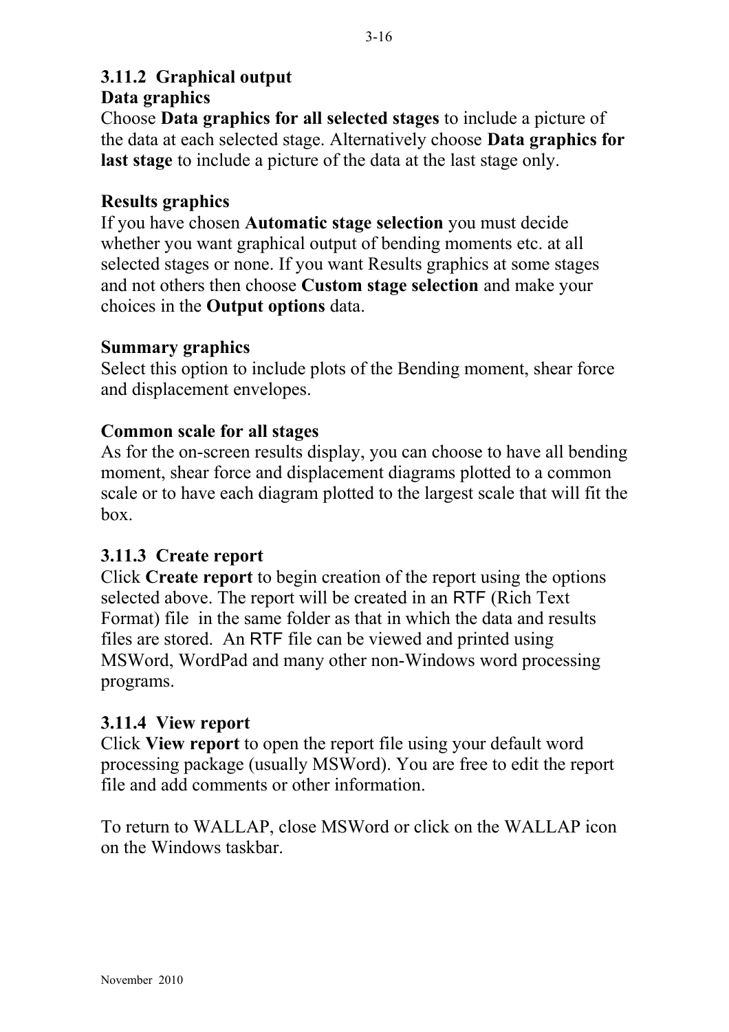### 3.11.2 Graphical output

**Data graphics**

Choose **Data graphics for all selected stages** to include a picture of the data at each selected stage. Alternatively choose **Data graphics for last stage** to include a picture of the data at the last stage only.

**Results graphics**

If you have chosen **Automatic stage selection** you must decide whether you want graphical output of bending moments etc. at all selected stages or none. If you want Results graphics at some stages and not others then choose **Custom stage selection** and make your choices in the **Output options** data.

**Summary graphics**

Select this option to include plots of the Bending moment, shear force and displacement envelopes.

**Common scale for all stages**

As for the on-screen results display, you can choose to have all bending moment, shear force and displacement diagrams plotted to a common scale or to have each diagram plotted to the largest scale that will fit the box.

### 3.11.3 Create report

Click **Create report** to begin creation of the report using the options selected above. The report will be created in an RTF (Rich Text Format) file in the same folder as that in which the data and results files are stored. An RTF file can be viewed and printed using MSWord, WordPad and many other non-Windows word processing programs.

### 3.11.4 View report

Click **View report** to open the report file using your default word processing package (usually MSWord). You are free to edit the report file and add comments or other information.

To return to WALLAP, close MSWord or click on the WALLAP icon on the Windows taskbar.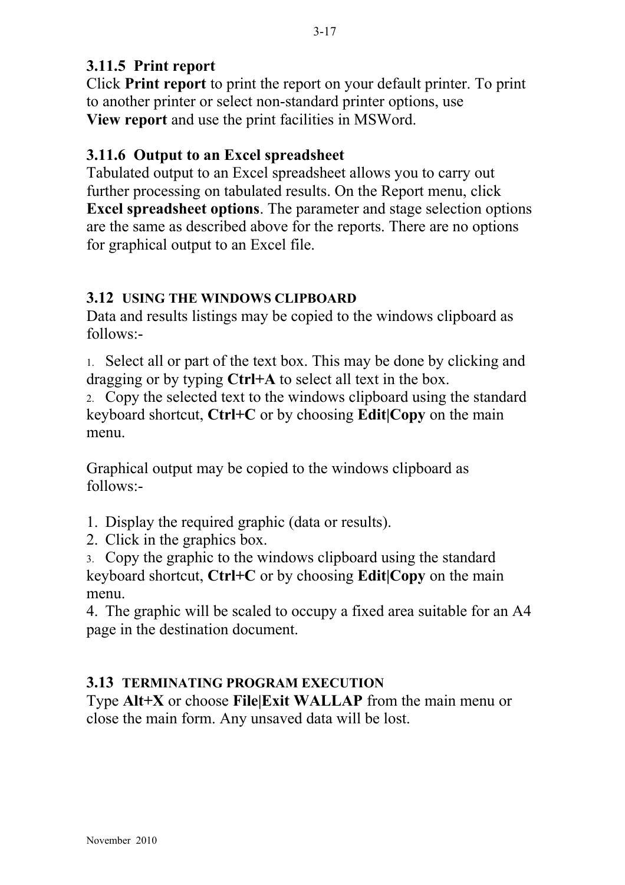### 3.11.5 Print report

Click **Print report** to print the report on your default printer. To print to another printer or select non-standard printer options, use **View report** and use the print facilities in MSWord.

### 3.11.6 Output to an Excel spreadsheet

Tabulated output to an Excel spreadsheet allows you to carry out further processing on tabulated results. On the Report menu, click **Excel spreadsheet options**. The parameter and stage selection options are the same as described above for the reports. There are no options for graphical output to an Excel file.

## 3.12 USING THE WINDOWS CLIPBOARD

Data and results listings may be copied to the windows clipboard as follows:-

1. Select all or part of the text box. This may be done by clicking and dragging or by typing **Ctrl+A** to select all text in the box.
2. Copy the selected text to the windows clipboard using the standard keyboard shortcut, **Ctrl+C** or by choosing **Edit|Copy** on the main menu.

Graphical output may be copied to the windows clipboard as follows:-

1. Display the required graphic (data or results).
2. Click in the graphics box.
3. Copy the graphic to the windows clipboard using the standard keyboard shortcut, **Ctrl+C** or by choosing **Edit|Copy** on the main menu.
4. The graphic will be scaled to occupy a fixed area suitable for an A4 page in the destination document.

## 3.13 TERMINATING PROGRAM EXECUTION

Type **Alt+X** or choose **File|Exit WALLAP** from the main menu or close the main form. Any unsaved data will be lost.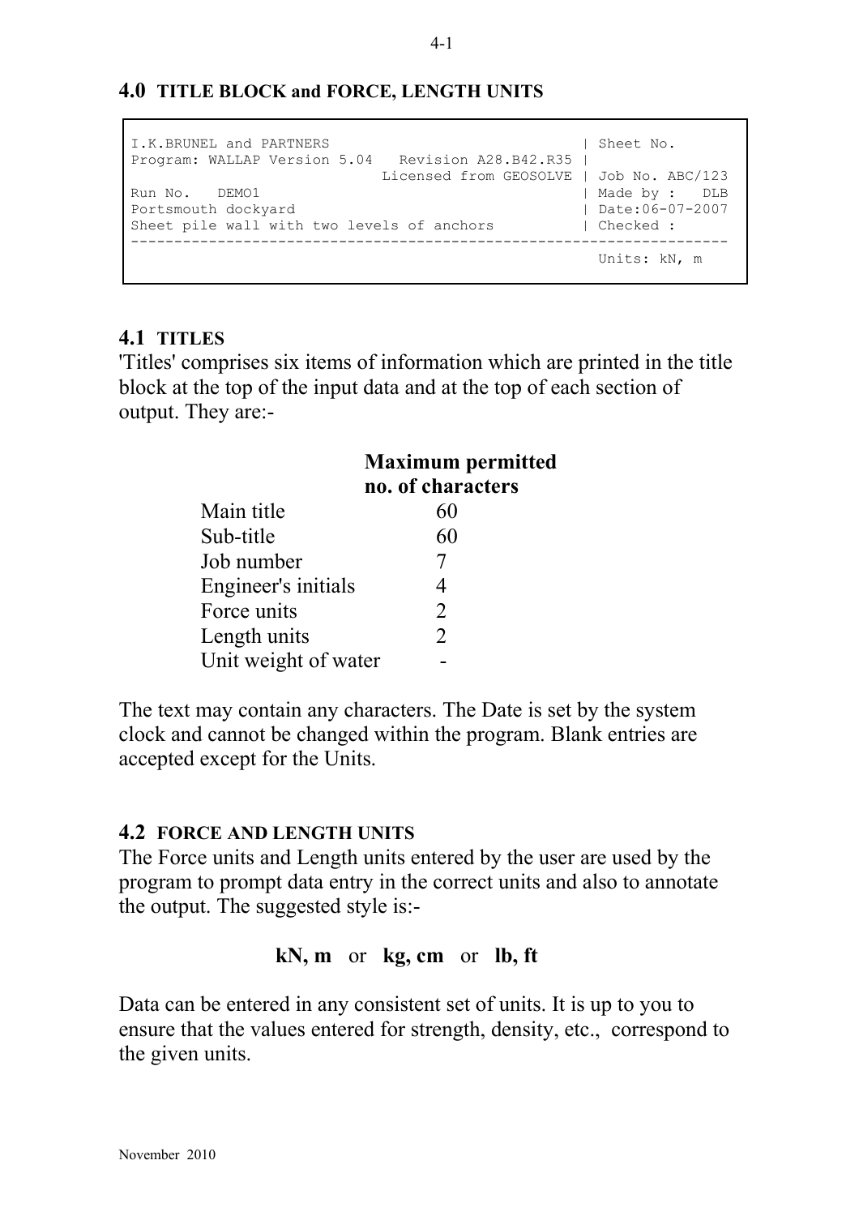## 4.0 TITLE BLOCK and FORCE, LENGTH UNITS

```
I.K.BRUNEL and PARTNERS                               | Sheet No.
Program: WALLAP Version 5.04   Revision A28.B42.R35 |
                              Licensed from GEOSOLVE | Job No. ABC/123
Run No.   DEMO1                                       | Made by :   DLB
Portsmouth dockyard                                   | Date:06-07-2007
Sheet pile wall with two levels of anchors            | Checked :
--------------------------------------------------------------------
                                                        Units: kN, m
```

### 4.1 TITLES

'Titles' comprises six items of information which are printed in the title block at the top of the input data and at the top of each section of output. They are:-

| | Maximum permitted no. of characters |
|---|---|
| Main title | 60 |
| Sub-title | 60 |
| Job number | 7 |
| Engineer's initials | 4 |
| Force units | 2 |
| Length units | 2 |
| Unit weight of water | - |

The text may contain any characters. The Date is set by the system clock and cannot be changed within the program. Blank entries are accepted except for the Units.

### 4.2 FORCE AND LENGTH UNITS

The Force units and Length units entered by the user are used by the program to prompt data entry in the correct units and also to annotate the output. The suggested style is:-

**kN, m** or **kg, cm** or **lb, ft**

Data can be entered in any consistent set of units. It is up to you to ensure that the values entered for strength, density, etc., correspond to the given units.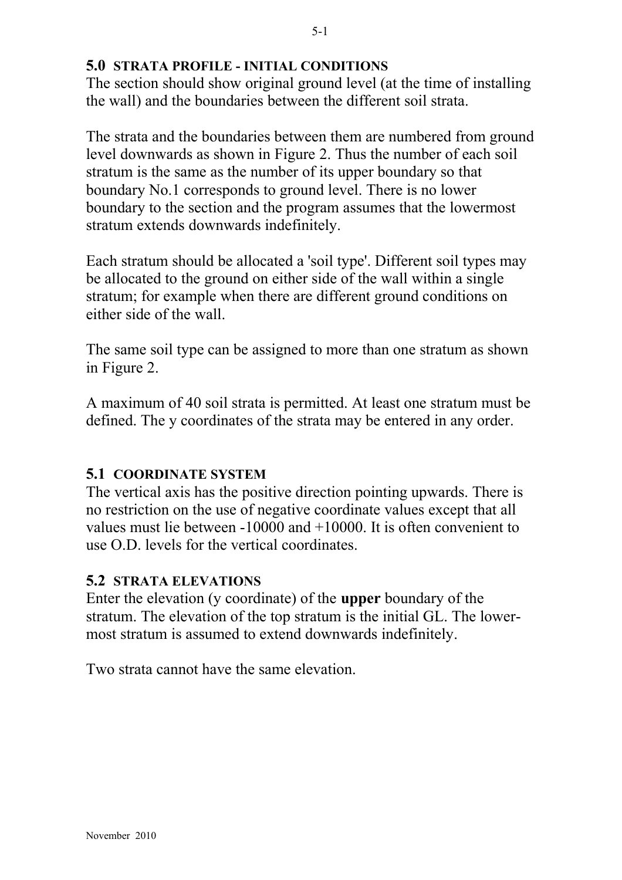## 5.0 STRATA PROFILE - INITIAL CONDITIONS

The section should show original ground level (at the time of installing the wall) and the boundaries between the different soil strata.

The strata and the boundaries between them are numbered from ground level downwards as shown in Figure 2. Thus the number of each soil stratum is the same as the number of its upper boundary so that boundary No.1 corresponds to ground level. There is no lower boundary to the section and the program assumes that the lowermost stratum extends downwards indefinitely.

Each stratum should be allocated a 'soil type'. Different soil types may be allocated to the ground on either side of the wall within a single stratum; for example when there are different ground conditions on either side of the wall.

The same soil type can be assigned to more than one stratum as shown in Figure 2.

A maximum of 40 soil strata is permitted. At least one stratum must be defined. The y coordinates of the strata may be entered in any order.

### 5.1 COORDINATE SYSTEM

The vertical axis has the positive direction pointing upwards. There is no restriction on the use of negative coordinate values except that all values must lie between -10000 and +10000. It is often convenient to use O.D. levels for the vertical coordinates.

### 5.2 STRATA ELEVATIONS

Enter the elevation (y coordinate) of the **upper** boundary of the stratum. The elevation of the top stratum is the initial GL. The lower-most stratum is assumed to extend downwards indefinitely.

Two strata cannot have the same elevation.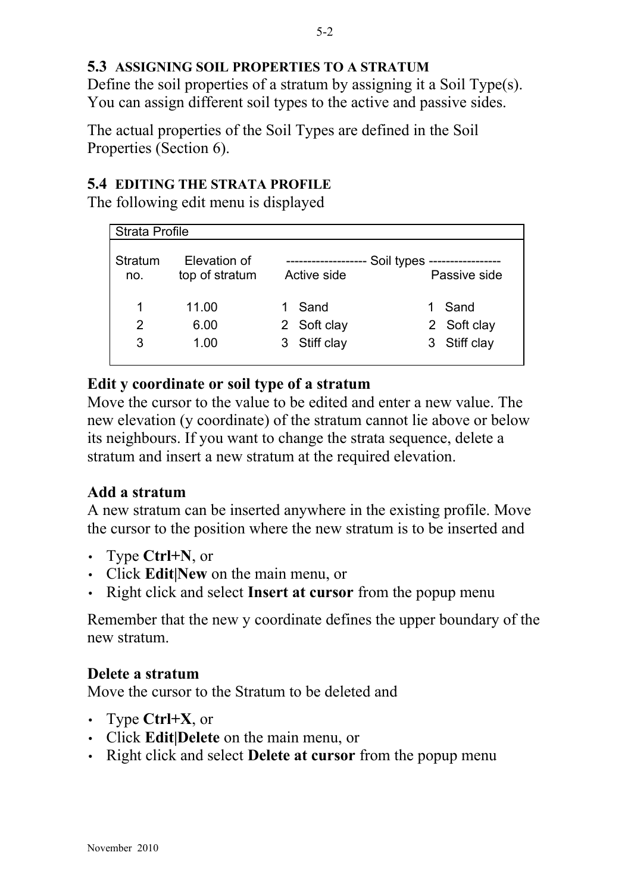### 5.3 ASSIGNING SOIL PROPERTIES TO A STRATUM

Define the soil properties of a stratum by assigning it a Soil Type(s). You can assign different soil types to the active and passive sides.

The actual properties of the Soil Types are defined in the Soil Properties (Section 6).

### 5.4 EDITING THE STRATA PROFILE

The following edit menu is displayed

Strata Profile

| Stratum no. | Elevation of top of stratum | Soil types Active side | Soil types Passive side |
|---|---|---|---|
| 1 | 11.00 | 1 Sand | 1 Sand |
| 2 | 6.00 | 2 Soft clay | 2 Soft clay |
| 3 | 1.00 | 3 Stiff clay | 3 Stiff clay |

#### Edit y coordinate or soil type of a stratum

Move the cursor to the value to be edited and enter a new value. The new elevation (y coordinate) of the stratum cannot lie above or below its neighbours. If you want to change the strata sequence, delete a stratum and insert a new stratum at the required elevation.

#### Add a stratum

A new stratum can be inserted anywhere in the existing profile. Move the cursor to the position where the new stratum is to be inserted and

- Type **Ctrl+N**, or
- Click **Edit|New** on the main menu, or
- Right click and select **Insert at cursor** from the popup menu

Remember that the new y coordinate defines the upper boundary of the new stratum.

#### Delete a stratum

Move the cursor to the Stratum to be deleted and

- Type **Ctrl+X**, or
- Click **Edit|Delete** on the main menu, or
- Right click and select **Delete at cursor** from the popup menu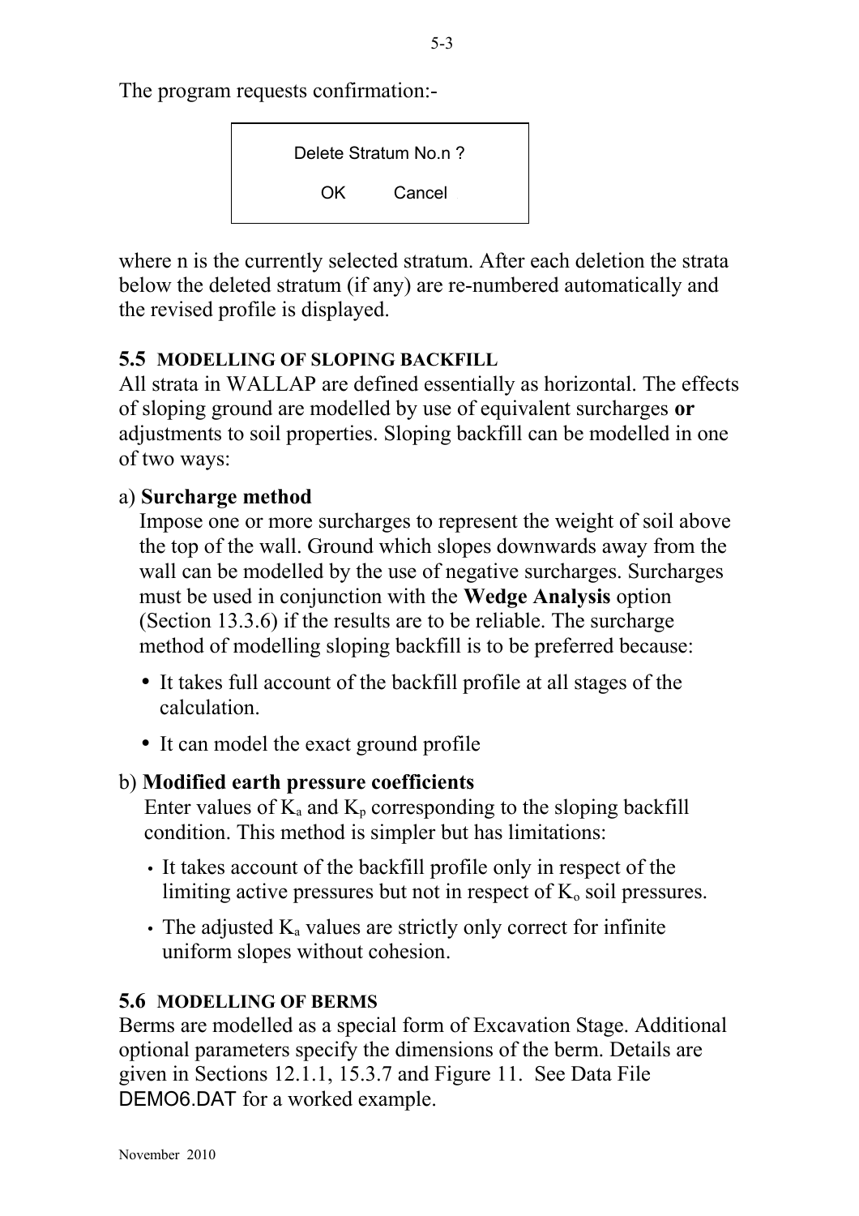The program requests confirmation:-

```
Delete Stratum No.n ?

OK        Cancel
```

where n is the currently selected stratum. After each deletion the strata below the deleted stratum (if any) are re-numbered automatically and the revised profile is displayed.

### 5.5 MODELLING OF SLOPING BACKFILL

All strata in WALLAP are defined essentially as horizontal. The effects of sloping ground are modelled by use of equivalent surcharges **or** adjustments to soil properties. Sloping backfill can be modelled in one of two ways:

a) **Surcharge method**

Impose one or more surcharges to represent the weight of soil above the top of the wall. Ground which slopes downwards away from the wall can be modelled by the use of negative surcharges. Surcharges must be used in conjunction with the **Wedge Analysis** option (Section 13.3.6) if the results are to be reliable. The surcharge method of modelling sloping backfill is to be preferred because:

- It takes full account of the backfill profile at all stages of the calculation.
- It can model the exact ground profile

b) **Modified earth pressure coefficients**

Enter values of $K_a$ and $K_p$ corresponding to the sloping backfill condition. This method is simpler but has limitations:

- It takes account of the backfill profile only in respect of the limiting active pressures but not in respect of $K_o$ soil pressures.
- The adjusted $K_a$ values are strictly only correct for infinite uniform slopes without cohesion.

### 5.6 MODELLING OF BERMS

Berms are modelled as a special form of Excavation Stage. Additional optional parameters specify the dimensions of the berm. Details are given in Sections 12.1.1, 15.3.7 and Figure 11. See Data File DEMO6.DAT for a worked example.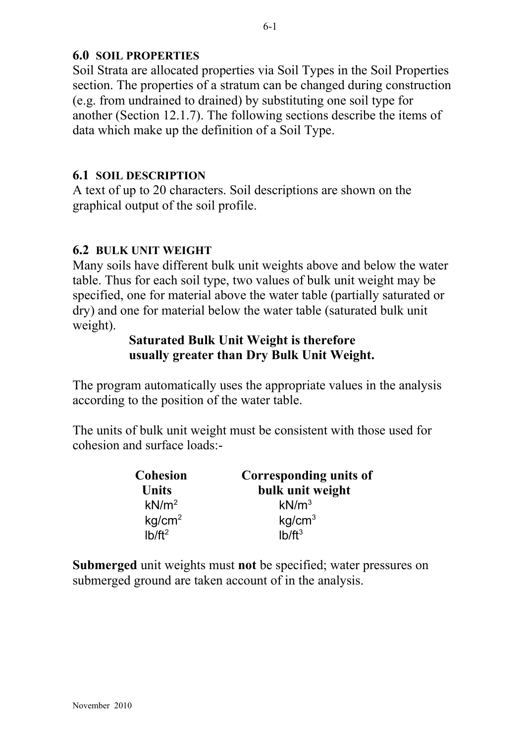## 6.0 SOIL PROPERTIES

Soil Strata are allocated properties via Soil Types in the Soil Properties section. The properties of a stratum can be changed during construction (e.g. from undrained to drained) by substituting one soil type for another (Section 12.1.7). The following sections describe the items of data which make up the definition of a Soil Type.

## 6.1 SOIL DESCRIPTION

A text of up to 20 characters. Soil descriptions are shown on the graphical output of the soil profile.

## 6.2 BULK UNIT WEIGHT

Many soils have different bulk unit weights above and below the water table. Thus for each soil type, two values of bulk unit weight may be specified, one for material above the water table (partially saturated or dry) and one for material below the water table (saturated bulk unit weight).

**Saturated Bulk Unit Weight is therefore usually greater than Dry Bulk Unit Weight.**

The program automatically uses the appropriate values in the analysis according to the position of the water table.

The units of bulk unit weight must be consistent with those used for cohesion and surface loads:-

| Cohesion Units | Corresponding units of bulk unit weight |
|---|---|
| $kN/m^2$ | $kN/m^3$ |
| $kg/cm^2$ | $kg/cm^3$ |
| $lb/ft^2$ | $lb/ft^3$ |

**Submerged** unit weights must **not** be specified; water pressures on submerged ground are taken account of in the analysis.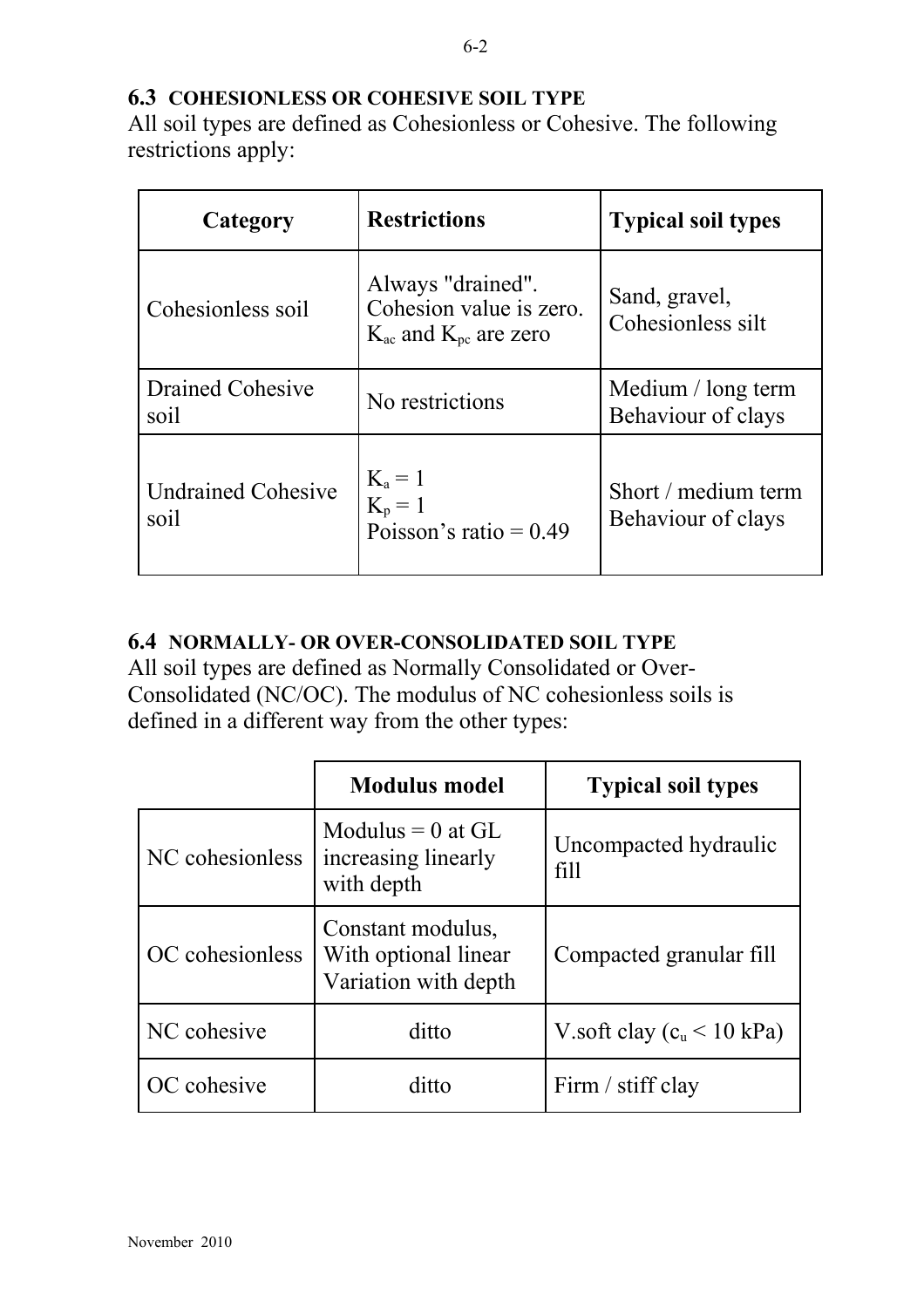### 6.3 COHESIONLESS OR COHESIVE SOIL TYPE

All soil types are defined as Cohesionless or Cohesive. The following restrictions apply:

| Category | Restrictions | Typical soil types |
|---|---|---|
| Cohesionless soil | Always "drained". Cohesion value is zero. $K_{ac}$ and $K_{pc}$ are zero | Sand, gravel, Cohesionless silt |
| Drained Cohesive soil | No restrictions | Medium / long term Behaviour of clays |
| Undrained Cohesive soil | $K_a = 1$ $K_p = 1$ Poisson's ratio = 0.49 | Short / medium term Behaviour of clays |

### 6.4 NORMALLY- OR OVER-CONSOLIDATED SOIL TYPE

All soil types are defined as Normally Consolidated or Over-Consolidated (NC/OC). The modulus of NC cohesionless soils is defined in a different way from the other types:

| | Modulus model | Typical soil types |
|---|---|---|
| NC cohesionless | Modulus = 0 at GL increasing linearly with depth | Uncompacted hydraulic fill |
| OC cohesionless | Constant modulus, With optional linear Variation with depth | Compacted granular fill |
| NC cohesive | ditto | V.soft clay ($c_u$ < 10 kPa) |
| OC cohesive | ditto | Firm / stiff clay |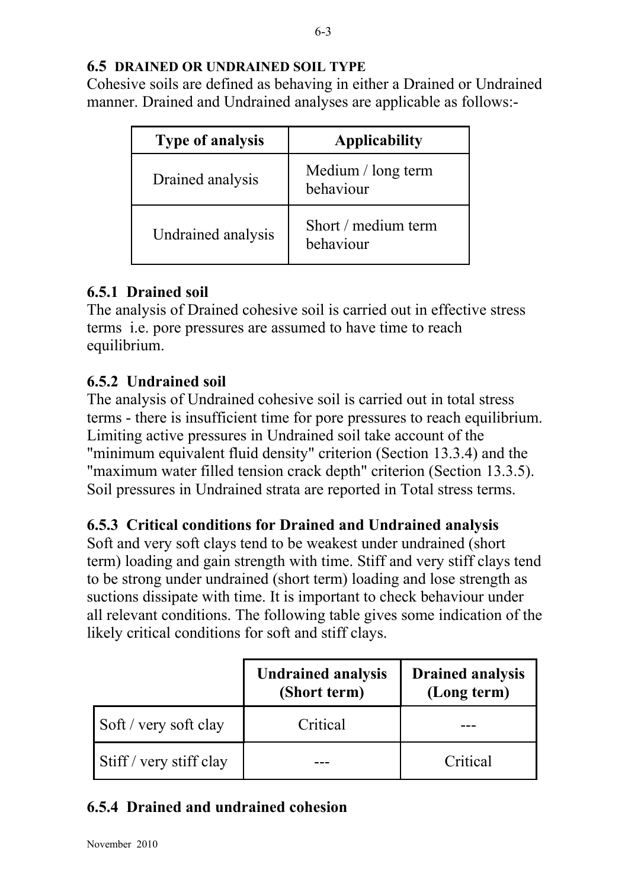## 6.5 DRAINED OR UNDRAINED SOIL TYPE

Cohesive soils are defined as behaving in either a Drained or Undrained manner. Drained and Undrained analyses are applicable as follows:-

| Type of analysis | Applicability |
|---|---|
| Drained analysis | Medium / long term behaviour |
| Undrained analysis | Short / medium term behaviour |

### 6.5.1 Drained soil

The analysis of Drained cohesive soil is carried out in effective stress terms i.e. pore pressures are assumed to have time to reach equilibrium.

### 6.5.2 Undrained soil

The analysis of Undrained cohesive soil is carried out in total stress terms - there is insufficient time for pore pressures to reach equilibrium. Limiting active pressures in Undrained soil take account of the "minimum equivalent fluid density" criterion (Section 13.3.4) and the "maximum water filled tension crack depth" criterion (Section 13.3.5). Soil pressures in Undrained strata are reported in Total stress terms.

### 6.5.3 Critical conditions for Drained and Undrained analysis

Soft and very soft clays tend to be weakest under undrained (short term) loading and gain strength with time. Stiff and very stiff clays tend to be strong under undrained (short term) loading and lose strength as suctions dissipate with time. It is important to check behaviour under all relevant conditions. The following table gives some indication of the likely critical conditions for soft and stiff clays.

| | Undrained analysis (Short term) | Drained analysis (Long term) |
|---|---|---|
| Soft / very soft clay | Critical | --- |
| Stiff / very stiff clay | --- | Critical |

### 6.5.4 Drained and undrained cohesion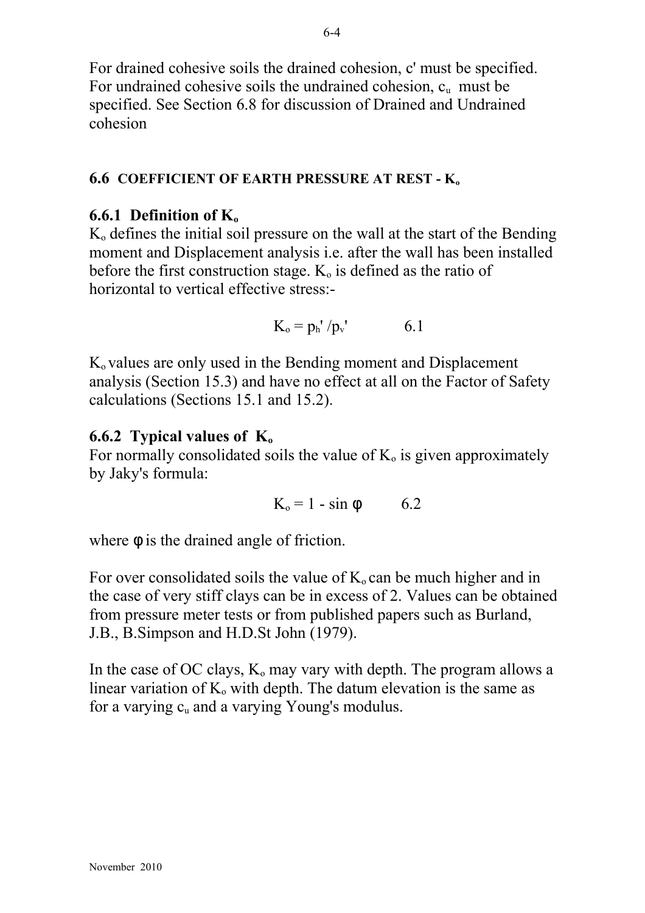For drained cohesive soils the drained cohesion, c' must be specified. For undrained cohesive soils the undrained cohesion, $c_u$ must be specified. See Section 6.8 for discussion of Drained and Undrained cohesion

## 6.6 COEFFICIENT OF EARTH PRESSURE AT REST - $K_o$

### 6.6.1 Definition of $K_o$

$K_o$ defines the initial soil pressure on the wall at the start of the Bending moment and Displacement analysis i.e. after the wall has been installed before the first construction stage. $K_o$ is defined as the ratio of horizontal to vertical effective stress:-

$$K_o = p_h' / p_v' \qquad 6.1$$

$K_o$ values are only used in the Bending moment and Displacement analysis (Section 15.3) and have no effect at all on the Factor of Safety calculations (Sections 15.1 and 15.2).

### 6.6.2 Typical values of $K_o$

For normally consolidated soils the value of $K_o$ is given approximately by Jaky's formula:

$$K_o = 1 - \sin \phi \qquad 6.2$$

where $\phi$ is the drained angle of friction.

For over consolidated soils the value of $K_o$ can be much higher and in the case of very stiff clays can be in excess of 2. Values can be obtained from pressure meter tests or from published papers such as Burland, J.B., B.Simpson and H.D.St John (1979).

In the case of OC clays, $K_o$ may vary with depth. The program allows a linear variation of $K_o$ with depth. The datum elevation is the same as for a varying $c_u$ and a varying Young's modulus.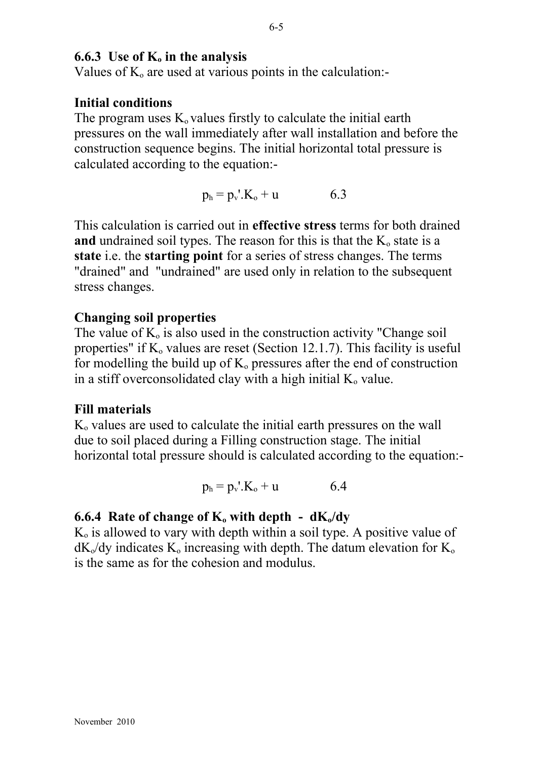### 6.6.3 Use of $K_o$ in the analysis

Values of $K_o$ are used at various points in the calculation:-

**Initial conditions**

The program uses $K_o$ values firstly to calculate the initial earth pressures on the wall immediately after wall installation and before the construction sequence begins. The initial horizontal total pressure is calculated according to the equation:-

$$p_h = p_v'.K_o + u \qquad 6.3$$

This calculation is carried out in **effective stress** terms for both drained **and** undrained soil types. The reason for this is that the $K_o$ state is a **state** i.e. the **starting point** for a series of stress changes. The terms "drained" and "undrained" are used only in relation to the subsequent stress changes.

**Changing soil properties**

The value of $K_o$ is also used in the construction activity "Change soil properties" if $K_o$ values are reset (Section 12.1.7). This facility is useful for modelling the build up of $K_o$ pressures after the end of construction in a stiff overconsolidated clay with a high initial $K_o$ value.

**Fill materials**

$K_o$ values are used to calculate the initial earth pressures on the wall due to soil placed during a Filling construction stage. The initial horizontal total pressure should is calculated according to the equation:-

$$p_h = p_v'.K_o + u \qquad 6.4$$

### 6.6.4 Rate of change of $K_o$ with depth - $dK_o/dy$

$K_o$ is allowed to vary with depth within a soil type. A positive value of $dK_o/dy$ indicates $K_o$ increasing with depth. The datum elevation for $K_o$ is the same as for the cohesion and modulus.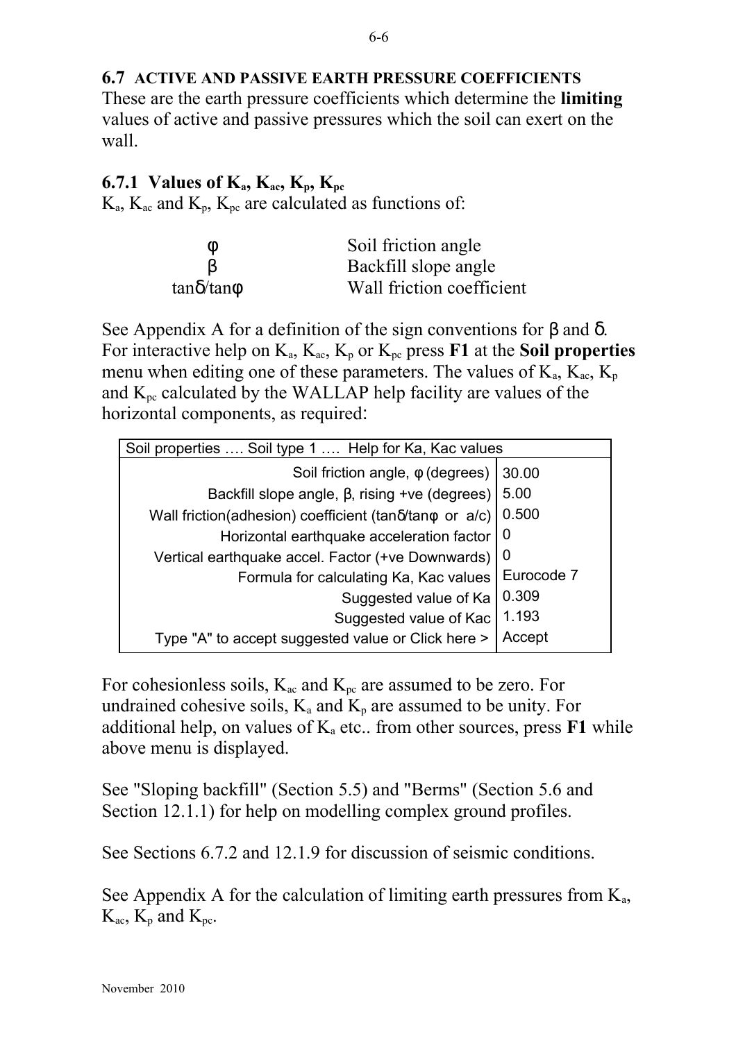## 6.7 ACTIVE AND PASSIVE EARTH PRESSURE COEFFICIENTS

These are the earth pressure coefficients which determine the **limiting** values of active and passive pressures which the soil can exert on the wall.

### 6.7.1 Values of $K_a$, $K_{ac}$, $K_p$, $K_{pc}$

$K_a$, $K_{ac}$ and $K_p$, $K_{pc}$ are calculated as functions of:

| | |
|---|---|
| $\varphi$ | Soil friction angle |
| $\beta$ | Backfill slope angle |
| $\tan\delta/\tan\varphi$ | Wall friction coefficient |

See Appendix A for a definition of the sign conventions for $\beta$ and $\delta$. For interactive help on $K_a$, $K_{ac}$, $K_p$ or $K_{pc}$ press **F1** at the **Soil properties** menu when editing one of these parameters. The values of $K_a$, $K_{ac}$, $K_p$ and $K_{pc}$ calculated by the WALLAP help facility are values of the horizontal components, as required:

| Soil properties …. Soil type 1 …. Help for Ka, Kac values | |
|---|---|
| Soil friction angle, φ (degrees) | 30.00 |
| Backfill slope angle, β, rising +ve (degrees) | 5.00 |
| Wall friction(adhesion) coefficient (tanδ/tanφ or a/c) | 0.500 |
| Horizontal earthquake acceleration factor | 0 |
| Vertical earthquake accel. Factor (+ve Downwards) | 0 |
| Formula for calculating Ka, Kac values | Eurocode 7 |
| Suggested value of Ka | 0.309 |
| Suggested value of Kac | 1.193 |
| Type "A" to accept suggested value or Click here > | Accept |

For cohesionless soils, $K_{ac}$ and $K_{pc}$ are assumed to be zero. For undrained cohesive soils, $K_a$ and $K_p$ are assumed to be unity. For additional help, on values of $K_a$ etc.. from other sources, press **F1** while above menu is displayed.

See "Sloping backfill" (Section 5.5) and "Berms" (Section 5.6 and Section 12.1.1) for help on modelling complex ground profiles.

See Sections 6.7.2 and 12.1.9 for discussion of seismic conditions.

See Appendix A for the calculation of limiting earth pressures from $K_a$, $K_{ac}$, $K_p$ and $K_{pc}$.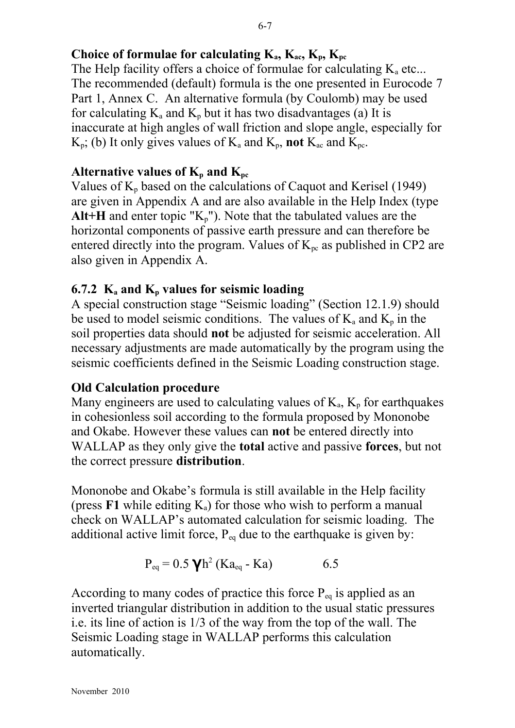**Choice of formulae for calculating $K_a$, $K_{ac}$, $K_p$, $K_{pc}$**

The Help facility offers a choice of formulae for calculating $K_a$ etc... The recommended (default) formula is the one presented in Eurocode 7 Part 1, Annex C. An alternative formula (by Coulomb) may be used for calculating $K_a$ and $K_p$ but it has two disadvantages (a) It is inaccurate at high angles of wall friction and slope angle, especially for $K_p$; (b) It only gives values of $K_a$ and $K_p$, **not** $K_{ac}$ and $K_{pc}$.

**Alternative values of $K_p$ and $K_{pc}$**

Values of $K_p$ based on the calculations of Caquot and Kerisel (1949) are given in Appendix A and are also available in the Help Index (type **Alt+H** and enter topic "$K_p$"). Note that the tabulated values are the horizontal components of passive earth pressure and can therefore be entered directly into the program. Values of $K_{pc}$ as published in CP2 are also given in Appendix A.

### 6.7.2 $K_a$ and $K_p$ values for seismic loading

A special construction stage "Seismic loading" (Section 12.1.9) should be used to model seismic conditions. The values of $K_a$ and $K_p$ in the soil properties data should **not** be adjusted for seismic acceleration. All necessary adjustments are made automatically by the program using the seismic coefficients defined in the Seismic Loading construction stage.

**Old Calculation procedure**

Many engineers are used to calculating values of $K_a$, $K_p$ for earthquakes in cohesionless soil according to the formula proposed by Mononobe and Okabe. However these values can **not** be entered directly into WALLAP as they only give the **total** active and passive **forces**, but not the correct pressure **distribution**.

Mononobe and Okabe's formula is still available in the Help facility (press **F1** while editing $K_a$) for those who wish to perform a manual check on WALLAP's automated calculation for seismic loading. The additional active limit force, $P_{eq}$ due to the earthquake is given by:

$$P_{eq} = 0.5\,\gamma h^2 (Ka_{eq} - Ka) \qquad 6.5$$

According to many codes of practice this force $P_{eq}$ is applied as an inverted triangular distribution in addition to the usual static pressures i.e. its line of action is 1/3 of the way from the top of the wall. The Seismic Loading stage in WALLAP performs this calculation automatically.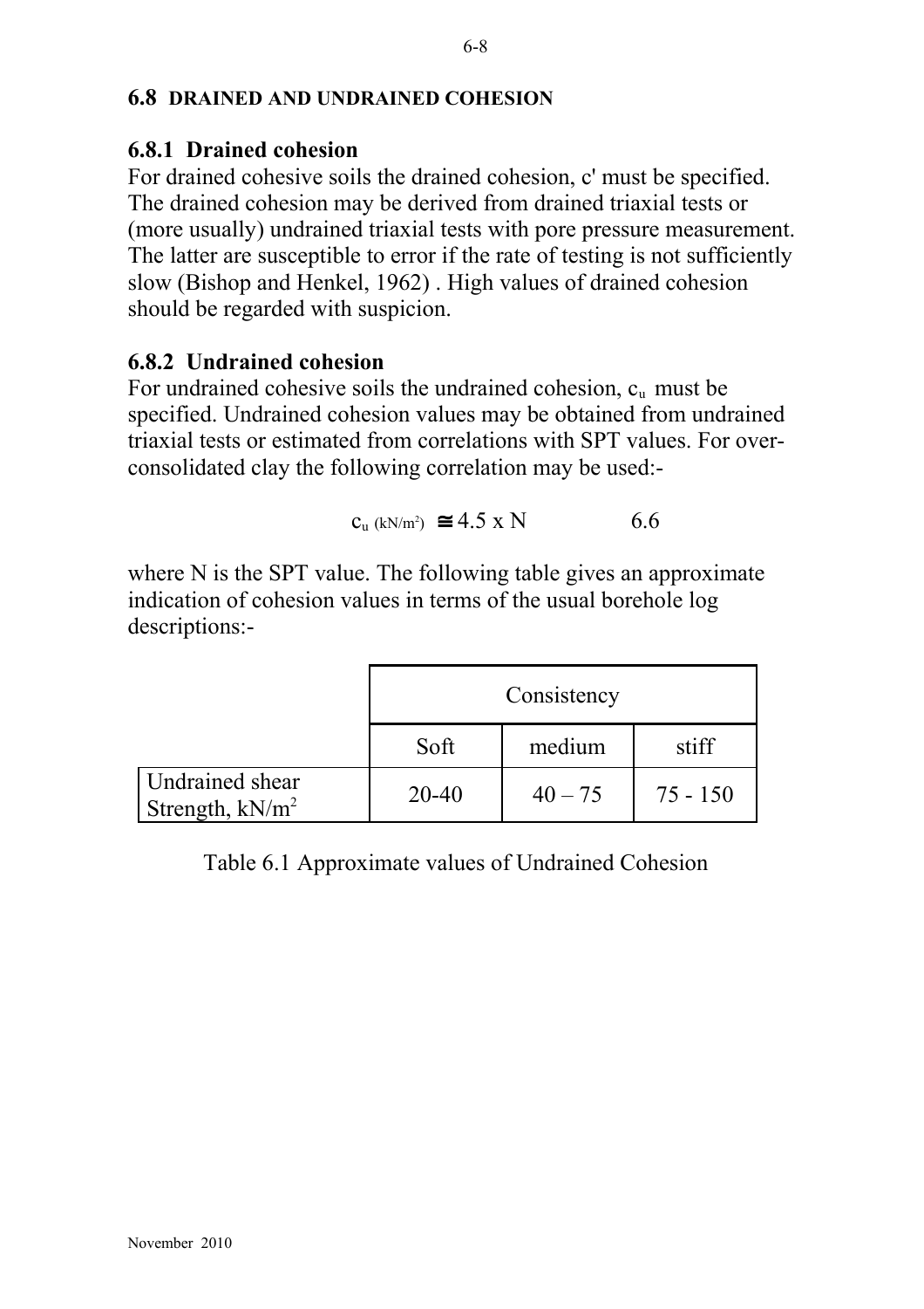## 6.8 DRAINED AND UNDRAINED COHESION

### 6.8.1 Drained cohesion

For drained cohesive soils the drained cohesion, c' must be specified. The drained cohesion may be derived from drained triaxial tests or (more usually) undrained triaxial tests with pore pressure measurement. The latter are susceptible to error if the rate of testing is not sufficiently slow (Bishop and Henkel, 1962) . High values of drained cohesion should be regarded with suspicion.

### 6.8.2 Undrained cohesion

For undrained cohesive soils the undrained cohesion, $c_u$ must be specified. Undrained cohesion values may be obtained from undrained triaxial tests or estimated from correlations with SPT values. For over-consolidated clay the following correlation may be used:-

$$c_{u\ (kN/m^2)} \cong 4.5 \text{ x } N \qquad 6.6$$

where N is the SPT value. The following table gives an approximate indication of cohesion values in terms of the usual borehole log descriptions:-

| | Consistency | | |
|---|---|---|---|
| | Soft | medium | stiff |
| Undrained shear Strength, $kN/m^2$ | 20-40 | 40 – 75 | 75 - 150 |

Table 6.1 Approximate values of Undrained Cohesion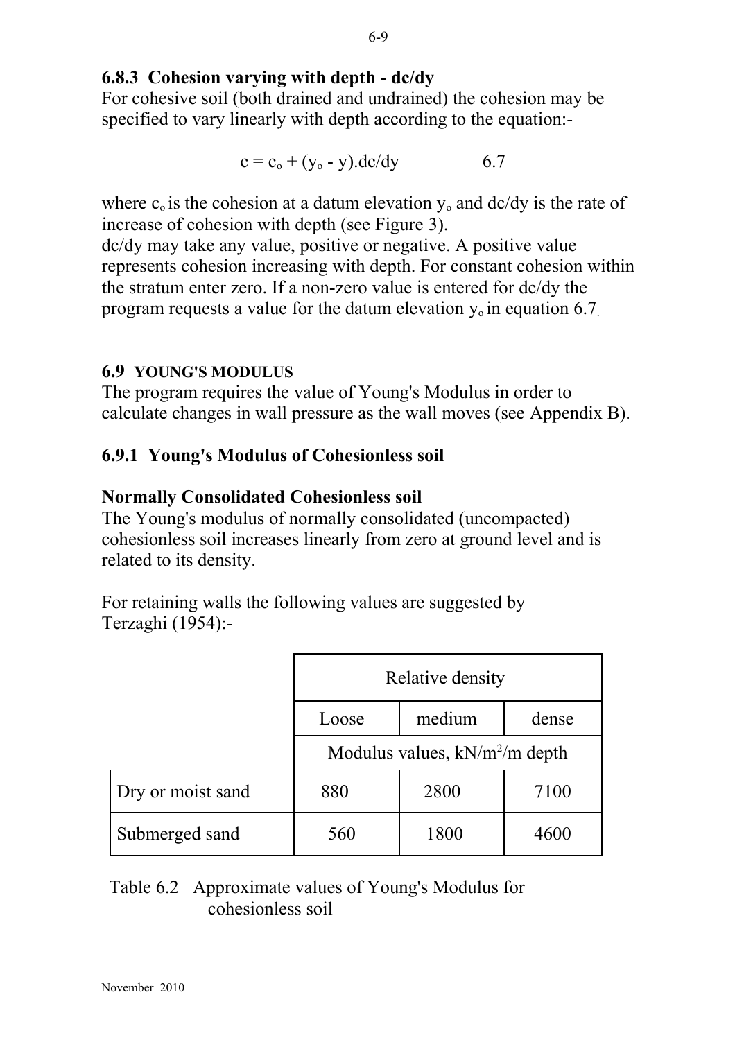### 6.8.3 Cohesion varying with depth - dc/dy

For cohesive soil (both drained and undrained) the cohesion may be specified to vary linearly with depth according to the equation:-

$$c = c_o + (y_o - y).dc/dy \qquad 6.7$$

where $c_o$ is the cohesion at a datum elevation $y_o$ and dc/dy is the rate of increase of cohesion with depth (see Figure 3).
dc/dy may take any value, positive or negative. A positive value represents cohesion increasing with depth. For constant cohesion within the stratum enter zero. If a non-zero value is entered for dc/dy the program requests a value for the datum elevation $y_o$ in equation 6.7.

## 6.9 YOUNG'S MODULUS

The program requires the value of Young's Modulus in order to calculate changes in wall pressure as the wall moves (see Appendix B).

### 6.9.1 Young's Modulus of Cohesionless soil

**Normally Consolidated Cohesionless soil**

The Young's modulus of normally consolidated (uncompacted) cohesionless soil increases linearly from zero at ground level and is related to its density.

For retaining walls the following values are suggested by Terzaghi (1954):-

| | Relative density | | |
|---|---|---|---|
| | Loose | medium | dense |
| | Modulus values, $kN/m^2/m$ depth | | |
| Dry or moist sand | 880 | 2800 | 7100 |
| Submerged sand | 560 | 1800 | 4600 |

Table 6.2 Approximate values of Young's Modulus for cohesionless soil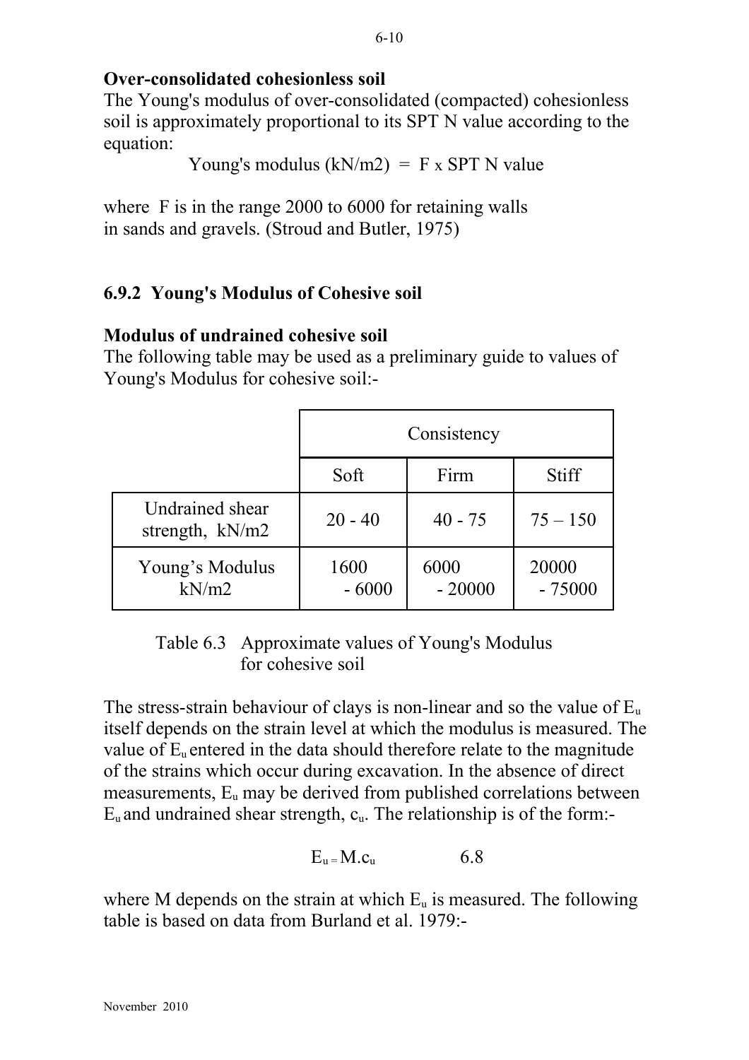**Over-consolidated cohesionless soil**

The Young's modulus of over-consolidated (compacted) cohesionless soil is approximately proportional to its SPT N value according to the equation:

Young's modulus (kN/m2) = F x SPT N value

where F is in the range 2000 to 6000 for retaining walls in sands and gravels. (Stroud and Butler, 1975)

### 6.9.2 Young's Modulus of Cohesive soil

**Modulus of undrained cohesive soil**

The following table may be used as a preliminary guide to values of Young's Modulus for cohesive soil:-

| | Consistency | | |
|---|---|---|---|
| | Soft | Firm | Stiff |
| Undrained shear strength, kN/m2 | 20 - 40 | 40 - 75 | 75 – 150 |
| Young's Modulus kN/m2 | 1600 - 6000 | 6000 - 20000 | 20000 - 75000 |

Table 6.3 Approximate values of Young's Modulus for cohesive soil

The stress-strain behaviour of clays is non-linear and so the value of $E_u$ itself depends on the strain level at which the modulus is measured. The value of $E_u$ entered in the data should therefore relate to the magnitude of the strains which occur during excavation. In the absence of direct measurements, $E_u$ may be derived from published correlations between $E_u$ and undrained shear strength, $c_u$. The relationship is of the form:-

$$E_u = M.c_u \qquad 6.8$$

where M depends on the strain at which $E_u$ is measured. The following table is based on data from Burland et al. 1979:-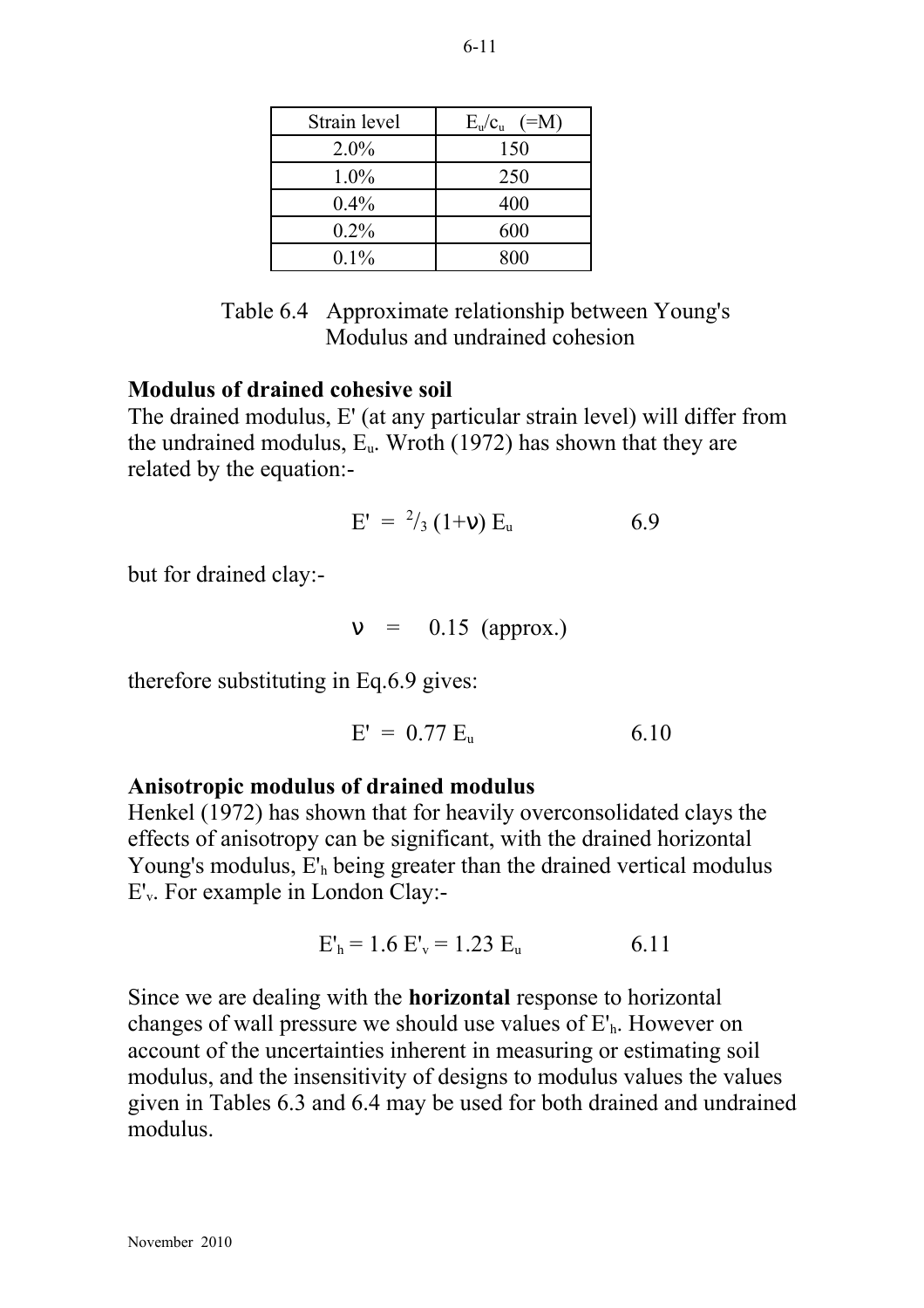| Strain level | $E_u/c_u$ (=M) |
|---|---|
| 2.0% | 150 |
| 1.0% | 250 |
| 0.4% | 400 |
| 0.2% | 600 |
| 0.1% | 800 |

Table 6.4 Approximate relationship between Young's Modulus and undrained cohesion

**Modulus of drained cohesive soil**

The drained modulus, E' (at any particular strain level) will differ from the undrained modulus, $E_u$. Wroth (1972) has shown that they are related by the equation:-

$$E' = {}^{2}/_{3}\,(1+\nu)\,E_u \qquad 6.9$$

but for drained clay:-

$$\nu = 0.15 \ \text{(approx.)}$$

therefore substituting in Eq.6.9 gives:

$$E' = 0.77\,E_u \qquad 6.10$$

**Anisotropic modulus of drained modulus**

Henkel (1972) has shown that for heavily overconsolidated clays the effects of anisotropy can be significant, with the drained horizontal Young's modulus, $E'_h$ being greater than the drained vertical modulus $E'_v$. For example in London Clay:-

$$E'_h = 1.6\,E'_v = 1.23\,E_u \qquad 6.11$$

Since we are dealing with the **horizontal** response to horizontal changes of wall pressure we should use values of $E'_h$. However on account of the uncertainties inherent in measuring or estimating soil modulus, and the insensitivity of designs to modulus values the values given in Tables 6.3 and 6.4 may be used for both drained and undrained modulus.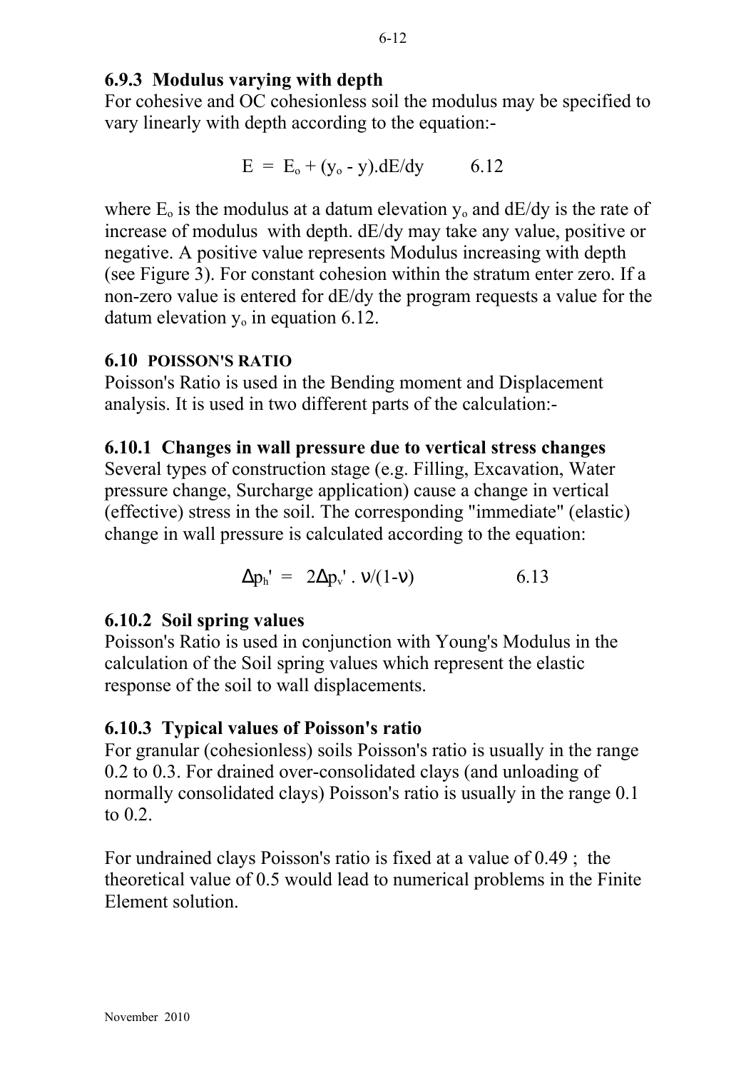### 6.9.3 Modulus varying with depth

For cohesive and OC cohesionless soil the modulus may be specified to vary linearly with depth according to the equation:-

$$E = E_o + (y_o - y).dE/dy \qquad 6.12$$

where $E_o$ is the modulus at a datum elevation $y_o$ and dE/dy is the rate of increase of modulus with depth. dE/dy may take any value, positive or negative. A positive value represents Modulus increasing with depth (see Figure 3). For constant cohesion within the stratum enter zero. If a non-zero value is entered for dE/dy the program requests a value for the datum elevation $y_o$ in equation 6.12.

## 6.10 POISSON'S RATIO

Poisson's Ratio is used in the Bending moment and Displacement analysis. It is used in two different parts of the calculation:-

### 6.10.1 Changes in wall pressure due to vertical stress changes

Several types of construction stage (e.g. Filling, Excavation, Water pressure change, Surcharge application) cause a change in vertical (effective) stress in the soil. The corresponding "immediate" (elastic) change in wall pressure is calculated according to the equation:

$$\Delta p_h' = 2\Delta p_v' . \nu/(1-\nu) \qquad 6.13$$

### 6.10.2 Soil spring values

Poisson's Ratio is used in conjunction with Young's Modulus in the calculation of the Soil spring values which represent the elastic response of the soil to wall displacements.

### 6.10.3 Typical values of Poisson's ratio

For granular (cohesionless) soils Poisson's ratio is usually in the range 0.2 to 0.3. For drained over-consolidated clays (and unloading of normally consolidated clays) Poisson's ratio is usually in the range 0.1 to 0.2.

For undrained clays Poisson's ratio is fixed at a value of 0.49 ; the theoretical value of 0.5 would lead to numerical problems in the Finite Element solution.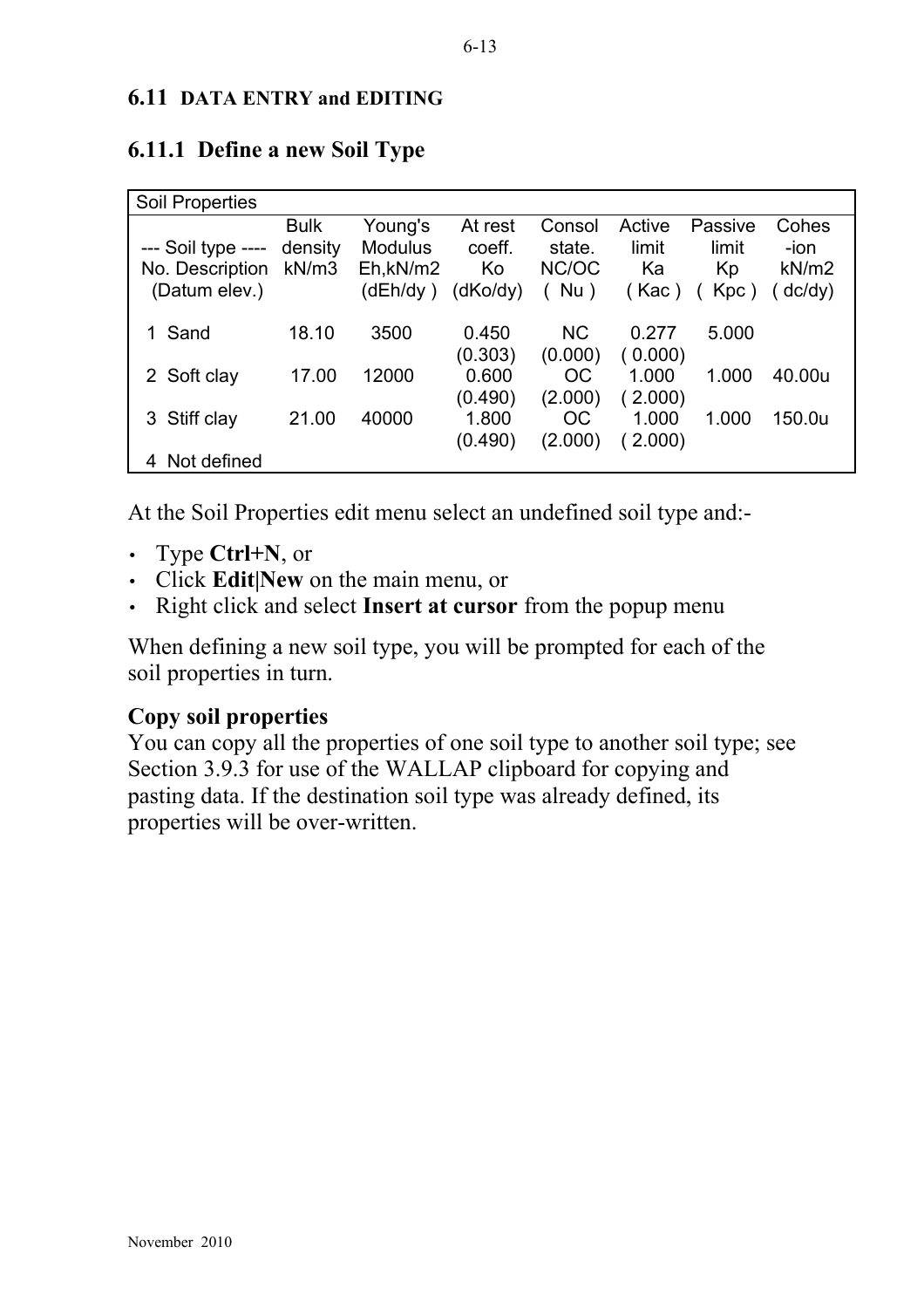## 6.11 DATA ENTRY and EDITING

### 6.11.1 Define a new Soil Type

Soil Properties

| --- Soil type ---- No. Description (Datum elev.) | Bulk density kN/m3 | Young's Modulus Eh,kN/m2 (dEh/dy) | At rest coeff. Ko (dKo/dy) | Consol state. NC/OC ( Nu ) | Active limit Ka ( Kac ) | Passive limit Kp ( Kpc ) | Cohes -ion kN/m2 ( dc/dy) |
|---|---|---|---|---|---|---|---|
| 1 Sand | 18.10 | 3500 | 0.450 (0.303) | NC (0.000) | 0.277 ( 0.000) | 5.000 | |
| 2 Soft clay | 17.00 | 12000 | 0.600 (0.490) | OC (2.000) | 1.000 ( 2.000) | 1.000 | 40.00u |
| 3 Stiff clay | 21.00 | 40000 | 1.800 (0.490) | OC (2.000) | 1.000 ( 2.000) | 1.000 | 150.0u |
| 4 Not defined | | | | | | | |

At the Soil Properties edit menu select an undefined soil type and:-

- Type **Ctrl+N**, or
- Click **Edit|New** on the main menu, or
- Right click and select **Insert at cursor** from the popup menu

When defining a new soil type, you will be prompted for each of the soil properties in turn.

**Copy soil properties**

You can copy all the properties of one soil type to another soil type; see Section 3.9.3 for use of the WALLAP clipboard for copying and pasting data. If the destination soil type was already defined, its properties will be over-written.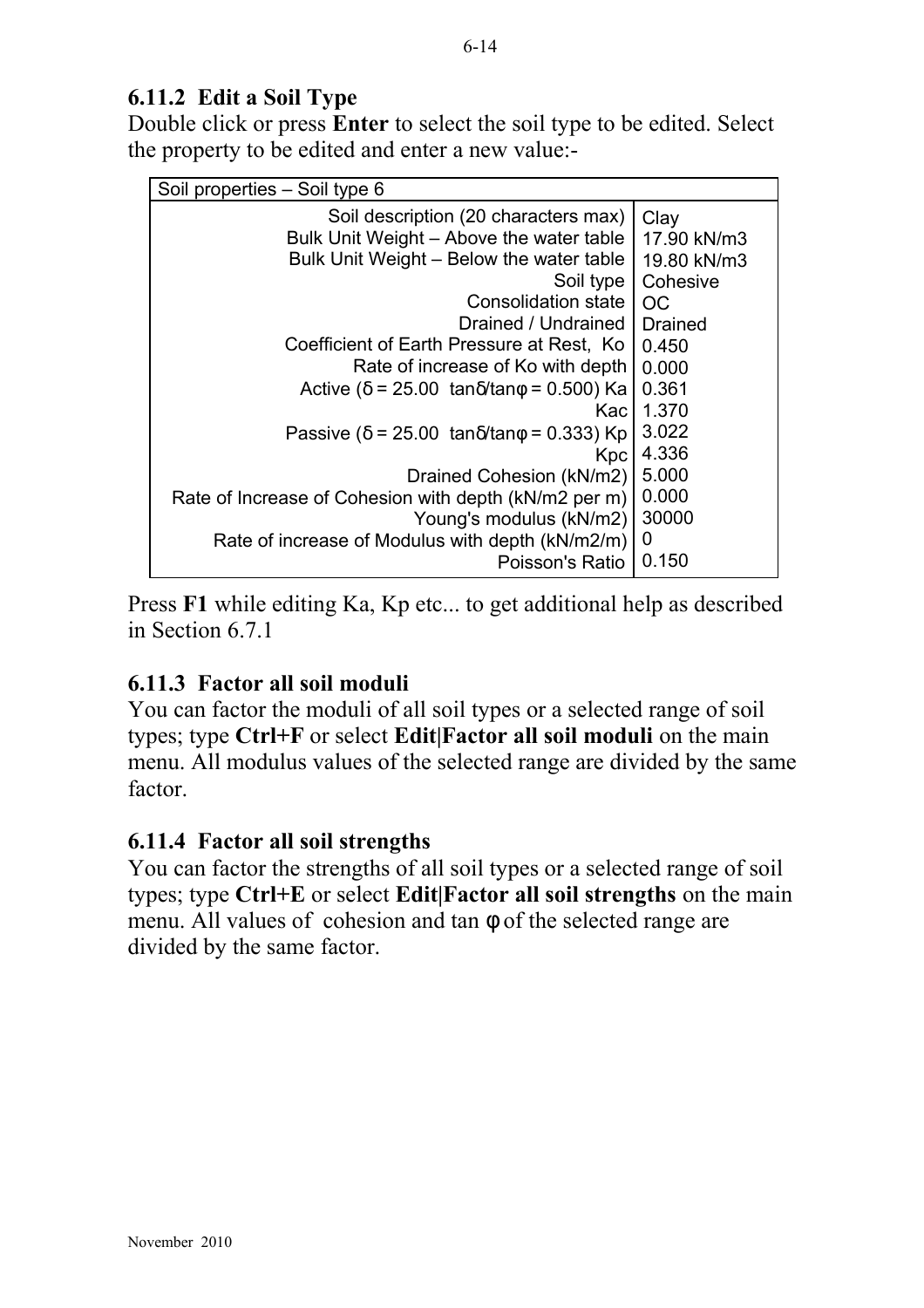### 6.11.2 Edit a Soil Type

Double click or press **Enter** to select the soil type to be edited. Select the property to be edited and enter a new value:-

| Soil properties – Soil type 6 | |
|---|---|
| Soil description (20 characters max) | Clay |
| Bulk Unit Weight – Above the water table | 17.90 kN/m3 |
| Bulk Unit Weight – Below the water table | 19.80 kN/m3 |
| Soil type | Cohesive |
| Consolidation state | OC |
| Drained / Undrained | Drained |
| Coefficient of Earth Pressure at Rest, Ko | 0.450 |
| Rate of increase of Ko with depth | 0.000 |
| Active (δ = 25.00 tanδ/tanφ = 0.500) Ka | 0.361 |
| Kac | 1.370 |
| Passive (δ = 25.00 tanδ/tanφ = 0.333) Kp | 3.022 |
| Kpc | 4.336 |
| Drained Cohesion (kN/m2) | 5.000 |
| Rate of Increase of Cohesion with depth (kN/m2 per m) | 0.000 |
| Young's modulus (kN/m2) | 30000 |
| Rate of increase of Modulus with depth (kN/m2/m) | 0 |
| Poisson's Ratio | 0.150 |

Press **F1** while editing Ka, Kp etc... to get additional help as described in Section 6.7.1

### 6.11.3 Factor all soil moduli

You can factor the moduli of all soil types or a selected range of soil types; type **Ctrl+F** or select **Edit|Factor all soil moduli** on the main menu. All modulus values of the selected range are divided by the same factor.

### 6.11.4 Factor all soil strengths

You can factor the strengths of all soil types or a selected range of soil types; type **Ctrl+E** or select **Edit|Factor all soil strengths** on the main menu. All values of cohesion and tan φ of the selected range are divided by the same factor.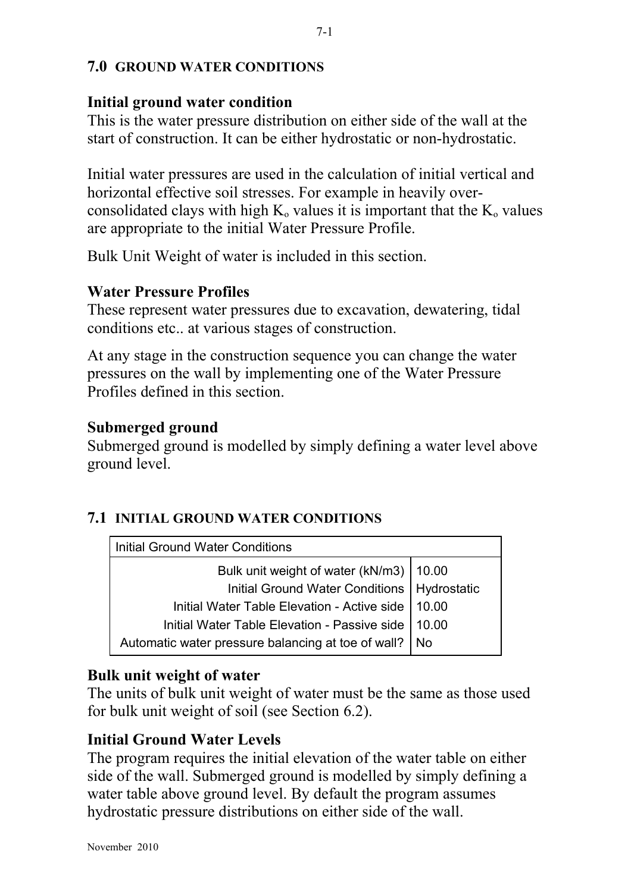## 7.0 GROUND WATER CONDITIONS

### Initial ground water condition

This is the water pressure distribution on either side of the wall at the start of construction. It can be either hydrostatic or non-hydrostatic.

Initial water pressures are used in the calculation of initial vertical and horizontal effective soil stresses. For example in heavily over-consolidated clays with high $K_o$ values it is important that the $K_o$ values are appropriate to the initial Water Pressure Profile.

Bulk Unit Weight of water is included in this section.

### Water Pressure Profiles

These represent water pressures due to excavation, dewatering, tidal conditions etc.. at various stages of construction.

At any stage in the construction sequence you can change the water pressures on the wall by implementing one of the Water Pressure Profiles defined in this section.

### Submerged ground

Submerged ground is modelled by simply defining a water level above ground level.

## 7.1 INITIAL GROUND WATER CONDITIONS

| Initial Ground Water Conditions | |
|---|---|
| Bulk unit weight of water (kN/m3) | 10.00 |
| Initial Ground Water Conditions | Hydrostatic |
| Initial Water Table Elevation - Active side | 10.00 |
| Initial Water Table Elevation - Passive side | 10.00 |
| Automatic water pressure balancing at toe of wall? | No |

### Bulk unit weight of water

The units of bulk unit weight of water must be the same as those used for bulk unit weight of soil (see Section 6.2).

### Initial Ground Water Levels

The program requires the initial elevation of the water table on either side of the wall. Submerged ground is modelled by simply defining a water table above ground level. By default the program assumes hydrostatic pressure distributions on either side of the wall.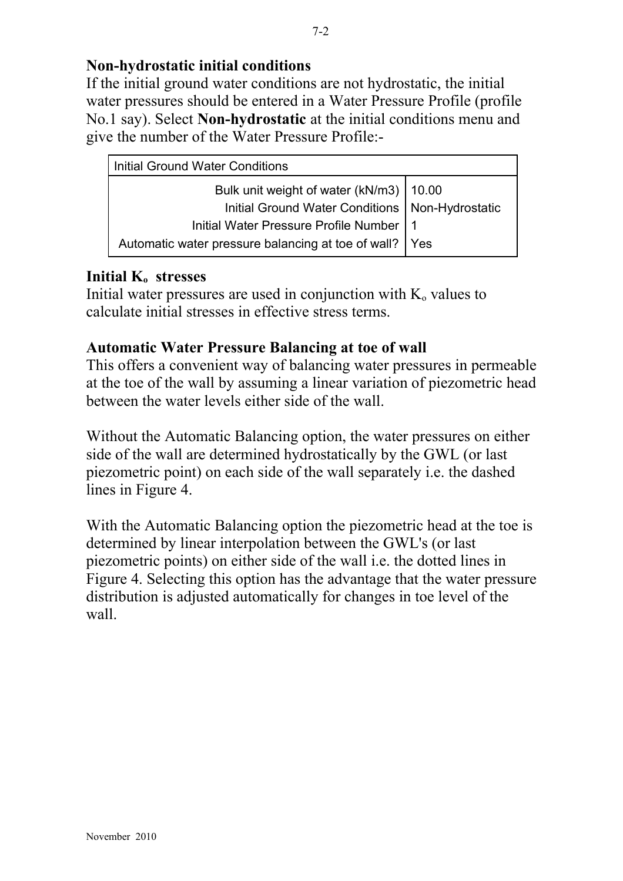### Non-hydrostatic initial conditions

If the initial ground water conditions are not hydrostatic, the initial water pressures should be entered in a Water Pressure Profile (profile No.1 say). Select **Non-hydrostatic** at the initial conditions menu and give the number of the Water Pressure Profile:-

| Initial Ground Water Conditions | |
|---|---|
| Bulk unit weight of water (kN/m3) | 10.00 |
| Initial Ground Water Conditions | Non-Hydrostatic |
| Initial Water Pressure Profile Number | 1 |
| Automatic water pressure balancing at toe of wall? | Yes |

### Initial $K_o$ stresses

Initial water pressures are used in conjunction with $K_o$ values to calculate initial stresses in effective stress terms.

### Automatic Water Pressure Balancing at toe of wall

This offers a convenient way of balancing water pressures in permeable at the toe of the wall by assuming a linear variation of piezometric head between the water levels either side of the wall.

Without the Automatic Balancing option, the water pressures on either side of the wall are determined hydrostatically by the GWL (or last piezometric point) on each side of the wall separately i.e. the dashed lines in Figure 4.

With the Automatic Balancing option the piezometric head at the toe is determined by linear interpolation between the GWL's (or last piezometric points) on either side of the wall i.e. the dotted lines in Figure 4. Selecting this option has the advantage that the water pressure distribution is adjusted automatically for changes in toe level of the wall.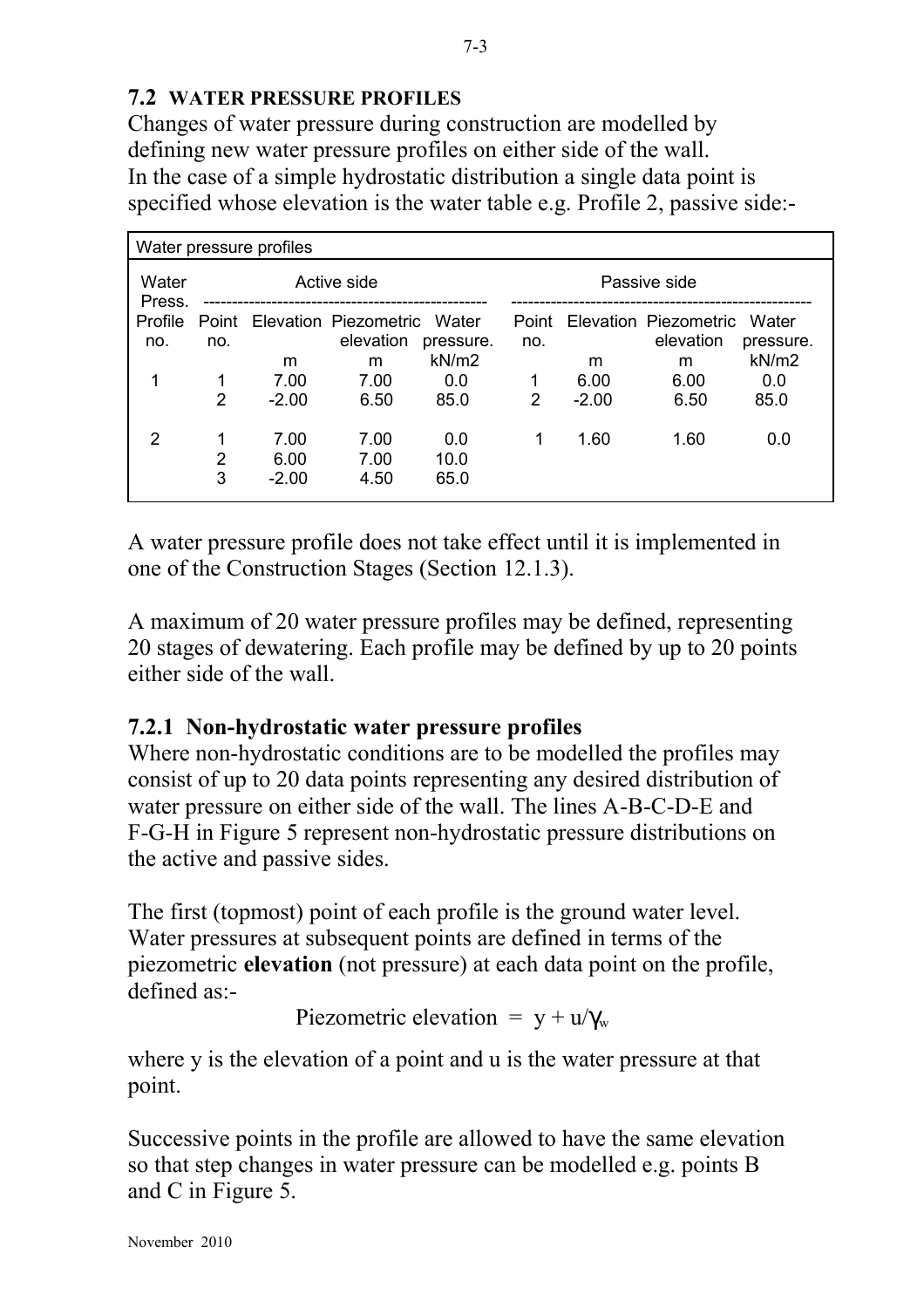## 7.2 WATER PRESSURE PROFILES

Changes of water pressure during construction are modelled by defining new water pressure profiles on either side of the wall. In the case of a simple hydrostatic distribution a single data point is specified whose elevation is the water table e.g. Profile 2, passive side:-

Water pressure profiles

| Water Press. Profile no. | Active side | | | | Passive side | | | |
|---|---|---|---|---|---|---|---|---|
| | Point no. | Elevation m | Piezometric elevation m | Water pressure. kN/m2 | Point no. | Elevation m | Piezometric elevation m | Water pressure. kN/m2 |
| 1 | 1 | 7.00 | 7.00 | 0.0 | 1 | 6.00 | 6.00 | 0.0 |
| | 2 | -2.00 | 6.50 | 85.0 | 2 | -2.00 | 6.50 | 85.0 |
| 2 | 1 | 7.00 | 7.00 | 0.0 | 1 | 1.60 | 1.60 | 0.0 |
| | 2 | 6.00 | 7.00 | 10.0 | | | | |
| | 3 | -2.00 | 4.50 | 65.0 | | | | |

A water pressure profile does not take effect until it is implemented in one of the Construction Stages (Section 12.1.3).

A maximum of 20 water pressure profiles may be defined, representing 20 stages of dewatering. Each profile may be defined by up to 20 points either side of the wall.

### 7.2.1 Non-hydrostatic water pressure profiles

Where non-hydrostatic conditions are to be modelled the profiles may consist of up to 20 data points representing any desired distribution of water pressure on either side of the wall. The lines A-B-C-D-E and F-G-H in Figure 5 represent non-hydrostatic pressure distributions on the active and passive sides.

The first (topmost) point of each profile is the ground water level. Water pressures at subsequent points are defined in terms of the piezometric **elevation** (not pressure) at each data point on the profile, defined as:-

$$\text{Piezometric elevation} = y + u/\gamma_w$$

where y is the elevation of a point and u is the water pressure at that point.

Successive points in the profile are allowed to have the same elevation so that step changes in water pressure can be modelled e.g. points B and C in Figure 5.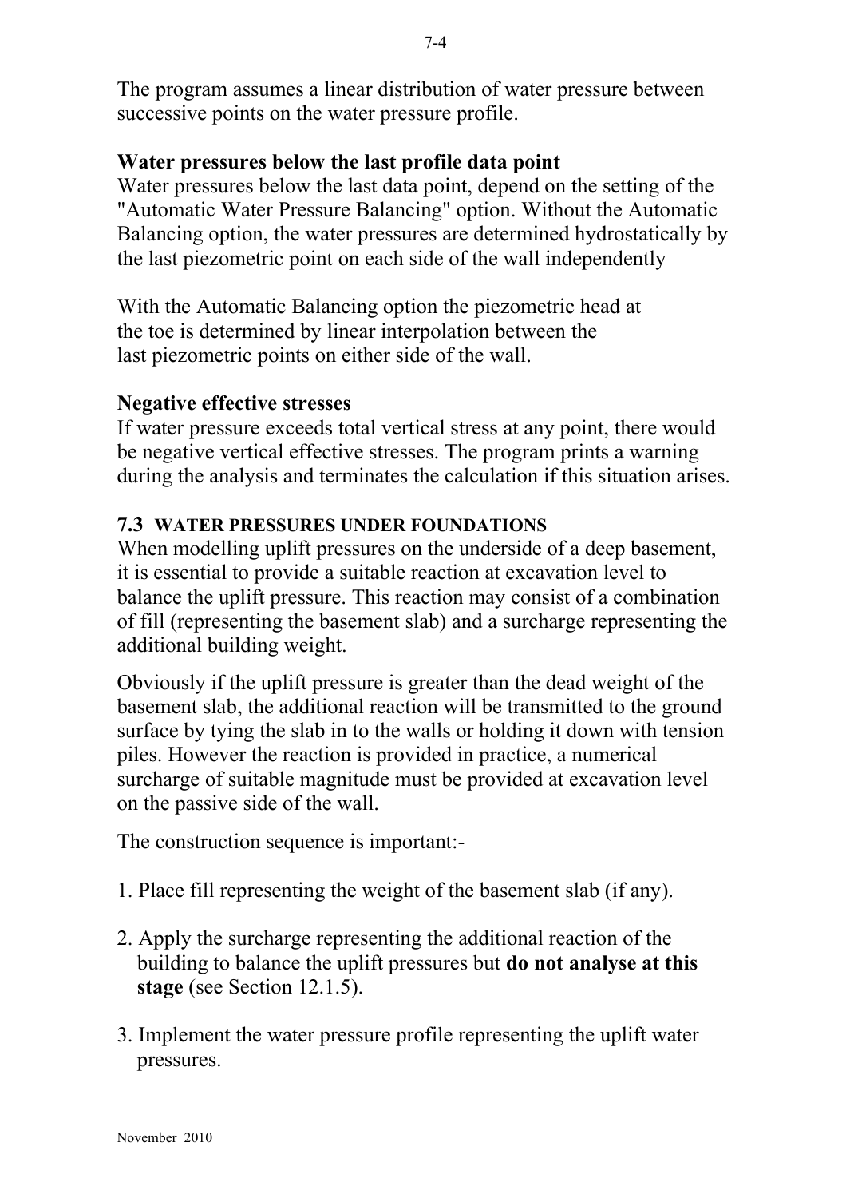The program assumes a linear distribution of water pressure between successive points on the water pressure profile.

**Water pressures below the last profile data point**

Water pressures below the last data point, depend on the setting of the "Automatic Water Pressure Balancing" option. Without the Automatic Balancing option, the water pressures are determined hydrostatically by the last piezometric point on each side of the wall independently

With the Automatic Balancing option the piezometric head at the toe is determined by linear interpolation between the last piezometric points on either side of the wall.

**Negative effective stresses**

If water pressure exceeds total vertical stress at any point, there would be negative vertical effective stresses. The program prints a warning during the analysis and terminates the calculation if this situation arises.

## 7.3 WATER PRESSURES UNDER FOUNDATIONS

When modelling uplift pressures on the underside of a deep basement, it is essential to provide a suitable reaction at excavation level to balance the uplift pressure. This reaction may consist of a combination of fill (representing the basement slab) and a surcharge representing the additional building weight.

Obviously if the uplift pressure is greater than the dead weight of the basement slab, the additional reaction will be transmitted to the ground surface by tying the slab in to the walls or holding it down with tension piles. However the reaction is provided in practice, a numerical surcharge of suitable magnitude must be provided at excavation level on the passive side of the wall.

The construction sequence is important:-

1. Place fill representing the weight of the basement slab (if any).

2. Apply the surcharge representing the additional reaction of the building to balance the uplift pressures but **do not analyse at this stage** (see Section 12.1.5).

3. Implement the water pressure profile representing the uplift water pressures.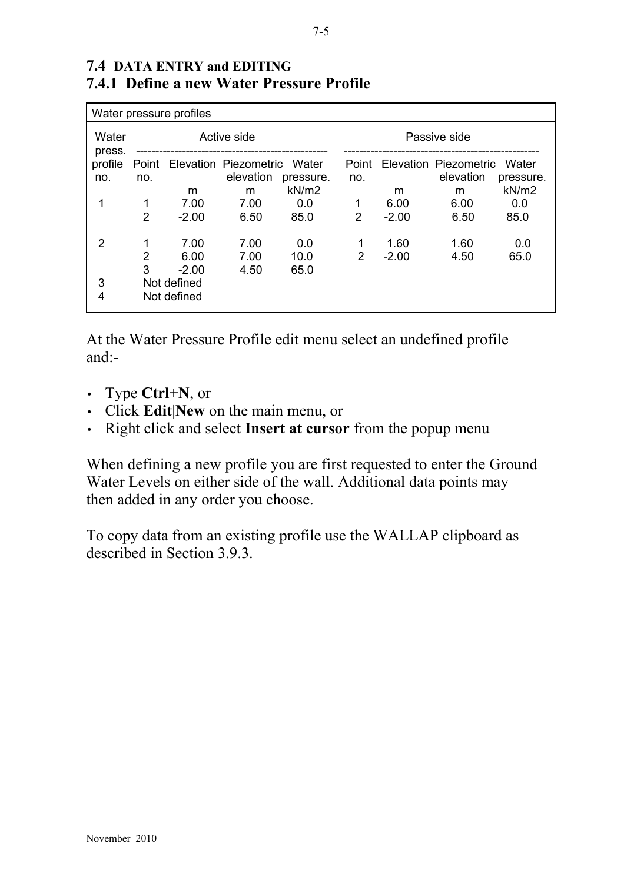## 7.4 DATA ENTRY and EDITING

### 7.4.1 Define a new Water Pressure Profile

Water pressure profiles

| Water press. profile no. | Active side | | | | Passive side | | | |
|---|---|---|---|---|---|---|---|---|
| | Point no. | Elevation m | Piezometric elevation m | Water pressure. kN/m2 | Point no. | Elevation m | Piezometric elevation m | Water pressure. kN/m2 |
| 1 | 1 | 7.00 | 7.00 | 0.0 | 1 | 6.00 | 6.00 | 0.0 |
| | 2 | -2.00 | 6.50 | 85.0 | 2 | -2.00 | 6.50 | 85.0 |
| 2 | 1 | 7.00 | 7.00 | 0.0 | 1 | 1.60 | 1.60 | 0.0 |
| | 2 | 6.00 | 7.00 | 10.0 | 2 | -2.00 | 4.50 | 65.0 |
| | 3 | -2.00 | 4.50 | 65.0 | | | | |
| 3 | Not defined | | | | | | | |
| 4 | Not defined | | | | | | | |

At the Water Pressure Profile edit menu select an undefined profile and:-

- Type **Ctrl+N**, or
- Click **Edit|New** on the main menu, or
- Right click and select **Insert at cursor** from the popup menu

When defining a new profile you are first requested to enter the Ground Water Levels on either side of the wall. Additional data points may then added in any order you choose.

To copy data from an existing profile use the WALLAP clipboard as described in Section 3.9.3.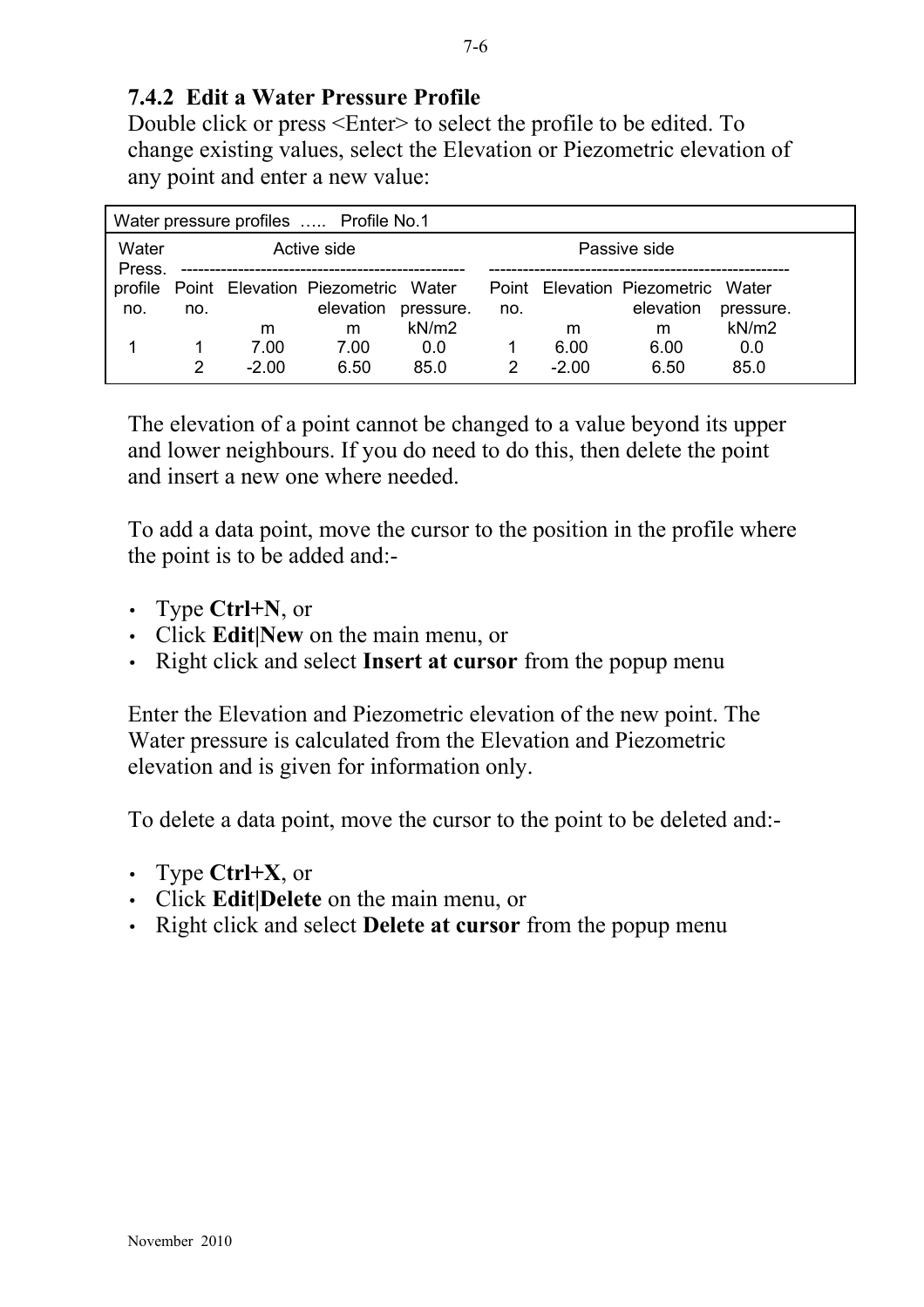### 7.4.2 Edit a Water Pressure Profile

Double click or press <Enter> to select the profile to be edited. To change existing values, select the Elevation or Piezometric elevation of any point and enter a new value:

| Water pressure profiles ….. Profile No.1 | | | | | | | | | |
|---|---|---|---|---|---|---|---|---|---|
| Water Press. | Active side | | | | Passive side | | | | |
| profile no. | Point no. | Elevation | Piezometric elevation | Water pressure. | Point no. | Elevation | Piezometric elevation | Water pressure. |
| | | m | m | kN/m2 | | m | m | kN/m2 |
| 1 | 1 | 7.00 | 7.00 | 0.0 | 1 | 6.00 | 6.00 | 0.0 |
| | 2 | -2.00 | 6.50 | 85.0 | 2 | -2.00 | 6.50 | 85.0 |

The elevation of a point cannot be changed to a value beyond its upper and lower neighbours. If you do need to do this, then delete the point and insert a new one where needed.

To add a data point, move the cursor to the position in the profile where the point is to be added and:-

- Type **Ctrl+N**, or
- Click **Edit|New** on the main menu, or
- Right click and select **Insert at cursor** from the popup menu

Enter the Elevation and Piezometric elevation of the new point. The Water pressure is calculated from the Elevation and Piezometric elevation and is given for information only.

To delete a data point, move the cursor to the point to be deleted and:-

- Type **Ctrl+X**, or
- Click **Edit|Delete** on the main menu, or
- Right click and select **Delete at cursor** from the popup menu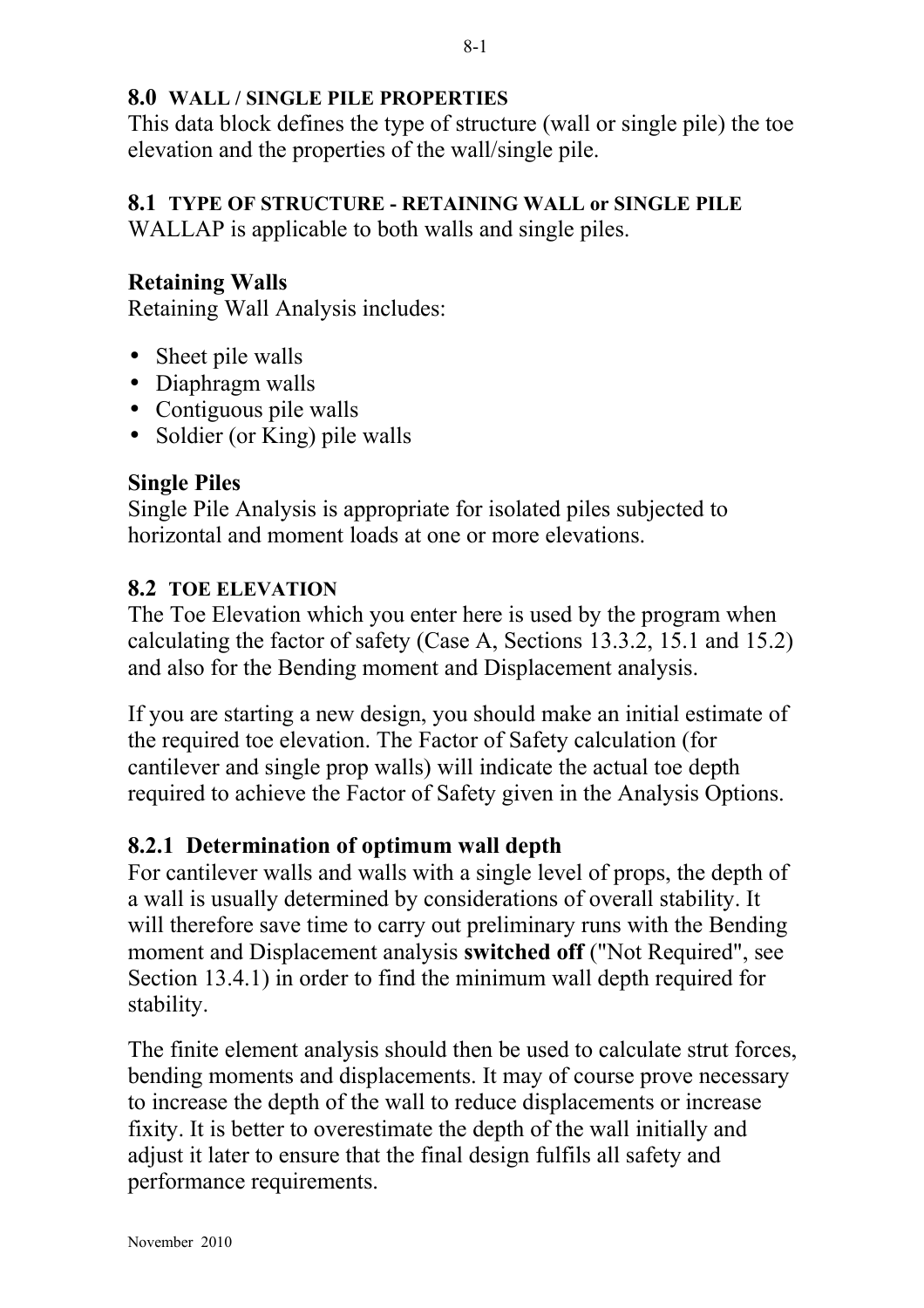## 8.0 WALL / SINGLE PILE PROPERTIES

This data block defines the type of structure (wall or single pile) the toe elevation and the properties of the wall/single pile.

### 8.1 TYPE OF STRUCTURE - RETAINING WALL or SINGLE PILE

WALLAP is applicable to both walls and single piles.

**Retaining Walls**

Retaining Wall Analysis includes:

- Sheet pile walls
- Diaphragm walls
- Contiguous pile walls
- Soldier (or King) pile walls

**Single Piles**

Single Pile Analysis is appropriate for isolated piles subjected to horizontal and moment loads at one or more elevations.

### 8.2 TOE ELEVATION

The Toe Elevation which you enter here is used by the program when calculating the factor of safety (Case A, Sections 13.3.2, 15.1 and 15.2) and also for the Bending moment and Displacement analysis.

If you are starting a new design, you should make an initial estimate of the required toe elevation. The Factor of Safety calculation (for cantilever and single prop walls) will indicate the actual toe depth required to achieve the Factor of Safety given in the Analysis Options.

#### 8.2.1 Determination of optimum wall depth

For cantilever walls and walls with a single level of props, the depth of a wall is usually determined by considerations of overall stability. It will therefore save time to carry out preliminary runs with the Bending moment and Displacement analysis **switched off** ("Not Required", see Section 13.4.1) in order to find the minimum wall depth required for stability.

The finite element analysis should then be used to calculate strut forces, bending moments and displacements. It may of course prove necessary to increase the depth of the wall to reduce displacements or increase fixity. It is better to overestimate the depth of the wall initially and adjust it later to ensure that the final design fulfils all safety and performance requirements.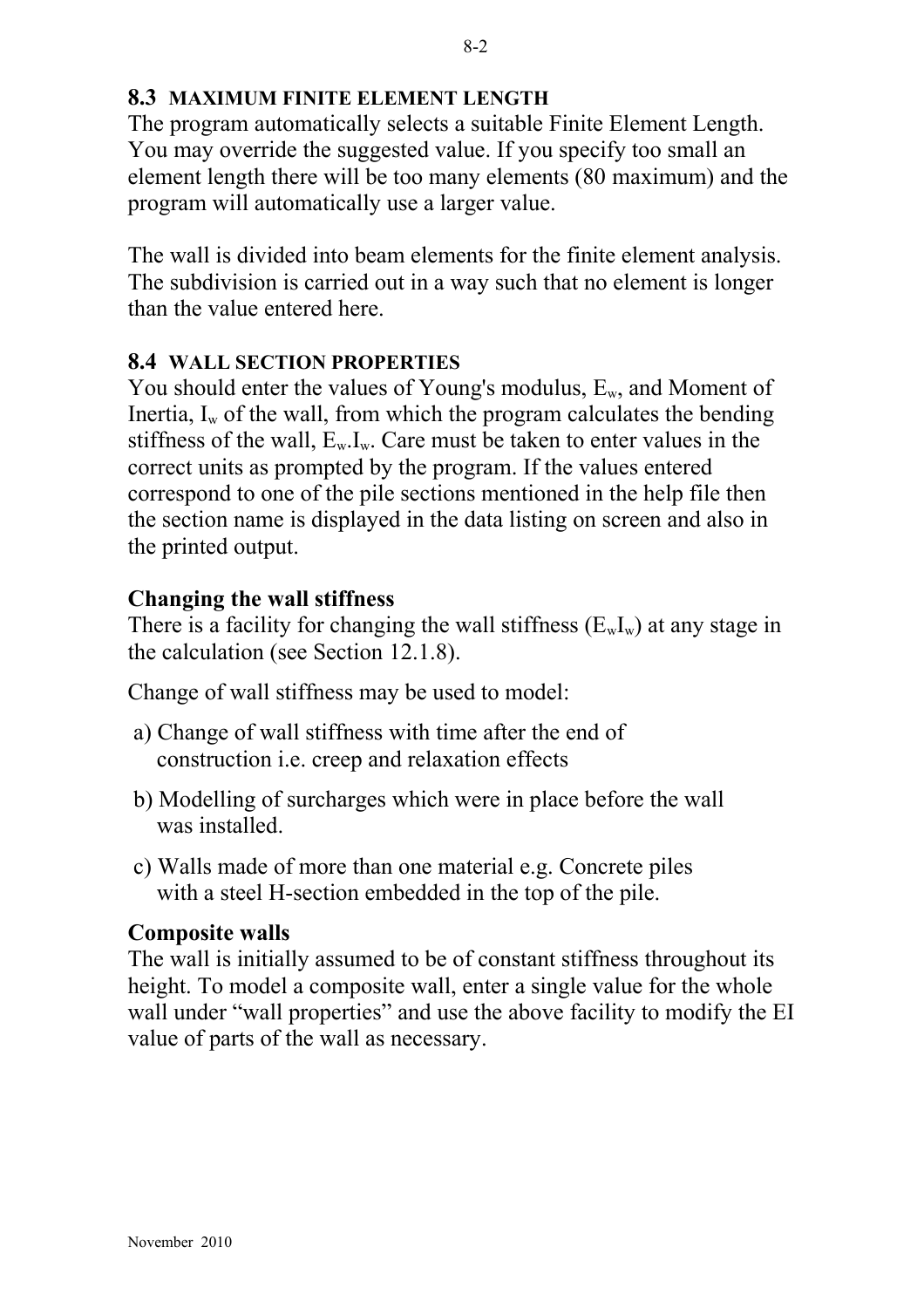## 8.3 MAXIMUM FINITE ELEMENT LENGTH

The program automatically selects a suitable Finite Element Length. You may override the suggested value. If you specify too small an element length there will be too many elements (80 maximum) and the program will automatically use a larger value.

The wall is divided into beam elements for the finite element analysis. The subdivision is carried out in a way such that no element is longer than the value entered here.

## 8.4 WALL SECTION PROPERTIES

You should enter the values of Young's modulus, $E_w$, and Moment of Inertia, $I_w$ of the wall, from which the program calculates the bending stiffness of the wall, $E_w.I_w$. Care must be taken to enter values in the correct units as prompted by the program. If the values entered correspond to one of the pile sections mentioned in the help file then the section name is displayed in the data listing on screen and also in the printed output.

### Changing the wall stiffness

There is a facility for changing the wall stiffness ($E_wI_w$) at any stage in the calculation (see Section 12.1.8).

Change of wall stiffness may be used to model:

a) Change of wall stiffness with time after the end of construction i.e. creep and relaxation effects

b) Modelling of surcharges which were in place before the wall was installed.

c) Walls made of more than one material e.g. Concrete piles with a steel H-section embedded in the top of the pile.

### Composite walls

The wall is initially assumed to be of constant stiffness throughout its height. To model a composite wall, enter a single value for the whole wall under "wall properties" and use the above facility to modify the EI value of parts of the wall as necessary.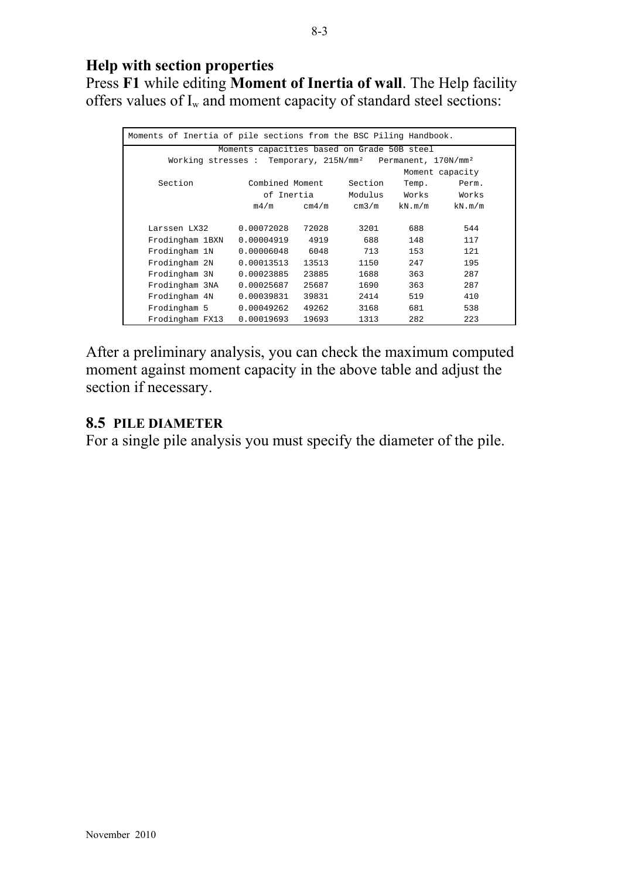## Help with section properties

Press **F1** while editing **Moment of Inertia of wall**. The Help facility offers values of $I_w$ and moment capacity of standard steel sections:

| Moments of Inertia of pile sections from the BSC Piling Handbook. | | | | | |
|---|---|---|---|---|---|
| Moments capacities based on Grade 50B steel | | | | | |
| Working stresses : Temporary, 215N/mm² Permanent, 170N/mm² | | | | | |
| | | | | Moment capacity | |
| Section | Combined Moment of Inertia | | Section Modulus | Temp. Works | Perm. Works |
| | m4/m | cm4/m | cm3/m | kN.m/m | kN.m/m |
| Larssen LX32 | 0.00072028 | 72028 | 3201 | 688 | 544 |
| Frodingham 1BXN | 0.00004919 | 4919 | 688 | 148 | 117 |
| Frodingham 1N | 0.00006048 | 6048 | 713 | 153 | 121 |
| Frodingham 2N | 0.00013513 | 13513 | 1150 | 247 | 195 |
| Frodingham 3N | 0.00023885 | 23885 | 1688 | 363 | 287 |
| Frodingham 3NA | 0.00025687 | 25687 | 1690 | 363 | 287 |
| Frodingham 4N | 0.00039831 | 39831 | 2414 | 519 | 410 |
| Frodingham 5 | 0.00049262 | 49262 | 3168 | 681 | 538 |
| Frodingham FX13 | 0.00019693 | 19693 | 1313 | 282 | 223 |

After a preliminary analysis, you can check the maximum computed moment against moment capacity in the above table and adjust the section if necessary.

## 8.5 PILE DIAMETER

For a single pile analysis you must specify the diameter of the pile.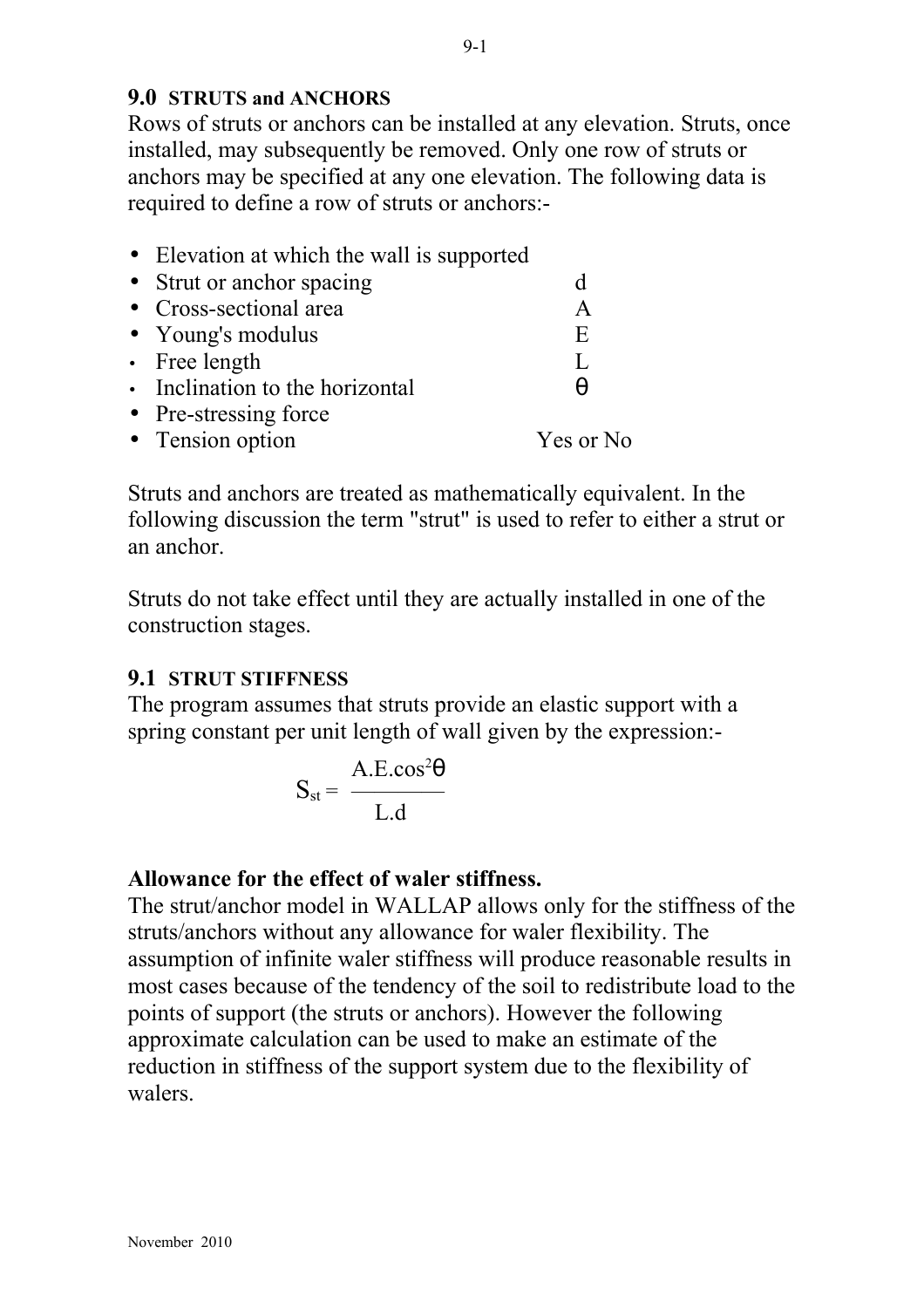## 9.0 STRUTS and ANCHORS

Rows of struts or anchors can be installed at any elevation. Struts, once installed, may subsequently be removed. Only one row of struts or anchors may be specified at any one elevation. The following data is required to define a row of struts or anchors:-

- Elevation at which the wall is supported
- Strut or anchor spacing $d$
- Cross-sectional area $A$
- Young's modulus $E$
- Free length $L$
- Inclination to the horizontal $\theta$
- Pre-stressing force
- Tension option Yes or No

Struts and anchors are treated as mathematically equivalent. In the following discussion the term "strut" is used to refer to either a strut or an anchor.

Struts do not take effect until they are actually installed in one of the construction stages.

### 9.1 STRUT STIFFNESS

The program assumes that struts provide an elastic support with a spring constant per unit length of wall given by the expression:-

$$S_{st} = \frac{A.E.\cos^2\theta}{L.d}$$

**Allowance for the effect of waler stiffness.**

The strut/anchor model in WALLAP allows only for the stiffness of the struts/anchors without any allowance for waler flexibility. The assumption of infinite waler stiffness will produce reasonable results in most cases because of the tendency of the soil to redistribute load to the points of support (the struts or anchors). However the following approximate calculation can be used to make an estimate of the reduction in stiffness of the support system due to the flexibility of walers.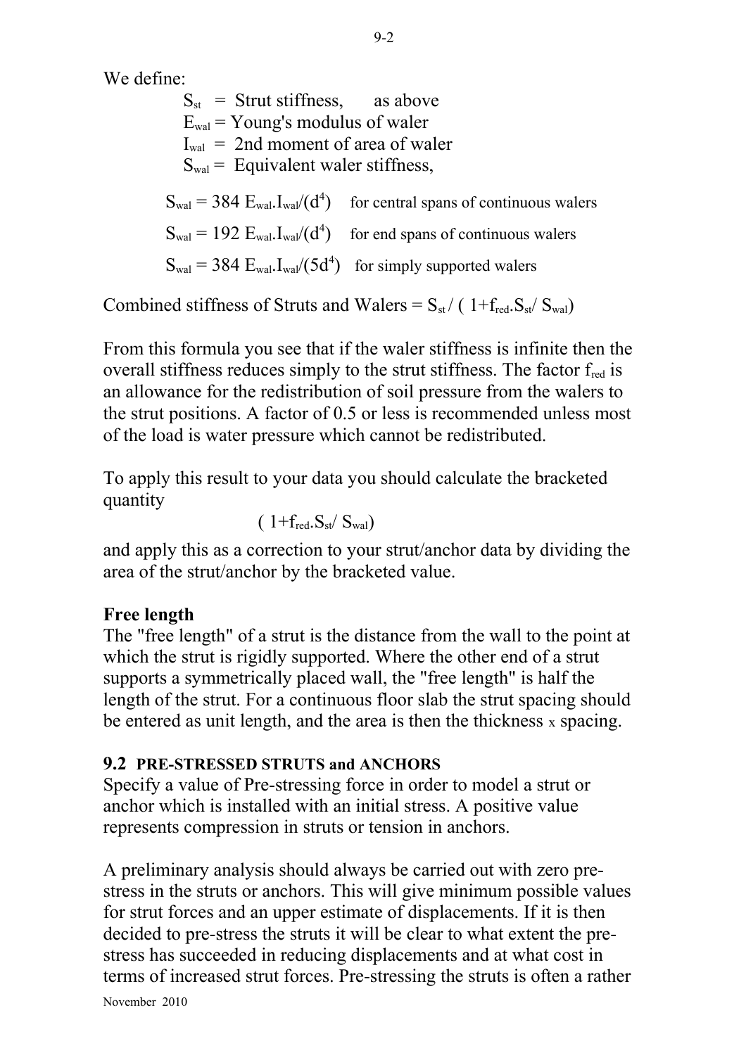We define:

$S_{st}$ = Strut stiffness, as above
$E_{wal}$ = Young's modulus of waler
$I_{wal}$ = 2nd moment of area of waler
$S_{wal}$ = Equivalent waler stiffness,

$S_{wal} = 384\, E_{wal}.I_{wal}/(d^4)$ for central spans of continuous walers

$S_{wal} = 192\, E_{wal}.I_{wal}/(d^4)$ for end spans of continuous walers

$S_{wal} = 384\, E_{wal}.I_{wal}/(5d^4)$ for simply supported walers

Combined stiffness of Struts and Walers = $S_{st} / ( 1+f_{red}.S_{st}/ S_{wal})$

From this formula you see that if the waler stiffness is infinite then the overall stiffness reduces simply to the strut stiffness. The factor $f_{red}$ is an allowance for the redistribution of soil pressure from the walers to the strut positions. A factor of 0.5 or less is recommended unless most of the load is water pressure which cannot be redistributed.

To apply this result to your data you should calculate the bracketed quantity

$$( 1+f_{red}.S_{st}/ S_{wal})$$

and apply this as a correction to your strut/anchor data by dividing the area of the strut/anchor by the bracketed value.

**Free length**

The "free length" of a strut is the distance from the wall to the point at which the strut is rigidly supported. Where the other end of a strut supports a symmetrically placed wall, the "free length" is half the length of the strut. For a continuous floor slab the strut spacing should be entered as unit length, and the area is then the thickness x spacing.

### 9.2 PRE-STRESSED STRUTS and ANCHORS

Specify a value of Pre-stressing force in order to model a strut or anchor which is installed with an initial stress. A positive value represents compression in struts or tension in anchors.

A preliminary analysis should always be carried out with zero pre-stress in the struts or anchors. This will give minimum possible values for strut forces and an upper estimate of displacements. If it is then decided to pre-stress the struts it will be clear to what extent the pre-stress has succeeded in reducing displacements and at what cost in terms of increased strut forces. Pre-stressing the struts is often a rather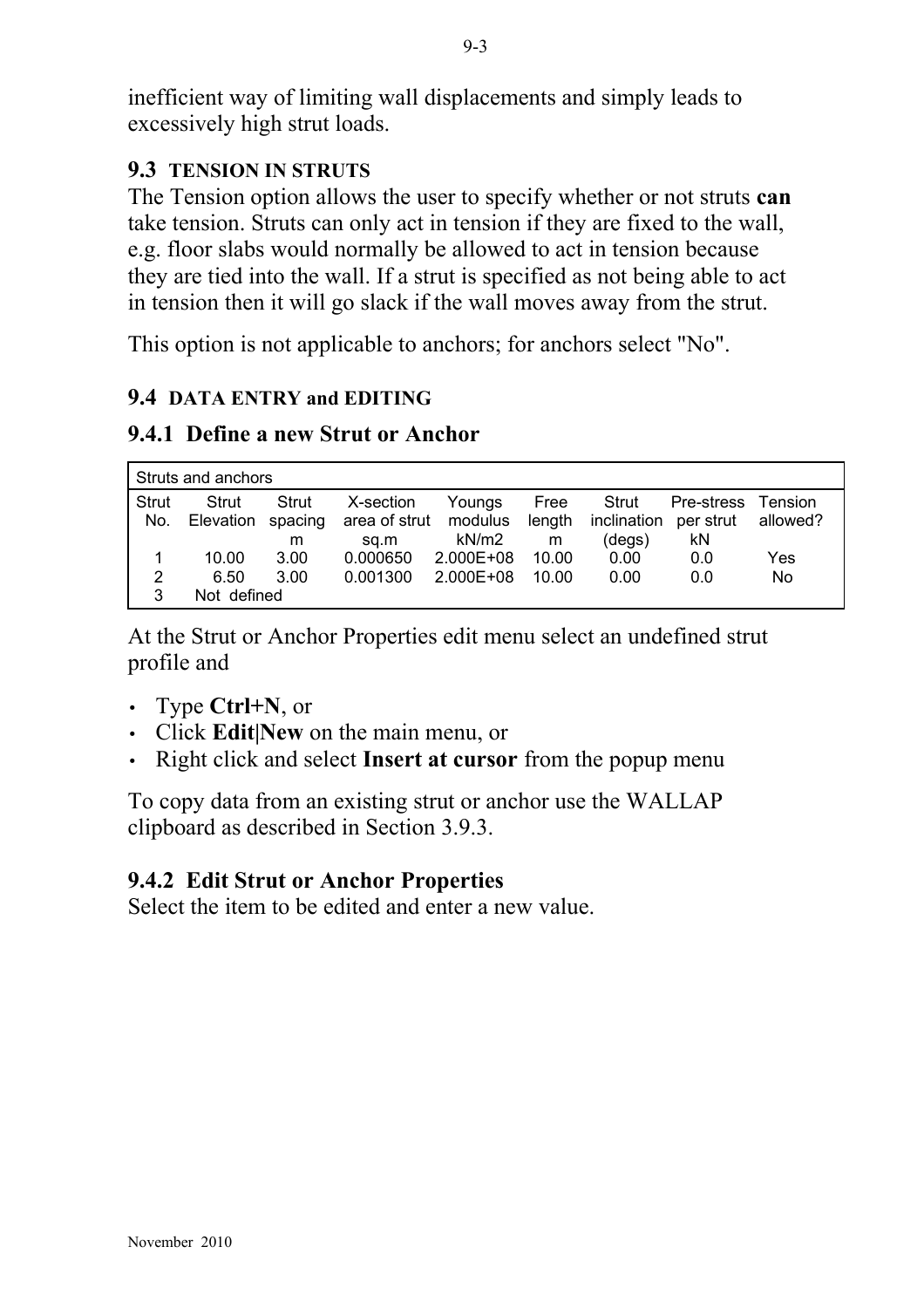inefficient way of limiting wall displacements and simply leads to excessively high strut loads.

## 9.3 TENSION IN STRUTS

The Tension option allows the user to specify whether or not struts **can** take tension. Struts can only act in tension if they are fixed to the wall, e.g. floor slabs would normally be allowed to act in tension because they are tied into the wall. If a strut is specified as not being able to act in tension then it will go slack if the wall moves away from the strut.

This option is not applicable to anchors; for anchors select "No".

## 9.4 DATA ENTRY and EDITING

### 9.4.1 Define a new Strut or Anchor

Struts and anchors

| Strut No. | Strut Elevation | Strut spacing m | X-section area of strut sq.m | Youngs modulus kN/m2 | Free length m | Strut inclination (degs) | Pre-stress per strut kN | Tension allowed? |
|---|---|---|---|---|---|---|---|---|
| 1 | 10.00 | 3.00 | 0.000650 | 2.000E+08 | 10.00 | 0.00 | 0.0 | Yes |
| 2 | 6.50 | 3.00 | 0.001300 | 2.000E+08 | 10.00 | 0.00 | 0.0 | No |
| 3 | Not defined | | | | | | | |

At the Strut or Anchor Properties edit menu select an undefined strut profile and

- Type **Ctrl+N**, or
- Click **Edit|New** on the main menu, or
- Right click and select **Insert at cursor** from the popup menu

To copy data from an existing strut or anchor use the WALLAP clipboard as described in Section 3.9.3.

### 9.4.2 Edit Strut or Anchor Properties

Select the item to be edited and enter a new value.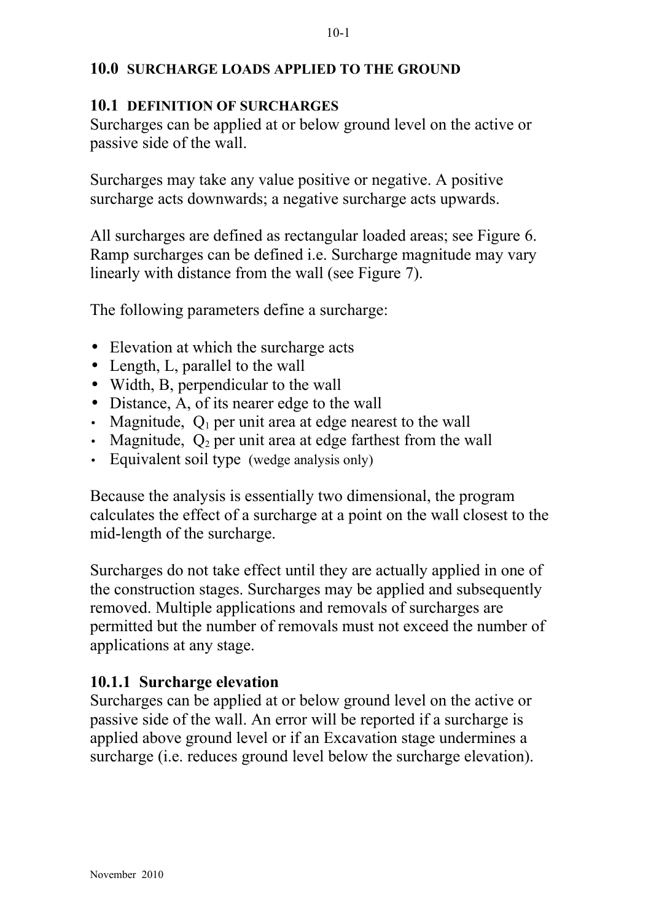# 10.0 SURCHARGE LOADS APPLIED TO THE GROUND

## 10.1 DEFINITION OF SURCHARGES

Surcharges can be applied at or below ground level on the active or passive side of the wall.

Surcharges may take any value positive or negative. A positive surcharge acts downwards; a negative surcharge acts upwards.

All surcharges are defined as rectangular loaded areas; see Figure 6. Ramp surcharges can be defined i.e. Surcharge magnitude may vary linearly with distance from the wall (see Figure 7).

The following parameters define a surcharge:

- Elevation at which the surcharge acts
- Length, L, parallel to the wall
- Width, B, perpendicular to the wall
- Distance, A, of its nearer edge to the wall
- Magnitude, $Q_1$ per unit area at edge nearest to the wall
- Magnitude, $Q_2$ per unit area at edge farthest from the wall
- Equivalent soil type (wedge analysis only)

Because the analysis is essentially two dimensional, the program calculates the effect of a surcharge at a point on the wall closest to the mid-length of the surcharge.

Surcharges do not take effect until they are actually applied in one of the construction stages. Surcharges may be applied and subsequently removed. Multiple applications and removals of surcharges are permitted but the number of removals must not exceed the number of applications at any stage.

### 10.1.1 Surcharge elevation

Surcharges can be applied at or below ground level on the active or passive side of the wall. An error will be reported if a surcharge is applied above ground level or if an Excavation stage undermines a surcharge (i.e. reduces ground level below the surcharge elevation).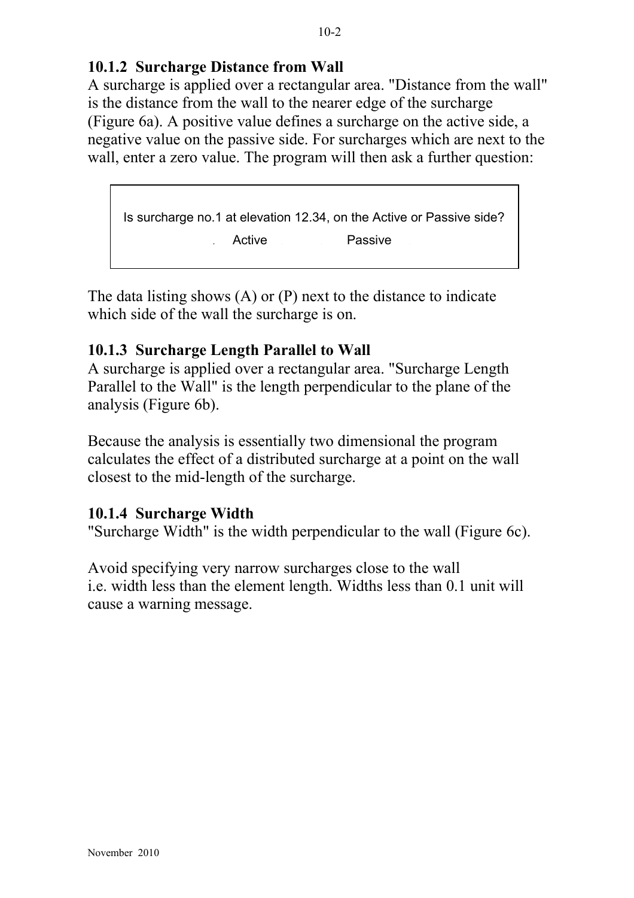### 10.1.2 Surcharge Distance from Wall

A surcharge is applied over a rectangular area. "Distance from the wall" is the distance from the wall to the nearer edge of the surcharge (Figure 6a). A positive value defines a surcharge on the active side, a negative value on the passive side. For surcharges which are next to the wall, enter a zero value. The program will then ask a further question:

```
Is surcharge no.1 at elevation 12.34, on the Active or Passive side?
            Active            Passive
```

The data listing shows (A) or (P) next to the distance to indicate which side of the wall the surcharge is on.

### 10.1.3 Surcharge Length Parallel to Wall

A surcharge is applied over a rectangular area. "Surcharge Length Parallel to the Wall" is the length perpendicular to the plane of the analysis (Figure 6b).

Because the analysis is essentially two dimensional the program calculates the effect of a distributed surcharge at a point on the wall closest to the mid-length of the surcharge.

### 10.1.4 Surcharge Width

"Surcharge Width" is the width perpendicular to the wall (Figure 6c).

Avoid specifying very narrow surcharges close to the wall i.e. width less than the element length. Widths less than 0.1 unit will cause a warning message.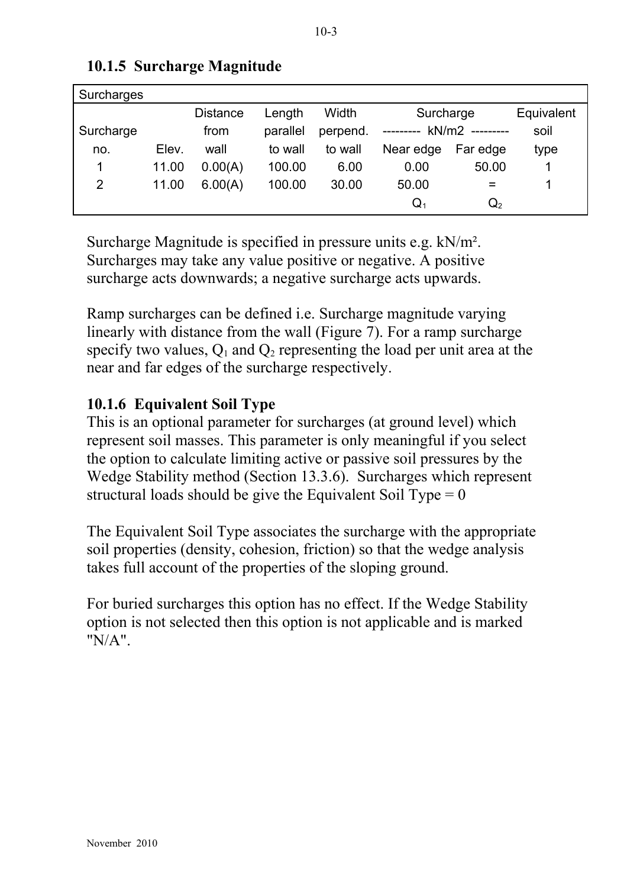### 10.1.5 Surcharge Magnitude

| Surcharges | | | | | | | |
|---|---|---|---|---|---|---|---|
| Surcharge no. | Elev. | Distance from wall | Length parallel to wall | Width perpend. to wall | Surcharge --------- kN/m2 --------- Near edge | Far edge | Equivalent soil type |
| 1 | 11.00 | 0.00(A) | 100.00 | 6.00 | 0.00 | 50.00 | 1 |
| 2 | 11.00 | 6.00(A) | 100.00 | 30.00 | 50.00 | = | 1 |
| | | | | | $Q_1$ | $Q_2$ | |

Surcharge Magnitude is specified in pressure units e.g. kN/m². Surcharges may take any value positive or negative. A positive surcharge acts downwards; a negative surcharge acts upwards.

Ramp surcharges can be defined i.e. Surcharge magnitude varying linearly with distance from the wall (Figure 7). For a ramp surcharge specify two values, $Q_1$ and $Q_2$ representing the load per unit area at the near and far edges of the surcharge respectively.

### 10.1.6 Equivalent Soil Type

This is an optional parameter for surcharges (at ground level) which represent soil masses. This parameter is only meaningful if you select the option to calculate limiting active or passive soil pressures by the Wedge Stability method (Section 13.3.6). Surcharges which represent structural loads should be give the Equivalent Soil Type = 0

The Equivalent Soil Type associates the surcharge with the appropriate soil properties (density, cohesion, friction) so that the wedge analysis takes full account of the properties of the sloping ground.

For buried surcharges this option has no effect. If the Wedge Stability option is not selected then this option is not applicable and is marked "N/A".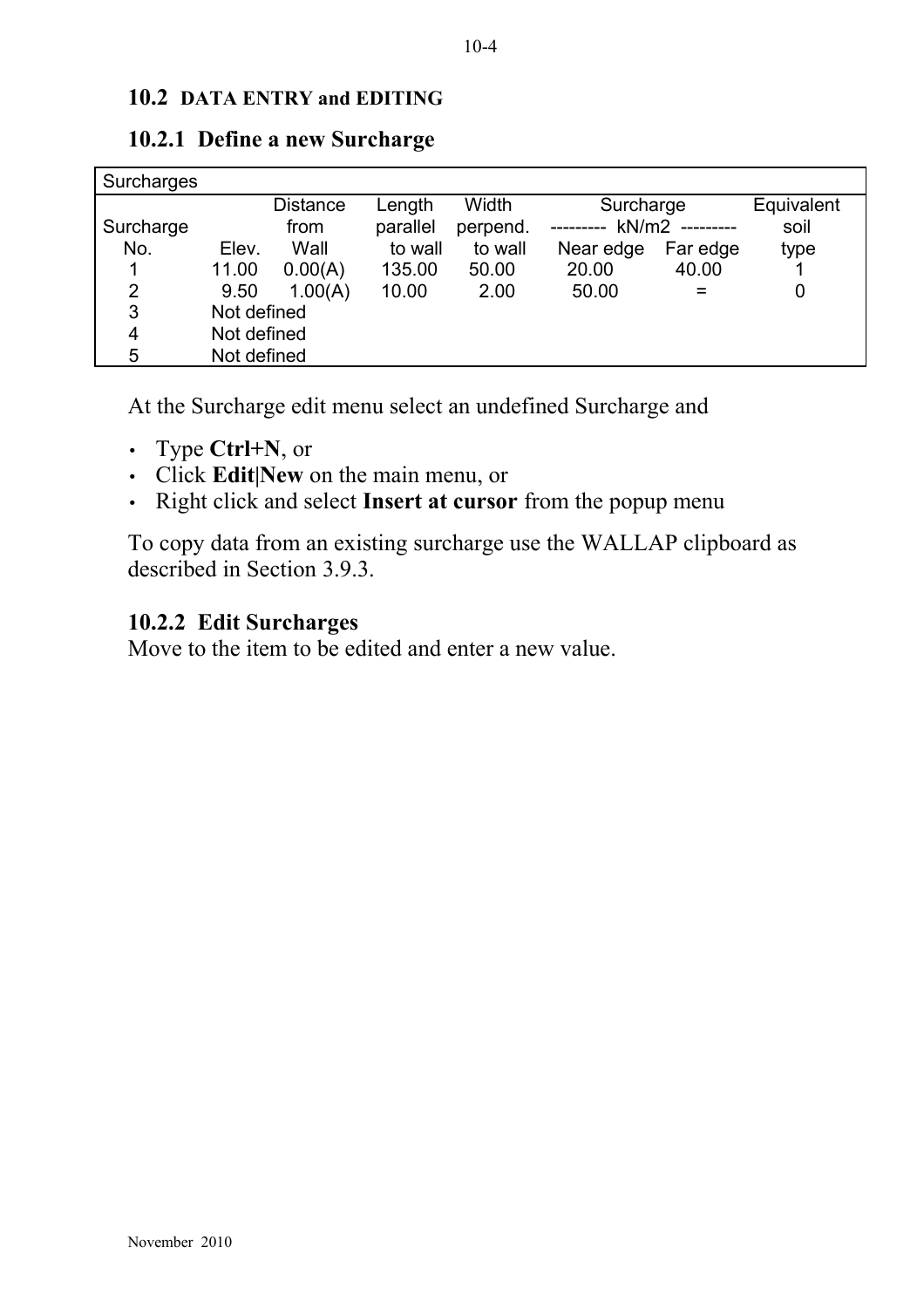## 10.2 DATA ENTRY and EDITING

### 10.2.1 Define a new Surcharge

| Surcharges | | | | | | | |
|---|---|---|---|---|---|---|---|
| Surcharge No. | Elev. | Distance from Wall | Length parallel to wall | Width perpend. to wall | Surcharge --------- kN/m2 --------- Near edge | Far edge | Equivalent soil type |
| 1 | 11.00 | 0.00(A) | 135.00 | 50.00 | 20.00 | 40.00 | 1 |
| 2 | 9.50 | 1.00(A) | 10.00 | 2.00 | 50.00 | = | 0 |
| 3 | Not defined | | | | | | |
| 4 | Not defined | | | | | | |
| 5 | Not defined | | | | | | |

At the Surcharge edit menu select an undefined Surcharge and

- Type **Ctrl+N**, or
- Click **Edit|New** on the main menu, or
- Right click and select **Insert at cursor** from the popup menu

To copy data from an existing surcharge use the WALLAP clipboard as described in Section 3.9.3.

### 10.2.2 Edit Surcharges

Move to the item to be edited and enter a new value.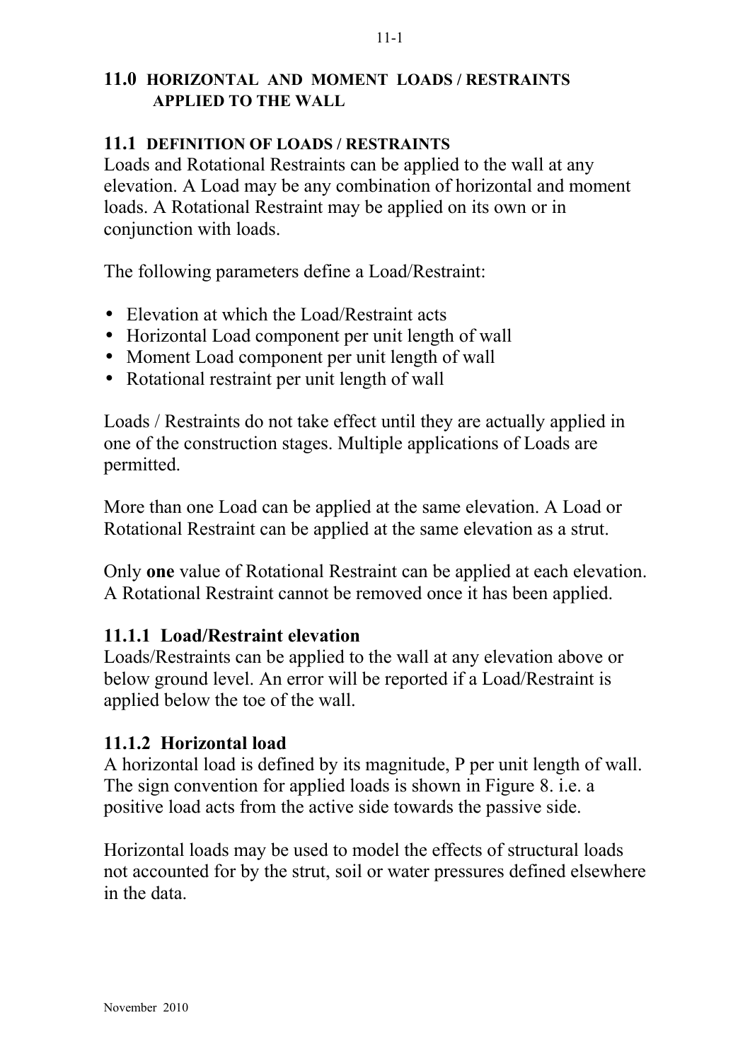# 11.0 HORIZONTAL AND MOMENT LOADS / RESTRAINTS APPLIED TO THE WALL

## 11.1 DEFINITION OF LOADS / RESTRAINTS

Loads and Rotational Restraints can be applied to the wall at any elevation. A Load may be any combination of horizontal and moment loads. A Rotational Restraint may be applied on its own or in conjunction with loads.

The following parameters define a Load/Restraint:

- Elevation at which the Load/Restraint acts
- Horizontal Load component per unit length of wall
- Moment Load component per unit length of wall
- Rotational restraint per unit length of wall

Loads / Restraints do not take effect until they are actually applied in one of the construction stages. Multiple applications of Loads are permitted.

More than one Load can be applied at the same elevation. A Load or Rotational Restraint can be applied at the same elevation as a strut.

Only **one** value of Rotational Restraint can be applied at each elevation. A Rotational Restraint cannot be removed once it has been applied.

### 11.1.1 Load/Restraint elevation

Loads/Restraints can be applied to the wall at any elevation above or below ground level. An error will be reported if a Load/Restraint is applied below the toe of the wall.

### 11.1.2 Horizontal load

A horizontal load is defined by its magnitude, P per unit length of wall. The sign convention for applied loads is shown in Figure 8. i.e. a positive load acts from the active side towards the passive side.

Horizontal loads may be used to model the effects of structural loads not accounted for by the strut, soil or water pressures defined elsewhere in the data.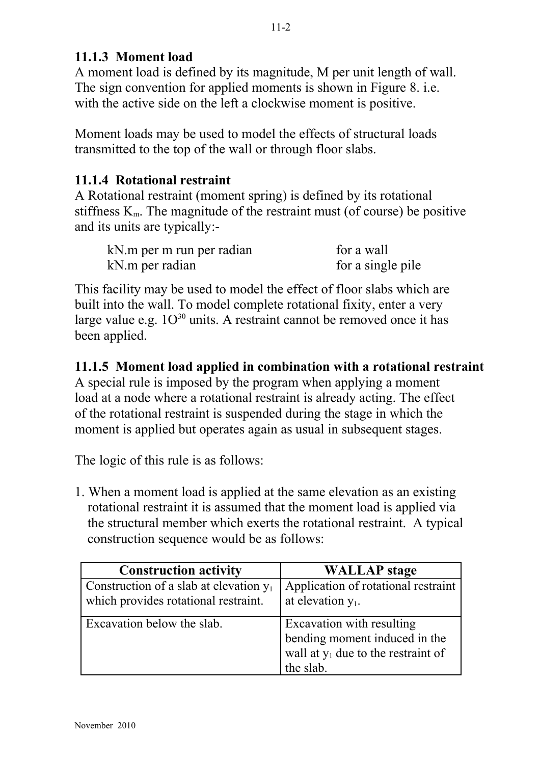### 11.1.3 Moment load

A moment load is defined by its magnitude, M per unit length of wall. The sign convention for applied moments is shown in Figure 8. i.e. with the active side on the left a clockwise moment is positive.

Moment loads may be used to model the effects of structural loads transmitted to the top of the wall or through floor slabs.

### 11.1.4 Rotational restraint

A Rotational restraint (moment spring) is defined by its rotational stiffness $K_m$. The magnitude of the restraint must (of course) be positive and its units are typically:-

| | |
|---|---|
| kN.m per m run per radian | for a wall |
| kN.m per radian | for a single pile |

This facility may be used to model the effect of floor slabs which are built into the wall. To model complete rotational fixity, enter a very large value e.g. $1O^{30}$ units. A restraint cannot be removed once it has been applied.

### 11.1.5 Moment load applied in combination with a rotational restraint

A special rule is imposed by the program when applying a moment load at a node where a rotational restraint is already acting. The effect of the rotational restraint is suspended during the stage in which the moment is applied but operates again as usual in subsequent stages.

The logic of this rule is as follows:

1. When a moment load is applied at the same elevation as an existing rotational restraint it is assumed that the moment load is applied via the structural member which exerts the rotational restraint. A typical construction sequence would be as follows:

| Construction activity | WALLAP stage |
|---|---|
| Construction of a slab at elevation $y_1$ which provides rotational restraint. | Application of rotational restraint at elevation $y_1$. |
| Excavation below the slab. | Excavation with resulting bending moment induced in the wall at $y_1$ due to the restraint of the slab. |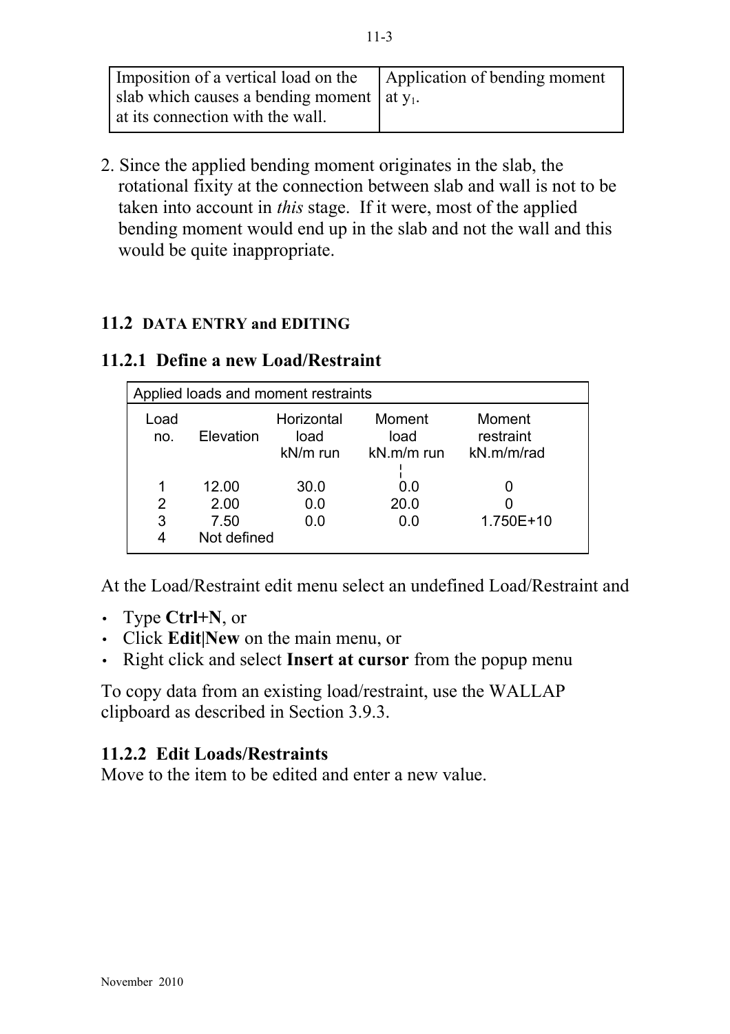| Imposition of a vertical load on the slab which causes a bending moment at its connection with the wall. | Application of bending moment at $y_1$. |
|---|---|

2. Since the applied bending moment originates in the slab, the rotational fixity at the connection between slab and wall is not to be taken into account in *this* stage. If it were, most of the applied bending moment would end up in the slab and not the wall and this would be quite inappropriate.

## 11.2 DATA ENTRY and EDITING

### 11.2.1 Define a new Load/Restraint

| Applied loads and moment restraints | | | | |
|---|---|---|---|---|
| Load no. | Elevation | Horizontal load kN/m run | Moment load kN.m/m run | Moment restraint kN.m/m/rad |
| 1 | 12.00 | 30.0 | 0.0 | 0 |
| 2 | 2.00 | 0.0 | 20.0 | 0 |
| 3 | 7.50 | 0.0 | 0.0 | 1.750E+10 |
| 4 | Not defined | | | |

At the Load/Restraint edit menu select an undefined Load/Restraint and

- Type **Ctrl+N**, or
- Click **Edit|New** on the main menu, or
- Right click and select **Insert at cursor** from the popup menu

To copy data from an existing load/restraint, use the WALLAP clipboard as described in Section 3.9.3.

### 11.2.2 Edit Loads/Restraints

Move to the item to be edited and enter a new value.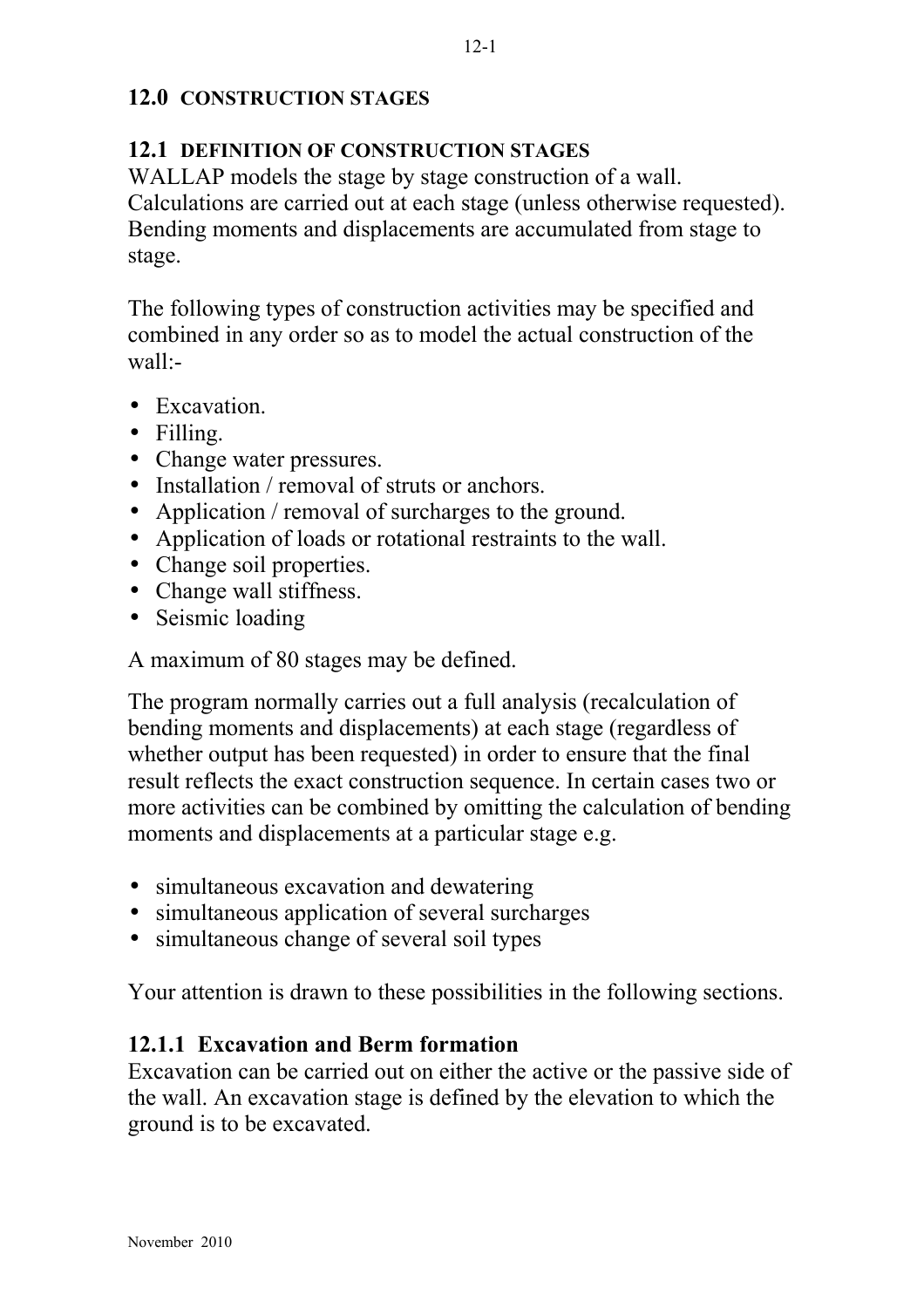## 12.0 CONSTRUCTION STAGES

### 12.1 DEFINITION OF CONSTRUCTION STAGES

WALLAP models the stage by stage construction of a wall. Calculations are carried out at each stage (unless otherwise requested). Bending moments and displacements are accumulated from stage to stage.

The following types of construction activities may be specified and combined in any order so as to model the actual construction of the wall:-

- Excavation.
- Filling.
- Change water pressures.
- Installation / removal of struts or anchors.
- Application / removal of surcharges to the ground.
- Application of loads or rotational restraints to the wall.
- Change soil properties.
- Change wall stiffness.
- Seismic loading

A maximum of 80 stages may be defined.

The program normally carries out a full analysis (recalculation of bending moments and displacements) at each stage (regardless of whether output has been requested) in order to ensure that the final result reflects the exact construction sequence. In certain cases two or more activities can be combined by omitting the calculation of bending moments and displacements at a particular stage e.g.

- simultaneous excavation and dewatering
- simultaneous application of several surcharges
- simultaneous change of several soil types

Your attention is drawn to these possibilities in the following sections.

#### 12.1.1 Excavation and Berm formation

Excavation can be carried out on either the active or the passive side of the wall. An excavation stage is defined by the elevation to which the ground is to be excavated.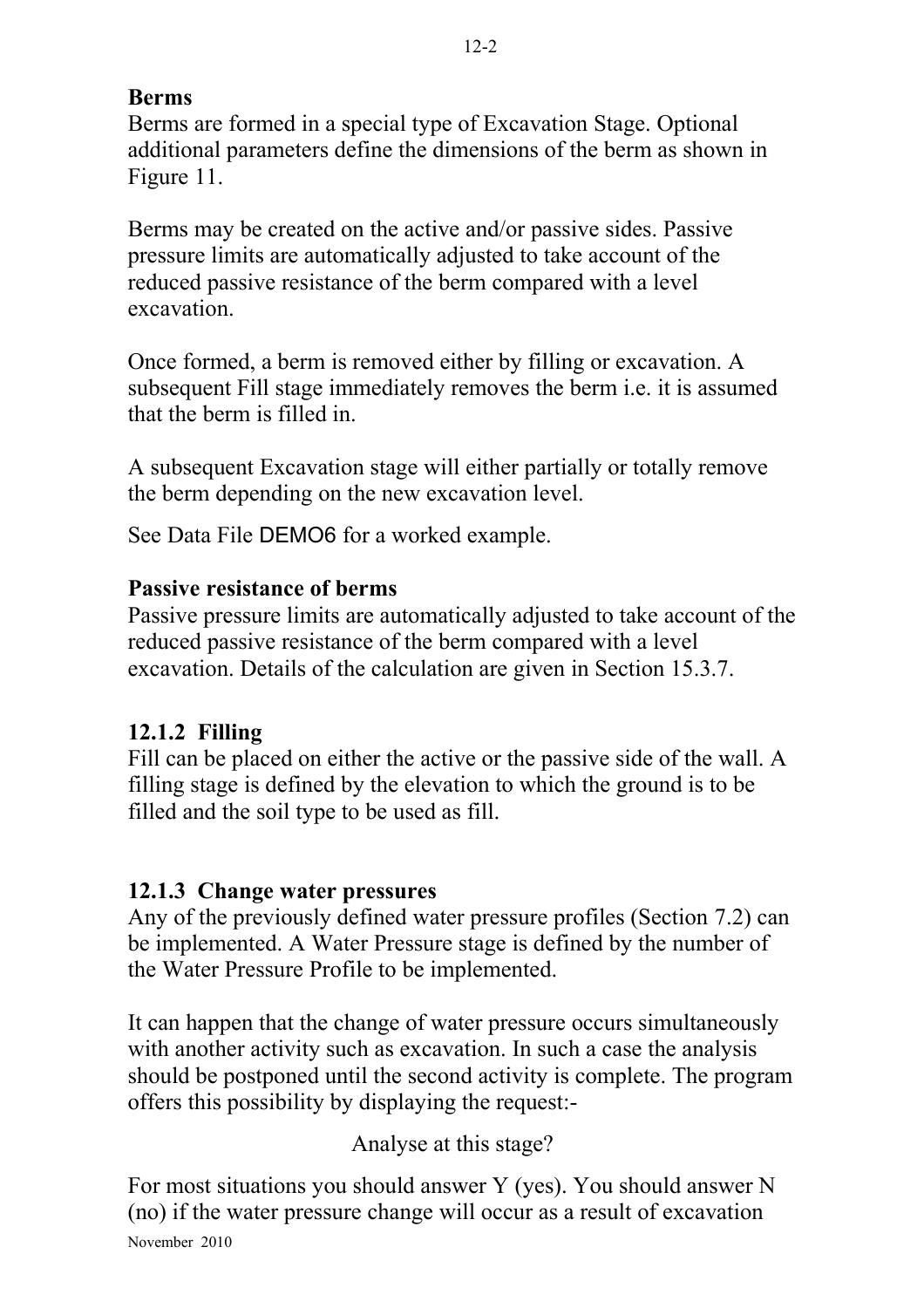**Berms**

Berms are formed in a special type of Excavation Stage. Optional additional parameters define the dimensions of the berm as shown in Figure 11.

Berms may be created on the active and/or passive sides. Passive pressure limits are automatically adjusted to take account of the reduced passive resistance of the berm compared with a level excavation.

Once formed, a berm is removed either by filling or excavation. A subsequent Fill stage immediately removes the berm i.e. it is assumed that the berm is filled in.

A subsequent Excavation stage will either partially or totally remove the berm depending on the new excavation level.

See Data File DEMO6 for a worked example.

**Passive resistance of berms**

Passive pressure limits are automatically adjusted to take account of the reduced passive resistance of the berm compared with a level excavation. Details of the calculation are given in Section 15.3.7.

### 12.1.2 Filling

Fill can be placed on either the active or the passive side of the wall. A filling stage is defined by the elevation to which the ground is to be filled and the soil type to be used as fill.

### 12.1.3 Change water pressures

Any of the previously defined water pressure profiles (Section 7.2) can be implemented. A Water Pressure stage is defined by the number of the Water Pressure Profile to be implemented.

It can happen that the change of water pressure occurs simultaneously with another activity such as excavation. In such a case the analysis should be postponed until the second activity is complete. The program offers this possibility by displaying the request:-

Analyse at this stage?

For most situations you should answer Y (yes). You should answer N (no) if the water pressure change will occur as a result of excavation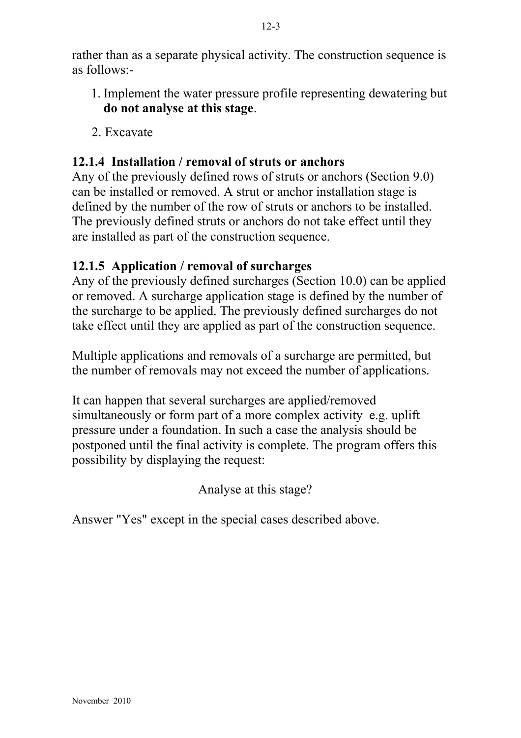rather than as a separate physical activity. The construction sequence is as follows:-

1. Implement the water pressure profile representing dewatering but **do not analyse at this stage**.

2. Excavate

### 12.1.4 Installation / removal of struts or anchors

Any of the previously defined rows of struts or anchors (Section 9.0) can be installed or removed. A strut or anchor installation stage is defined by the number of the row of struts or anchors to be installed. The previously defined struts or anchors do not take effect until they are installed as part of the construction sequence.

### 12.1.5 Application / removal of surcharges

Any of the previously defined surcharges (Section 10.0) can be applied or removed. A surcharge application stage is defined by the number of the surcharge to be applied. The previously defined surcharges do not take effect until they are applied as part of the construction sequence.

Multiple applications and removals of a surcharge are permitted, but the number of removals may not exceed the number of applications.

It can happen that several surcharges are applied/removed simultaneously or form part of a more complex activity e.g. uplift pressure under a foundation. In such a case the analysis should be postponed until the final activity is complete. The program offers this possibility by displaying the request:

Analyse at this stage?

Answer "Yes" except in the special cases described above.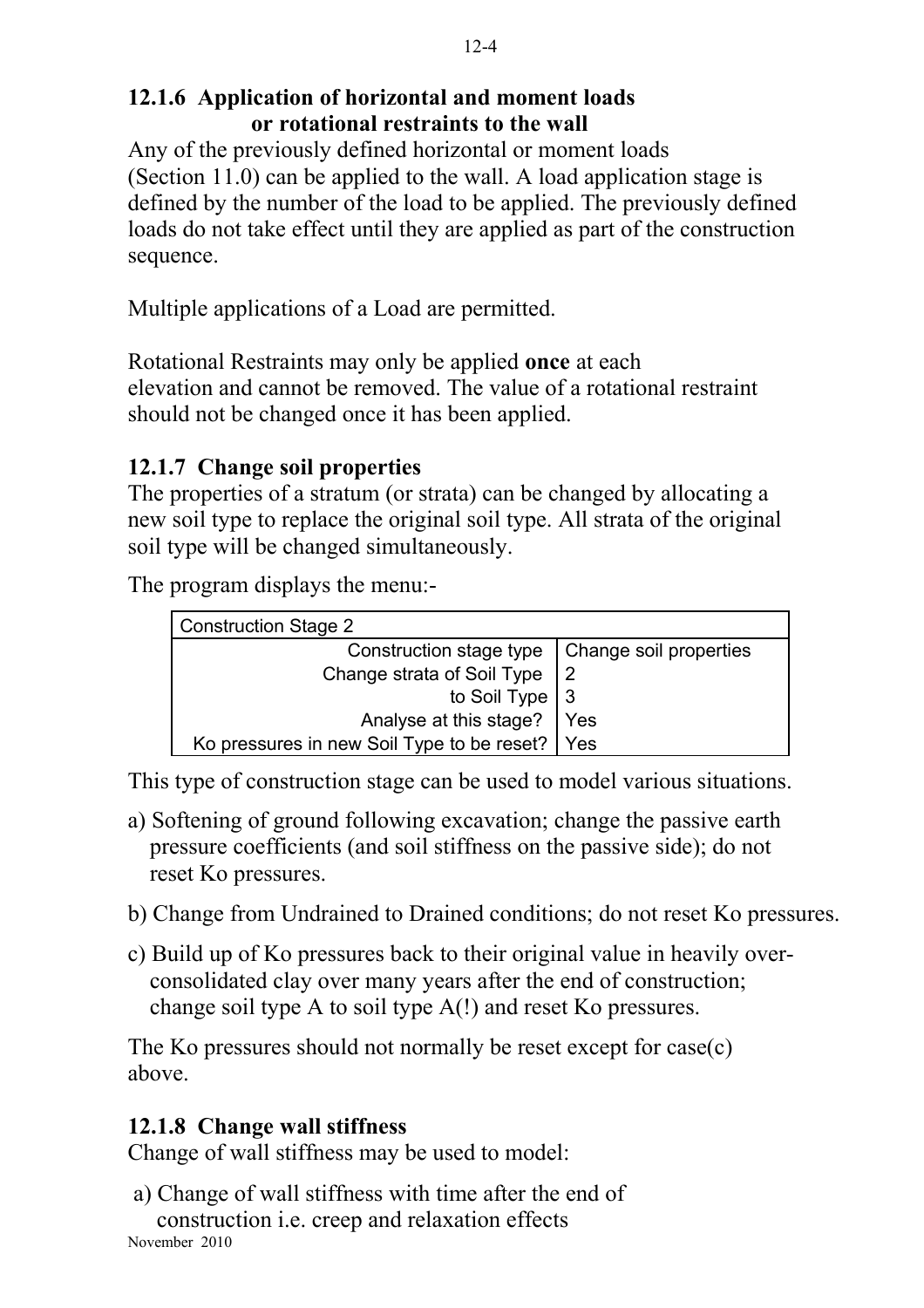### 12.1.6 Application of horizontal and moment loads or rotational restraints to the wall

Any of the previously defined horizontal or moment loads (Section 11.0) can be applied to the wall. A load application stage is defined by the number of the load to be applied. The previously defined loads do not take effect until they are applied as part of the construction sequence.

Multiple applications of a Load are permitted.

Rotational Restraints may only be applied **once** at each elevation and cannot be removed. The value of a rotational restraint should not be changed once it has been applied.

### 12.1.7 Change soil properties

The properties of a stratum (or strata) can be changed by allocating a new soil type to replace the original soil type. All strata of the original soil type will be changed simultaneously.

The program displays the menu:-

| Construction Stage 2 | |
|---|---|
| Construction stage type | Change soil properties |
| Change strata of Soil Type | 2 |
| to Soil Type | 3 |
| Analyse at this stage? | Yes |
| Ko pressures in new Soil Type to be reset? | Yes |

This type of construction stage can be used to model various situations.

a) Softening of ground following excavation; change the passive earth pressure coefficients (and soil stiffness on the passive side); do not reset Ko pressures.

b) Change from Undrained to Drained conditions; do not reset Ko pressures.

c) Build up of Ko pressures back to their original value in heavily over-consolidated clay over many years after the end of construction; change soil type A to soil type A(!) and reset Ko pressures.

The Ko pressures should not normally be reset except for case(c) above.

### 12.1.8 Change wall stiffness

Change of wall stiffness may be used to model:

a) Change of wall stiffness with time after the end of construction i.e. creep and relaxation effects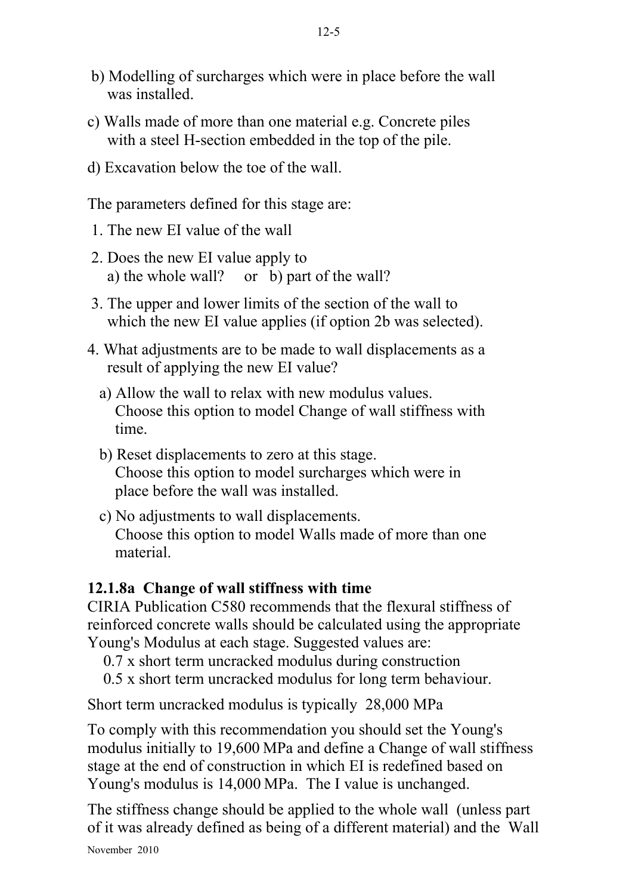b) Modelling of surcharges which were in place before the wall was installed.

c) Walls made of more than one material e.g. Concrete piles with a steel H-section embedded in the top of the pile.

d) Excavation below the toe of the wall.

The parameters defined for this stage are:

1. The new EI value of the wall
2. Does the new EI value apply to
   a) the whole wall? or b) part of the wall?
3. The upper and lower limits of the section of the wall to which the new EI value applies (if option 2b was selected).
4. What adjustments are to be made to wall displacements as a result of applying the new EI value?
   a) Allow the wall to relax with new modulus values.
      Choose this option to model Change of wall stiffness with time.
   b) Reset displacements to zero at this stage.
      Choose this option to model surcharges which were in place before the wall was installed.
   c) No adjustments to wall displacements.
      Choose this option to model Walls made of more than one material.

### 12.1.8a Change of wall stiffness with time

CIRIA Publication C580 recommends that the flexural stiffness of reinforced concrete walls should be calculated using the appropriate Young's Modulus at each stage. Suggested values are:

0.7 x short term uncracked modulus during construction
0.5 x short term uncracked modulus for long term behaviour.

Short term uncracked modulus is typically 28,000 MPa

To comply with this recommendation you should set the Young's modulus initially to 19,600 MPa and define a Change of wall stiffness stage at the end of construction in which EI is redefined based on Young's modulus is 14,000 MPa. The I value is unchanged.

The stiffness change should be applied to the whole wall (unless part of it was already defined as being of a different material) and the Wall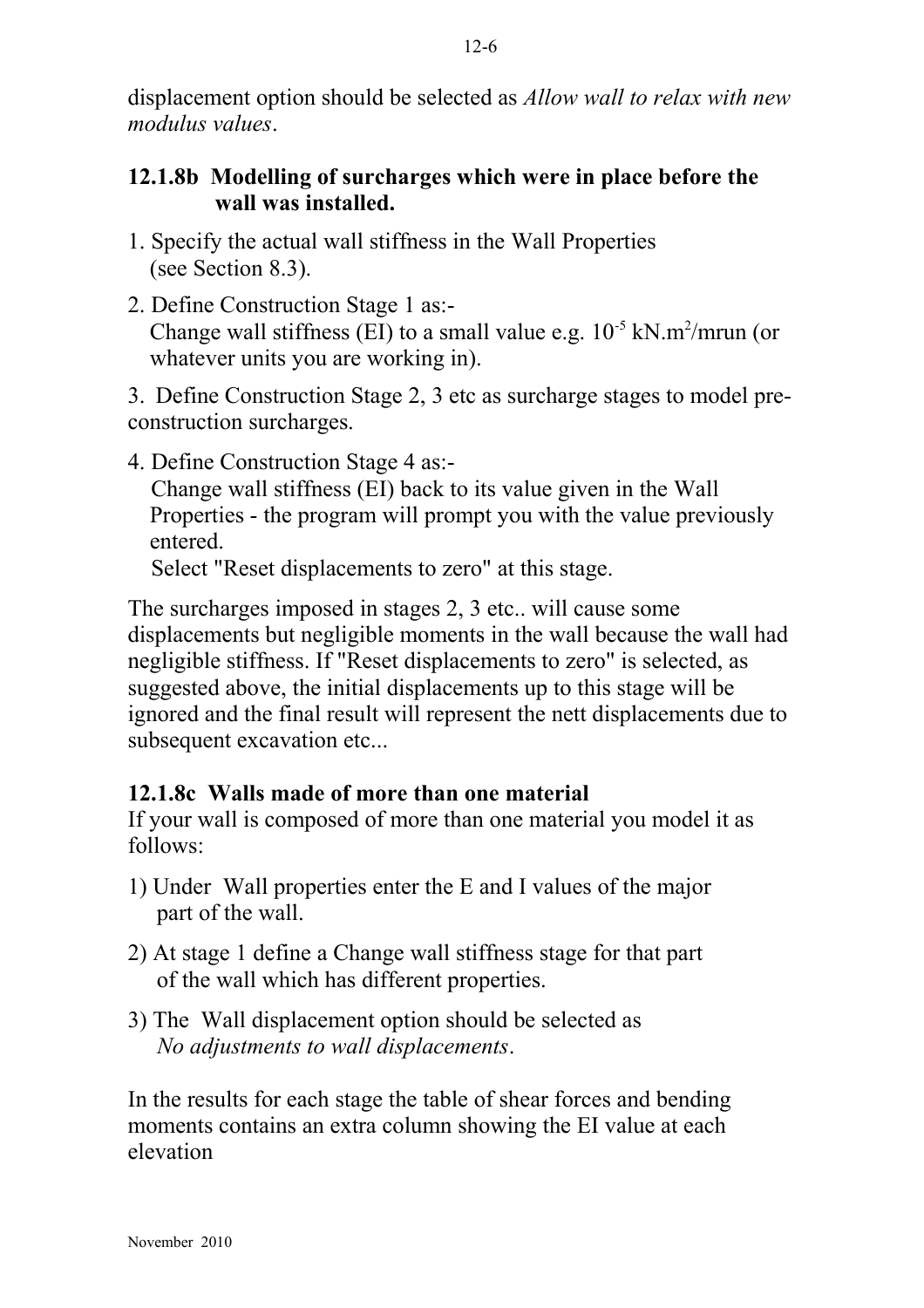displacement option should be selected as *Allow wall to relax with new modulus values*.

### 12.1.8b Modelling of surcharges which were in place before the wall was installed.

1. Specify the actual wall stiffness in the Wall Properties (see Section 8.3).

2. Define Construction Stage 1 as:-
   Change wall stiffness (EI) to a small value e.g. $10^{-5}$ kN.m$^2$/mrun (or whatever units you are working in).

3. Define Construction Stage 2, 3 etc as surcharge stages to model pre-construction surcharges.

4. Define Construction Stage 4 as:-
   Change wall stiffness (EI) back to its value given in the Wall Properties - the program will prompt you with the value previously entered.
   Select "Reset displacements to zero" at this stage.

The surcharges imposed in stages 2, 3 etc.. will cause some displacements but negligible moments in the wall because the wall had negligible stiffness. If "Reset displacements to zero" is selected, as suggested above, the initial displacements up to this stage will be ignored and the final result will represent the nett displacements due to subsequent excavation etc...

### 12.1.8c Walls made of more than one material

If your wall is composed of more than one material you model it as follows:

1) Under Wall properties enter the E and I values of the major part of the wall.

2) At stage 1 define a Change wall stiffness stage for that part of the wall which has different properties.

3) The Wall displacement option should be selected as *No adjustments to wall displacements*.

In the results for each stage the table of shear forces and bending moments contains an extra column showing the EI value at each elevation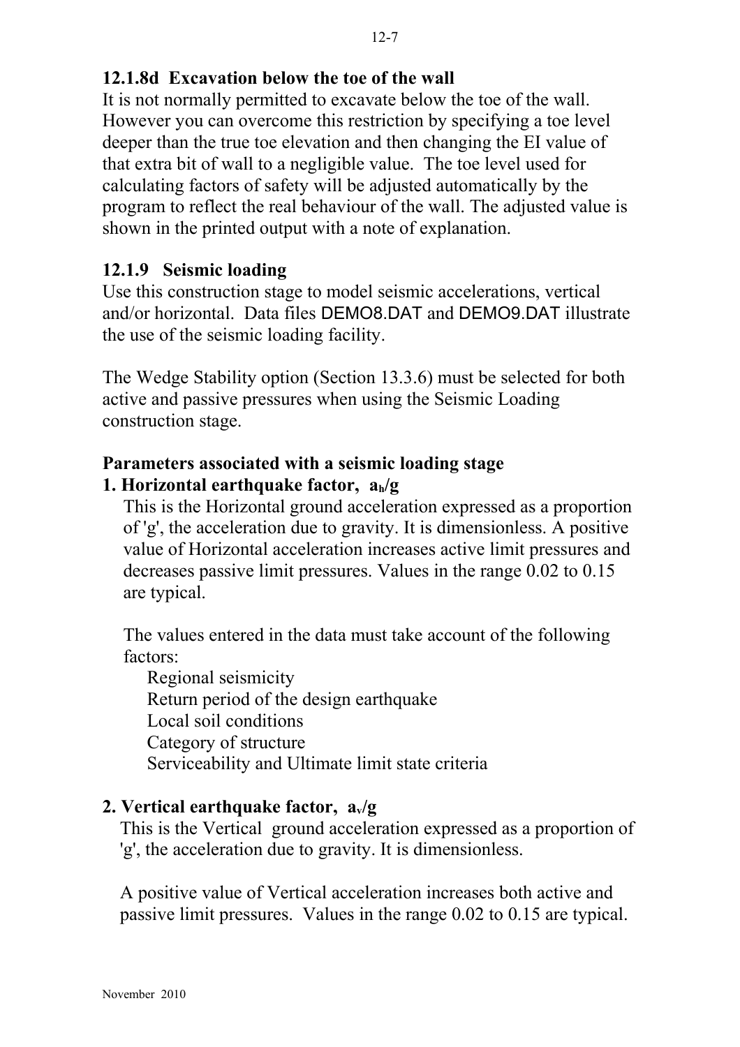### 12.1.8d  Excavation below the toe of the wall

It is not normally permitted to excavate below the toe of the wall. However you can overcome this restriction by specifying a toe level deeper than the true toe elevation and then changing the EI value of that extra bit of wall to a negligible value.  The toe level used for calculating factors of safety will be adjusted automatically by the program to reflect the real behaviour of the wall. The adjusted value is shown in the printed output with a note of explanation.

### 12.1.9   Seismic loading

Use this construction stage to model seismic accelerations, vertical and/or horizontal.  Data files DEMO8.DAT and DEMO9.DAT illustrate the use of the seismic loading facility.

The Wedge Stability option (Section 13.3.6) must be selected for both active and passive pressures when using the Seismic Loading construction stage.

**Parameters associated with a seismic loading stage**

**1. Horizontal earthquake factor,  $a_h/g$**

This is the Horizontal ground acceleration expressed as a proportion of 'g', the acceleration due to gravity. It is dimensionless. A positive value of Horizontal acceleration increases active limit pressures and decreases passive limit pressures. Values in the range 0.02 to 0.15 are typical.

The values entered in the data must take account of the following factors:

- Regional seismicity
- Return period of the design earthquake
- Local soil conditions
- Category of structure
- Serviceability and Ultimate limit state criteria

**2. Vertical earthquake factor,  $a_v/g$**

This is the Vertical  ground acceleration expressed as a proportion of 'g', the acceleration due to gravity. It is dimensionless.

A positive value of Vertical acceleration increases both active and passive limit pressures.  Values in the range 0.02 to 0.15 are typical.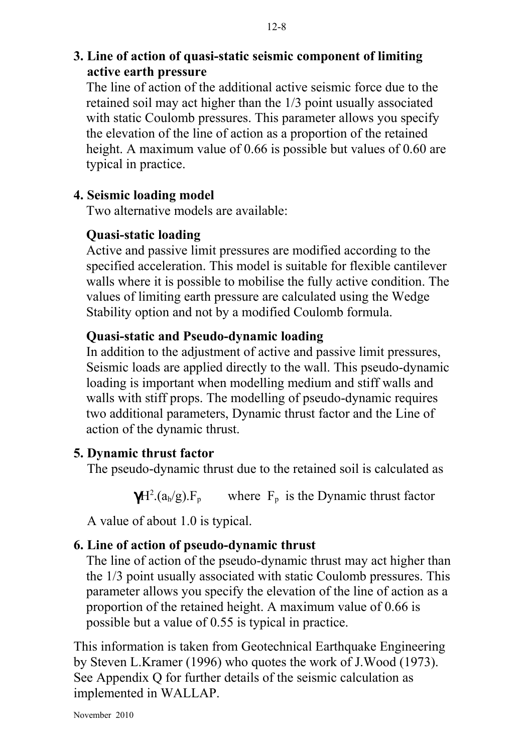### 3. Line of action of quasi-static seismic component of limiting active earth pressure

The line of action of the additional active seismic force due to the retained soil may act higher than the 1/3 point usually associated with static Coulomb pressures. This parameter allows you specify the elevation of the line of action as a proportion of the retained height. A maximum value of 0.66 is possible but values of 0.60 are typical in practice.

### 4. Seismic loading model

Two alternative models are available:

**Quasi-static loading**

Active and passive limit pressures are modified according to the specified acceleration. This model is suitable for flexible cantilever walls where it is possible to mobilise the fully active condition. The values of limiting earth pressure are calculated using the Wedge Stability option and not by a modified Coulomb formula.

**Quasi-static and Pseudo-dynamic loading**

In addition to the adjustment of active and passive limit pressures, Seismic loads are applied directly to the wall. This pseudo-dynamic loading is important when modelling medium and stiff walls and walls with stiff props. The modelling of pseudo-dynamic requires two additional parameters, Dynamic thrust factor and the Line of action of the dynamic thrust.

### 5. Dynamic thrust factor

The pseudo-dynamic thrust due to the retained soil is calculated as

$$\gamma H^2.(a_h/g).F_p \qquad \text{where } F_p \text{ is the Dynamic thrust factor}$$

A value of about 1.0 is typical.

### 6. Line of action of pseudo-dynamic thrust

The line of action of the pseudo-dynamic thrust may act higher than the 1/3 point usually associated with static Coulomb pressures. This parameter allows you specify the elevation of the line of action as a proportion of the retained height. A maximum value of 0.66 is possible but a value of 0.55 is typical in practice.

This information is taken from Geotechnical Earthquake Engineering by Steven L.Kramer (1996) who quotes the work of J.Wood (1973). See Appendix Q for further details of the seismic calculation as implemented in WALLAP.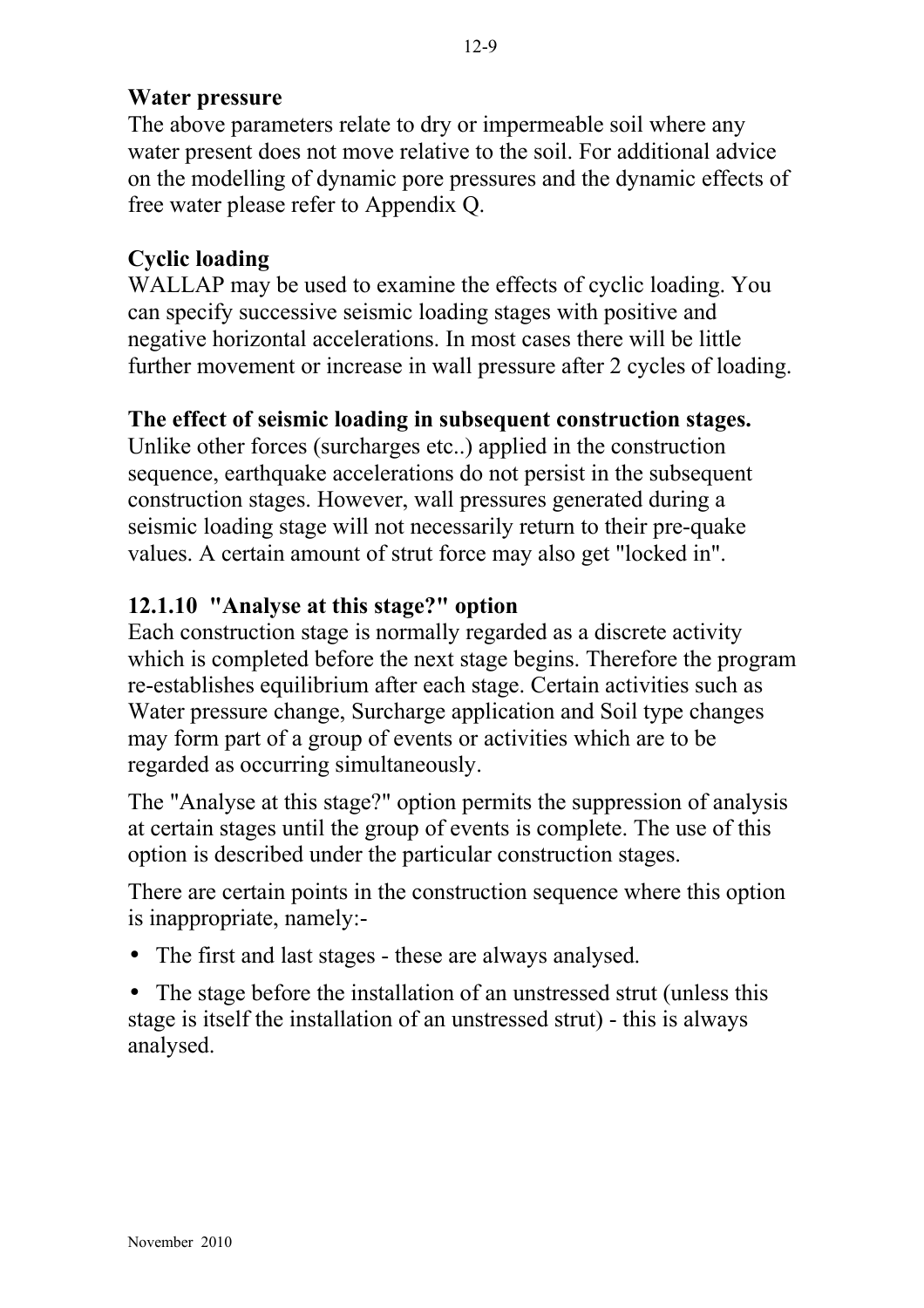**Water pressure**

The above parameters relate to dry or impermeable soil where any water present does not move relative to the soil. For additional advice on the modelling of dynamic pore pressures and the dynamic effects of free water please refer to Appendix Q.

**Cyclic loading**

WALLAP may be used to examine the effects of cyclic loading. You can specify successive seismic loading stages with positive and negative horizontal accelerations. In most cases there will be little further movement or increase in wall pressure after 2 cycles of loading.

**The effect of seismic loading in subsequent construction stages.**

Unlike other forces (surcharges etc..) applied in the construction sequence, earthquake accelerations do not persist in the subsequent construction stages. However, wall pressures generated during a seismic loading stage will not necessarily return to their pre-quake values. A certain amount of strut force may also get "locked in".

### 12.1.10 "Analyse at this stage?" option

Each construction stage is normally regarded as a discrete activity which is completed before the next stage begins. Therefore the program re-establishes equilibrium after each stage. Certain activities such as Water pressure change, Surcharge application and Soil type changes may form part of a group of events or activities which are to be regarded as occurring simultaneously.

The "Analyse at this stage?" option permits the suppression of analysis at certain stages until the group of events is complete. The use of this option is described under the particular construction stages.

There are certain points in the construction sequence where this option is inappropriate, namely:-

- The first and last stages - these are always analysed.
- The stage before the installation of an unstressed strut (unless this stage is itself the installation of an unstressed strut) - this is always analysed.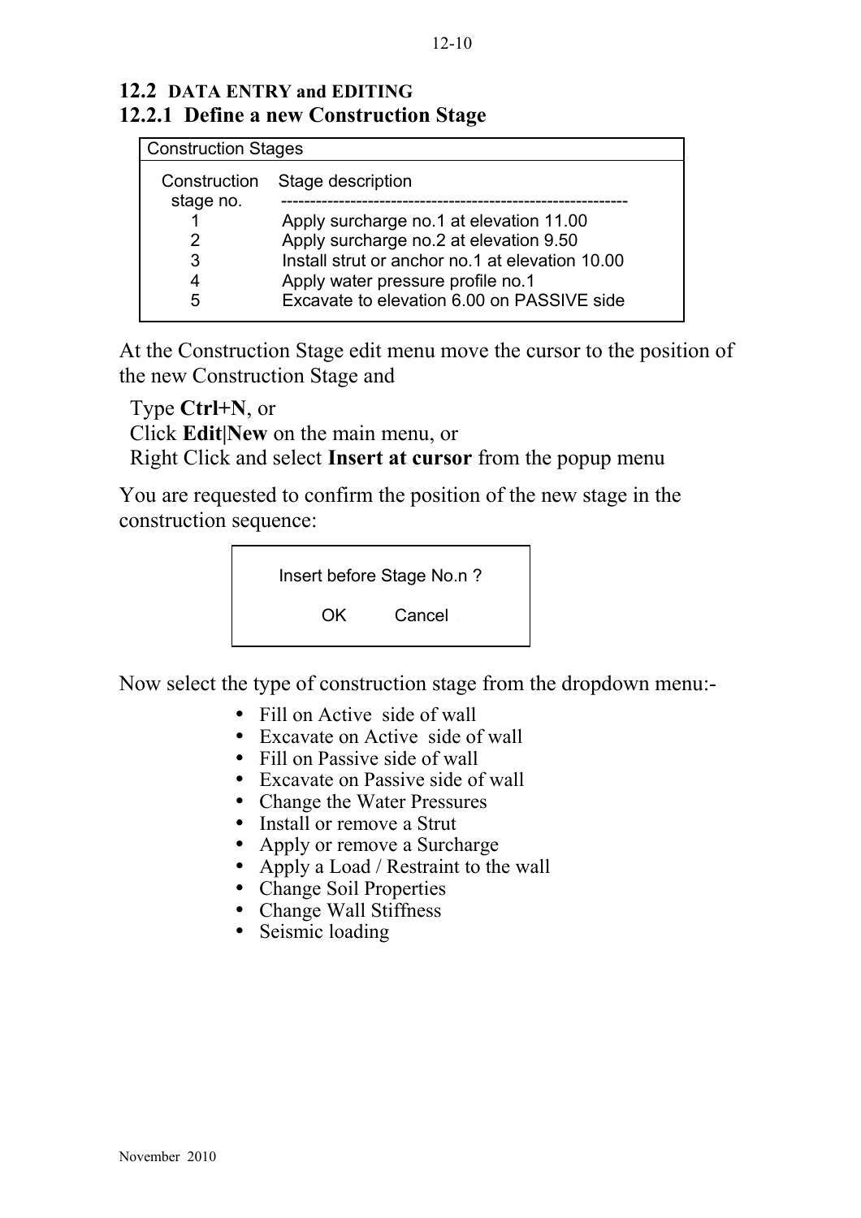## 12.2 DATA ENTRY and EDITING

### 12.2.1 Define a new Construction Stage

| Construction Stages | |
|---|---|
| Construction stage no. | Stage description |
| 1 | Apply surcharge no.1 at elevation 11.00 |
| 2 | Apply surcharge no.2 at elevation 9.50 |
| 3 | Install strut or anchor no.1 at elevation 10.00 |
| 4 | Apply water pressure profile no.1 |
| 5 | Excavate to elevation 6.00 on PASSIVE side |

At the Construction Stage edit menu move the cursor to the position of the new Construction Stage and

Type **Ctrl+N**, or
Click **Edit|New** on the main menu, or
Right Click and select **Insert at cursor** from the popup menu

You are requested to confirm the position of the new stage in the construction sequence:

Insert before Stage No.n ?

OK Cancel

Now select the type of construction stage from the dropdown menu:-

- Fill on Active side of wall
- Excavate on Active side of wall
- Fill on Passive side of wall
- Excavate on Passive side of wall
- Change the Water Pressures
- Install or remove a Strut
- Apply or remove a Surcharge
- Apply a Load / Restraint to the wall
- Change Soil Properties
- Change Wall Stiffness
- Seismic loading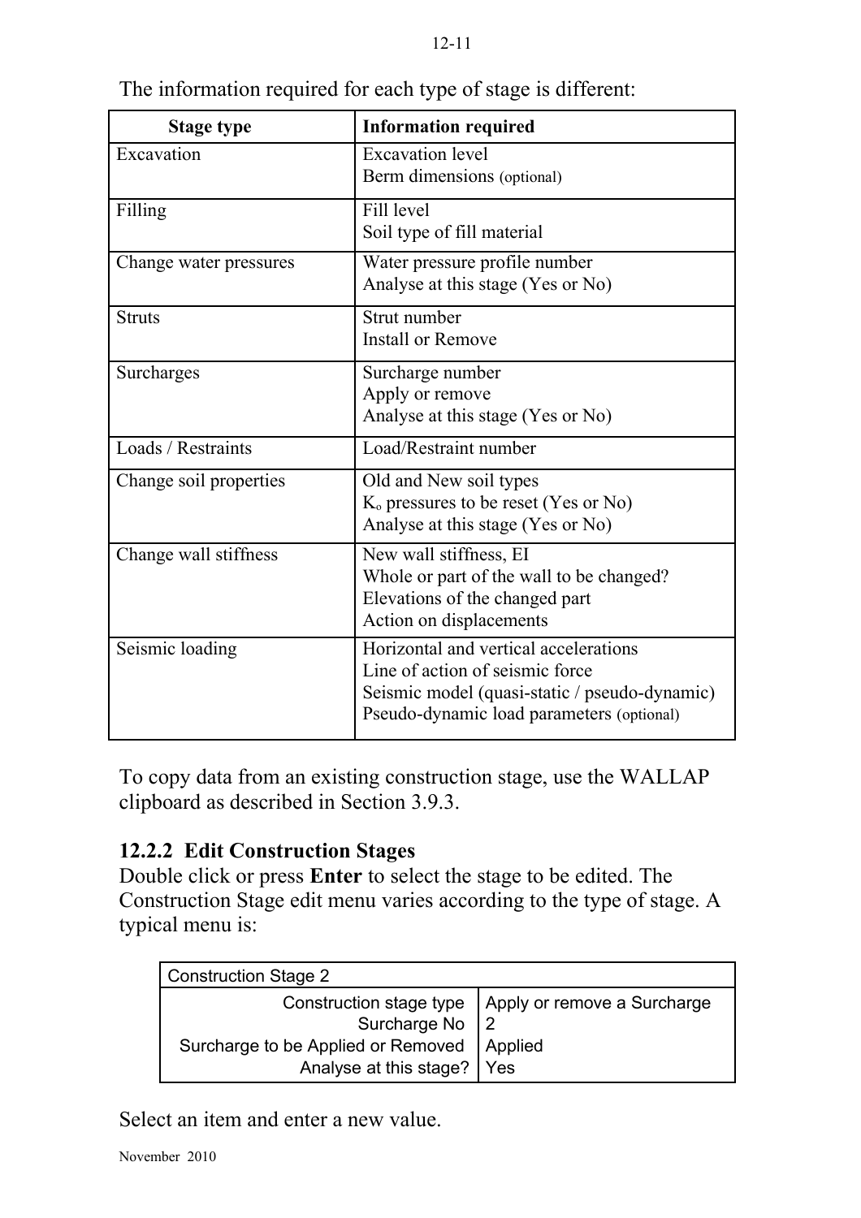The information required for each type of stage is different:

| Stage type | Information required |
|---|---|
| Excavation | Excavation level<br>Berm dimensions (optional) |
| Filling | Fill level<br>Soil type of fill material |
| Change water pressures | Water pressure profile number<br>Analyse at this stage (Yes or No) |
| Struts | Strut number<br>Install or Remove |
| Surcharges | Surcharge number<br>Apply or remove<br>Analyse at this stage (Yes or No) |
| Loads / Restraints | Load/Restraint number |
| Change soil properties | Old and New soil types<br>$K_o$ pressures to be reset (Yes or No)<br>Analyse at this stage (Yes or No) |
| Change wall stiffness | New wall stiffness, EI<br>Whole or part of the wall to be changed?<br>Elevations of the changed part<br>Action on displacements |
| Seismic loading | Horizontal and vertical accelerations<br>Line of action of seismic force<br>Seismic model (quasi-static / pseudo-dynamic)<br>Pseudo-dynamic load parameters (optional) |

To copy data from an existing construction stage, use the WALLAP clipboard as described in Section 3.9.3.

### 12.2.2 Edit Construction Stages

Double click or press **Enter** to select the stage to be edited. The Construction Stage edit menu varies according to the type of stage. A typical menu is:

| Construction Stage 2 | |
|---|---|
| Construction stage type | Apply or remove a Surcharge |
| Surcharge No | 2 |
| Surcharge to be Applied or Removed | Applied |
| Analyse at this stage? | Yes |

Select an item and enter a new value.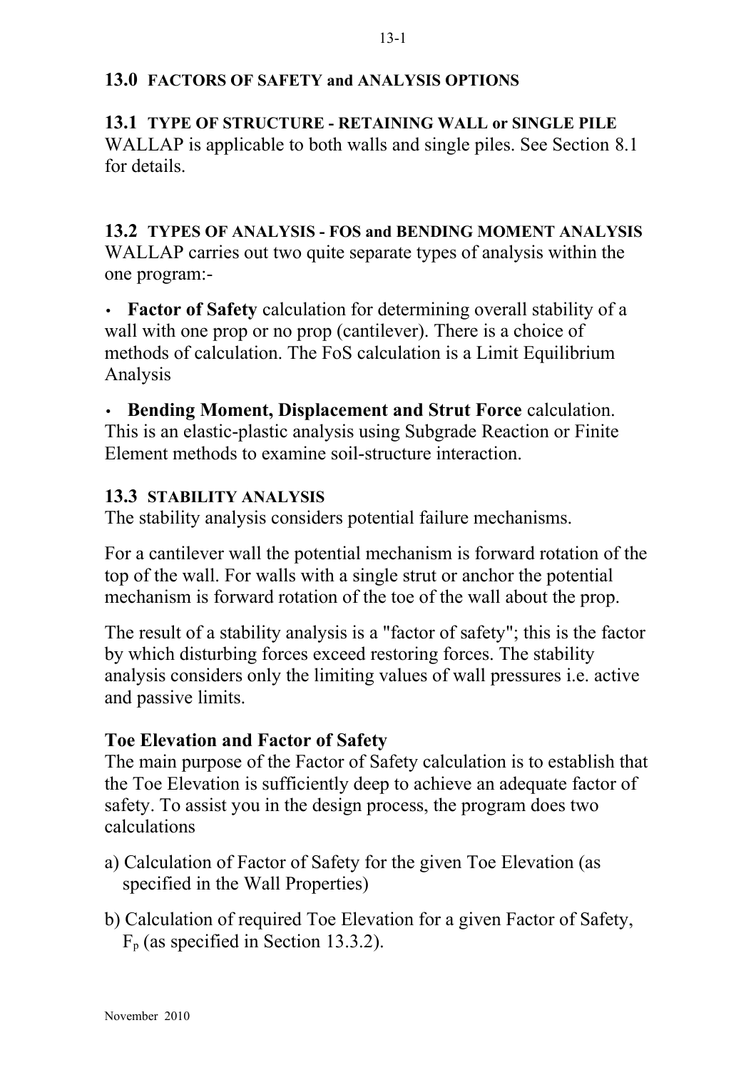# 13.0 FACTORS OF SAFETY and ANALYSIS OPTIONS

## 13.1 TYPE OF STRUCTURE - RETAINING WALL or SINGLE PILE

WALLAP is applicable to both walls and single piles. See Section 8.1 for details.

## 13.2 TYPES OF ANALYSIS - FOS and BENDING MOMENT ANALYSIS

WALLAP carries out two quite separate types of analysis within the one program:-

- **Factor of Safety** calculation for determining overall stability of a wall with one prop or no prop (cantilever). There is a choice of methods of calculation. The FoS calculation is a Limit Equilibrium Analysis
- **Bending Moment, Displacement and Strut Force** calculation. This is an elastic-plastic analysis using Subgrade Reaction or Finite Element methods to examine soil-structure interaction.

## 13.3 STABILITY ANALYSIS

The stability analysis considers potential failure mechanisms.

For a cantilever wall the potential mechanism is forward rotation of the top of the wall. For walls with a single strut or anchor the potential mechanism is forward rotation of the toe of the wall about the prop.

The result of a stability analysis is a "factor of safety"; this is the factor by which disturbing forces exceed restoring forces. The stability analysis considers only the limiting values of wall pressures i.e. active and passive limits.

### Toe Elevation and Factor of Safety

The main purpose of the Factor of Safety calculation is to establish that the Toe Elevation is sufficiently deep to achieve an adequate factor of safety. To assist you in the design process, the program does two calculations

a) Calculation of Factor of Safety for the given Toe Elevation (as specified in the Wall Properties)

b) Calculation of required Toe Elevation for a given Factor of Safety, $F_p$ (as specified in Section 13.3.2).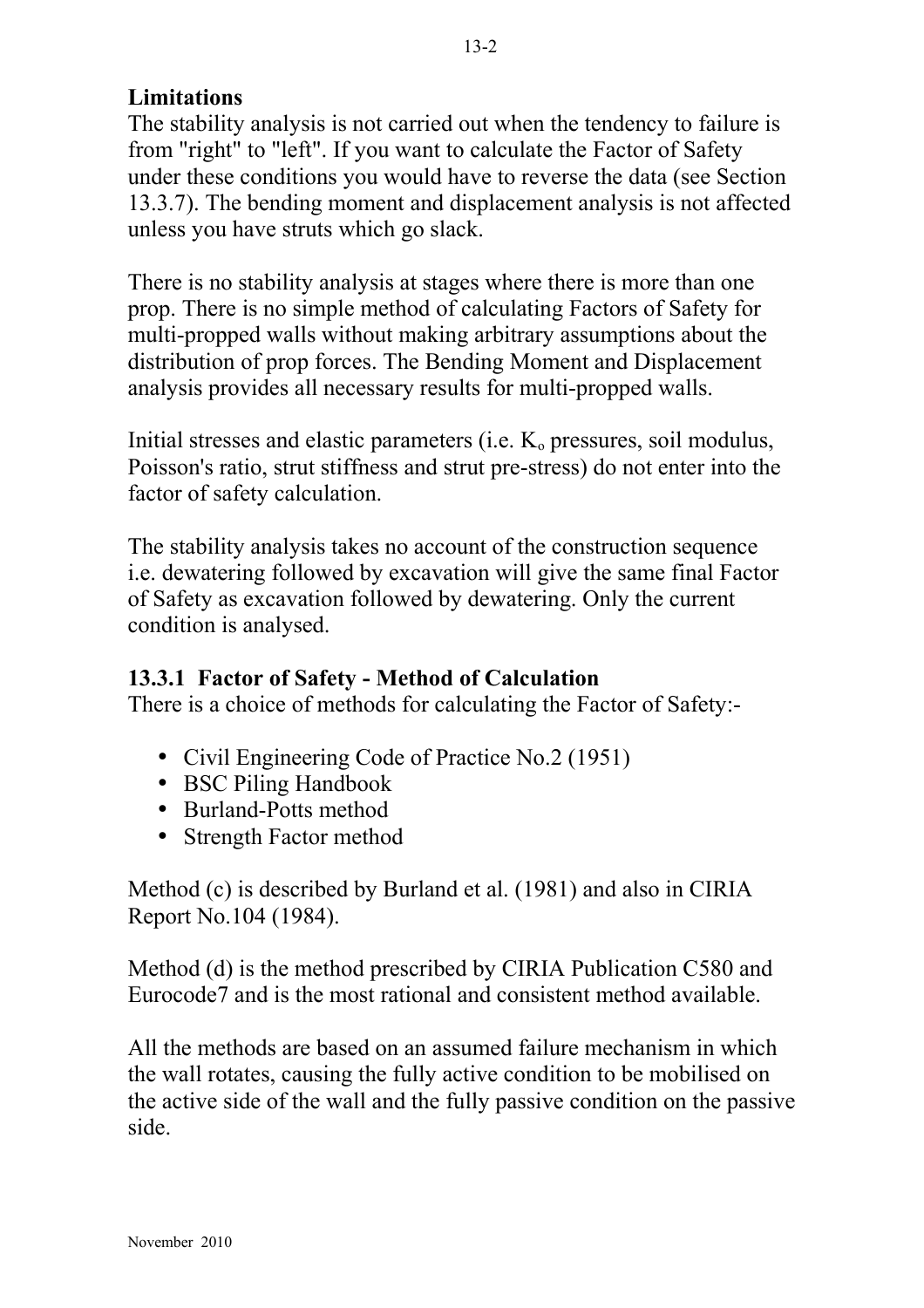**Limitations**

The stability analysis is not carried out when the tendency to failure is from "right" to "left". If you want to calculate the Factor of Safety under these conditions you would have to reverse the data (see Section 13.3.7). The bending moment and displacement analysis is not affected unless you have struts which go slack.

There is no stability analysis at stages where there is more than one prop. There is no simple method of calculating Factors of Safety for multi-propped walls without making arbitrary assumptions about the distribution of prop forces. The Bending Moment and Displacement analysis provides all necessary results for multi-propped walls.

Initial stresses and elastic parameters (i.e. $K_o$ pressures, soil modulus, Poisson's ratio, strut stiffness and strut pre-stress) do not enter into the factor of safety calculation.

The stability analysis takes no account of the construction sequence i.e. dewatering followed by excavation will give the same final Factor of Safety as excavation followed by dewatering. Only the current condition is analysed.

### 13.3.1 Factor of Safety - Method of Calculation

There is a choice of methods for calculating the Factor of Safety:-

- Civil Engineering Code of Practice No.2 (1951)
- BSC Piling Handbook
- Burland-Potts method
- Strength Factor method

Method (c) is described by Burland et al. (1981) and also in CIRIA Report No.104 (1984).

Method (d) is the method prescribed by CIRIA Publication C580 and Eurocode7 and is the most rational and consistent method available.

All the methods are based on an assumed failure mechanism in which the wall rotates, causing the fully active condition to be mobilised on the active side of the wall and the fully passive condition on the passive side.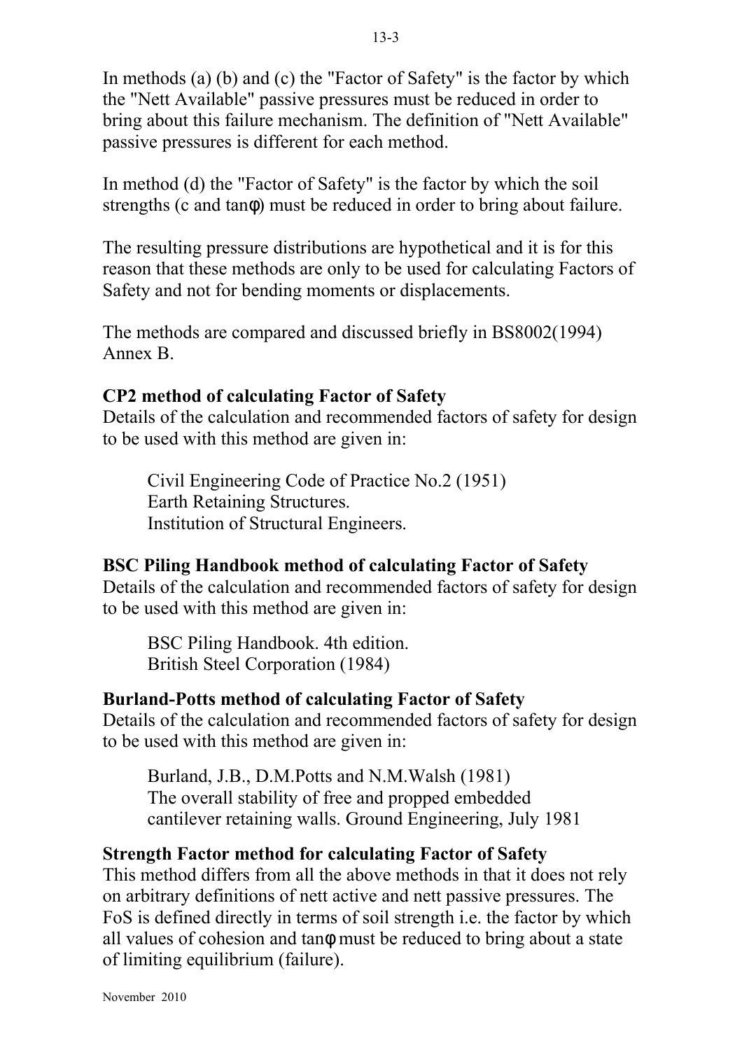In methods (a) (b) and (c) the "Factor of Safety" is the factor by which the "Nett Available" passive pressures must be reduced in order to bring about this failure mechanism. The definition of "Nett Available" passive pressures is different for each method.

In method (d) the "Factor of Safety" is the factor by which the soil strengths (c and tanφ) must be reduced in order to bring about failure.

The resulting pressure distributions are hypothetical and it is for this reason that these methods are only to be used for calculating Factors of Safety and not for bending moments or displacements.

The methods are compared and discussed briefly in BS8002(1994) Annex B.

**CP2 method of calculating Factor of Safety**

Details of the calculation and recommended factors of safety for design to be used with this method are given in:

> Civil Engineering Code of Practice No.2 (1951)
> Earth Retaining Structures.
> Institution of Structural Engineers.

**BSC Piling Handbook method of calculating Factor of Safety**

Details of the calculation and recommended factors of safety for design to be used with this method are given in:

> BSC Piling Handbook. 4th edition.
> British Steel Corporation (1984)

**Burland-Potts method of calculating Factor of Safety**

Details of the calculation and recommended factors of safety for design to be used with this method are given in:

> Burland, J.B., D.M.Potts and N.M.Walsh (1981)
> The overall stability of free and propped embedded cantilever retaining walls. Ground Engineering, July 1981

**Strength Factor method for calculating Factor of Safety**

This method differs from all the above methods in that it does not rely on arbitrary definitions of nett active and nett passive pressures. The FoS is defined directly in terms of soil strength i.e. the factor by which all values of cohesion and tanφ must be reduced to bring about a state of limiting equilibrium (failure).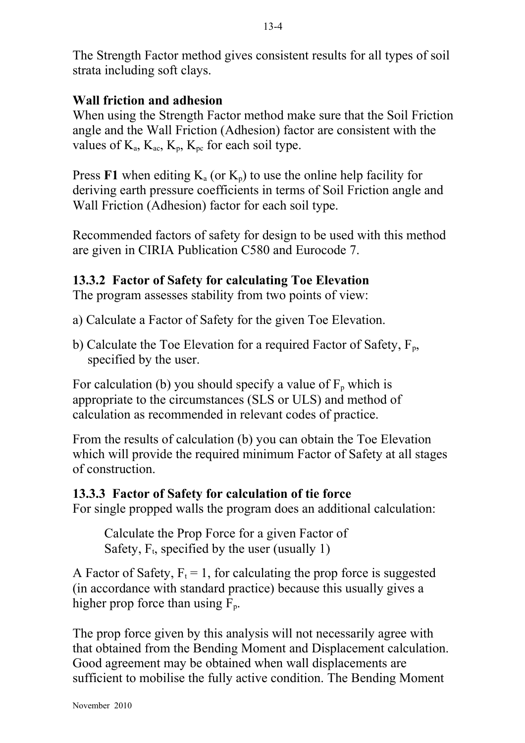The Strength Factor method gives consistent results for all types of soil strata including soft clays.

**Wall friction and adhesion**
When using the Strength Factor method make sure that the Soil Friction angle and the Wall Friction (Adhesion) factor are consistent with the values of $K_a$, $K_{ac}$, $K_p$, $K_{pc}$ for each soil type.

Press **F1** when editing $K_a$ (or $K_p$) to use the online help facility for deriving earth pressure coefficients in terms of Soil Friction angle and Wall Friction (Adhesion) factor for each soil type.

Recommended factors of safety for design to be used with this method are given in CIRIA Publication C580 and Eurocode 7.

### 13.3.2 Factor of Safety for calculating Toe Elevation

The program assesses stability from two points of view:

a) Calculate a Factor of Safety for the given Toe Elevation.

b) Calculate the Toe Elevation for a required Factor of Safety, $F_p$, specified by the user.

For calculation (b) you should specify a value of $F_p$ which is appropriate to the circumstances (SLS or ULS) and method of calculation as recommended in relevant codes of practice.

From the results of calculation (b) you can obtain the Toe Elevation which will provide the required minimum Factor of Safety at all stages of construction.

### 13.3.3 Factor of Safety for calculation of tie force

For single propped walls the program does an additional calculation:

> Calculate the Prop Force for a given Factor of Safety, $F_t$, specified by the user (usually 1)

A Factor of Safety, $F_t = 1$, for calculating the prop force is suggested (in accordance with standard practice) because this usually gives a higher prop force than using $F_p$.

The prop force given by this analysis will not necessarily agree with that obtained from the Bending Moment and Displacement calculation. Good agreement may be obtained when wall displacements are sufficient to mobilise the fully active condition. The Bending Moment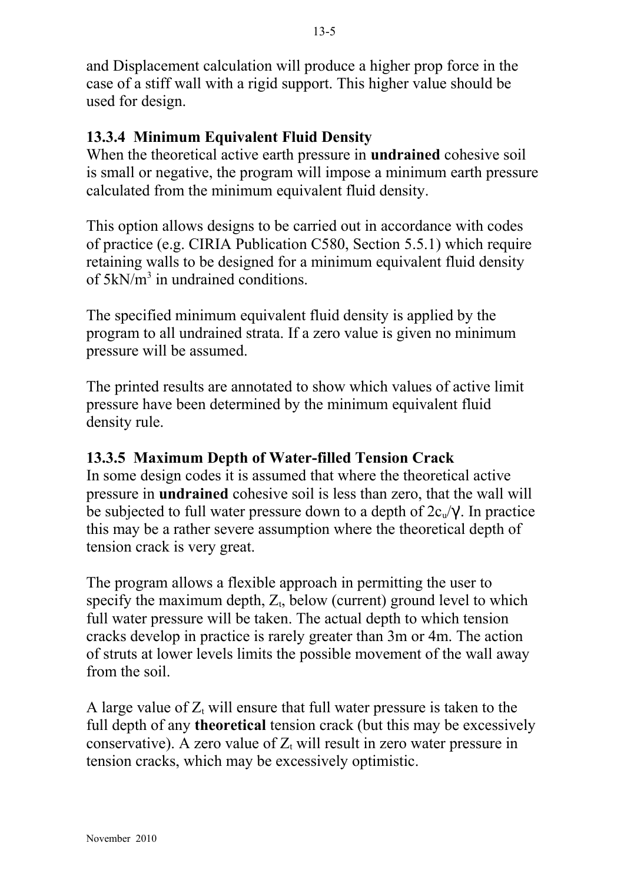and Displacement calculation will produce a higher prop force in the case of a stiff wall with a rigid support. This higher value should be used for design.

### 13.3.4 Minimum Equivalent Fluid Density

When the theoretical active earth pressure in **undrained** cohesive soil is small or negative, the program will impose a minimum earth pressure calculated from the minimum equivalent fluid density.

This option allows designs to be carried out in accordance with codes of practice (e.g. CIRIA Publication C580, Section 5.5.1) which require retaining walls to be designed for a minimum equivalent fluid density of $5kN/m^3$ in undrained conditions.

The specified minimum equivalent fluid density is applied by the program to all undrained strata. If a zero value is given no minimum pressure will be assumed.

The printed results are annotated to show which values of active limit pressure have been determined by the minimum equivalent fluid density rule.

### 13.3.5 Maximum Depth of Water-filled Tension Crack

In some design codes it is assumed that where the theoretical active pressure in **undrained** cohesive soil is less than zero, that the wall will be subjected to full water pressure down to a depth of $2c_u/\gamma$. In practice this may be a rather severe assumption where the theoretical depth of tension crack is very great.

The program allows a flexible approach in permitting the user to specify the maximum depth, $Z_t$, below (current) ground level to which full water pressure will be taken. The actual depth to which tension cracks develop in practice is rarely greater than 3m or 4m. The action of struts at lower levels limits the possible movement of the wall away from the soil.

A large value of $Z_t$ will ensure that full water pressure is taken to the full depth of any **theoretical** tension crack (but this may be excessively conservative). A zero value of $Z_t$ will result in zero water pressure in tension cracks, which may be excessively optimistic.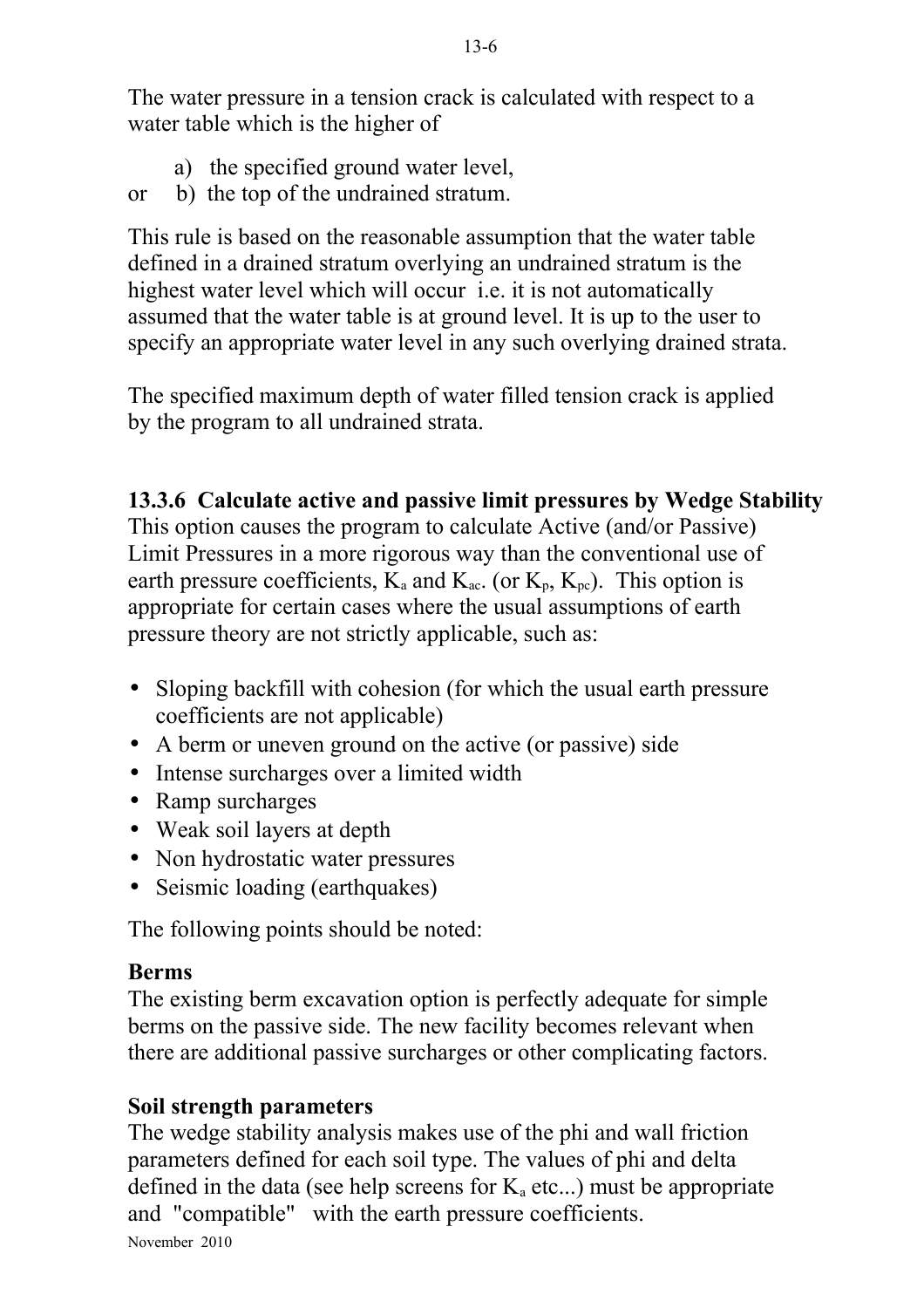The water pressure in a tension crack is calculated with respect to a water table which is the higher of

a) the specified ground water level,

or b) the top of the undrained stratum.

This rule is based on the reasonable assumption that the water table defined in a drained stratum overlying an undrained stratum is the highest water level which will occur i.e. it is not automatically assumed that the water table is at ground level. It is up to the user to specify an appropriate water level in any such overlying drained strata.

The specified maximum depth of water filled tension crack is applied by the program to all undrained strata.

### 13.3.6 Calculate active and passive limit pressures by Wedge Stability

This option causes the program to calculate Active (and/or Passive) Limit Pressures in a more rigorous way than the conventional use of earth pressure coefficients, $K_a$ and $K_{ac}$. (or $K_p$, $K_{pc}$). This option is appropriate for certain cases where the usual assumptions of earth pressure theory are not strictly applicable, such as:

- Sloping backfill with cohesion (for which the usual earth pressure coefficients are not applicable)
- A berm or uneven ground on the active (or passive) side
- Intense surcharges over a limited width
- Ramp surcharges
- Weak soil layers at depth
- Non hydrostatic water pressures
- Seismic loading (earthquakes)

The following points should be noted:

**Berms**

The existing berm excavation option is perfectly adequate for simple berms on the passive side. The new facility becomes relevant when there are additional passive surcharges or other complicating factors.

**Soil strength parameters**

The wedge stability analysis makes use of the phi and wall friction parameters defined for each soil type. The values of phi and delta defined in the data (see help screens for $K_a$ etc...) must be appropriate and "compatible" with the earth pressure coefficients.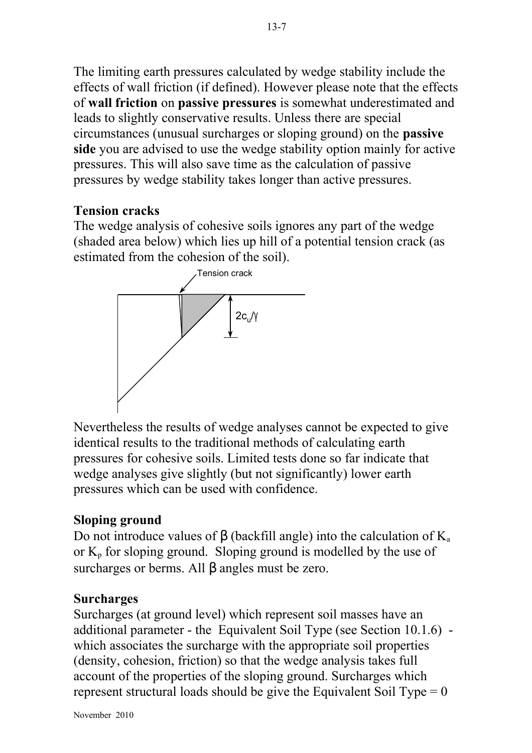The limiting earth pressures calculated by wedge stability include the effects of wall friction (if defined). However please note that the effects of **wall friction** on **passive pressures** is somewhat underestimated and leads to slightly conservative results. Unless there are special circumstances (unusual surcharges or sloping ground) on the **passive side** you are advised to use the wedge stability option mainly for active pressures. This will also save time as the calculation of passive pressures by wedge stability takes longer than active pressures.

**Tension cracks**

The wedge analysis of cohesive soils ignores any part of the wedge (shaded area below) which lies up hill of a potential tension crack (as estimated from the cohesion of the soil).

Tension crack

$2c_u/\gamma$

Nevertheless the results of wedge analyses cannot be expected to give identical results to the traditional methods of calculating earth pressures for cohesive soils. Limited tests done so far indicate that wedge analyses give slightly (but not significantly) lower earth pressures which can be used with confidence.

**Sloping ground**

Do not introduce values of $\beta$ (backfill angle) into the calculation of $K_a$ or $K_p$ for sloping ground. Sloping ground is modelled by the use of surcharges or berms. All $\beta$ angles must be zero.

**Surcharges**

Surcharges (at ground level) which represent soil masses have an additional parameter - the Equivalent Soil Type (see Section 10.1.6) - which associates the surcharge with the appropriate soil properties (density, cohesion, friction) so that the wedge analysis takes full account of the properties of the sloping ground. Surcharges which represent structural loads should be give the Equivalent Soil Type = 0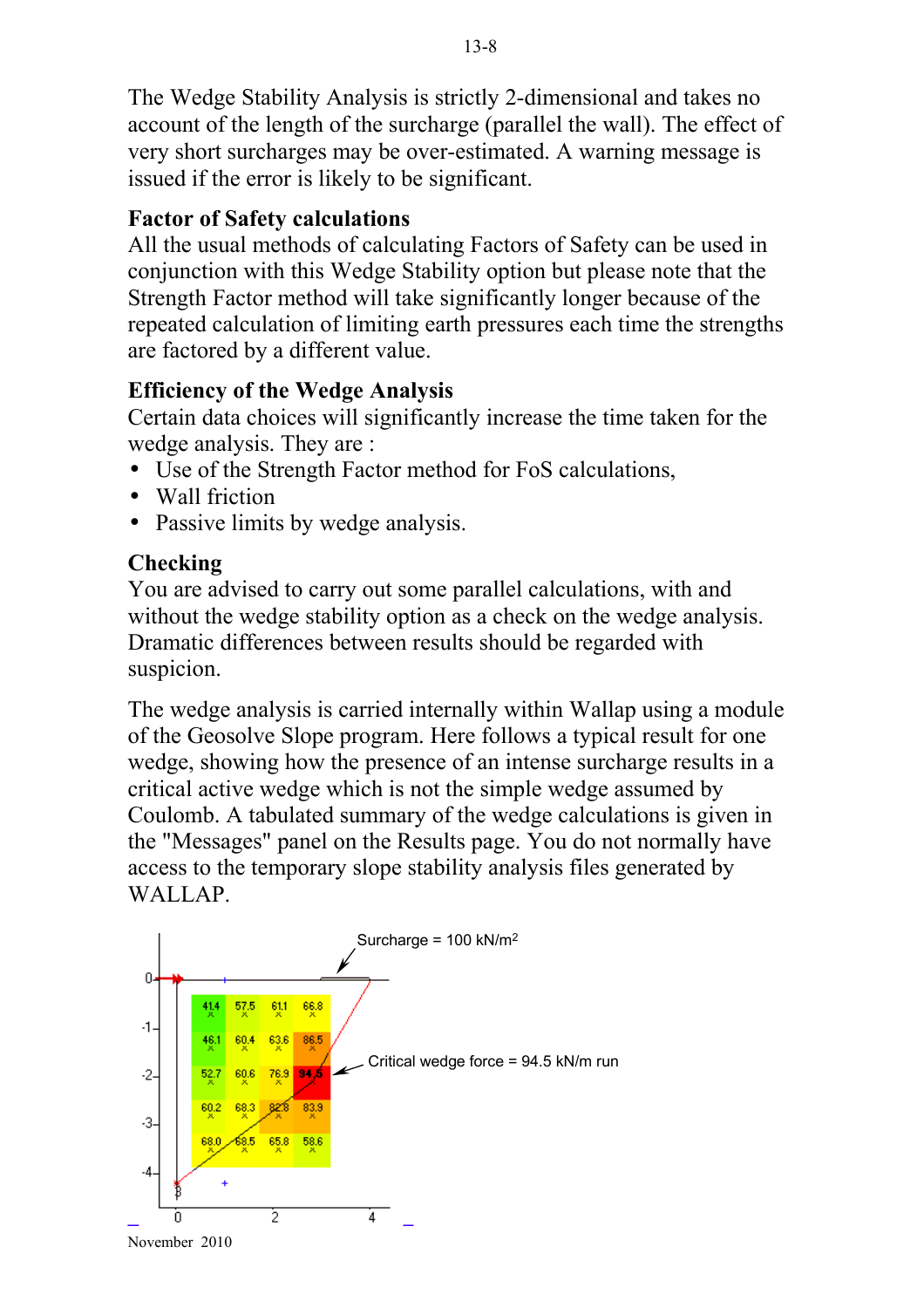The Wedge Stability Analysis is strictly 2-dimensional and takes no account of the length of the surcharge (parallel the wall). The effect of very short surcharges may be over-estimated. A warning message is issued if the error is likely to be significant.

### Factor of Safety calculations

All the usual methods of calculating Factors of Safety can be used in conjunction with this Wedge Stability option but please note that the Strength Factor method will take significantly longer because of the repeated calculation of limiting earth pressures each time the strengths are factored by a different value.

### Efficiency of the Wedge Analysis

Certain data choices will significantly increase the time taken for the wedge analysis. They are :

- Use of the Strength Factor method for FoS calculations,
- Wall friction
- Passive limits by wedge analysis.

### Checking

You are advised to carry out some parallel calculations, with and without the wedge stability option as a check on the wedge analysis. Dramatic differences between results should be regarded with suspicion.

The wedge analysis is carried internally within Wallap using a module of the Geosolve Slope program. Here follows a typical result for one wedge, showing how the presence of an intense surcharge results in a critical active wedge which is not the simple wedge assumed by Coulomb. A tabulated summary of the wedge calculations is given in the "Messages" panel on the Results page. You do not normally have access to the temporary slope stability analysis files generated by WALLAP.

Surcharge = 100 kN/m²

Critical wedge force = 94.5 kN/m run

41.4 57.5 61.1 66.8
46.1 60.4 63.6 86.5
52.7 60.6 76.9 94.5
60.2 68.3 82.8 83.9
68.0 68.5 65.8 58.6

0 -1 -2 -3 -4

0 2 4

November 2010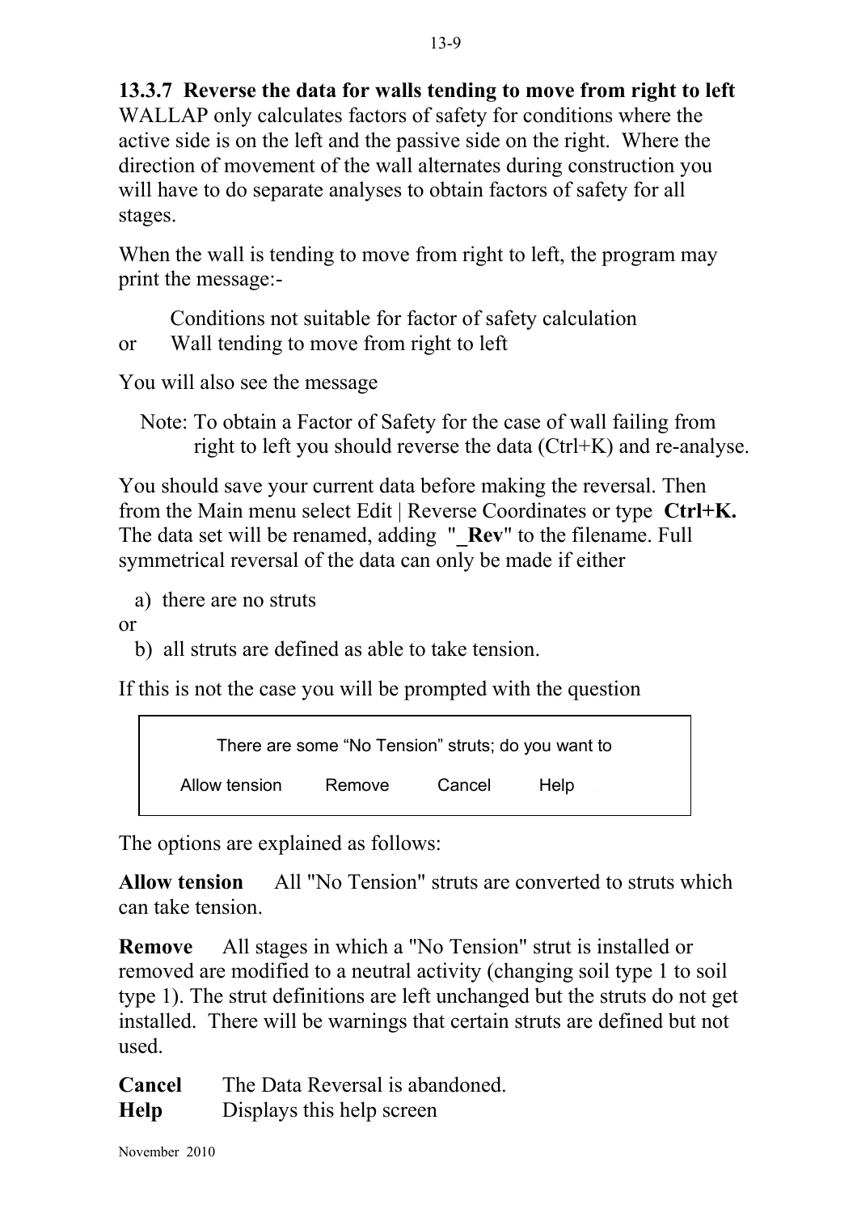### 13.3.7 Reverse the data for walls tending to move from right to left

WALLAP only calculates factors of safety for conditions where the active side is on the left and the passive side on the right. Where the direction of movement of the wall alternates during construction you will have to do separate analyses to obtain factors of safety for all stages.

When the wall is tending to move from right to left, the program may print the message:-

Conditions not suitable for factor of safety calculation
or Wall tending to move from right to left

You will also see the message

Note: To obtain a Factor of Safety for the case of wall failing from right to left you should reverse the data (Ctrl+K) and re-analyse.

You should save your current data before making the reversal. Then from the Main menu select Edit | Reverse Coordinates or type **Ctrl+K.** The data set will be renamed, adding "**_Rev**" to the filename. Full symmetrical reversal of the data can only be made if either

a) there are no struts

or

b) all struts are defined as able to take tension.

If this is not the case you will be prompted with the question

```
There are some "No Tension" struts; do you want to

Allow tension    Remove    Cancel    Help
```

The options are explained as follows:

**Allow tension** All "No Tension" struts are converted to struts which can take tension.

**Remove** All stages in which a "No Tension" strut is installed or removed are modified to a neutral activity (changing soil type 1 to soil type 1). The strut definitions are left unchanged but the struts do not get installed. There will be warnings that certain struts are defined but not used.

**Cancel** The Data Reversal is abandoned.
**Help** Displays this help screen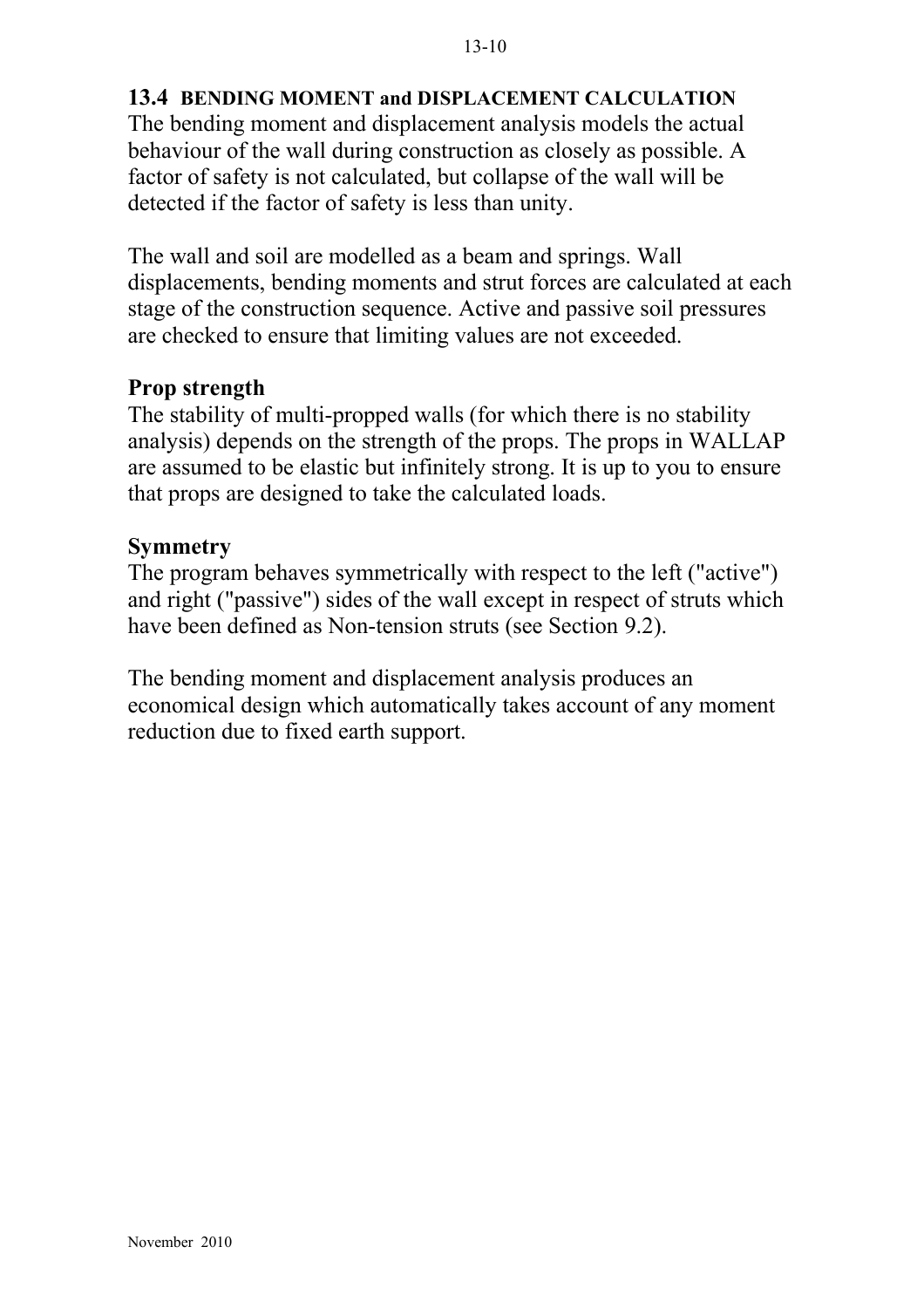## 13.4 BENDING MOMENT and DISPLACEMENT CALCULATION

The bending moment and displacement analysis models the actual behaviour of the wall during construction as closely as possible. A factor of safety is not calculated, but collapse of the wall will be detected if the factor of safety is less than unity.

The wall and soil are modelled as a beam and springs. Wall displacements, bending moments and strut forces are calculated at each stage of the construction sequence. Active and passive soil pressures are checked to ensure that limiting values are not exceeded.

### Prop strength

The stability of multi-propped walls (for which there is no stability analysis) depends on the strength of the props. The props in WALLAP are assumed to be elastic but infinitely strong. It is up to you to ensure that props are designed to take the calculated loads.

### Symmetry

The program behaves symmetrically with respect to the left ("active") and right ("passive") sides of the wall except in respect of struts which have been defined as Non-tension struts (see Section 9.2).

The bending moment and displacement analysis produces an economical design which automatically takes account of any moment reduction due to fixed earth support.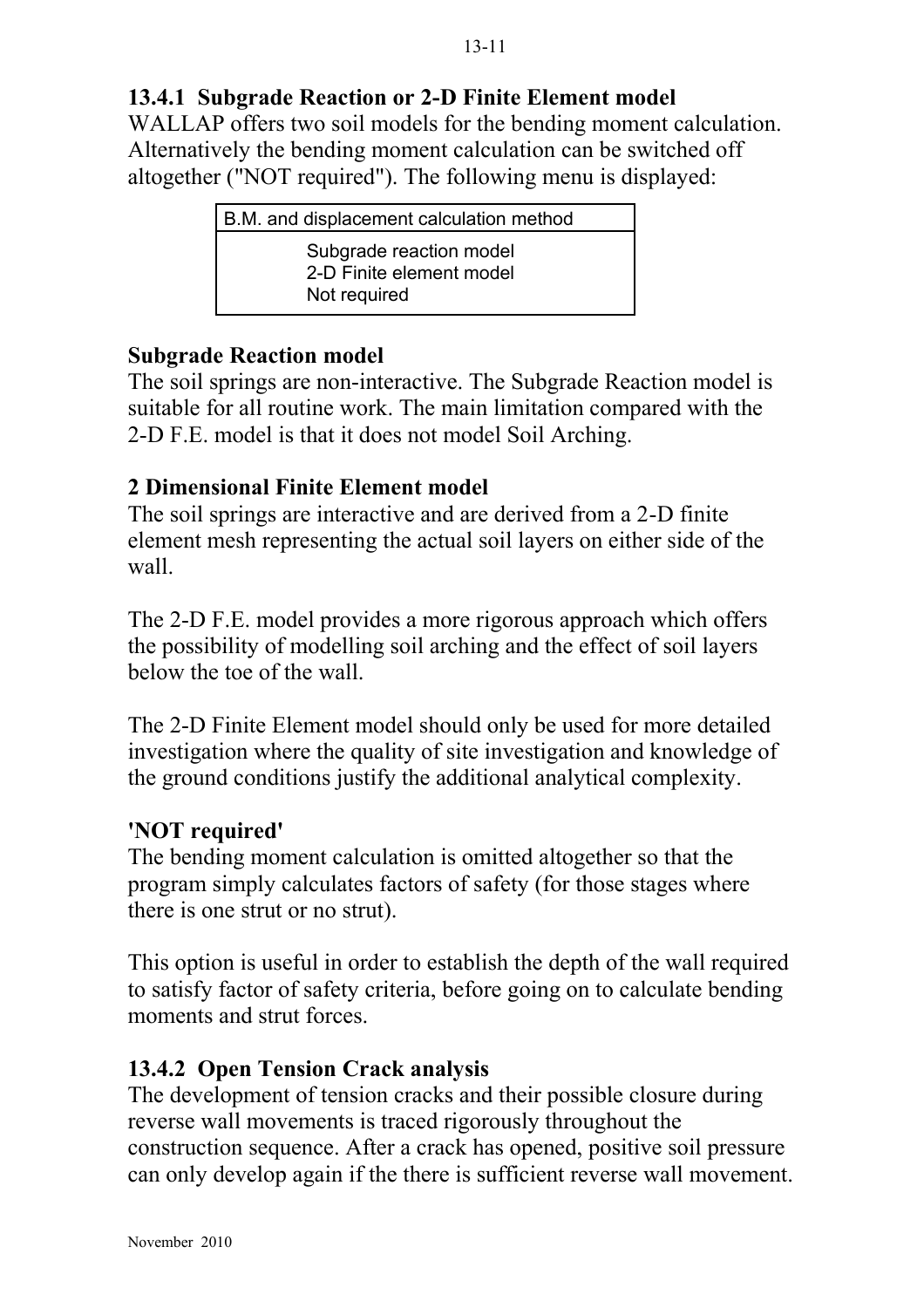### 13.4.1 Subgrade Reaction or 2-D Finite Element model

WALLAP offers two soil models for the bending moment calculation. Alternatively the bending moment calculation can be switched off altogether ("NOT required"). The following menu is displayed:

| B.M. and displacement calculation method |
|---|
| Subgrade reaction model<br>2-D Finite element model<br>Not required |

**Subgrade Reaction model**

The soil springs are non-interactive. The Subgrade Reaction model is suitable for all routine work. The main limitation compared with the 2-D F.E. model is that it does not model Soil Arching.

**2 Dimensional Finite Element model**

The soil springs are interactive and are derived from a 2-D finite element mesh representing the actual soil layers on either side of the wall.

The 2-D F.E. model provides a more rigorous approach which offers the possibility of modelling soil arching and the effect of soil layers below the toe of the wall.

The 2-D Finite Element model should only be used for more detailed investigation where the quality of site investigation and knowledge of the ground conditions justify the additional analytical complexity.

**'NOT required'**

The bending moment calculation is omitted altogether so that the program simply calculates factors of safety (for those stages where there is one strut or no strut).

This option is useful in order to establish the depth of the wall required to satisfy factor of safety criteria, before going on to calculate bending moments and strut forces.

### 13.4.2 Open Tension Crack analysis

The development of tension cracks and their possible closure during reverse wall movements is traced rigorously throughout the construction sequence. After a crack has opened, positive soil pressure can only develop again if the there is sufficient reverse wall movement.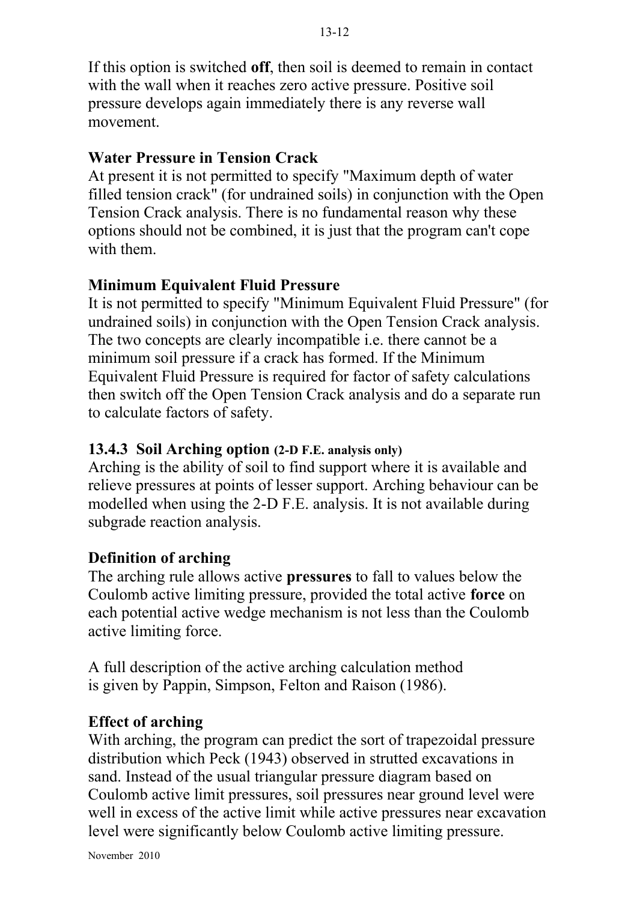If this option is switched **off**, then soil is deemed to remain in contact with the wall when it reaches zero active pressure. Positive soil pressure develops again immediately there is any reverse wall movement.

**Water Pressure in Tension Crack**

At present it is not permitted to specify "Maximum depth of water filled tension crack" (for undrained soils) in conjunction with the Open Tension Crack analysis. There is no fundamental reason why these options should not be combined, it is just that the program can't cope with them.

**Minimum Equivalent Fluid Pressure**

It is not permitted to specify "Minimum Equivalent Fluid Pressure" (for undrained soils) in conjunction with the Open Tension Crack analysis. The two concepts are clearly incompatible i.e. there cannot be a minimum soil pressure if a crack has formed. If the Minimum Equivalent Fluid Pressure is required for factor of safety calculations then switch off the Open Tension Crack analysis and do a separate run to calculate factors of safety.

### 13.4.3 Soil Arching option (2-D F.E. analysis only)

Arching is the ability of soil to find support where it is available and relieve pressures at points of lesser support. Arching behaviour can be modelled when using the 2-D F.E. analysis. It is not available during subgrade reaction analysis.

**Definition of arching**

The arching rule allows active **pressures** to fall to values below the Coulomb active limiting pressure, provided the total active **force** on each potential active wedge mechanism is not less than the Coulomb active limiting force.

A full description of the active arching calculation method is given by Pappin, Simpson, Felton and Raison (1986).

**Effect of arching**

With arching, the program can predict the sort of trapezoidal pressure distribution which Peck (1943) observed in strutted excavations in sand. Instead of the usual triangular pressure diagram based on Coulomb active limit pressures, soil pressures near ground level were well in excess of the active limit while active pressures near excavation level were significantly below Coulomb active limiting pressure.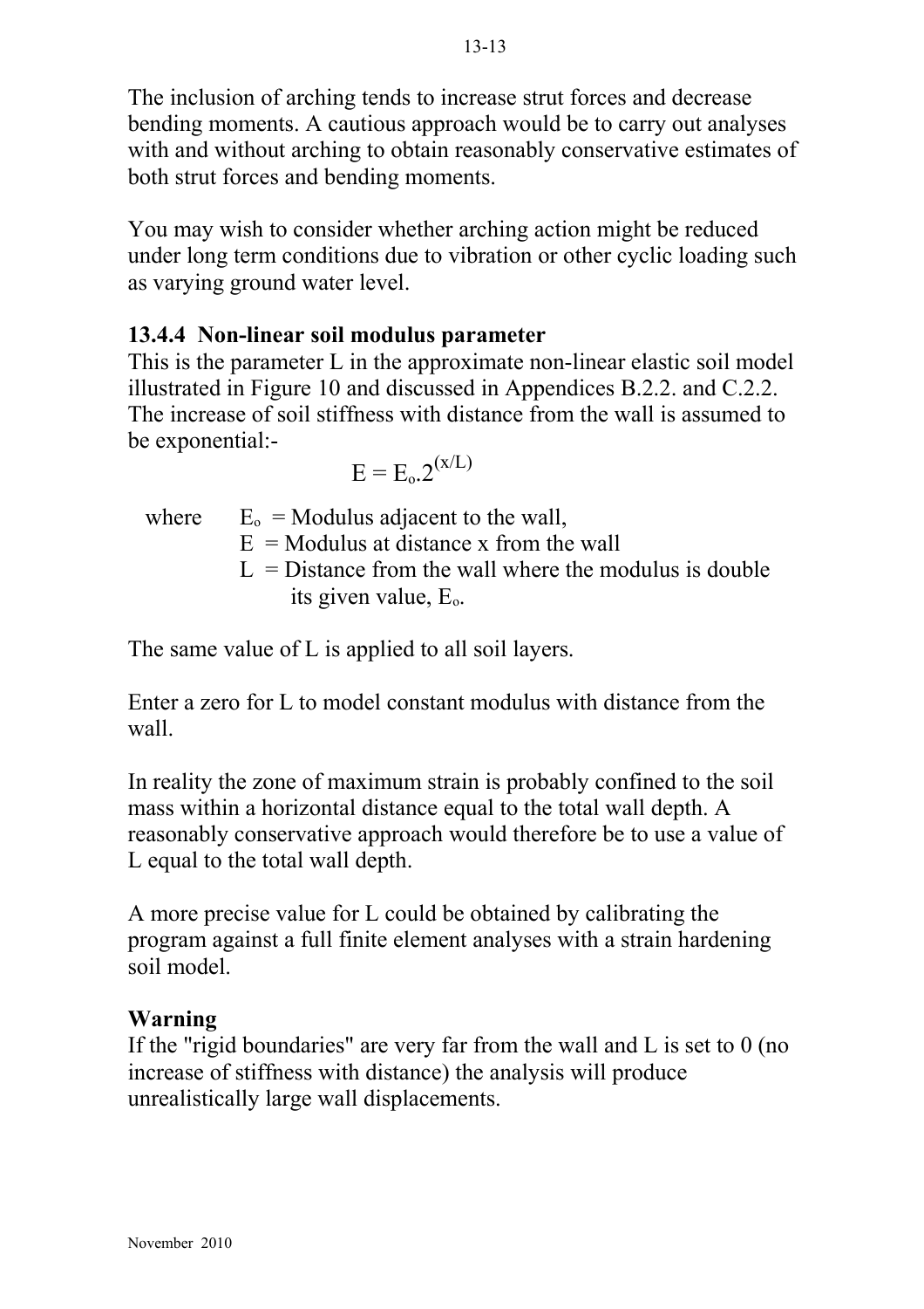The inclusion of arching tends to increase strut forces and decrease bending moments. A cautious approach would be to carry out analyses with and without arching to obtain reasonably conservative estimates of both strut forces and bending moments.

You may wish to consider whether arching action might be reduced under long term conditions due to vibration or other cyclic loading such as varying ground water level.

### 13.4.4 Non-linear soil modulus parameter

This is the parameter L in the approximate non-linear elastic soil model illustrated in Figure 10 and discussed in Appendices B.2.2. and C.2.2. The increase of soil stiffness with distance from the wall is assumed to be exponential:-

$$E = E_o . 2^{(x/L)}$$

where $E_o$ = Modulus adjacent to the wall,
$E$ = Modulus at distance x from the wall
$L$ = Distance from the wall where the modulus is double its given value, $E_o$.

The same value of L is applied to all soil layers.

Enter a zero for L to model constant modulus with distance from the wall.

In reality the zone of maximum strain is probably confined to the soil mass within a horizontal distance equal to the total wall depth. A reasonably conservative approach would therefore be to use a value of L equal to the total wall depth.

A more precise value for L could be obtained by calibrating the program against a full finite element analyses with a strain hardening soil model.

**Warning**

If the "rigid boundaries" are very far from the wall and L is set to 0 (no increase of stiffness with distance) the analysis will produce unrealistically large wall displacements.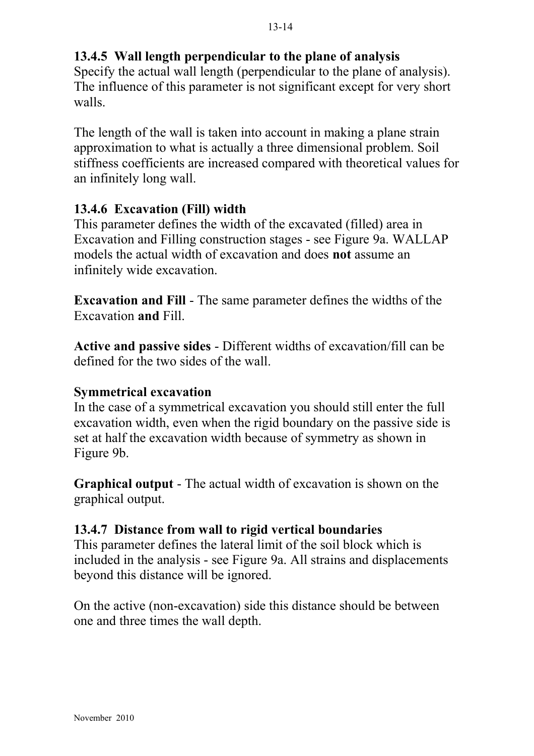### 13.4.5 Wall length perpendicular to the plane of analysis

Specify the actual wall length (perpendicular to the plane of analysis). The influence of this parameter is not significant except for very short walls.

The length of the wall is taken into account in making a plane strain approximation to what is actually a three dimensional problem. Soil stiffness coefficients are increased compared with theoretical values for an infinitely long wall.

### 13.4.6 Excavation (Fill) width

This parameter defines the width of the excavated (filled) area in Excavation and Filling construction stages - see Figure 9a. WALLAP models the actual width of excavation and does **not** assume an infinitely wide excavation.

**Excavation and Fill** - The same parameter defines the widths of the Excavation **and** Fill.

**Active and passive sides** - Different widths of excavation/fill can be defined for the two sides of the wall.

**Symmetrical excavation**
In the case of a symmetrical excavation you should still enter the full excavation width, even when the rigid boundary on the passive side is set at half the excavation width because of symmetry as shown in Figure 9b.

**Graphical output** - The actual width of excavation is shown on the graphical output.

### 13.4.7 Distance from wall to rigid vertical boundaries

This parameter defines the lateral limit of the soil block which is included in the analysis - see Figure 9a. All strains and displacements beyond this distance will be ignored.

On the active (non-excavation) side this distance should be between one and three times the wall depth.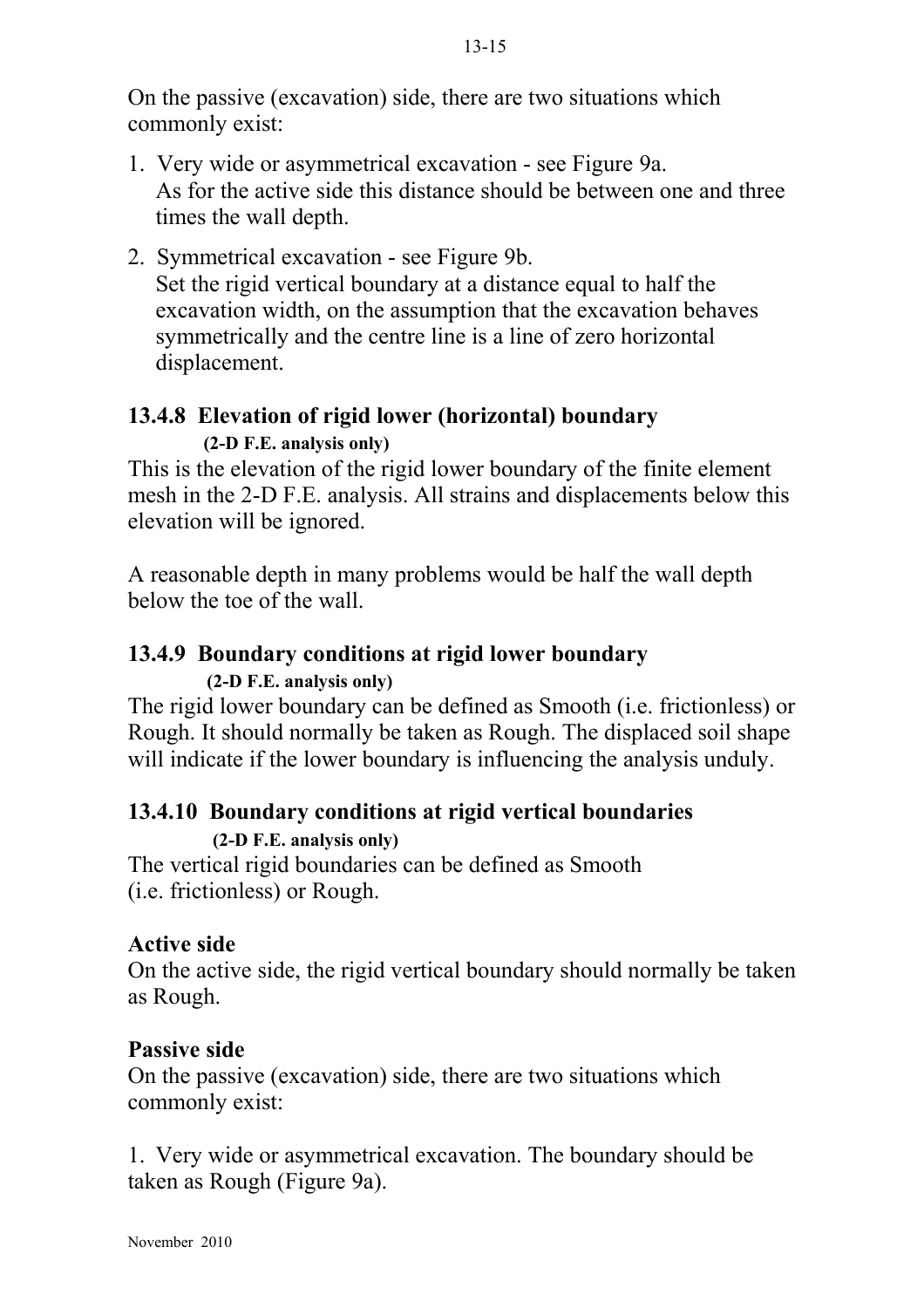On the passive (excavation) side, there are two situations which commonly exist:

1. Very wide or asymmetrical excavation - see Figure 9a.
   As for the active side this distance should be between one and three times the wall depth.

2. Symmetrical excavation - see Figure 9b.
   Set the rigid vertical boundary at a distance equal to half the excavation width, on the assumption that the excavation behaves symmetrically and the centre line is a line of zero horizontal displacement.

### 13.4.8 Elevation of rigid lower (horizontal) boundary

**(2-D F.E. analysis only)**

This is the elevation of the rigid lower boundary of the finite element mesh in the 2-D F.E. analysis. All strains and displacements below this elevation will be ignored.

A reasonable depth in many problems would be half the wall depth below the toe of the wall.

### 13.4.9 Boundary conditions at rigid lower boundary

**(2-D F.E. analysis only)**

The rigid lower boundary can be defined as Smooth (i.e. frictionless) or Rough. It should normally be taken as Rough. The displaced soil shape will indicate if the lower boundary is influencing the analysis unduly.

### 13.4.10 Boundary conditions at rigid vertical boundaries

**(2-D F.E. analysis only)**

The vertical rigid boundaries can be defined as Smooth (i.e. frictionless) or Rough.

**Active side**

On the active side, the rigid vertical boundary should normally be taken as Rough.

**Passive side**

On the passive (excavation) side, there are two situations which commonly exist:

1. Very wide or asymmetrical excavation. The boundary should be taken as Rough (Figure 9a).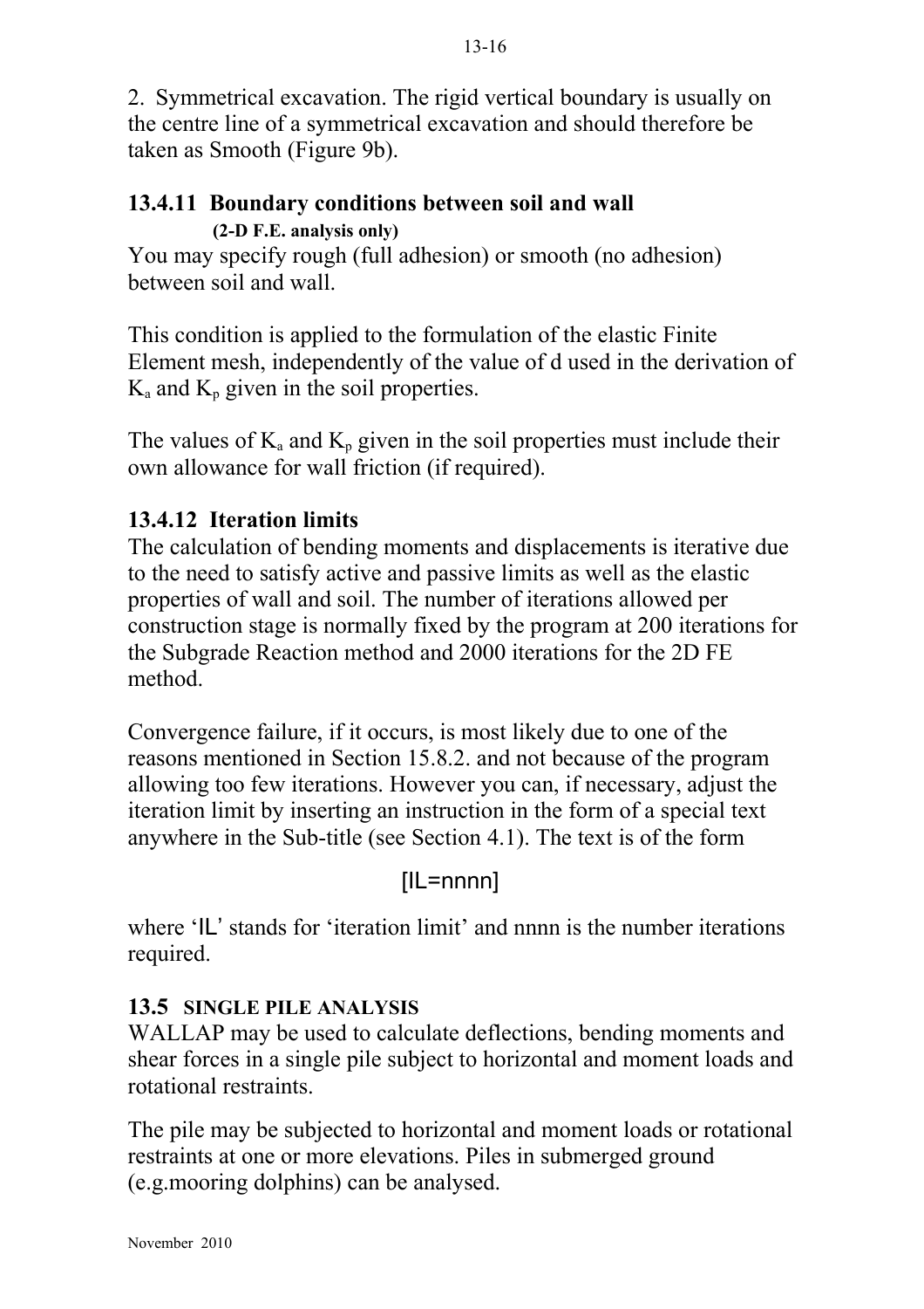2. Symmetrical excavation. The rigid vertical boundary is usually on the centre line of a symmetrical excavation and should therefore be taken as Smooth (Figure 9b).

### 13.4.11 Boundary conditions between soil and wall
**(2-D F.E. analysis only)**

You may specify rough (full adhesion) or smooth (no adhesion) between soil and wall.

This condition is applied to the formulation of the elastic Finite Element mesh, independently of the value of d used in the derivation of $K_a$ and $K_p$ given in the soil properties.

The values of $K_a$ and $K_p$ given in the soil properties must include their own allowance for wall friction (if required).

### 13.4.12 Iteration limits

The calculation of bending moments and displacements is iterative due to the need to satisfy active and passive limits as well as the elastic properties of wall and soil. The number of iterations allowed per construction stage is normally fixed by the program at 200 iterations for the Subgrade Reaction method and 2000 iterations for the 2D FE method.

Convergence failure, if it occurs, is most likely due to one of the reasons mentioned in Section 15.8.2. and not because of the program allowing too few iterations. However you can, if necessary, adjust the iteration limit by inserting an instruction in the form of a special text anywhere in the Sub-title (see Section 4.1). The text is of the form

[IL=nnnn]

where 'IL' stands for 'iteration limit' and nnnn is the number iterations required.

## 13.5 SINGLE PILE ANALYSIS

WALLAP may be used to calculate deflections, bending moments and shear forces in a single pile subject to horizontal and moment loads and rotational restraints.

The pile may be subjected to horizontal and moment loads or rotational restraints at one or more elevations. Piles in submerged ground (e.g.mooring dolphins) can be analysed.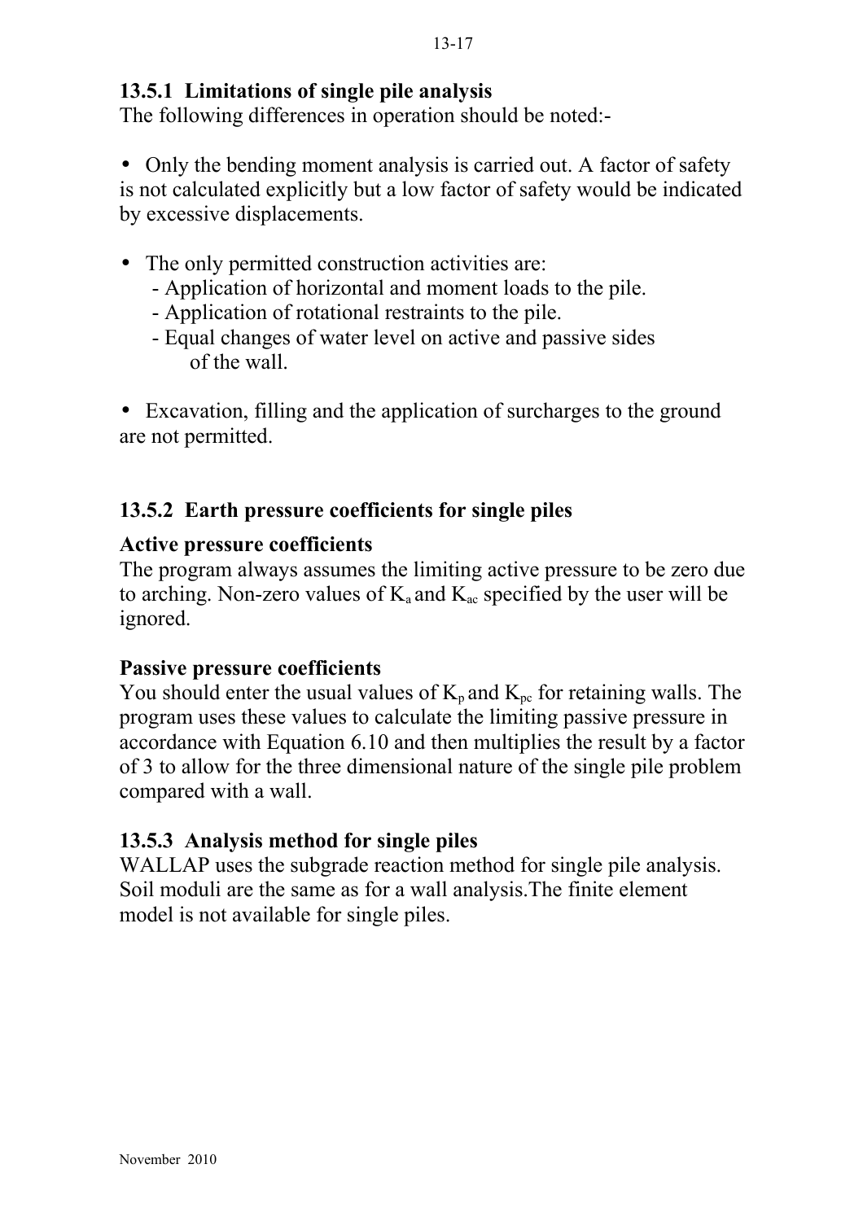### 13.5.1 Limitations of single pile analysis

The following differences in operation should be noted:-

- Only the bending moment analysis is carried out. A factor of safety is not calculated explicitly but a low factor of safety would be indicated by excessive displacements.

- The only permitted construction activities are:
  - Application of horizontal and moment loads to the pile.
  - Application of rotational restraints to the pile.
  - Equal changes of water level on active and passive sides of the wall.

- Excavation, filling and the application of surcharges to the ground are not permitted.

### 13.5.2 Earth pressure coefficients for single piles

**Active pressure coefficients**

The program always assumes the limiting active pressure to be zero due to arching. Non-zero values of $K_a$ and $K_{ac}$ specified by the user will be ignored.

**Passive pressure coefficients**

You should enter the usual values of $K_p$ and $K_{pc}$ for retaining walls. The program uses these values to calculate the limiting passive pressure in accordance with Equation 6.10 and then multiplies the result by a factor of 3 to allow for the three dimensional nature of the single pile problem compared with a wall.

### 13.5.3 Analysis method for single piles

WALLAP uses the subgrade reaction method for single pile analysis. Soil moduli are the same as for a wall analysis.The finite element model is not available for single piles.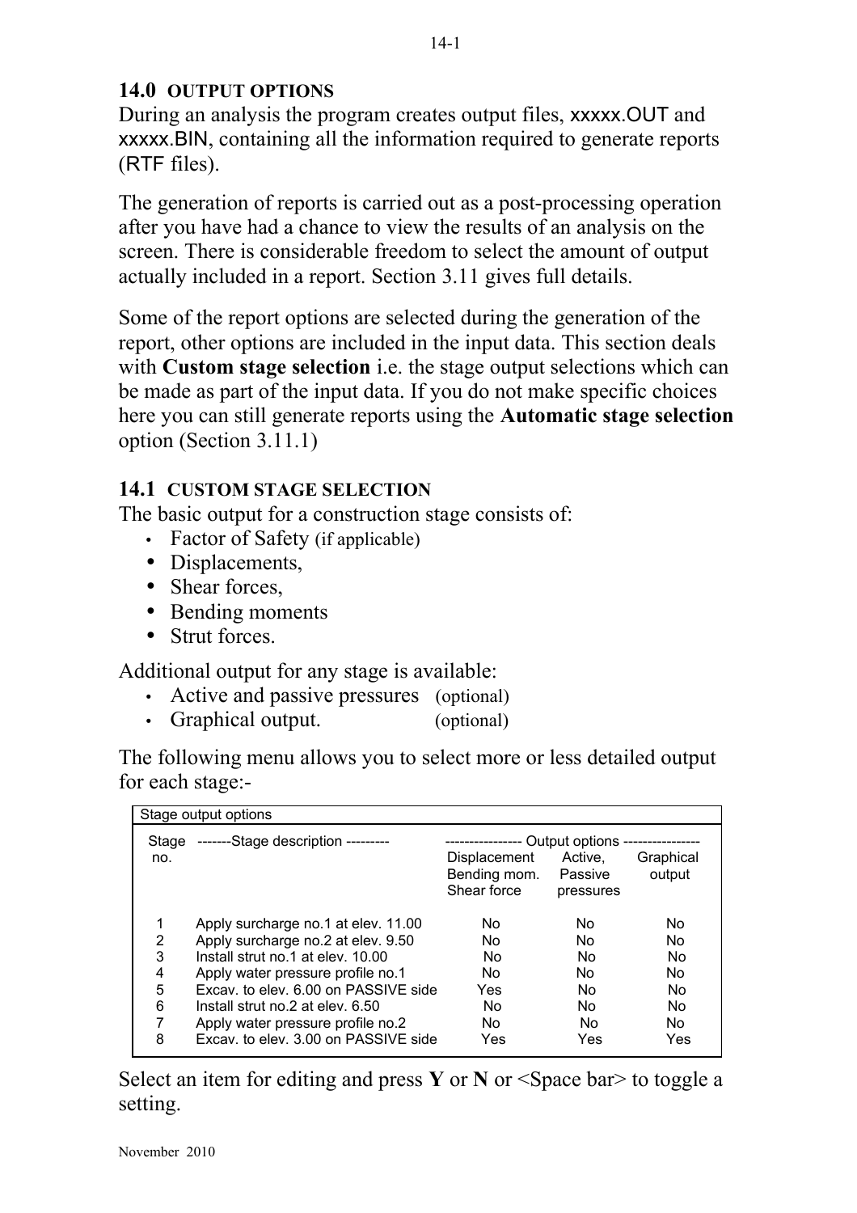## 14.0 OUTPUT OPTIONS

During an analysis the program creates output files, xxxxx.OUT and xxxxx.BIN, containing all the information required to generate reports (RTF files).

The generation of reports is carried out as a post-processing operation after you have had a chance to view the results of an analysis on the screen. There is considerable freedom to select the amount of output actually included in a report. Section 3.11 gives full details.

Some of the report options are selected during the generation of the report, other options are included in the input data. This section deals with **Custom stage selection** i.e. the stage output selections which can be made as part of the input data. If you do not make specific choices here you can still generate reports using the **Automatic stage selection** option (Section 3.11.1)

### 14.1 CUSTOM STAGE SELECTION

The basic output for a construction stage consists of:

- Factor of Safety (if applicable)
- Displacements,
- Shear forces,
- Bending moments
- Strut forces.

Additional output for any stage is available:

- Active and passive pressures (optional)
- Graphical output. (optional)

The following menu allows you to select more or less detailed output for each stage:-

Stage output options

| Stage no. | -------Stage description --------- | Displacement Bending mom. Shear force | Active, Passive pressures | Graphical output |
|---|---|---|---|---|
| | | ---------------- Output options ---------------- | | |
| 1 | Apply surcharge no.1 at elev. 11.00 | No | No | No |
| 2 | Apply surcharge no.2 at elev. 9.50 | No | No | No |
| 3 | Install strut no.1 at elev. 10.00 | No | No | No |
| 4 | Apply water pressure profile no.1 | No | No | No |
| 5 | Excav. to elev. 6.00 on PASSIVE side | Yes | No | No |
| 6 | Install strut no.2 at elev. 6.50 | No | No | No |
| 7 | Apply water pressure profile no.2 | No | No | No |
| 8 | Excav. to elev. 3.00 on PASSIVE side | Yes | Yes | Yes |

Select an item for editing and press **Y** or **N** or <Space bar> to toggle a setting.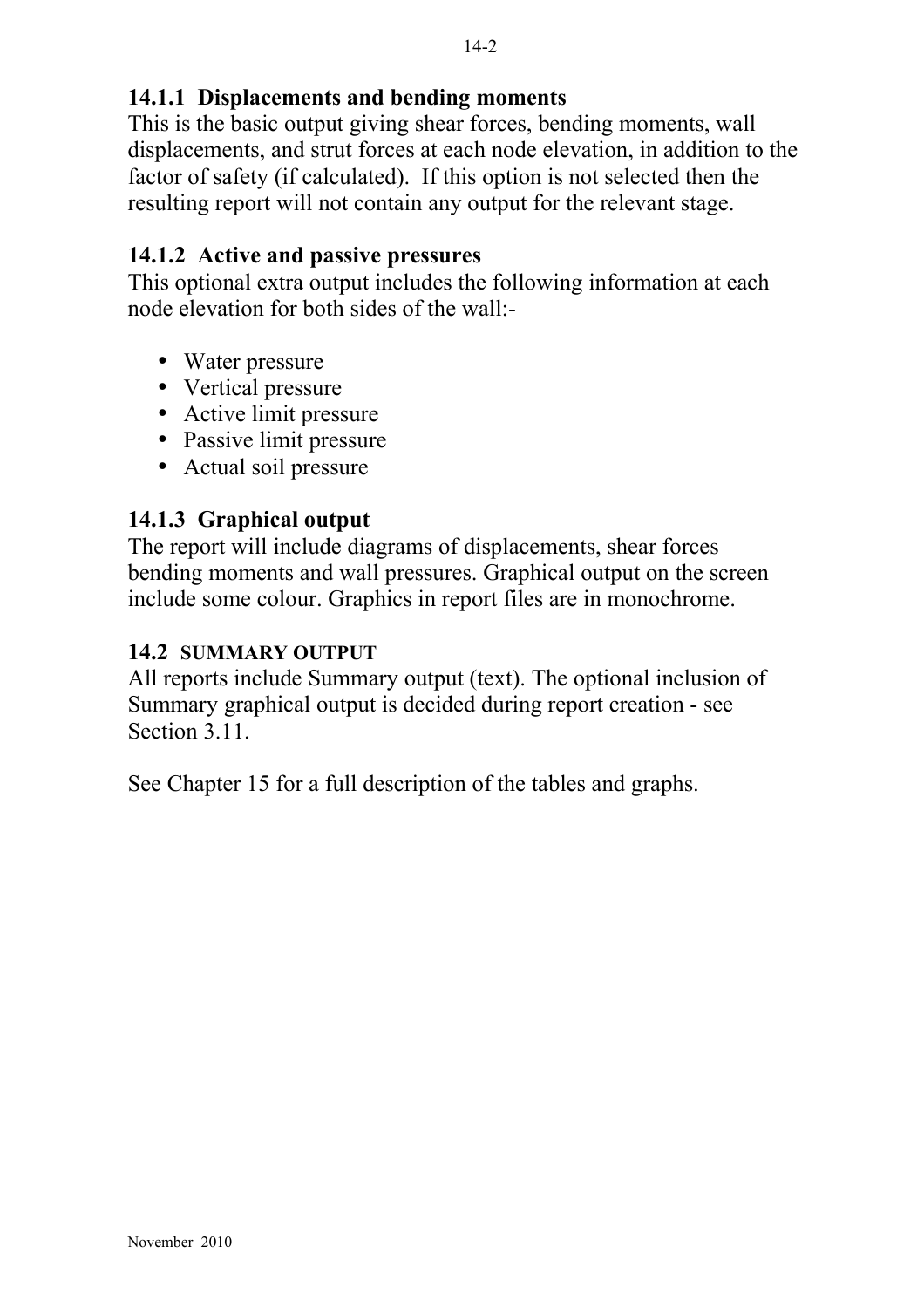### 14.1.1  Displacements and bending moments

This is the basic output giving shear forces, bending moments, wall displacements, and strut forces at each node elevation, in addition to the factor of safety (if calculated).  If this option is not selected then the resulting report will not contain any output for the relevant stage.

### 14.1.2  Active and passive pressures

This optional extra output includes the following information at each node elevation for both sides of the wall:-

- Water pressure
- Vertical pressure
- Active limit pressure
- Passive limit pressure
- Actual soil pressure

### 14.1.3  Graphical output

The report will include diagrams of displacements, shear forces bending moments and wall pressures. Graphical output on the screen include some colour. Graphics in report files are in monochrome.

## 14.2  SUMMARY OUTPUT

All reports include Summary output (text). The optional inclusion of Summary graphical output is decided during report creation - see Section 3.11.

See Chapter 15 for a full description of the tables and graphs.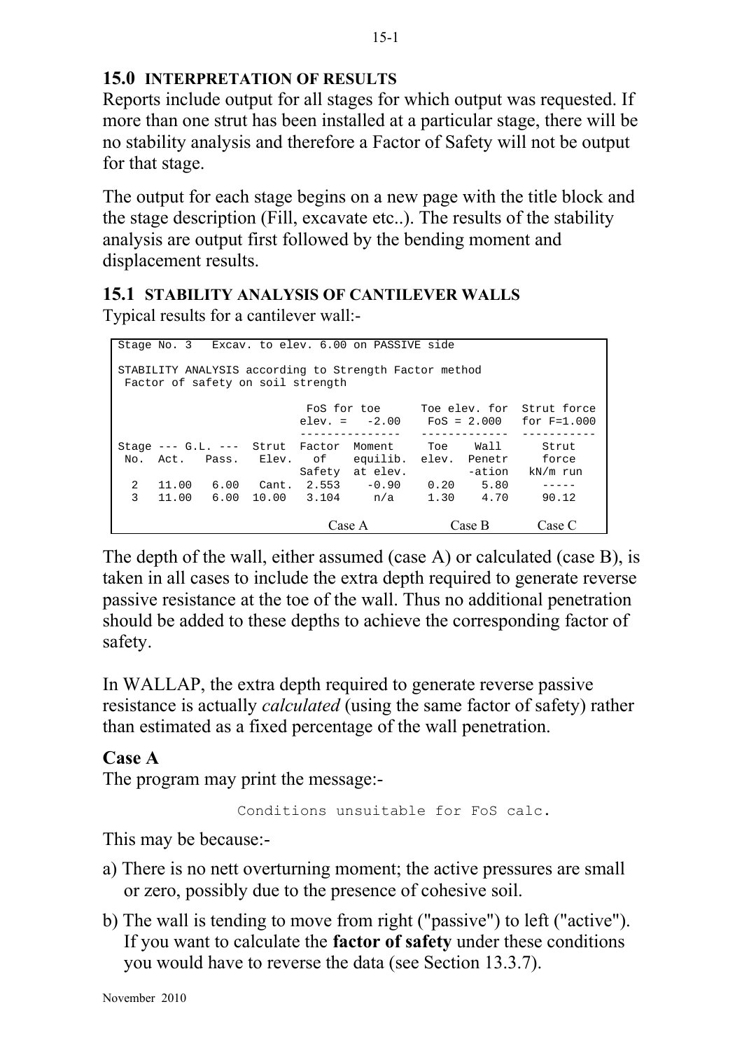## 15.0 INTERPRETATION OF RESULTS

Reports include output for all stages for which output was requested. If more than one strut has been installed at a particular stage, there will be no stability analysis and therefore a Factor of Safety will not be output for that stage.

The output for each stage begins on a new page with the title block and the stage description (Fill, excavate etc..). The results of the stability analysis are output first followed by the bending moment and displacement results.

## 15.1 STABILITY ANALYSIS OF CANTILEVER WALLS

Typical results for a cantilever wall:-

```
Stage No. 3   Excav. to elev. 6.00 on PASSIVE side

STABILITY ANALYSIS according to Strength Factor method
 Factor of safety on soil strength

                              FoS for toe      Toe elev. for  Strut force
                             elev. =   -2.00    FoS = 2.000   for F=1.000
                             ---------------   -------------  -----------
Stage --- G.L. ---  Strut  Factor  Moment      Toe    Wall       Strut
 No.  Act.   Pass.   Elev.   of    equilib.  elev.  Penetr      force
                             Safety  at elev.          -ation    kN/m run
  2   11.00   6.00   Cant.  2.553    -0.90    0.20    5.80       -----
  3   11.00   6.00  10.00   3.104     n/a     1.30    4.70       90.12

                                  Case A             Case B        Case C
```

The depth of the wall, either assumed (case A) or calculated (case B), is taken in all cases to include the extra depth required to generate reverse passive resistance at the toe of the wall. Thus no additional penetration should be added to these depths to achieve the corresponding factor of safety.

In WALLAP, the extra depth required to generate reverse passive resistance is actually *calculated* (using the same factor of safety) rather than estimated as a fixed percentage of the wall penetration.

### Case A

The program may print the message:-

```
Conditions unsuitable for FoS calc.
```

This may be because:-

a) There is no nett overturning moment; the active pressures are small or zero, possibly due to the presence of cohesive soil.

b) The wall is tending to move from right ("passive") to left ("active"). If you want to calculate the **factor of safety** under these conditions you would have to reverse the data (see Section 13.3.7).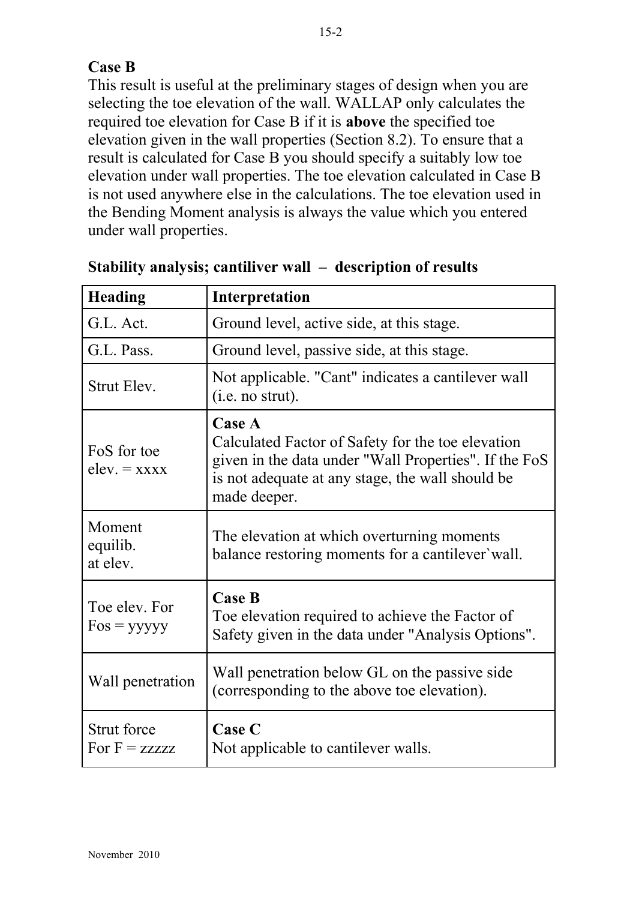**Case B**
This result is useful at the preliminary stages of design when you are selecting the toe elevation of the wall. WALLAP only calculates the required toe elevation for Case B if it is **above** the specified toe elevation given in the wall properties (Section 8.2). To ensure that a result is calculated for Case B you should specify a suitably low toe elevation under wall properties. The toe elevation calculated in Case B is not used anywhere else in the calculations. The toe elevation used in the Bending Moment analysis is always the value which you entered under wall properties.

**Stability analysis; cantiliver wall – description of results**

| Heading | Interpretation |
| --- | --- |
| G.L. Act. | Ground level, active side, at this stage. |
| G.L. Pass. | Ground level, passive side, at this stage. |
| Strut Elev. | Not applicable. "Cant" indicates a cantilever wall (i.e. no strut). |
| FoS for toe elev. = xxxx | **Case A** Calculated Factor of Safety for the toe elevation given in the data under "Wall Properties". If the FoS is not adequate at any stage, the wall should be made deeper. |
| Moment equilib. at elev. | The elevation at which overturning moments balance restoring moments for a cantilever`wall. |
| Toe elev. For Fos = yyyyy | **Case B** Toe elevation required to achieve the Factor of Safety given in the data under "Analysis Options". |
| Wall penetration | Wall penetration below GL on the passive side (corresponding to the above toe elevation). |
| Strut force For F = zzzzz | **Case C** Not applicable to cantilever walls. |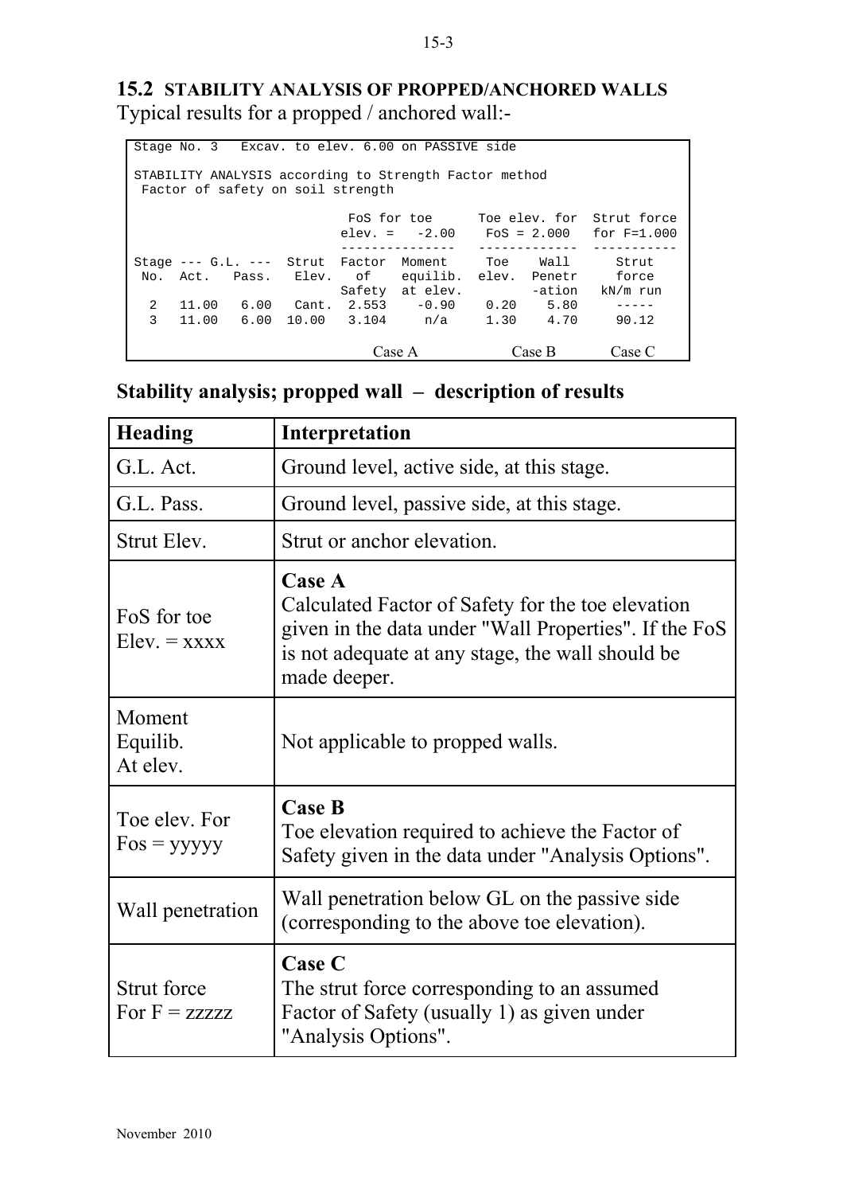## 15.2 STABILITY ANALYSIS OF PROPPED/ANCHORED WALLS

Typical results for a propped / anchored wall:-

```
Stage No. 3   Excav. to elev. 6.00 on PASSIVE side

STABILITY ANALYSIS according to Strength Factor method
 Factor of safety on soil strength

                             FoS for toe      Toe elev. for  Strut force
                            elev. =   -2.00    FoS = 2.000   for F=1.000
                            ---------------    -------------  -----------
Stage --- G.L. ---  Strut  Factor  Moment     Toe    Wall      Strut
 No.  Act.   Pass.   Elev.   of    equilib.  elev.  Penetr     force
                            Safety  at elev.         -ation   kN/m run
  2   11.00   6.00   Cant.  2.553    -0.90    0.20    5.80      -----
  3   11.00   6.00  10.00   3.104     n/a     1.30    4.70      90.12

                                 Case A            Case B        Case C
```

### Stability analysis; propped wall – description of results

| Heading | Interpretation |
|---|---|
| G.L. Act. | Ground level, active side, at this stage. |
| G.L. Pass. | Ground level, passive side, at this stage. |
| Strut Elev. | Strut or anchor elevation. |
| FoS for toe Elev. = xxxx | **Case A** Calculated Factor of Safety for the toe elevation given in the data under "Wall Properties". If the FoS is not adequate at any stage, the wall should be made deeper. |
| Moment Equilib. At elev. | Not applicable to propped walls. |
| Toe elev. For Fos = yyyyy | **Case B** Toe elevation required to achieve the Factor of Safety given in the data under "Analysis Options". |
| Wall penetration | Wall penetration below GL on the passive side (corresponding to the above toe elevation). |
| Strut force For F = zzzzz | **Case C** The strut force corresponding to an assumed Factor of Safety (usually 1) as given under "Analysis Options". |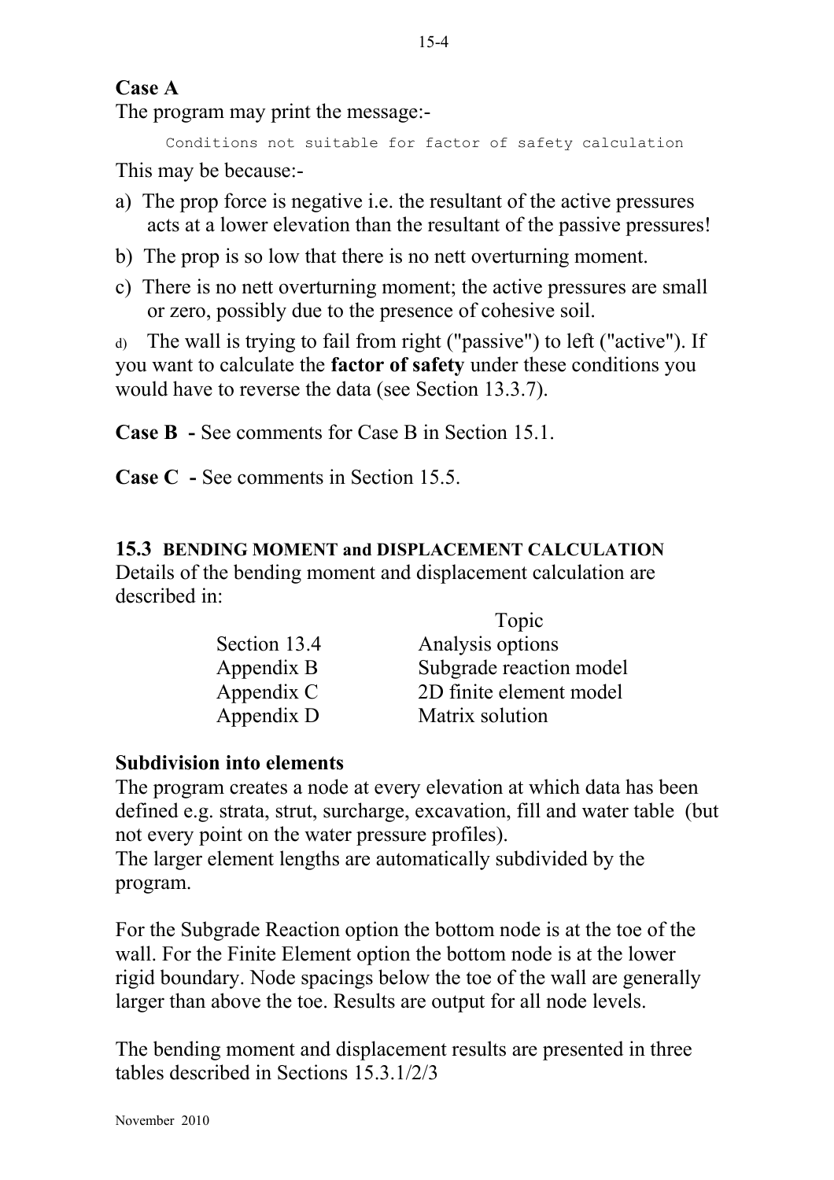**Case A**

The program may print the message:-

```
Conditions not suitable for factor of safety calculation
```

This may be because:-

a) The prop force is negative i.e. the resultant of the active pressures acts at a lower elevation than the resultant of the passive pressures!

b) The prop is so low that there is no nett overturning moment.

c) There is no nett overturning moment; the active pressures are small or zero, possibly due to the presence of cohesive soil.

d) The wall is trying to fail from right ("passive") to left ("active"). If you want to calculate the **factor of safety** under these conditions you would have to reverse the data (see Section 13.3.7).

**Case B -** See comments for Case B in Section 15.1.

**Case C -** See comments in Section 15.5.

## 15.3 BENDING MOMENT and DISPLACEMENT CALCULATION

Details of the bending moment and displacement calculation are described in:

| | Topic |
|---|---|
| Section 13.4 | Analysis options |
| Appendix B | Subgrade reaction model |
| Appendix C | 2D finite element model |
| Appendix D | Matrix solution |

### Subdivision into elements

The program creates a node at every elevation at which data has been defined e.g. strata, strut, surcharge, excavation, fill and water table (but not every point on the water pressure profiles).
The larger element lengths are automatically subdivided by the program.

For the Subgrade Reaction option the bottom node is at the toe of the wall. For the Finite Element option the bottom node is at the lower rigid boundary. Node spacings below the toe of the wall are generally larger than above the toe. Results are output for all node levels.

The bending moment and displacement results are presented in three tables described in Sections 15.3.1/2/3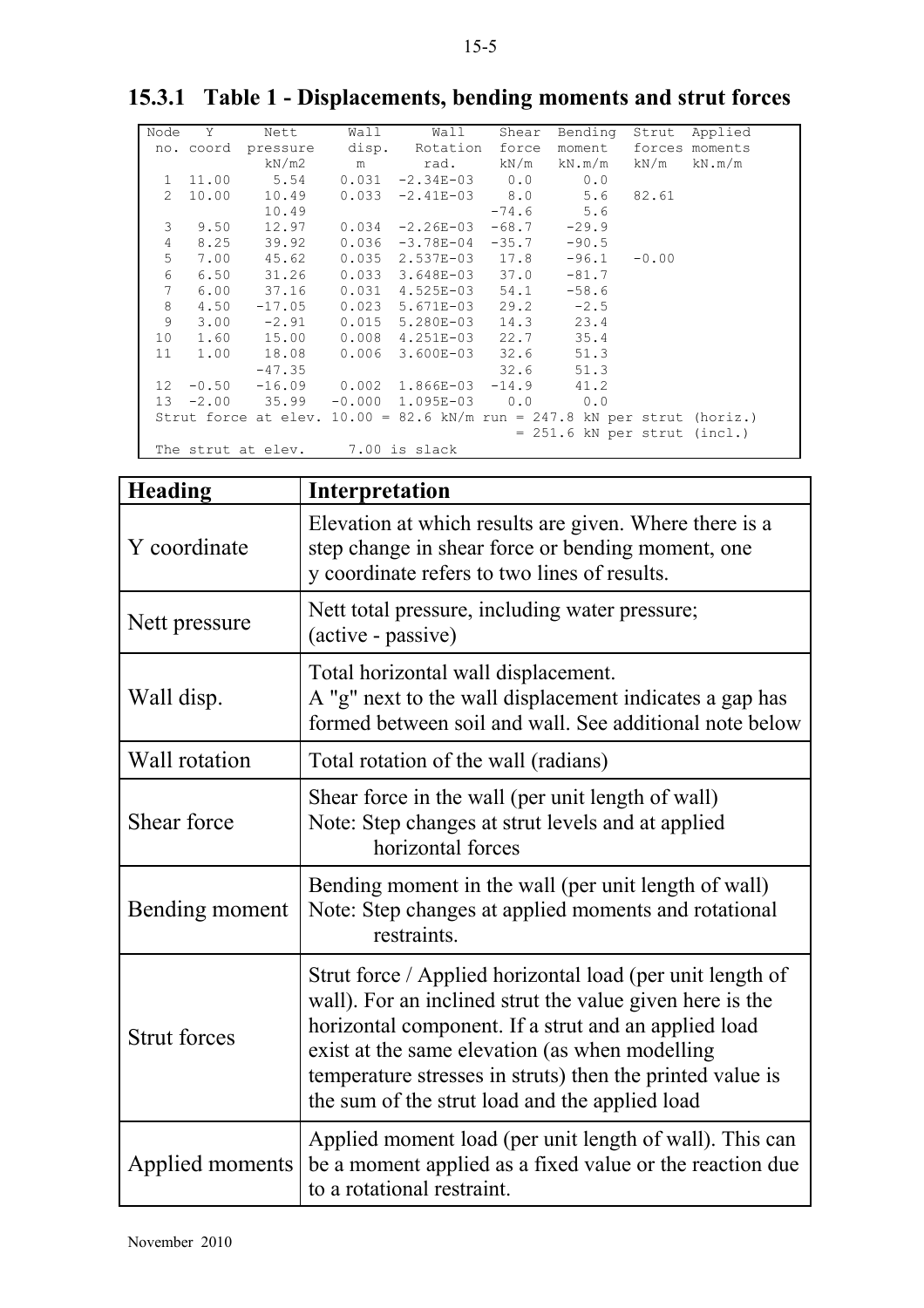### 15.3.1 Table 1 - Displacements, bending moments and strut forces

```
Node    Y      Nett       Wall      Wall     Shear  Bending  Strut  Applied
 no. coord  pressure    disp.   Rotation  force   moment   forces moments
             kN/m2        m       rad.     kN/m   kN.m/m   kN/m   kN.m/m
  1  11.00     5.54    0.031  -2.34E-03    0.0      0.0
  2  10.00    10.49    0.033  -2.41E-03    8.0      5.6    82.61
              10.49                      -74.6      5.6
  3   9.50    12.97    0.034  -2.26E-03  -68.7    -29.9
  4   8.25    39.92    0.036  -3.78E-04  -35.7    -90.5
  5   7.00    45.62    0.035  2.537E-03   17.8    -96.1   -0.00
  6   6.50    31.26    0.033  3.648E-03   37.0    -81.7
  7   6.00    37.16    0.031  4.525E-03   54.1    -58.6
  8   4.50   -17.05    0.023  5.671E-03   29.2     -2.5
  9   3.00    -2.91    0.015  5.280E-03   14.3     23.4
 10   1.60    15.00    0.008  4.251E-03   22.7     35.4
 11   1.00    18.08    0.006  3.600E-03   32.6     51.3
             -47.35                       32.6     51.3
 12  -0.50   -16.09    0.002  1.866E-03  -14.9     41.2
 13  -2.00    35.99   -0.000  1.095E-03    0.0      0.0
 Strut force at elev. 10.00 = 82.6 kN/m run = 247.8 kN per strut (horiz.)
                                          = 251.6 kN per strut (incl.)
 The strut at elev.    7.00 is slack
```

| Heading | Interpretation |
|---|---|
| Y coordinate | Elevation at which results are given. Where there is a step change in shear force or bending moment, one y coordinate refers to two lines of results. |
| Nett pressure | Nett total pressure, including water pressure; (active - passive) |
| Wall disp. | Total horizontal wall displacement. A "g" next to the wall displacement indicates a gap has formed between soil and wall. See additional note below |
| Wall rotation | Total rotation of the wall (radians) |
| Shear force | Shear force in the wall (per unit length of wall) Note: Step changes at strut levels and at applied horizontal forces |
| Bending moment | Bending moment in the wall (per unit length of wall) Note: Step changes at applied moments and rotational restraints. |
| Strut forces | Strut force / Applied horizontal load (per unit length of wall). For an inclined strut the value given here is the horizontal component. If a strut and an applied load exist at the same elevation (as when modelling temperature stresses in struts) then the printed value is the sum of the strut load and the applied load |
| Applied moments | Applied moment load (per unit length of wall). This can be a moment applied as a fixed value or the reaction due to a rotational restraint. |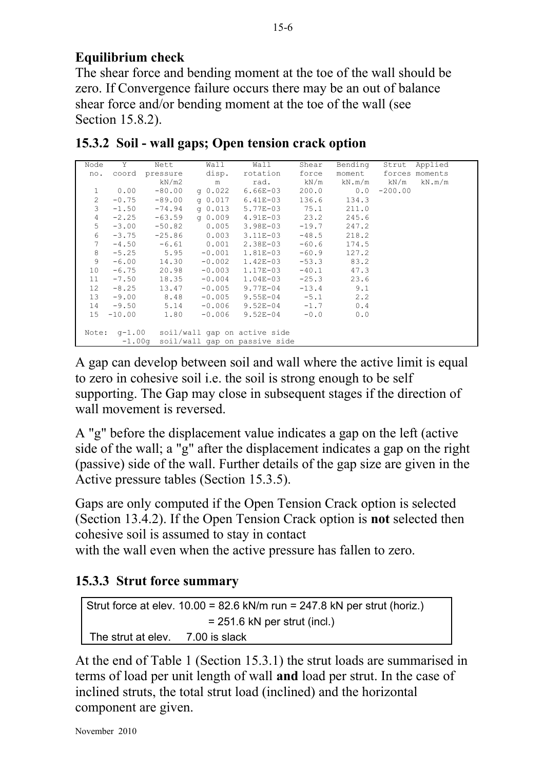**Equilibrium check**

The shear force and bending moment at the toe of the wall should be zero. If Convergence failure occurs there may be an out of balance shear force and/or bending moment at the toe of the wall (see Section 15.8.2).

### 15.3.2 Soil - wall gaps; Open tension crack option

```
Node     Y      Nett       Wall       Wall      Shear    Bending    Strut  Applied
 no.   coord  pressure     disp.    rotation    force    moment    forces moments
                kN/m2        m        rad.       kN/m    kN.m/m     kN/m   kN.m/m
  1     0.00    -80.00   g 0.022   6.66E-03     200.0       0.0  -200.00
  2    -0.75    -89.00   g 0.017   6.41E-03     136.6     134.3
  3    -1.50    -74.94   g 0.013   5.77E-03      75.1     211.0
  4    -2.25    -63.59   g 0.009   4.91E-03      23.2     245.6
  5    -3.00    -50.82     0.005   3.98E-03     -19.7     247.2
  6    -3.75    -25.86     0.003   3.11E-03     -48.5     218.2
  7    -4.50     -6.61     0.001   2.38E-03     -60.6     174.5
  8    -5.25      5.95    -0.001   1.81E-03     -60.9     127.2
  9    -6.00     14.30    -0.002   1.42E-03     -53.3      83.2
 10    -6.75     20.98    -0.003   1.17E-03     -40.1      47.3
 11    -7.50     18.35    -0.004   1.04E-03     -25.3      23.6
 12    -8.25     13.47    -0.005   9.77E-04     -13.4       9.1
 13    -9.00      8.48    -0.005   9.55E-04      -5.1       2.2
 14    -9.50      5.14    -0.006   9.52E-04      -1.7       0.4
 15   -10.00      1.80    -0.006   9.52E-04      -0.0       0.0

Note:  g-1.00   soil/wall gap on active side
        -1.00g  soil/wall gap on passive side
```

A gap can develop between soil and wall where the active limit is equal to zero in cohesive soil i.e. the soil is strong enough to be self supporting. The Gap may close in subsequent stages if the direction of wall movement is reversed.

A "g" before the displacement value indicates a gap on the left (active side of the wall; a "g" after the displacement indicates a gap on the right (passive) side of the wall. Further details of the gap size are given in the Active pressure tables (Section 15.3.5).

Gaps are only computed if the Open Tension Crack option is selected (Section 13.4.2). If the Open Tension Crack option is **not** selected then cohesive soil is assumed to stay in contact with the wall even when the active pressure has fallen to zero.

### 15.3.3 Strut force summary

```
Strut force at elev. 10.00 = 82.6 kN/m run = 247.8 kN per strut (horiz.)
                           = 251.6 kN per strut (incl.)
 The strut at elev.    7.00 is slack
```

At the end of Table 1 (Section 15.3.1) the strut loads are summarised in terms of load per unit length of wall **and** load per strut. In the case of inclined struts, the total strut load (inclined) and the horizontal component are given.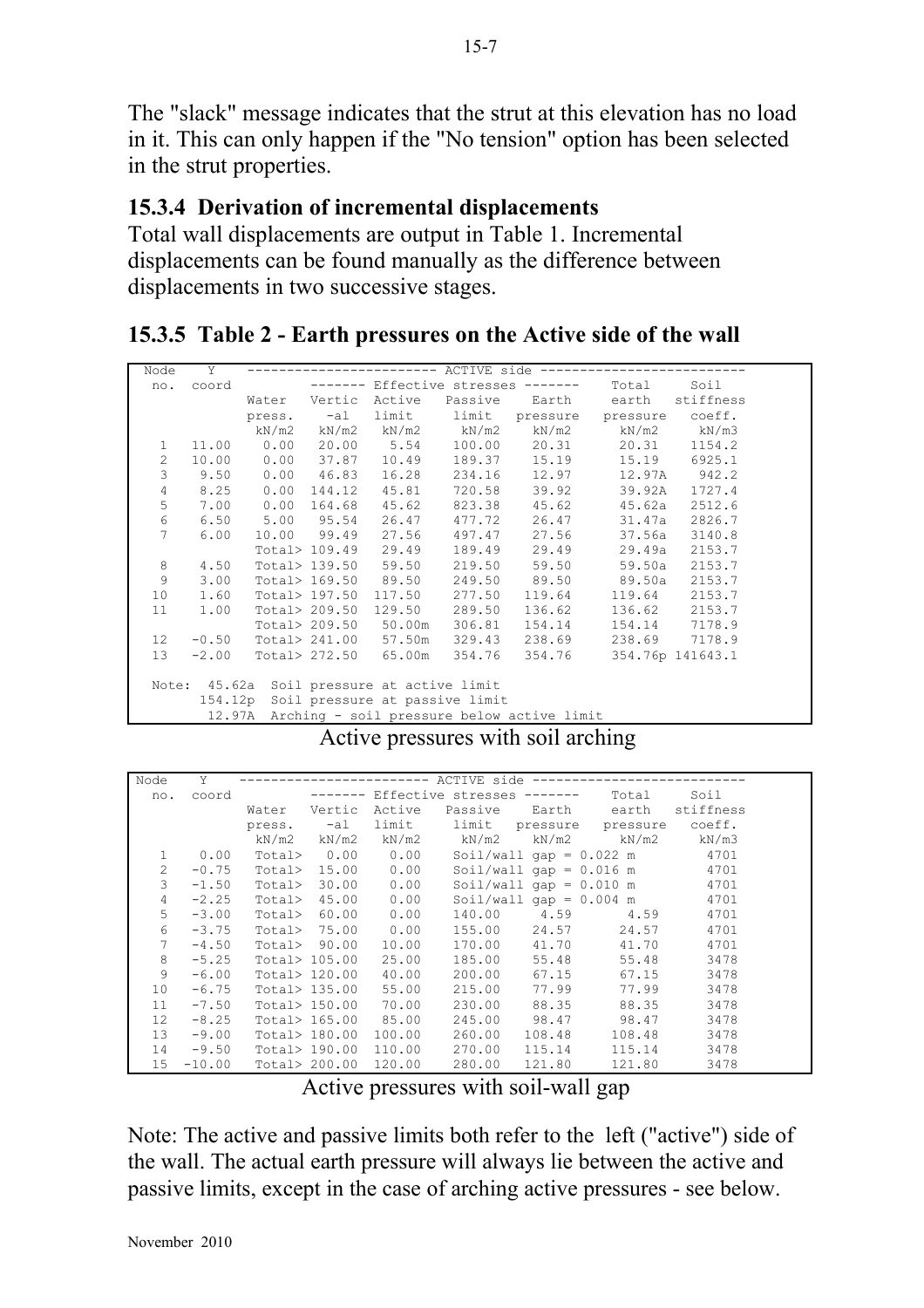The "slack" message indicates that the strut at this elevation has no load in it. This can only happen if the "No tension" option has been selected in the strut properties.

### 15.3.4 Derivation of incremental displacements

Total wall displacements are output in Table 1. Incremental displacements can be found manually as the difference between displacements in two successive stages.

### 15.3.5 Table 2 - Earth pressures on the Active side of the wall

| Node no. | Y coord | ACTIVE side | | | | | | |
|---|---|---|---|---|---|---|---|---|
| | | | Effective stresses | | | | | |
| | | Water press. | Vertic-al | Active limit | Passive limit | Earth pressure | Total earth pressure | Soil stiffness coeff. |
| | | kN/m2 | kN/m2 | kN/m2 | kN/m2 | kN/m2 | kN/m2 | kN/m3 |
| 1 | 11.00 | 0.00 | 20.00 | 5.54 | 100.00 | 20.31 | 20.31 | 1154.2 |
| 2 | 10.00 | 0.00 | 37.87 | 10.49 | 189.37 | 15.19 | 15.19 | 6925.1 |
| 3 | 9.50 | 0.00 | 46.83 | 16.28 | 234.16 | 12.97 | 12.97A | 942.2 |
| 4 | 8.25 | 0.00 | 144.12 | 45.81 | 720.58 | 39.92 | 39.92A | 1727.4 |
| 5 | 7.00 | 0.00 | 164.68 | 45.62 | 823.38 | 45.62 | 45.62a | 2512.6 |
| 6 | 6.50 | 5.00 | 95.54 | 26.47 | 477.72 | 26.47 | 31.47a | 2826.7 |
| 7 | 6.00 | 10.00 | 99.49 | 27.56 | 497.47 | 27.56 | 37.56a | 3140.8 |
| | | Total> | 109.49 | 29.49 | 189.49 | 29.49 | 29.49a | 2153.7 |
| 8 | 4.50 | Total> | 139.50 | 59.50 | 219.50 | 59.50 | 59.50a | 2153.7 |
| 9 | 3.00 | Total> | 169.50 | 89.50 | 249.50 | 89.50 | 89.50a | 2153.7 |
| 10 | 1.60 | Total> | 197.50 | 117.50 | 277.50 | 119.64 | 119.64 | 2153.7 |
| 11 | 1.00 | Total> | 209.50 | 129.50 | 289.50 | 136.62 | 136.62 | 2153.7 |
| | | Total> | 209.50 | 50.00m | 306.81 | 154.14 | 154.14 | 7178.9 |
| 12 | -0.50 | Total> | 241.00 | 57.50m | 329.43 | 238.69 | 238.69 | 7178.9 |
| 13 | -2.00 | Total> | 272.50 | 65.00m | 354.76 | 354.76 | 354.76p | 141643.1 |

Note: 45.62a Soil pressure at active limit
154.12p Soil pressure at passive limit
12.97A Arching - soil pressure below active limit

Active pressures with soil arching

| Node no. | Y coord | ACTIVE side | | | | | | |
|---|---|---|---|---|---|---|---|---|
| | | | Effective stresses | | | | | |
| | | Water press. | Vertic-al | Active limit | Passive limit | Earth pressure | Total earth pressure | Soil stiffness coeff. |
| | | kN/m2 | kN/m2 | kN/m2 | kN/m2 | kN/m2 | kN/m2 | kN/m3 |
| 1 | 0.00 | Total> | 0.00 | 0.00 | Soil/wall gap = 0.022 m | | | 4701 |
| 2 | -0.75 | Total> | 15.00 | 0.00 | Soil/wall gap = 0.016 m | | | 4701 |
| 3 | -1.50 | Total> | 30.00 | 0.00 | Soil/wall gap = 0.010 m | | | 4701 |
| 4 | -2.25 | Total> | 45.00 | 0.00 | Soil/wall gap = 0.004 m | | | 4701 |
| 5 | -3.00 | Total> | 60.00 | 0.00 | 140.00 | 4.59 | 4.59 | 4701 |
| 6 | -3.75 | Total> | 75.00 | 0.00 | 155.00 | 24.57 | 24.57 | 4701 |
| 7 | -4.50 | Total> | 90.00 | 10.00 | 170.00 | 41.70 | 41.70 | 4701 |
| 8 | -5.25 | Total> | 105.00 | 25.00 | 185.00 | 55.48 | 55.48 | 3478 |
| 9 | -6.00 | Total> | 120.00 | 40.00 | 200.00 | 67.15 | 67.15 | 3478 |
| 10 | -6.75 | Total> | 135.00 | 55.00 | 215.00 | 77.99 | 77.99 | 3478 |
| 11 | -7.50 | Total> | 150.00 | 70.00 | 230.00 | 88.35 | 88.35 | 3478 |
| 12 | -8.25 | Total> | 165.00 | 85.00 | 245.00 | 98.47 | 98.47 | 3478 |
| 13 | -9.00 | Total> | 180.00 | 100.00 | 260.00 | 108.48 | 108.48 | 3478 |
| 14 | -9.50 | Total> | 190.00 | 110.00 | 270.00 | 115.14 | 115.14 | 3478 |
| 15 | -10.00 | Total> | 200.00 | 120.00 | 280.00 | 121.80 | 121.80 | 3478 |

Active pressures with soil-wall gap

Note: The active and passive limits both refer to the left ("active") side of the wall. The actual earth pressure will always lie between the active and passive limits, except in the case of arching active pressures - see below.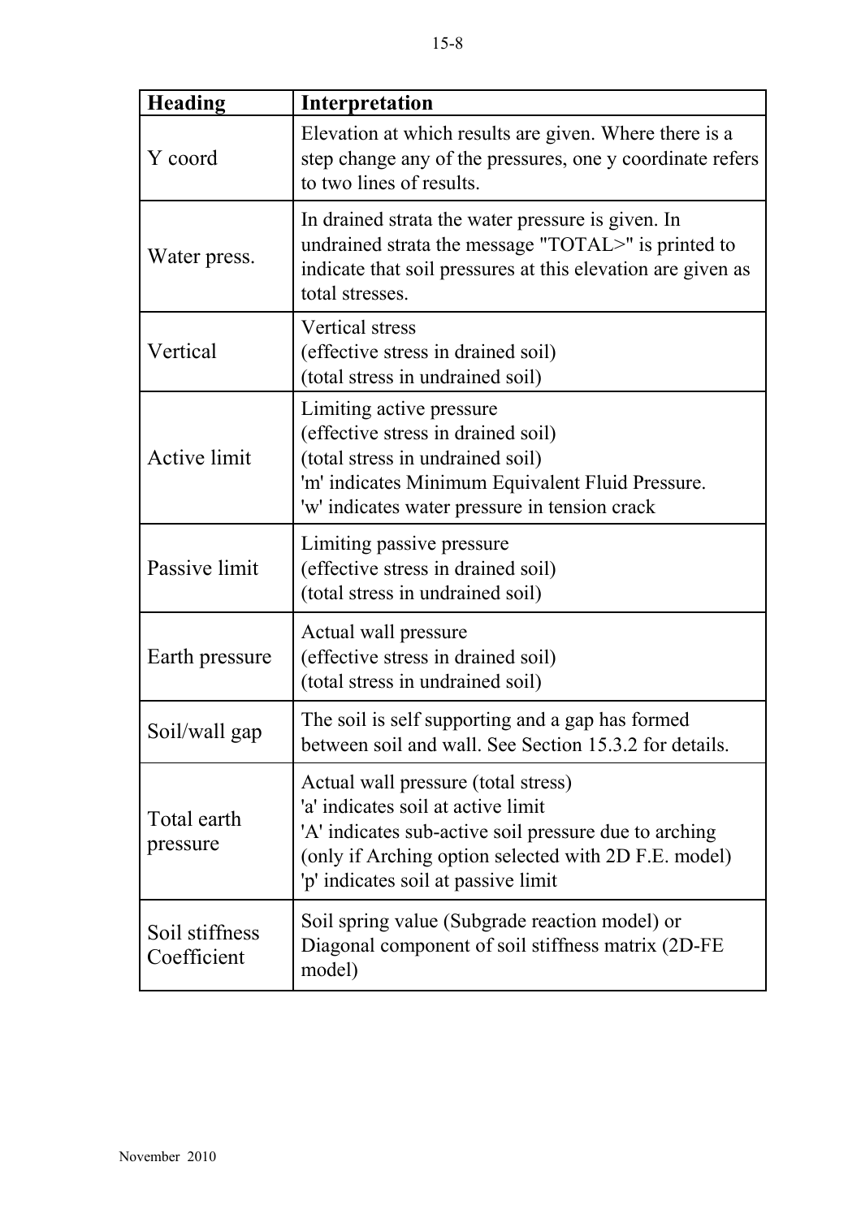| Heading | Interpretation |
|---|---|
| Y coord | Elevation at which results are given. Where there is a step change any of the pressures, one y coordinate refers to two lines of results. |
| Water press. | In drained strata the water pressure is given. In undrained strata the message "TOTAL>" is printed to indicate that soil pressures at this elevation are given as total stresses. |
| Vertical | Vertical stress<br>(effective stress in drained soil)<br>(total stress in undrained soil) |
| Active limit | Limiting active pressure<br>(effective stress in drained soil)<br>(total stress in undrained soil)<br>'m' indicates Minimum Equivalent Fluid Pressure.<br>'w' indicates water pressure in tension crack |
| Passive limit | Limiting passive pressure<br>(effective stress in drained soil)<br>(total stress in undrained soil) |
| Earth pressure | Actual wall pressure<br>(effective stress in drained soil)<br>(total stress in undrained soil) |
| Soil/wall gap | The soil is self supporting and a gap has formed between soil and wall. See Section 15.3.2 for details. |
| Total earth pressure | Actual wall pressure (total stress)<br>'a' indicates soil at active limit<br>'A' indicates sub-active soil pressure due to arching (only if Arching option selected with 2D F.E. model)<br>'p' indicates soil at passive limit |
| Soil stiffness Coefficient | Soil spring value (Subgrade reaction model) or Diagonal component of soil stiffness matrix (2D-FE model) |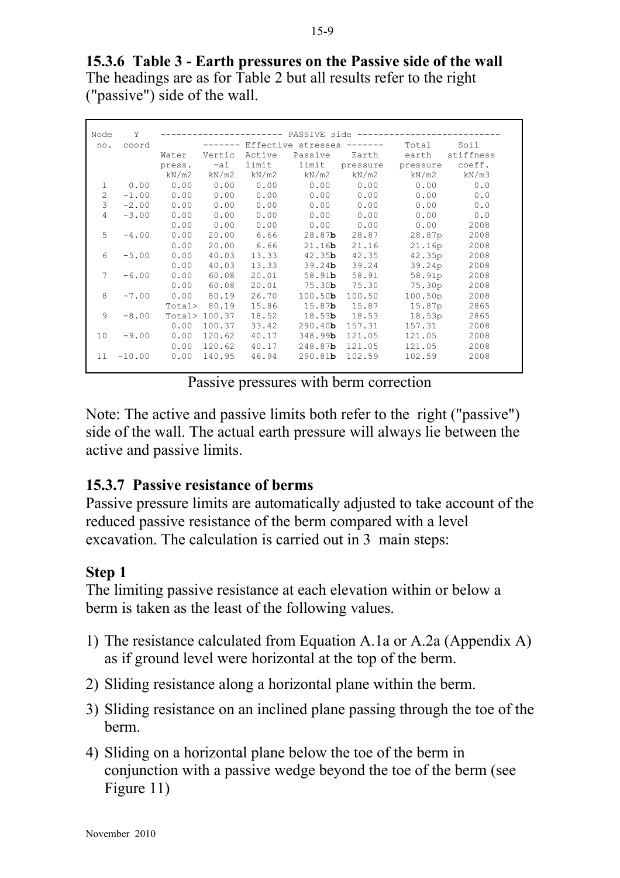## 15.3.6 Table 3 - Earth pressures on the Passive side of the wall

The headings are as for Table 2 but all results refer to the right ("passive") side of the wall.

| Node no. | Y coord | Water press. kN/m2 | Vertic -al kN/m2 | Active limit kN/m2 | Passive limit kN/m2 | Earth pressure kN/m2 | Total earth pressure kN/m2 | Soil stiffness coeff. kN/m3 |
|---|---|---|---|---|---|---|---|---|
| 1 | 0.00 | 0.00 | 0.00 | 0.00 | 0.00 | 0.00 | 0.00 | 0.0 |
| 2 | -1.00 | 0.00 | 0.00 | 0.00 | 0.00 | 0.00 | 0.00 | 0.0 |
| 3 | -2.00 | 0.00 | 0.00 | 0.00 | 0.00 | 0.00 | 0.00 | 0.0 |
| 4 | -3.00 | 0.00 | 0.00 | 0.00 | 0.00 | 0.00 | 0.00 | 0.0 |
| | | 0.00 | 0.00 | 0.00 | 0.00 | 0.00 | 0.00 | 2008 |
| 5 | -4.00 | 0.00 | 20.00 | 6.66 | 28.87**b** | 28.87 | 28.87p | 2008 |
| | | 0.00 | 20.00 | 6.66 | 21.16**b** | 21.16 | 21.16p | 2008 |
| 6 | -5.00 | 0.00 | 40.03 | 13.33 | 42.35**b** | 42.35 | 42.35p | 2008 |
| | | 0.00 | 40.03 | 13.33 | 39.24**b** | 39.24 | 39.24p | 2008 |
| 7 | -6.00 | 0.00 | 60.08 | 20.01 | 58.91**b** | 58.91 | 58.91p | 2008 |
| | | 0.00 | 60.08 | 20.01 | 75.30**b** | 75.30 | 75.30p | 2008 |
| 8 | -7.00 | 0.00 | 80.19 | 26.70 | 100.50**b** | 100.50 | 100.50p | 2008 |
| | | Total> | 80.19 | 15.86 | 15.87**b** | 15.87 | 15.87p | 2865 |
| 9 | -8.00 | Total> | 100.37 | 18.52 | 18.53**b** | 18.53 | 18.53p | 2865 |
| | | 0.00 | 100.37 | 33.42 | 290.40**b** | 157.31 | 157.31 | 2008 |
| 10 | -9.00 | 0.00 | 120.62 | 40.17 | 348.99**b** | 121.05 | 121.05 | 2008 |
| | | 0.00 | 120.62 | 40.17 | 248.87**b** | 121.05 | 121.05 | 2008 |
| 11 | -10.00 | 0.00 | 140.95 | 46.94 | 290.81**b** | 102.59 | 102.59 | 2008 |

Passive pressures with berm correction

Note: The active and passive limits both refer to the right ("passive") side of the wall. The actual earth pressure will always lie between the active and passive limits.

## 15.3.7 Passive resistance of berms

Passive pressure limits are automatically adjusted to take account of the reduced passive resistance of the berm compared with a level excavation. The calculation is carried out in 3 main steps:

### Step 1

The limiting passive resistance at each elevation within or below a berm is taken as the least of the following values.

1) The resistance calculated from Equation A.1a or A.2a (Appendix A) as if ground level were horizontal at the top of the berm.
2) Sliding resistance along a horizontal plane within the berm.
3) Sliding resistance on an inclined plane passing through the toe of the berm.
4) Sliding on a horizontal plane below the toe of the berm in conjunction with a passive wedge beyond the toe of the berm (see Figure 11)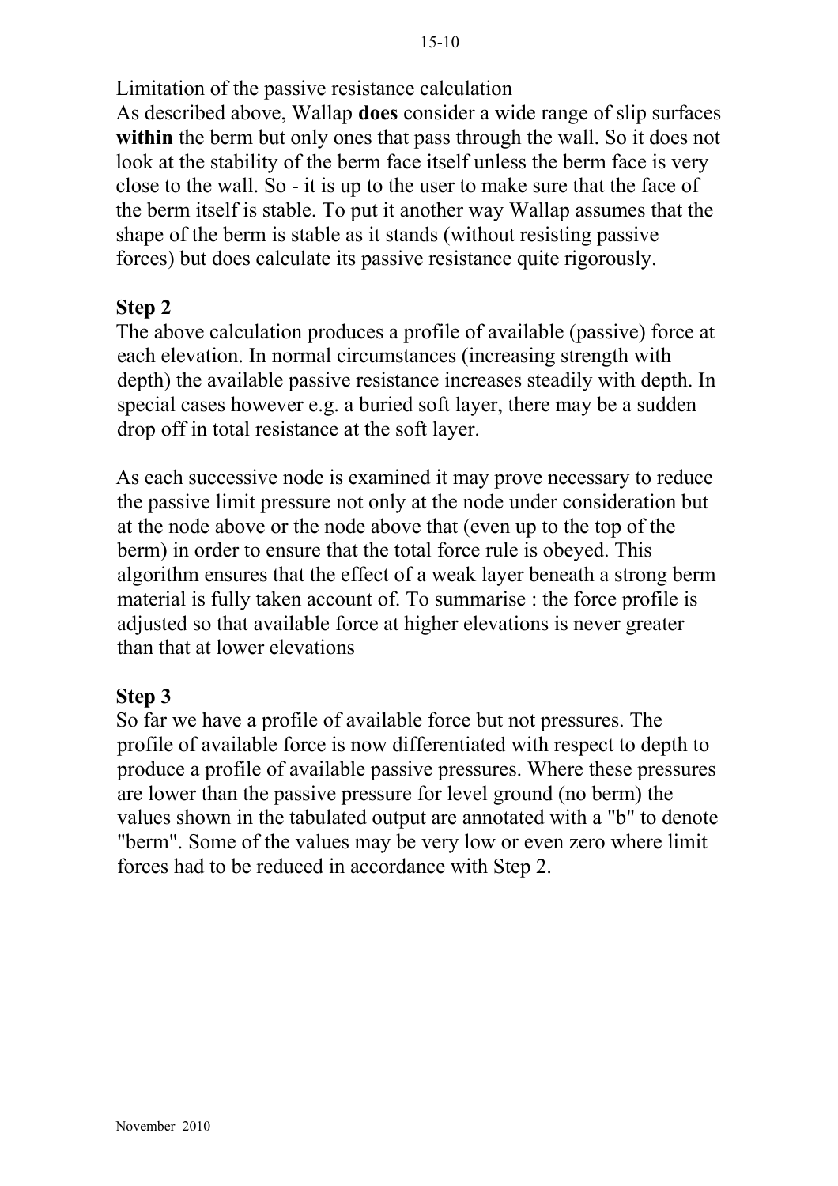Limitation of the passive resistance calculation

As described above, Wallap **does** consider a wide range of slip surfaces **within** the berm but only ones that pass through the wall. So it does not look at the stability of the berm face itself unless the berm face is very close to the wall. So - it is up to the user to make sure that the face of the berm itself is stable. To put it another way Wallap assumes that the shape of the berm is stable as it stands (without resisting passive forces) but does calculate its passive resistance quite rigorously.

**Step 2**

The above calculation produces a profile of available (passive) force at each elevation. In normal circumstances (increasing strength with depth) the available passive resistance increases steadily with depth. In special cases however e.g. a buried soft layer, there may be a sudden drop off in total resistance at the soft layer.

As each successive node is examined it may prove necessary to reduce the passive limit pressure not only at the node under consideration but at the node above or the node above that (even up to the top of the berm) in order to ensure that the total force rule is obeyed. This algorithm ensures that the effect of a weak layer beneath a strong berm material is fully taken account of. To summarise : the force profile is adjusted so that available force at higher elevations is never greater than that at lower elevations

**Step 3**

So far we have a profile of available force but not pressures. The profile of available force is now differentiated with respect to depth to produce a profile of available passive pressures. Where these pressures are lower than the passive pressure for level ground (no berm) the values shown in the tabulated output are annotated with a "b" to denote "berm". Some of the values may be very low or even zero where limit forces had to be reduced in accordance with Step 2.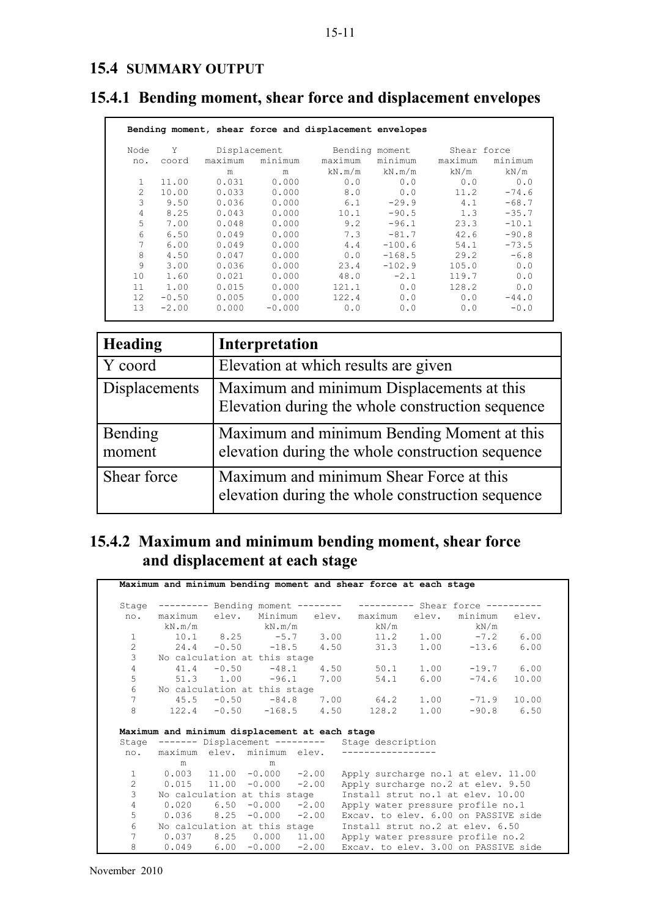## 15.4 SUMMARY OUTPUT

## 15.4.1 Bending moment, shear force and displacement envelopes

**Bending moment, shear force and displacement envelopes**

| Node no. | Y coord | Displacement maximum m | Displacement minimum m | Bending moment maximum kN.m/m | Bending moment minimum kN.m/m | Shear force maximum kN/m | Shear force minimum kN/m |
|---|---|---|---|---|---|---|---|
| 1 | 11.00 | 0.031 | 0.000 | 0.0 | 0.0 | 0.0 | 0.0 |
| 2 | 10.00 | 0.033 | 0.000 | 8.0 | 0.0 | 11.2 | -74.6 |
| 3 | 9.50 | 0.036 | 0.000 | 6.1 | -29.9 | 4.1 | -68.7 |
| 4 | 8.25 | 0.043 | 0.000 | 10.1 | -90.5 | 1.3 | -35.7 |
| 5 | 7.00 | 0.048 | 0.000 | 9.2 | -96.1 | 23.3 | -10.1 |
| 6 | 6.50 | 0.049 | 0.000 | 7.3 | -81.7 | 42.6 | -90.8 |
| 7 | 6.00 | 0.049 | 0.000 | 4.4 | -100.6 | 54.1 | -73.5 |
| 8 | 4.50 | 0.047 | 0.000 | 0.0 | -168.5 | 29.2 | -6.8 |
| 9 | 3.00 | 0.036 | 0.000 | 23.4 | -102.9 | 105.0 | 0.0 |
| 10 | 1.60 | 0.021 | 0.000 | 48.0 | -2.1 | 119.7 | 0.0 |
| 11 | 1.00 | 0.015 | 0.000 | 121.1 | 0.0 | 128.2 | 0.0 |
| 12 | -0.50 | 0.005 | 0.000 | 122.4 | 0.0 | 0.0 | -44.0 |
| 13 | -2.00 | 0.000 | -0.000 | 0.0 | 0.0 | 0.0 | -0.0 |

| Heading | Interpretation |
|---|---|
| Y coord | Elevation at which results are given |
| Displacements | Maximum and minimum Displacements at this Elevation during the whole construction sequence |
| Bending moment | Maximum and minimum Bending Moment at this elevation during the whole construction sequence |
| Shear force | Maximum and minimum Shear Force at this elevation during the whole construction sequence |

## 15.4.2 Maximum and minimum bending moment, shear force and displacement at each stage

**Maximum and minimum bending moment and shear force at each stage**

| Stage no. | Bending moment maximum kN.m/m | elev. | Bending moment Minimum kN.m/m | elev. | Shear force maximum kN/m | elev. | Shear force minimum kN/m | elev. |
|---|---|---|---|---|---|---|---|---|
| 1 | 10.1 | 8.25 | -5.7 | 3.00 | 11.2 | 1.00 | -7.2 | 6.00 |
| 2 | 24.4 | -0.50 | -18.5 | 4.50 | 31.3 | 1.00 | -13.6 | 6.00 |
| 3 | No calculation at this stage | | | | | | | |
| 4 | 41.4 | -0.50 | -48.1 | 4.50 | 50.1 | 1.00 | -19.7 | 6.00 |
| 5 | 51.3 | 1.00 | -96.1 | 7.00 | 54.1 | 6.00 | -74.6 | 10.00 |
| 6 | No calculation at this stage | | | | | | | |
| 7 | 45.5 | -0.50 | -84.8 | 7.00 | 64.2 | 1.00 | -71.9 | 10.00 |
| 8 | 122.4 | -0.50 | -168.5 | 4.50 | 128.2 | 1.00 | -90.8 | 6.50 |

**Maximum and minimum displacement at each stage**

| Stage no. | Displacement maximum m | elev. | Displacement minimum m | elev. | Stage description |
|---|---|---|---|---|---|
| 1 | 0.003 | 11.00 | -0.000 | -2.00 | Apply surcharge no.1 at elev. 11.00 |
| 2 | 0.015 | 11.00 | -0.000 | -2.00 | Apply surcharge no.2 at elev. 9.50 |
| 3 | No calculation at this stage | | | | Install strut no.1 at elev. 10.00 |
| 4 | 0.020 | 6.50 | -0.000 | -2.00 | Apply water pressure profile no.1 |
| 5 | 0.036 | 8.25 | -0.000 | -2.00 | Excav. to elev. 6.00 on PASSIVE side |
| 6 | No calculation at this stage | | | | Install strut no.2 at elev. 6.50 |
| 7 | 0.037 | 8.25 | 0.000 | 11.00 | Apply water pressure profile no.2 |
| 8 | 0.049 | 6.00 | -0.000 | -2.00 | Excav. to elev. 3.00 on PASSIVE side |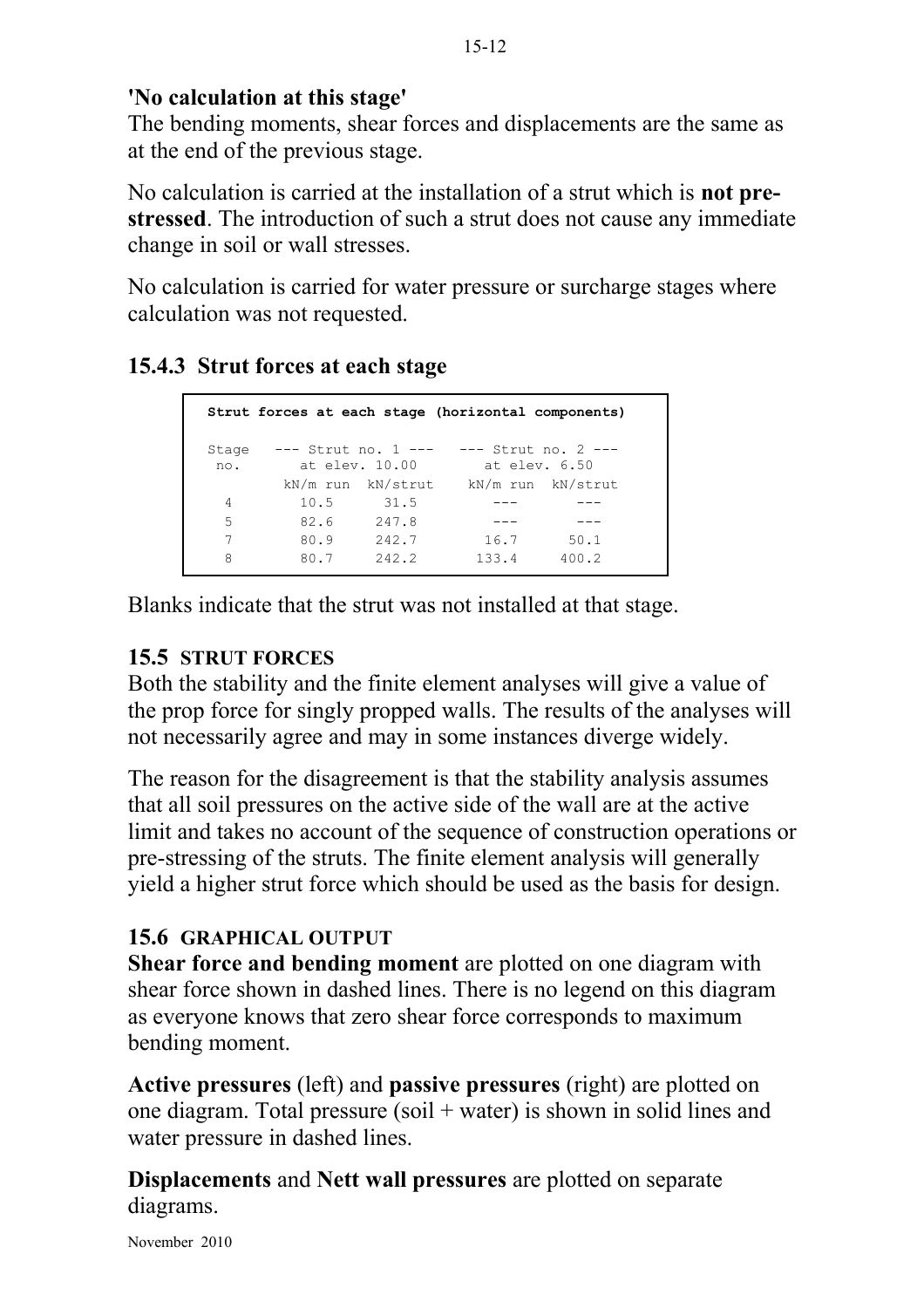**'No calculation at this stage'**
The bending moments, shear forces and displacements are the same as at the end of the previous stage.

No calculation is carried at the installation of a strut which is **not pre-stressed**. The introduction of such a strut does not cause any immediate change in soil or wall stresses.

No calculation is carried for water pressure or surcharge stages where calculation was not requested.

### 15.4.3 Strut forces at each stage

**Strut forces at each stage (horizontal components)**

| Stage no. | --- Strut no. 1 --- at elev. 10.00 | | --- Strut no. 2 --- at elev. 6.50 | |
|---|---|---|---|---|
| | kN/m run | kN/strut | kN/m run | kN/strut |
| 4 | 10.5 | 31.5 | --- | --- |
| 5 | 82.6 | 247.8 | --- | --- |
| 7 | 80.9 | 242.7 | 16.7 | 50.1 |
| 8 | 80.7 | 242.2 | 133.4 | 400.2 |

Blanks indicate that the strut was not installed at that stage.

## 15.5 STRUT FORCES

Both the stability and the finite element analyses will give a value of the prop force for singly propped walls. The results of the analyses will not necessarily agree and may in some instances diverge widely.

The reason for the disagreement is that the stability analysis assumes that all soil pressures on the active side of the wall are at the active limit and takes no account of the sequence of construction operations or pre-stressing of the struts. The finite element analysis will generally yield a higher strut force which should be used as the basis for design.

## 15.6 GRAPHICAL OUTPUT

**Shear force and bending moment** are plotted on one diagram with shear force shown in dashed lines. There is no legend on this diagram as everyone knows that zero shear force corresponds to maximum bending moment.

**Active pressures** (left) and **passive pressures** (right) are plotted on one diagram. Total pressure (soil + water) is shown in solid lines and water pressure in dashed lines.

**Displacements** and **Nett wall pressures** are plotted on separate diagrams.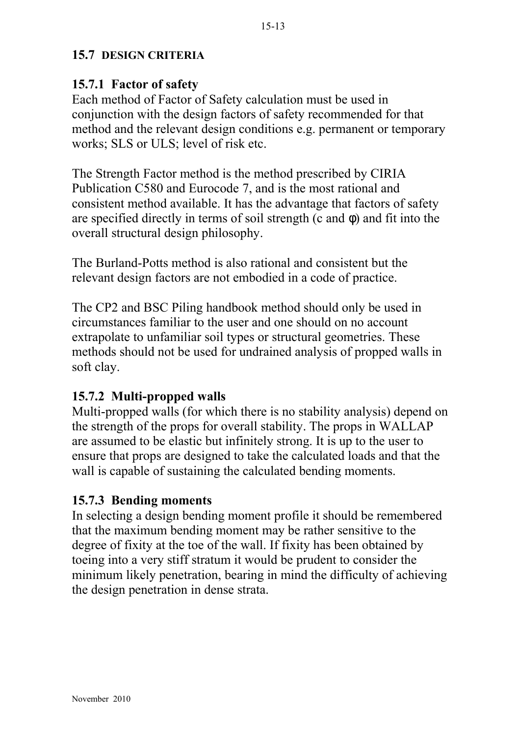## 15.7 DESIGN CRITERIA

### 15.7.1 Factor of safety

Each method of Factor of Safety calculation must be used in conjunction with the design factors of safety recommended for that method and the relevant design conditions e.g. permanent or temporary works; SLS or ULS; level of risk etc.

The Strength Factor method is the method prescribed by CIRIA Publication C580 and Eurocode 7, and is the most rational and consistent method available. It has the advantage that factors of safety are specified directly in terms of soil strength ($c$ and $\phi$) and fit into the overall structural design philosophy.

The Burland-Potts method is also rational and consistent but the relevant design factors are not embodied in a code of practice.

The CP2 and BSC Piling handbook method should only be used in circumstances familiar to the user and one should on no account extrapolate to unfamiliar soil types or structural geometries. These methods should not be used for undrained analysis of propped walls in soft clay.

### 15.7.2 Multi-propped walls

Multi-propped walls (for which there is no stability analysis) depend on the strength of the props for overall stability. The props in WALLAP are assumed to be elastic but infinitely strong. It is up to the user to ensure that props are designed to take the calculated loads and that the wall is capable of sustaining the calculated bending moments.

### 15.7.3 Bending moments

In selecting a design bending moment profile it should be remembered that the maximum bending moment may be rather sensitive to the degree of fixity at the toe of the wall. If fixity has been obtained by toeing into a very stiff stratum it would be prudent to consider the minimum likely penetration, bearing in mind the difficulty of achieving the design penetration in dense strata.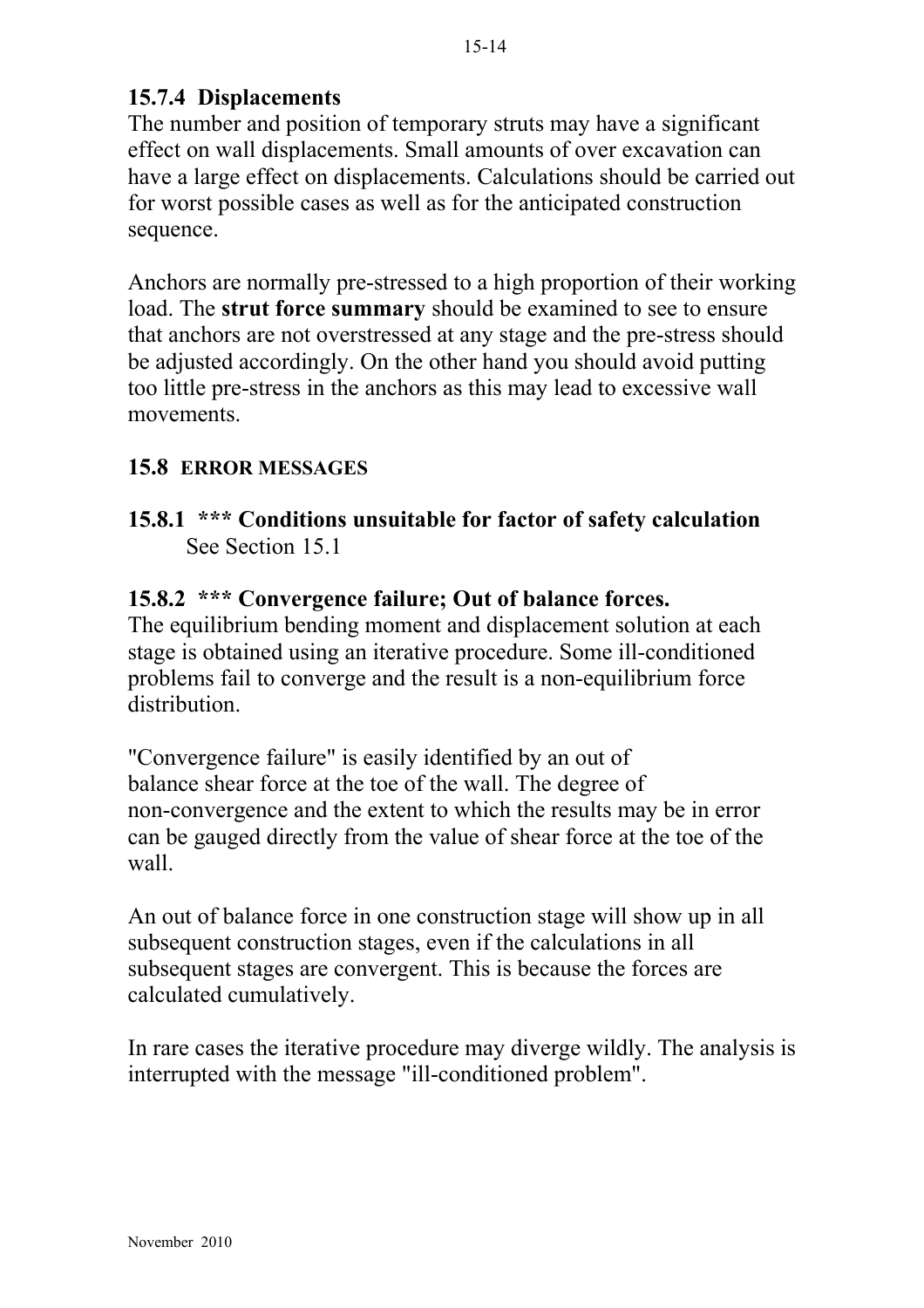### 15.7.4 Displacements

The number and position of temporary struts may have a significant effect on wall displacements. Small amounts of over excavation can have a large effect on displacements. Calculations should be carried out for worst possible cases as well as for the anticipated construction sequence.

Anchors are normally pre-stressed to a high proportion of their working load. The **strut force summary** should be examined to see to ensure that anchors are not overstressed at any stage and the pre-stress should be adjusted accordingly. On the other hand you should avoid putting too little pre-stress in the anchors as this may lead to excessive wall movements.

## 15.8 ERROR MESSAGES

### 15.8.1 *** Conditions unsuitable for factor of safety calculation

See Section 15.1

### 15.8.2 *** Convergence failure; Out of balance forces.

The equilibrium bending moment and displacement solution at each stage is obtained using an iterative procedure. Some ill-conditioned problems fail to converge and the result is a non-equilibrium force distribution.

"Convergence failure" is easily identified by an out of balance shear force at the toe of the wall. The degree of non-convergence and the extent to which the results may be in error can be gauged directly from the value of shear force at the toe of the wall.

An out of balance force in one construction stage will show up in all subsequent construction stages, even if the calculations in all subsequent stages are convergent. This is because the forces are calculated cumulatively.

In rare cases the iterative procedure may diverge wildly. The analysis is interrupted with the message "ill-conditioned problem".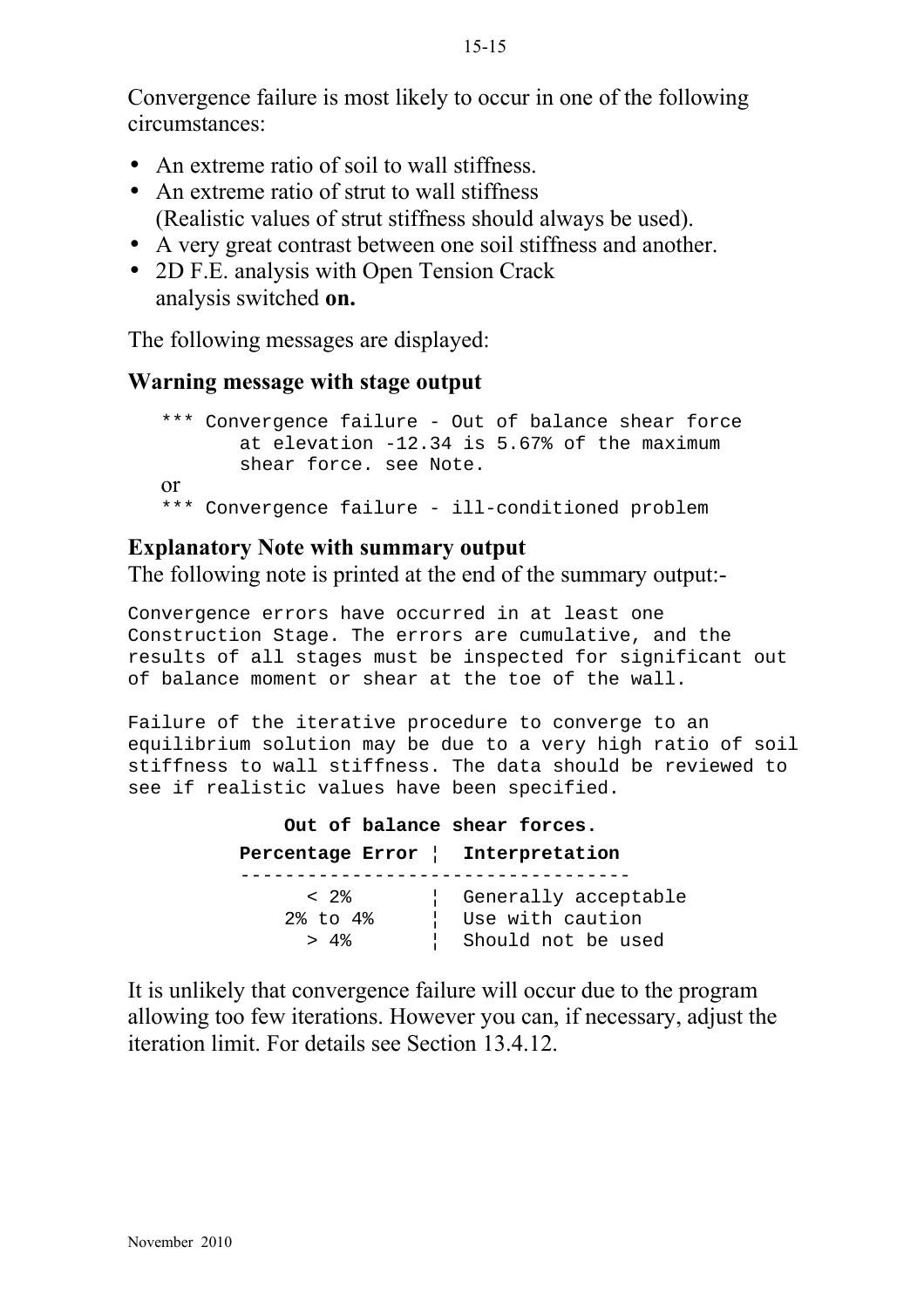Convergence failure is most likely to occur in one of the following circumstances:

- An extreme ratio of soil to wall stiffness.
- An extreme ratio of strut to wall stiffness (Realistic values of strut stiffness should always be used).
- A very great contrast between one soil stiffness and another.
- 2D F.E. analysis with Open Tension Crack analysis switched **on.**

The following messages are displayed:

### Warning message with stage output

```
*** Convergence failure - Out of balance shear force
       at elevation -12.34 is 5.67% of the maximum
       shear force. see Note.
```

or

```
*** Convergence failure - ill-conditioned problem
```

### Explanatory Note with summary output

The following note is printed at the end of the summary output:-

```
Convergence errors have occurred in at least one
Construction Stage. The errors are cumulative, and the
results of all stages must be inspected for significant out
of balance moment or shear at the toe of the wall.

Failure of the iterative procedure to converge to an
equilibrium solution may be due to a very high ratio of soil
stiffness to wall stiffness. The data should be reviewed to
see if realistic values have been specified.

              Out of balance shear forces.
          Percentage Error ¦  Interpretation
          -----------------------------------
               < 2%       ¦  Generally acceptable
             2% to 4%     ¦  Use with caution
               > 4%       ¦  Should not be used
```

It is unlikely that convergence failure will occur due to the program allowing too few iterations. However you can, if necessary, adjust the iteration limit. For details see Section 13.4.12.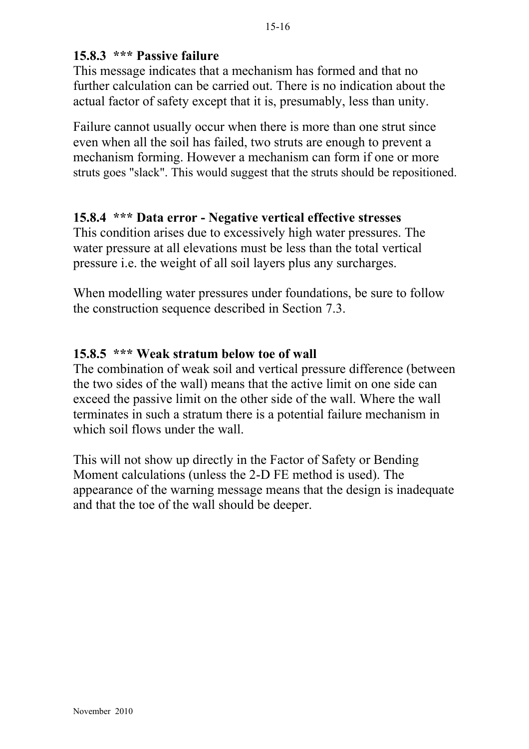### 15.8.3 *** Passive failure

This message indicates that a mechanism has formed and that no further calculation can be carried out. There is no indication about the actual factor of safety except that it is, presumably, less than unity.

Failure cannot usually occur when there is more than one strut since even when all the soil has failed, two struts are enough to prevent a mechanism forming. However a mechanism can form if one or more struts goes "slack". This would suggest that the struts should be repositioned.

### 15.8.4 *** Data error - Negative vertical effective stresses

This condition arises due to excessively high water pressures. The water pressure at all elevations must be less than the total vertical pressure i.e. the weight of all soil layers plus any surcharges.

When modelling water pressures under foundations, be sure to follow the construction sequence described in Section 7.3.

### 15.8.5 *** Weak stratum below toe of wall

The combination of weak soil and vertical pressure difference (between the two sides of the wall) means that the active limit on one side can exceed the passive limit on the other side of the wall. Where the wall terminates in such a stratum there is a potential failure mechanism in which soil flows under the wall.

This will not show up directly in the Factor of Safety or Bending Moment calculations (unless the 2-D FE method is used). The appearance of the warning message means that the design is inadequate and that the toe of the wall should be deeper.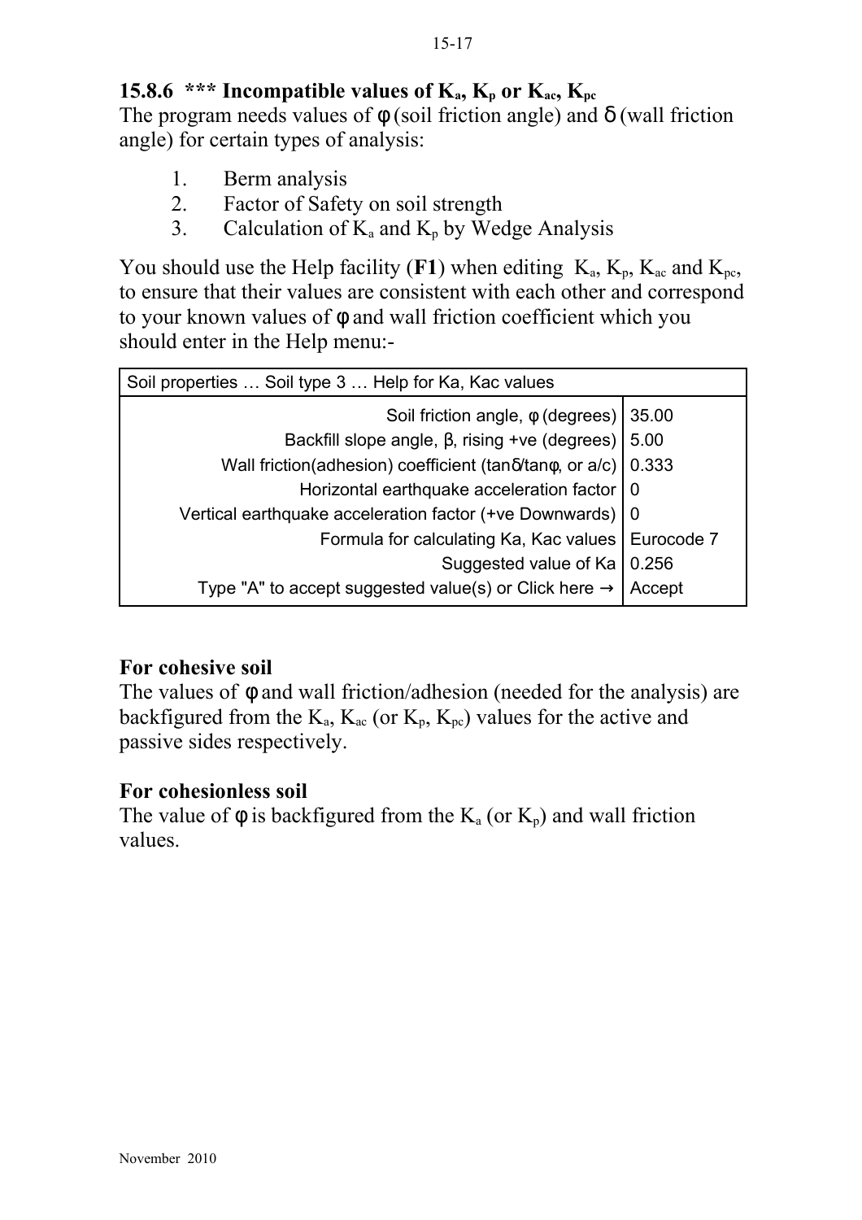### 15.8.6 *** Incompatible values of $K_a$, $K_p$ or $K_{ac}$, $K_{pc}$

The program needs values of φ (soil friction angle) and δ (wall friction angle) for certain types of analysis:

1. Berm analysis
2. Factor of Safety on soil strength
3. Calculation of $K_a$ and $K_p$ by Wedge Analysis

You should use the Help facility (**F1**) when editing $K_a$, $K_p$, $K_{ac}$ and $K_{pc}$, to ensure that their values are consistent with each other and correspond to your known values of φ and wall friction coefficient which you should enter in the Help menu:-

| Soil properties … Soil type 3 … Help for Ka, Kac values | |
|---|---|
| Soil friction angle, φ (degrees) | 35.00 |
| Backfill slope angle, β, rising +ve (degrees) | 5.00 |
| Wall friction(adhesion) coefficient (tanδ/tanφ, or a/c) | 0.333 |
| Horizontal earthquake acceleration factor | 0 |
| Vertical earthquake acceleration factor (+ve Downwards) | 0 |
| Formula for calculating Ka, Kac values | Eurocode 7 |
| Suggested value of Ka | 0.256 |
| Type "A" to accept suggested value(s) or Click here → | Accept |

**For cohesive soil**

The values of φ and wall friction/adhesion (needed for the analysis) are backfigured from the $K_a$, $K_{ac}$ (or $K_p$, $K_{pc}$) values for the active and passive sides respectively.

**For cohesionless soil**

The value of φ is backfigured from the $K_a$ (or $K_p$) and wall friction values.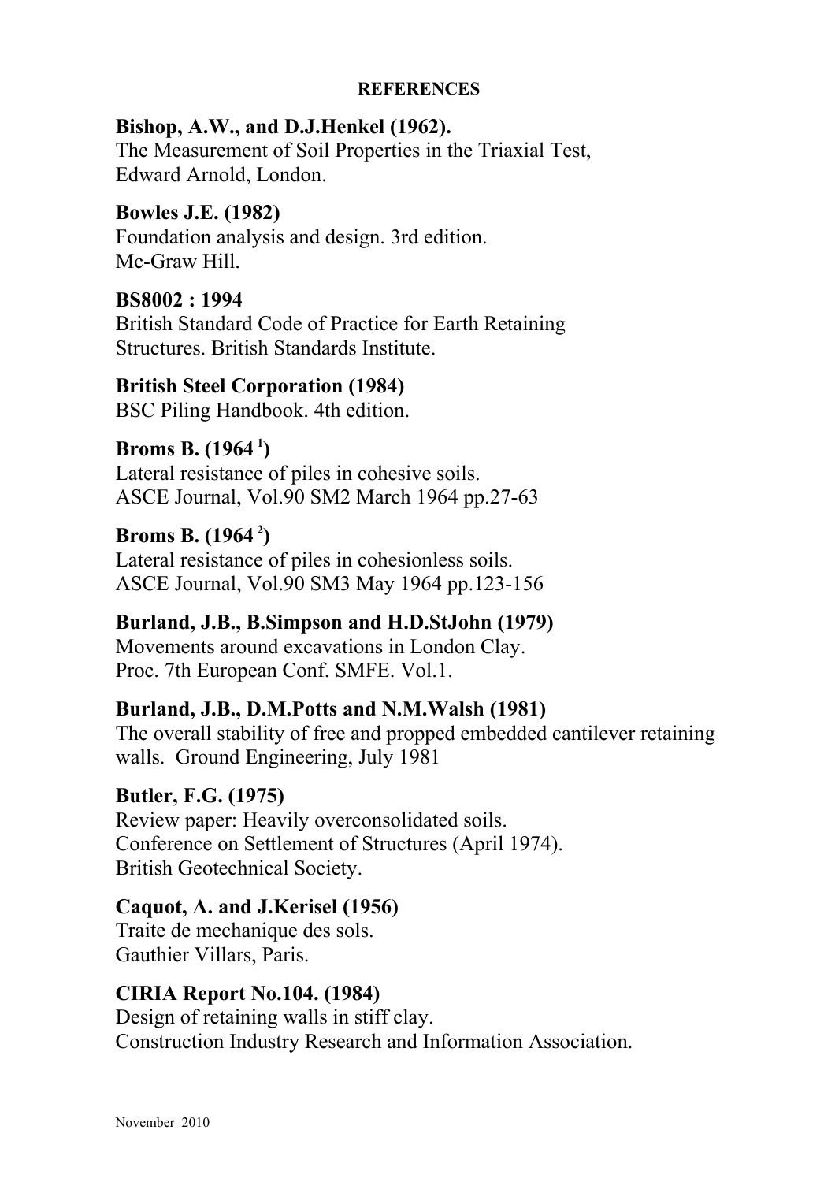**REFERENCES**

**Bishop, A.W., and D.J.Henkel (1962).**
The Measurement of Soil Properties in the Triaxial Test,
Edward Arnold, London.

**Bowles J.E. (1982)**
Foundation analysis and design. 3rd edition.
Mc-Graw Hill.

**BS8002 : 1994**
British Standard Code of Practice for Earth Retaining Structures. British Standards Institute.

**British Steel Corporation (1984)**
BSC Piling Handbook. 4th edition.

**Broms B. (1964 [1])**
Lateral resistance of piles in cohesive soils.
ASCE Journal, Vol.90 SM2 March 1964 pp.27-63

**Broms B. (1964 [2])**
Lateral resistance of piles in cohesionless soils.
ASCE Journal, Vol.90 SM3 May 1964 pp.123-156

**Burland, J.B., B.Simpson and H.D.StJohn (1979)**
Movements around excavations in London Clay.
Proc. 7th European Conf. SMFE. Vol.1.

**Burland, J.B., D.M.Potts and N.M.Walsh (1981)**
The overall stability of free and propped embedded cantilever retaining walls. Ground Engineering, July 1981

**Butler, F.G. (1975)**
Review paper: Heavily overconsolidated soils.
Conference on Settlement of Structures (April 1974).
British Geotechnical Society.

**Caquot, A. and J.Kerisel (1956)**
Traite de mechanique des sols.
Gauthier Villars, Paris.

**CIRIA Report No.104. (1984)**
Design of retaining walls in stiff clay.
Construction Industry Research and Information Association.

November 2010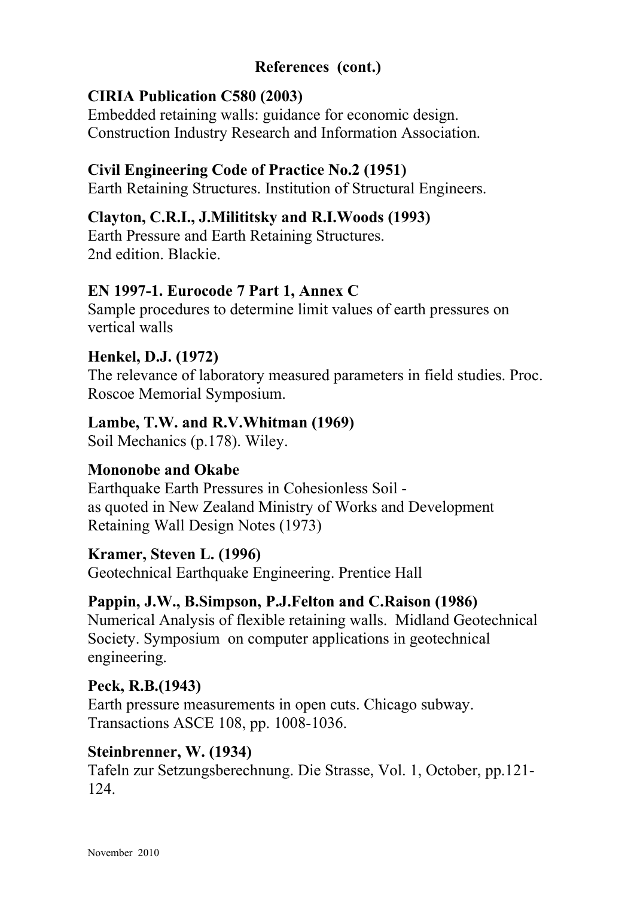## References (cont.)

**CIRIA Publication C580 (2003)**
Embedded retaining walls: guidance for economic design.
Construction Industry Research and Information Association.

**Civil Engineering Code of Practice No.2 (1951)**
Earth Retaining Structures. Institution of Structural Engineers.

**Clayton, C.R.I., J.Milititsky and R.I.Woods (1993)**
Earth Pressure and Earth Retaining Structures.
2nd edition. Blackie.

**EN 1997-1. Eurocode 7 Part 1, Annex C**
Sample procedures to determine limit values of earth pressures on vertical walls

**Henkel, D.J. (1972)**
The relevance of laboratory measured parameters in field studies. Proc. Roscoe Memorial Symposium.

**Lambe, T.W. and R.V.Whitman (1969)**
Soil Mechanics (p.178). Wiley.

**Mononobe and Okabe**
Earthquake Earth Pressures in Cohesionless Soil -
as quoted in New Zealand Ministry of Works and Development Retaining Wall Design Notes (1973)

**Kramer, Steven L. (1996)**
Geotechnical Earthquake Engineering. Prentice Hall

**Pappin, J.W., B.Simpson, P.J.Felton and C.Raison (1986)**
Numerical Analysis of flexible retaining walls. Midland Geotechnical Society. Symposium on computer applications in geotechnical engineering.

**Peck, R.B.(1943)**
Earth pressure measurements in open cuts. Chicago subway. Transactions ASCE 108, pp. 1008-1036.

**Steinbrenner, W. (1934)**
Tafeln zur Setzungsberechnung. Die Strasse, Vol. 1, October, pp.121-124.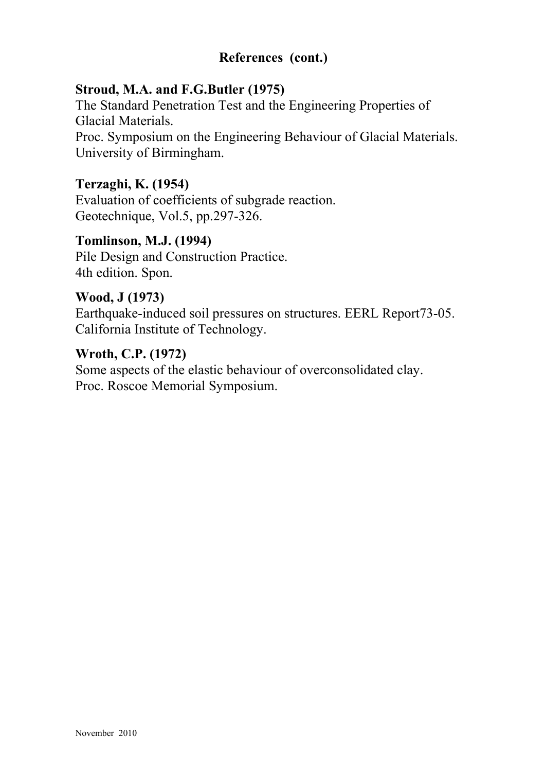## References (cont.)

**Stroud, M.A. and F.G.Butler (1975)**
The Standard Penetration Test and the Engineering Properties of Glacial Materials.
Proc. Symposium on the Engineering Behaviour of Glacial Materials. University of Birmingham.

**Terzaghi, K. (1954)**
Evaluation of coefficients of subgrade reaction.
Geotechnique, Vol.5, pp.297-326.

**Tomlinson, M.J. (1994)**
Pile Design and Construction Practice.
4th edition. Spon.

**Wood, J (1973)**
Earthquake-induced soil pressures on structures. EERL Report73-05.
California Institute of Technology.

**Wroth, C.P. (1972)**
Some aspects of the elastic behaviour of overconsolidated clay.
Proc. Roscoe Memorial Symposium.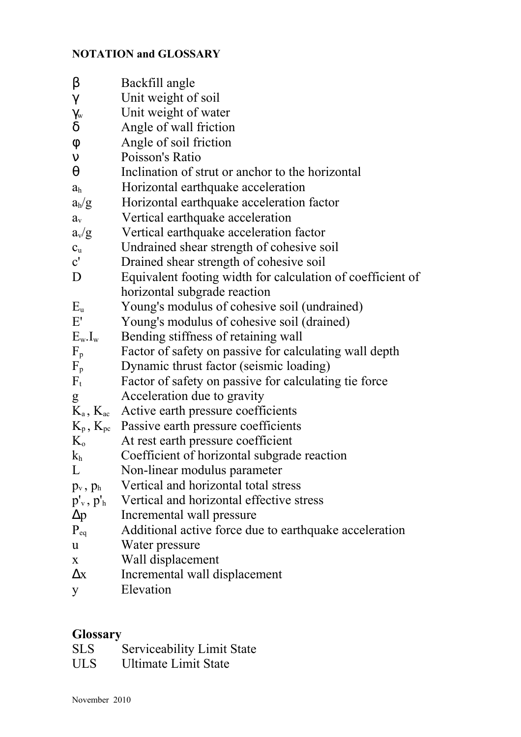**NOTATION and GLOSSARY**

| | |
|---|---|
| $\beta$ | Backfill angle |
| $\gamma$ | Unit weight of soil |
| $\gamma_w$ | Unit weight of water |
| $\delta$ | Angle of wall friction |
| $\varphi$ | Angle of soil friction |
| $\nu$ | Poisson's Ratio |
| $\theta$ | Inclination of strut or anchor to the horizontal |
| $a_h$ | Horizontal earthquake acceleration |
| $a_h/g$ | Horizontal earthquake acceleration factor |
| $a_v$ | Vertical earthquake acceleration |
| $a_v/g$ | Vertical earthquake acceleration factor |
| $c_u$ | Undrained shear strength of cohesive soil |
| $c'$ | Drained shear strength of cohesive soil |
| $D$ | Equivalent footing width for calculation of coefficient of horizontal subgrade reaction |
| $E_u$ | Young's modulus of cohesive soil (undrained) |
| $E'$ | Young's modulus of cohesive soil (drained) |
| $E_w.I_w$ | Bending stiffness of retaining wall |
| $F_p$ | Factor of safety on passive for calculating wall depth |
| $F_p$ | Dynamic thrust factor (seismic loading) |
| $F_t$ | Factor of safety on passive for calculating tie force |
| $g$ | Acceleration due to gravity |
| $K_a$ , $K_{ac}$ | Active earth pressure coefficients |
| $K_p$ , $K_{pc}$ | Passive earth pressure coefficients |
| $K_o$ | At rest earth pressure coefficient |
| $k_h$ | Coefficient of horizontal subgrade reaction |
| $L$ | Non-linear modulus parameter |
| $p_v$ , $p_h$ | Vertical and horizontal total stress |
| $p'_v$ , $p'_h$ | Vertical and horizontal effective stress |
| $\Delta p$ | Incremental wall pressure |
| $P_{eq}$ | Additional active force due to earthquake acceleration |
| $u$ | Water pressure |
| $x$ | Wall displacement |
| $\Delta x$ | Incremental wall displacement |
| $y$ | Elevation |

## Glossary

| | |
|---|---|
| SLS | Serviceability Limit State |
| ULS | Ultimate Limit State |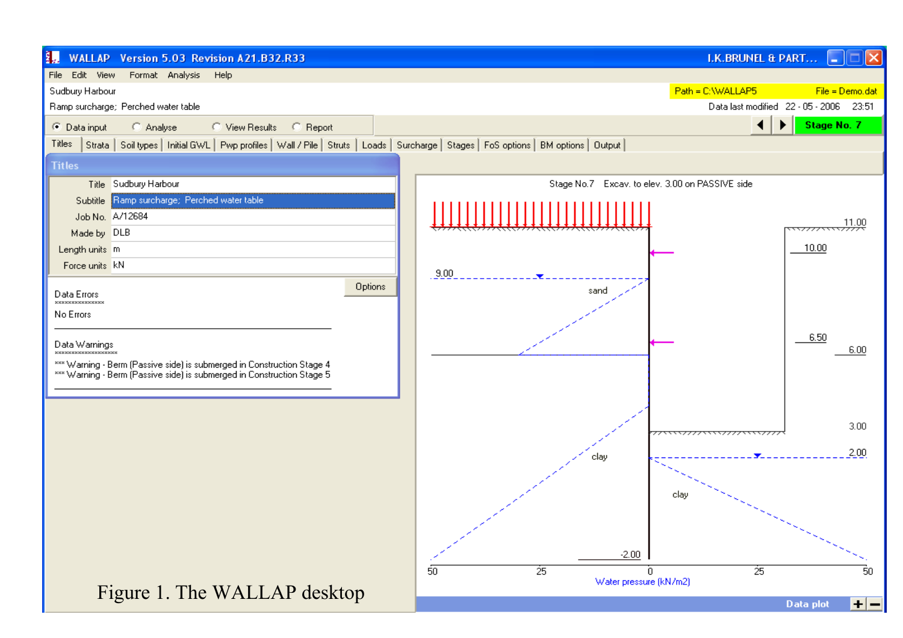WALLAP Version 5.03 Revision A21.B32.R33

I.K.BRUNEL & PART...

File Edit View Format Analysis Help

Sudbury Harbour

Ramp surcharge; Perched water table

Path = C:\WALLAP5

File = Demo.dat

Data last modified 22 - 05 - 2006 23:51

Data input Analyse View Results Report

Stage No. 7

Titles | Strata | Soil types | Initial GWL | Pwp profiles | Wall / Pile | Struts | Loads | Surcharge | Stages | FoS options | BM options | Output

Titles

| | |
|---|---|
| Title | Sudbury Harbour |
| Subtitle | Ramp surcharge; Perched water table |
| Job No. | A/12684 |
| Made by | DLB |
| Length units | m |
| Force units | kN |

Options

Data Errors
\*\*\*\*\*\*\*\*\*\*\*\*\*\*\*
No Errors

Data Warnings
\*\*\*\*\*\*\*\*\*\*\*\*\*\*\*\*\*\*\*
\*\*\* Warning - Berm (Passive side) is submerged in Construction Stage 4
\*\*\* Warning - Berm (Passive side) is submerged in Construction Stage 5

Stage No.7 Excav. to elev. 3.00 on PASSIVE side

11.00
10.00
9.00
sand
6.50
6.00
3.00
2.00
clay
clay
-2.00
50 25 0 25 50
Water pressure (kN/m2)

Data plot

Figure 1. The WALLAP desktop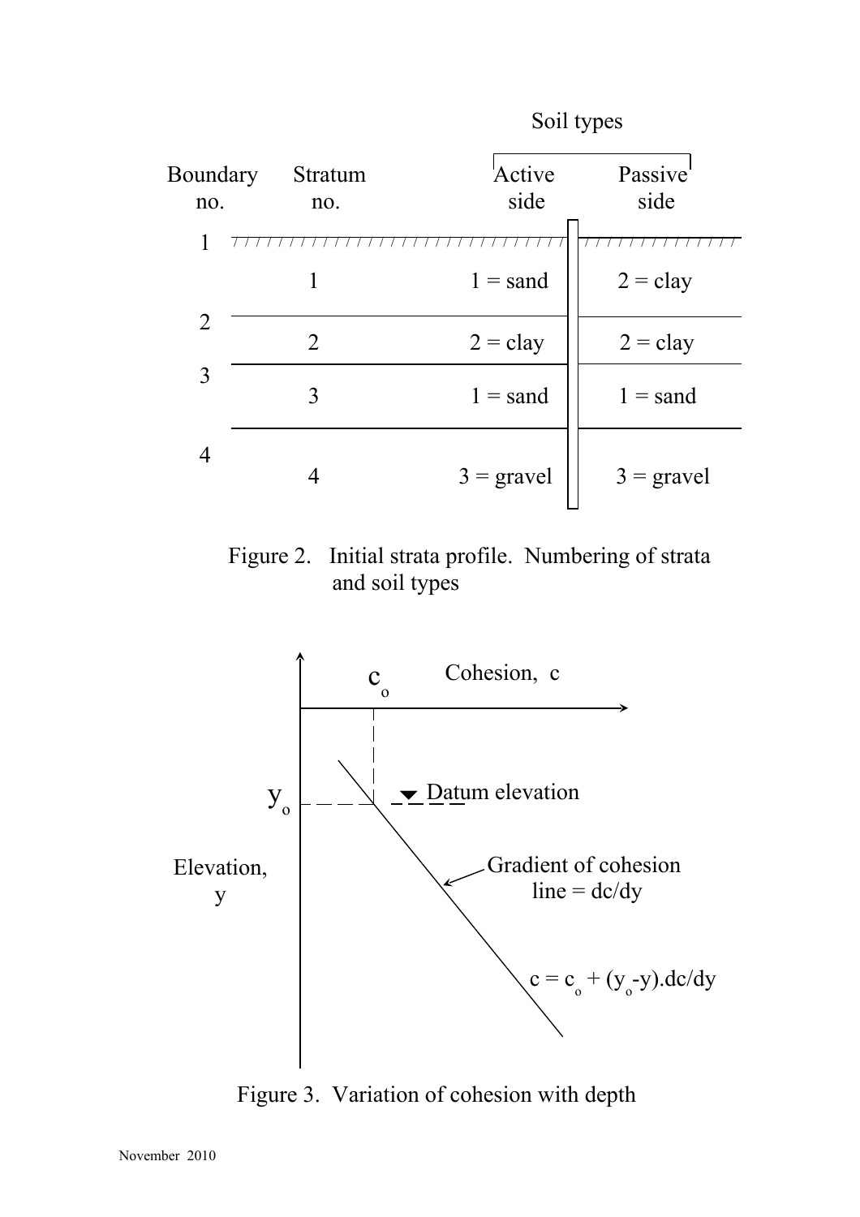Soil types

Boundary no.

Stratum no.

Active side

Passive side

1

1

1 = sand

2 = clay

2

2

2 = clay

2 = clay

3

3

1 = sand

1 = sand

4

4

3 = gravel

3 = gravel

Figure 2. Initial strata profile. Numbering of strata and soil types

$c_o$

Cohesion, c

$y_o$

Datum elevation

Elevation, y

Gradient of cohesion line = dc/dy

$c = c_o + (y_o - y).dc/dy$

Figure 3. Variation of cohesion with depth

November 2010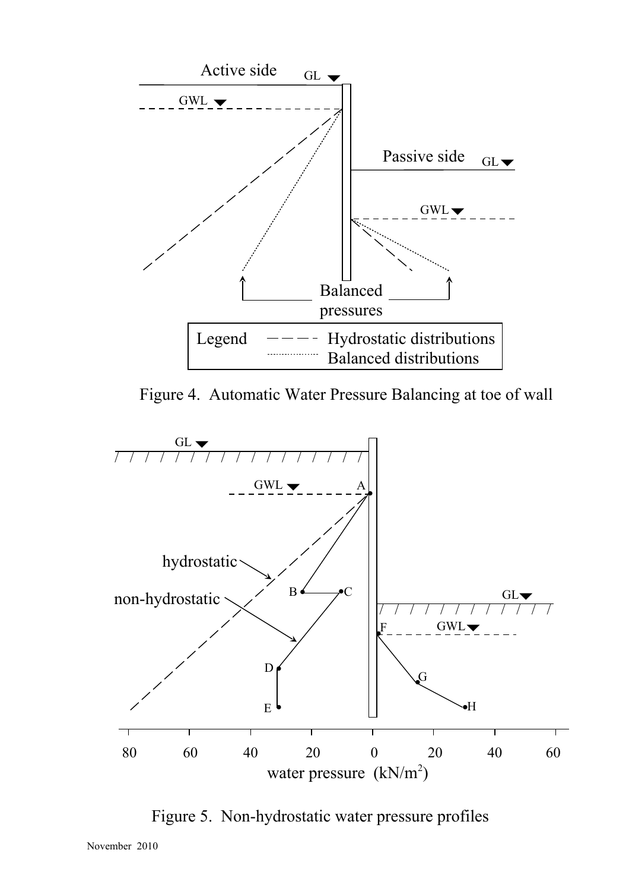Figure 4. Automatic Water Pressure Balancing at toe of wall

Figure 5. Non-hydrostatic water pressure profiles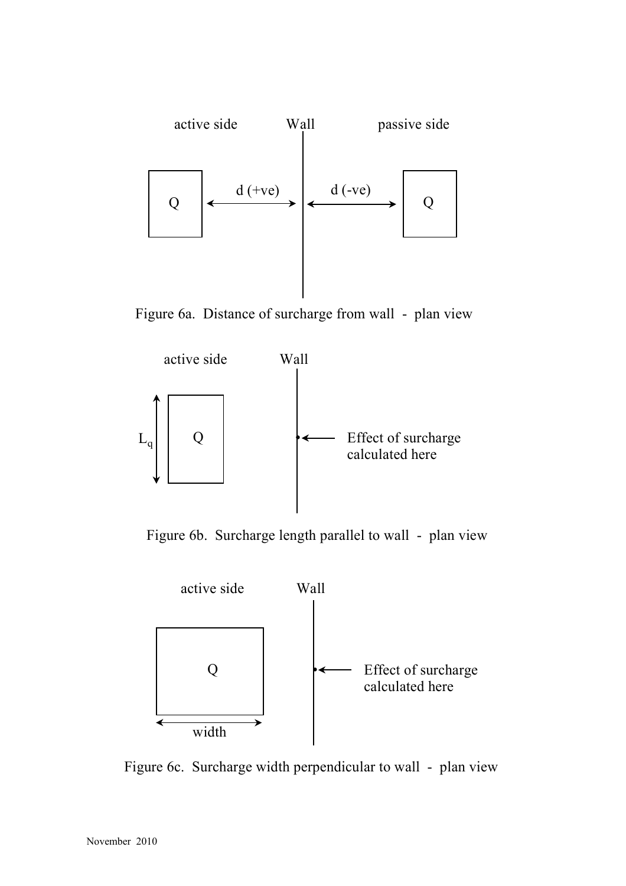active side

Wall

passive side

Q

d (+ve)

d (-ve)

Q

Figure 6a. Distance of surcharge from wall - plan view

active side

Wall

$L_q$

Q

Effect of surcharge calculated here

Figure 6b. Surcharge length parallel to wall - plan view

active side

Wall

Q

width

Effect of surcharge calculated here

Figure 6c. Surcharge width perpendicular to wall - plan view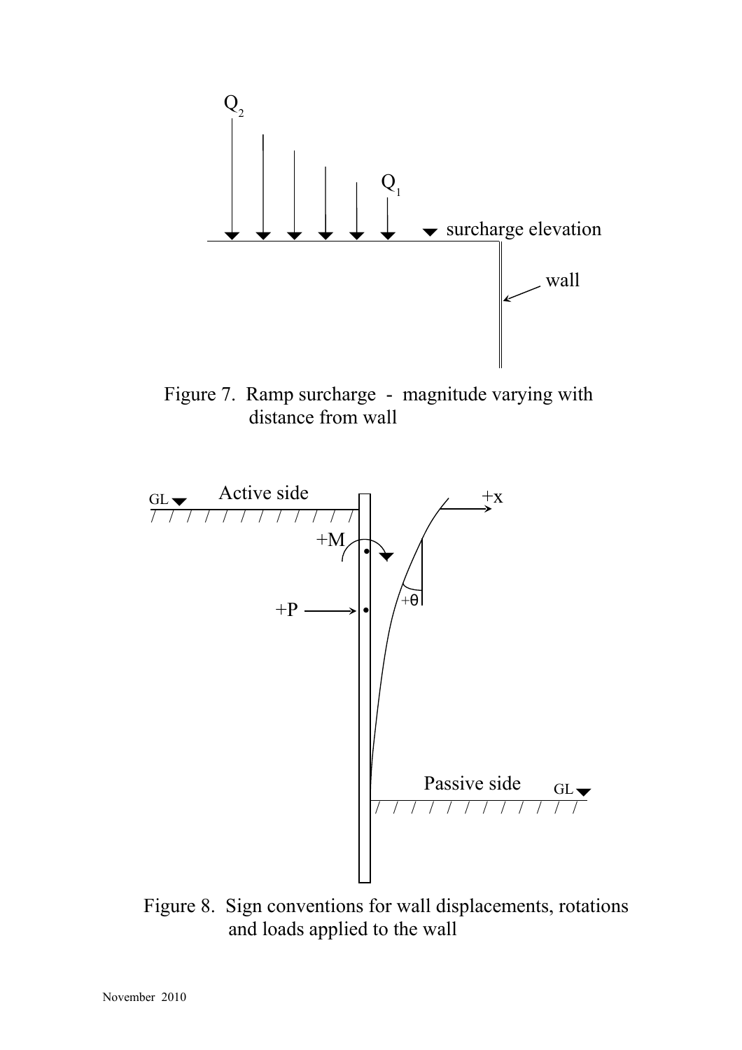Figure 7. Ramp surcharge - magnitude varying with distance from wall

Figure 8. Sign conventions for wall displacements, rotations and loads applied to the wall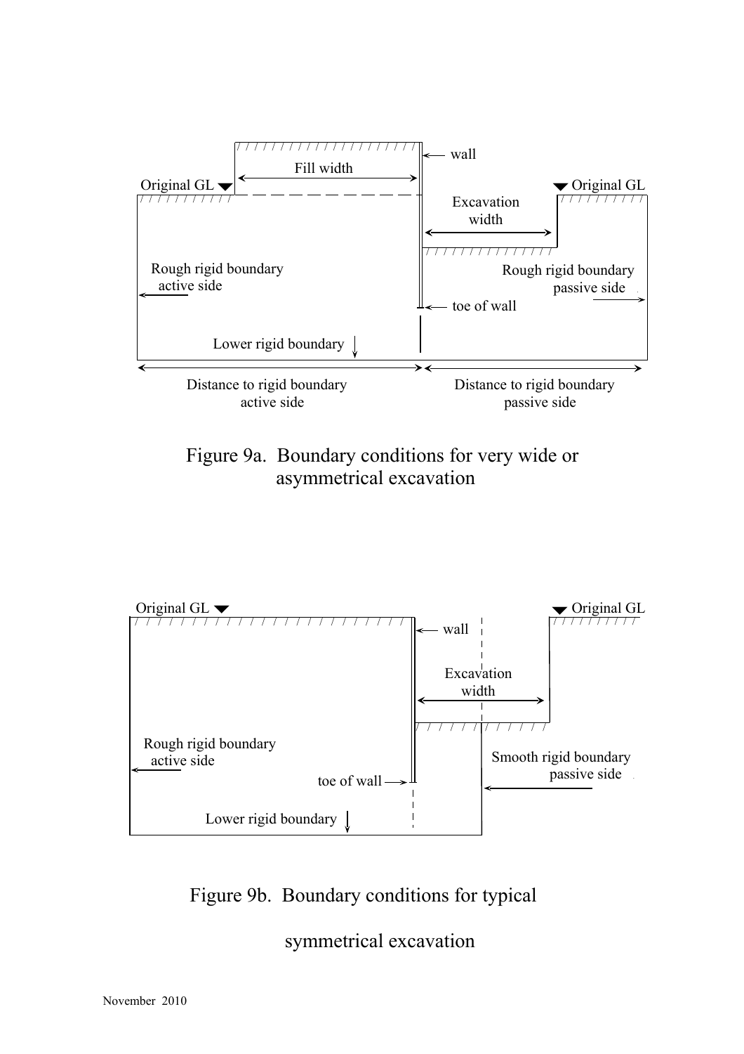wall

Fill width

Original GL

Original GL

Excavation width

Rough rigid boundary active side

Rough rigid boundary passive side

toe of wall

Lower rigid boundary

Distance to rigid boundary active side

Distance to rigid boundary passive side

Figure 9a. Boundary conditions for very wide or asymmetrical excavation

Original GL

Original GL

wall

Excavation width

Rough rigid boundary active side

Smooth rigid boundary passive side

toe of wall

Lower rigid boundary

Figure 9b. Boundary conditions for typical symmetrical excavation

November 2010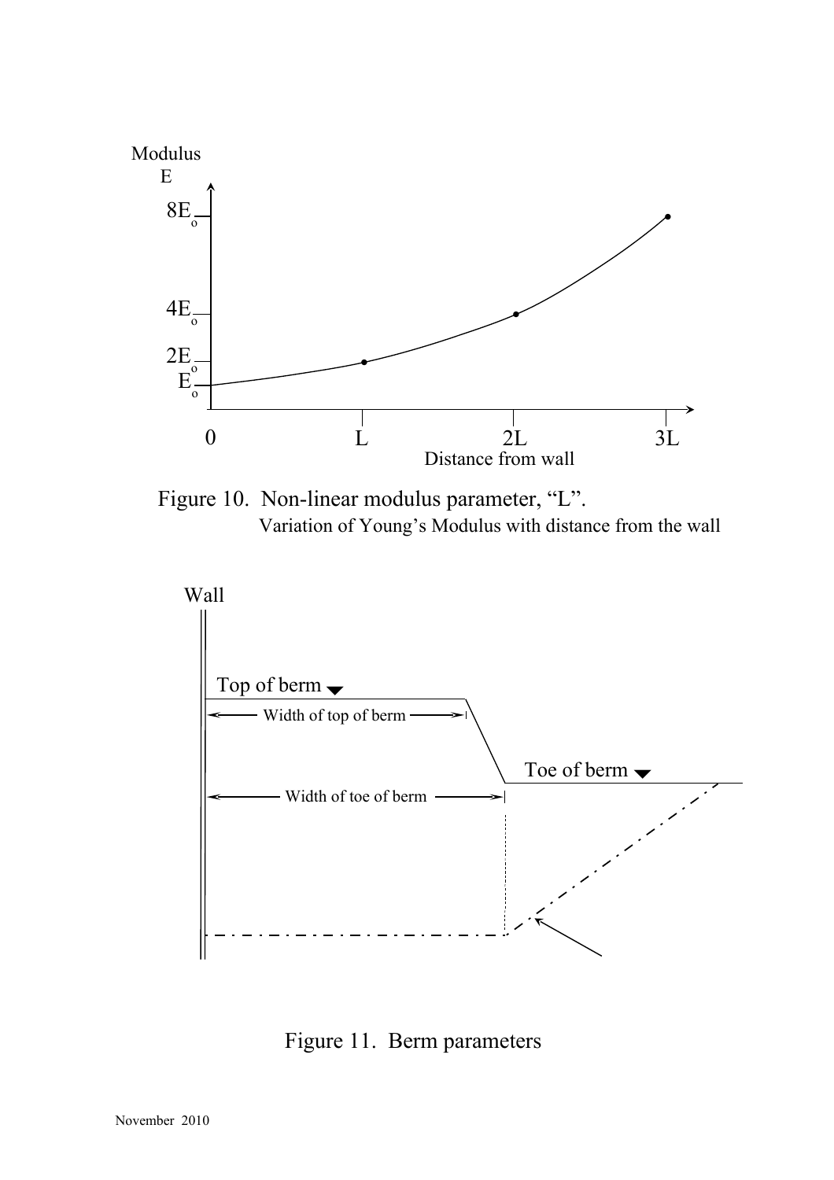Modulus
E

$8E_o$

$4E_o$

$2E_o$

$E_o$

0

L

2L

3L

Distance from wall

Figure 10. Non-linear modulus parameter, "L".
Variation of Young's Modulus with distance from the wall

Wall

Top of berm

Width of top of berm

Toe of berm

Width of toe of berm

Figure 11. Berm parameters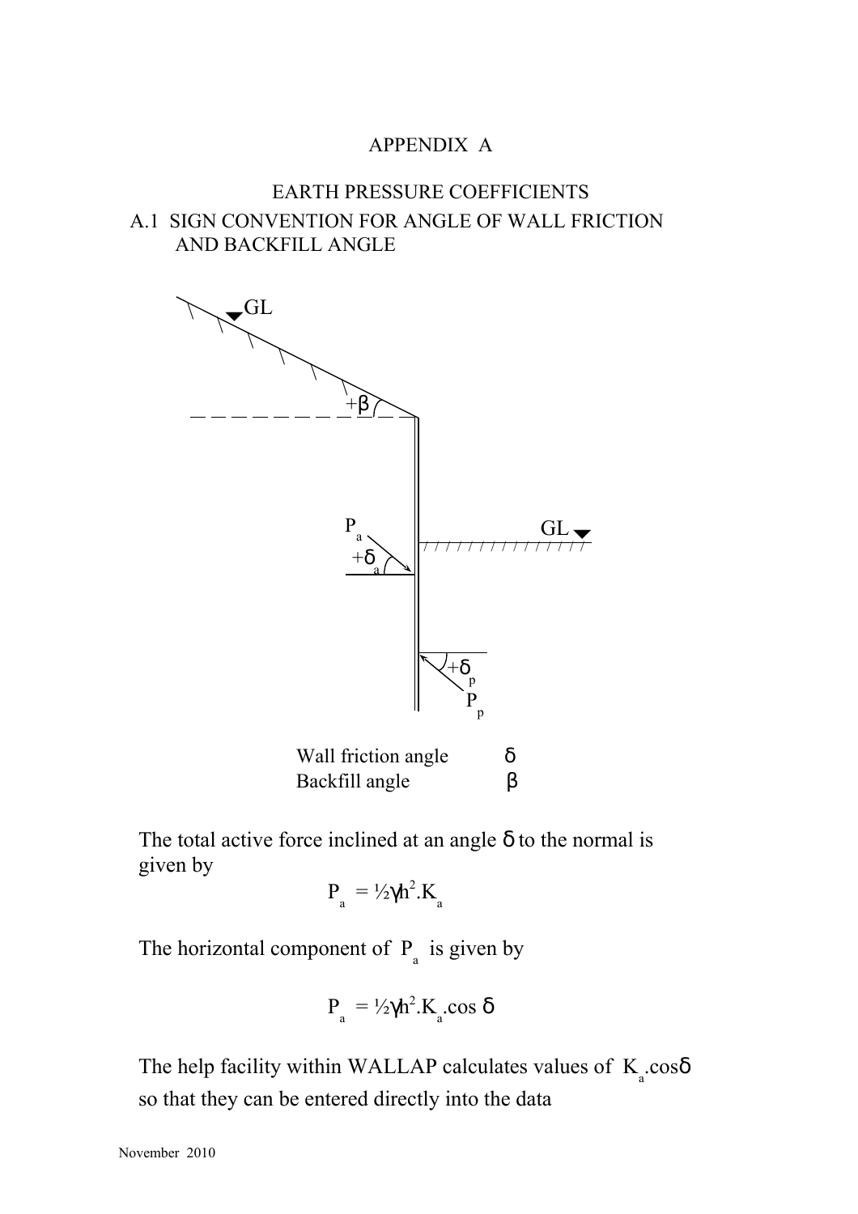APPENDIX A

EARTH PRESSURE COEFFICIENTS

A.1 SIGN CONVENTION FOR ANGLE OF WALL FRICTION AND BACKFILL ANGLE

GL

$+\beta$

$P_a$

$+\delta_a$

GL

$+\delta_p$

$P_p$

Wall friction angle $\delta$

Backfill angle $\beta$

The total active force inclined at an angle $\delta$ to the normal is given by

$$P_a = ½\gamma h^2.K_a$$

The horizontal component of $P_a$ is given by

$$P_a = ½\gamma h^2.K_a.\cos\,\delta$$

The help facility within WALLAP calculates values of $K_a.\cos\delta$ so that they can be entered directly into the data

November 2010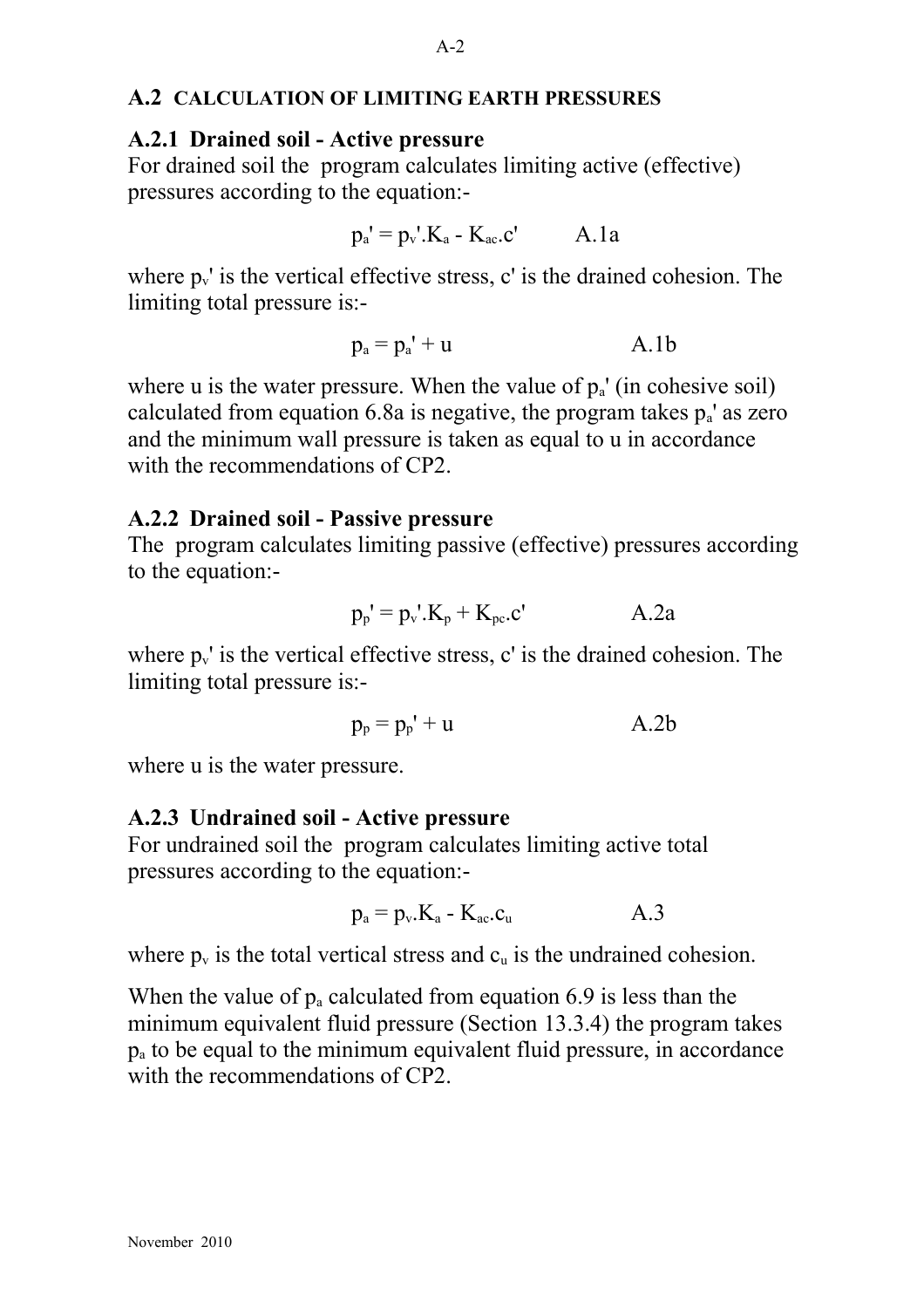## A.2 CALCULATION OF LIMITING EARTH PRESSURES

### A.2.1 Drained soil - Active pressure

For drained soil the program calculates limiting active (effective) pressures according to the equation:-

$$p_a' = p_v'.K_a - K_{ac}.c' \qquad \text{A.1a}$$

where $p_v'$ is the vertical effective stress, c' is the drained cohesion. The limiting total pressure is:-

$$p_a = p_a' + u \qquad \text{A.1b}$$

where u is the water pressure. When the value of $p_a'$ (in cohesive soil) calculated from equation 6.8a is negative, the program takes $p_a'$ as zero and the minimum wall pressure is taken as equal to u in accordance with the recommendations of CP2.

### A.2.2 Drained soil - Passive pressure

The program calculates limiting passive (effective) pressures according to the equation:-

$$p_p' = p_v'.K_p + K_{pc}.c' \qquad \text{A.2a}$$

where $p_v'$ is the vertical effective stress, c' is the drained cohesion. The limiting total pressure is:-

$$p_p = p_p' + u \qquad \text{A.2b}$$

where u is the water pressure.

### A.2.3 Undrained soil - Active pressure

For undrained soil the program calculates limiting active total pressures according to the equation:-

$$p_a = p_v.K_a - K_{ac}.c_u \qquad \text{A.3}$$

where $p_v$ is the total vertical stress and $c_u$ is the undrained cohesion.

When the value of $p_a$ calculated from equation 6.9 is less than the minimum equivalent fluid pressure (Section 13.3.4) the program takes $p_a$ to be equal to the minimum equivalent fluid pressure, in accordance with the recommendations of CP2.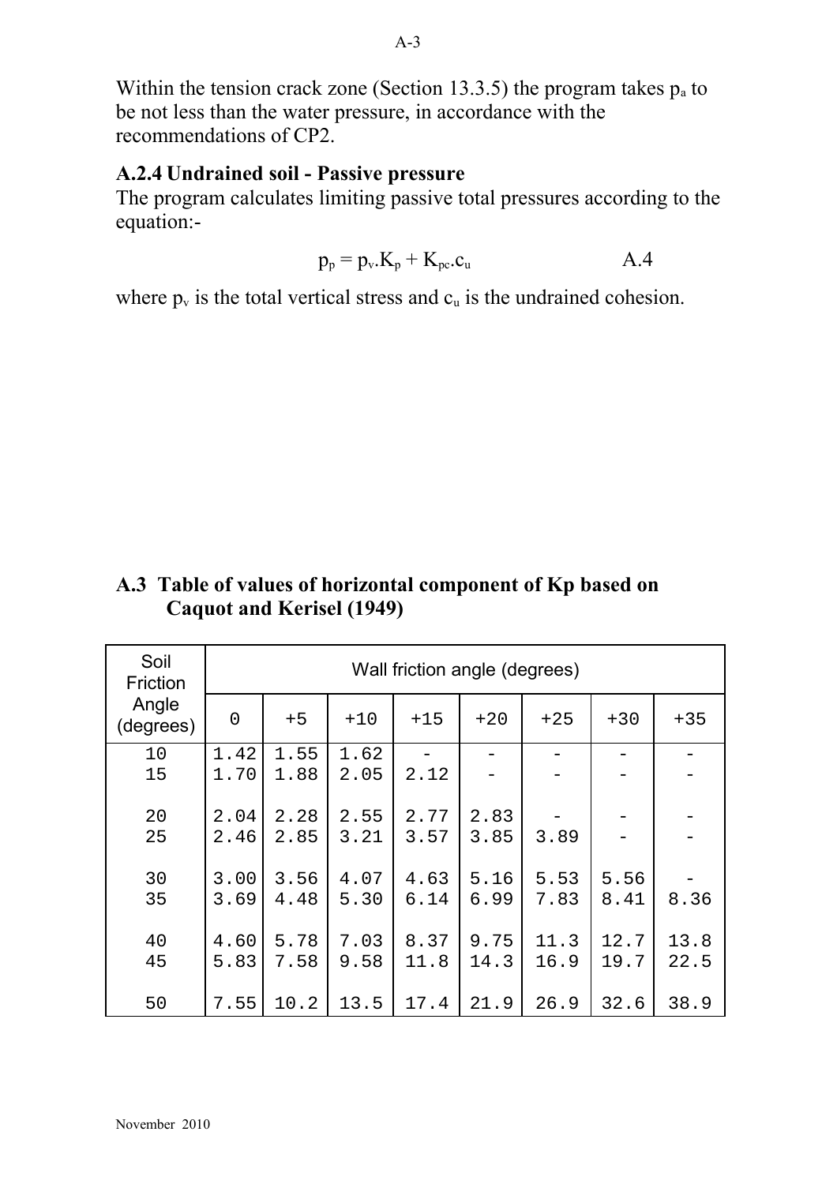Within the tension crack zone (Section 13.3.5) the program takes $p_a$ to be not less than the water pressure, in accordance with the recommendations of CP2.

### A.2.4 Undrained soil - Passive pressure

The program calculates limiting passive total pressures according to the equation:-

$$p_p = p_v.K_p + K_{pc}.c_u \qquad \text{A.4}$$

where $p_v$ is the total vertical stress and $c_u$ is the undrained cohesion.

## A.3 Table of values of horizontal component of Kp based on Caquot and Kerisel (1949)

| Soil Friction Angle (degrees) | Wall friction angle (degrees) | | | | | | | |
|---|---|---|---|---|---|---|---|---|
| | 0 | +5 | +10 | +15 | +20 | +25 | +30 | +35 |
| 10 | 1.42 | 1.55 | 1.62 | - | - | - | - | - |
| 15 | 1.70 | 1.88 | 2.05 | 2.12 | - | - | - | - |
| 20 | 2.04 | 2.28 | 2.55 | 2.77 | 2.83 | - | - | - |
| 25 | 2.46 | 2.85 | 3.21 | 3.57 | 3.85 | 3.89 | - | - |
| 30 | 3.00 | 3.56 | 4.07 | 4.63 | 5.16 | 5.53 | 5.56 | - |
| 35 | 3.69 | 4.48 | 5.30 | 6.14 | 6.99 | 7.83 | 8.41 | 8.36 |
| 40 | 4.60 | 5.78 | 7.03 | 8.37 | 9.75 | 11.3 | 12.7 | 13.8 |
| 45 | 5.83 | 7.58 | 9.58 | 11.8 | 14.3 | 16.9 | 19.7 | 22.5 |
| 50 | 7.55 | 10.2 | 13.5 | 17.4 | 21.9 | 26.9 | 32.6 | 38.9 |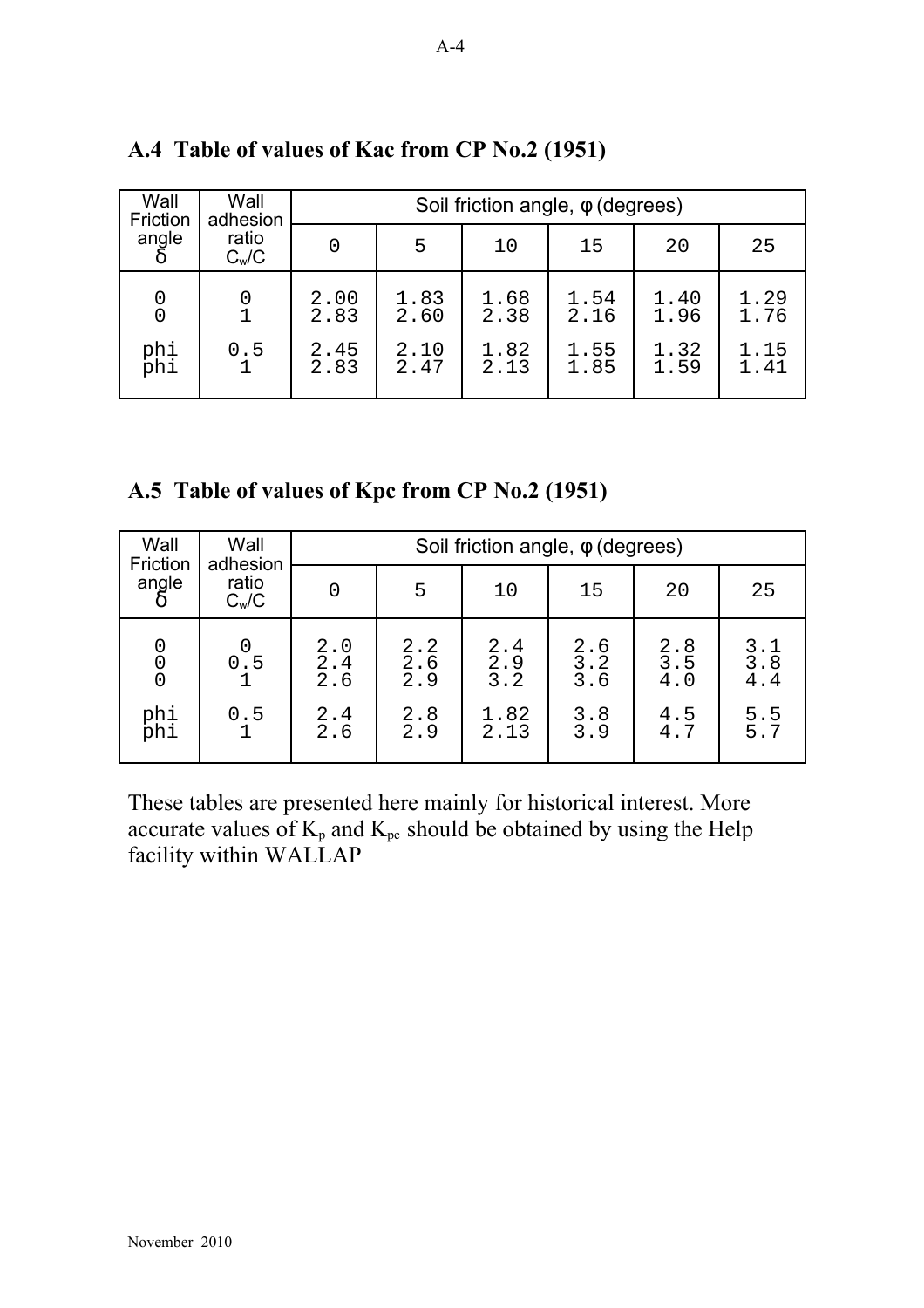## A.4 Table of values of Kac from CP No.2 (1951)

| Wall Friction angle δ | Wall adhesion ratio $C_w/C$ | Soil friction angle, φ (degrees) | | | | | |
|---|---|---|---|---|---|---|---|
| | | 0 | 5 | 10 | 15 | 20 | 25 |
| 0 | 0 | 2.00 | 1.83 | 1.68 | 1.54 | 1.40 | 1.29 |
| 0 | 1 | 2.83 | 2.60 | 2.38 | 2.16 | 1.96 | 1.76 |
| phi | 0.5 | 2.45 | 2.10 | 1.82 | 1.55 | 1.32 | 1.15 |
| phi | 1 | 2.83 | 2.47 | 2.13 | 1.85 | 1.59 | 1.41 |

## A.5 Table of values of Kpc from CP No.2 (1951)

| Wall Friction angle δ | Wall adhesion ratio $C_w/C$ | Soil friction angle, φ (degrees) | | | | | |
|---|---|---|---|---|---|---|---|
| | | 0 | 5 | 10 | 15 | 20 | 25 |
| 0 | 0 | 2.0 | 2.2 | 2.4 | 2.6 | 2.8 | 3.1 |
| 0 | 0.5 | 2.4 | 2.6 | 2.9 | 3.2 | 3.5 | 3.8 |
| 0 | 1 | 2.6 | 2.9 | 3.2 | 3.6 | 4.0 | 4.4 |
| phi | 0.5 | 2.4 | 2.8 | 1.82 | 3.8 | 4.5 | 5.5 |
| phi | 1 | 2.6 | 2.9 | 2.13 | 3.9 | 4.7 | 5.7 |

These tables are presented here mainly for historical interest. More accurate values of $K_p$ and $K_{pc}$ should be obtained by using the Help facility within WALLAP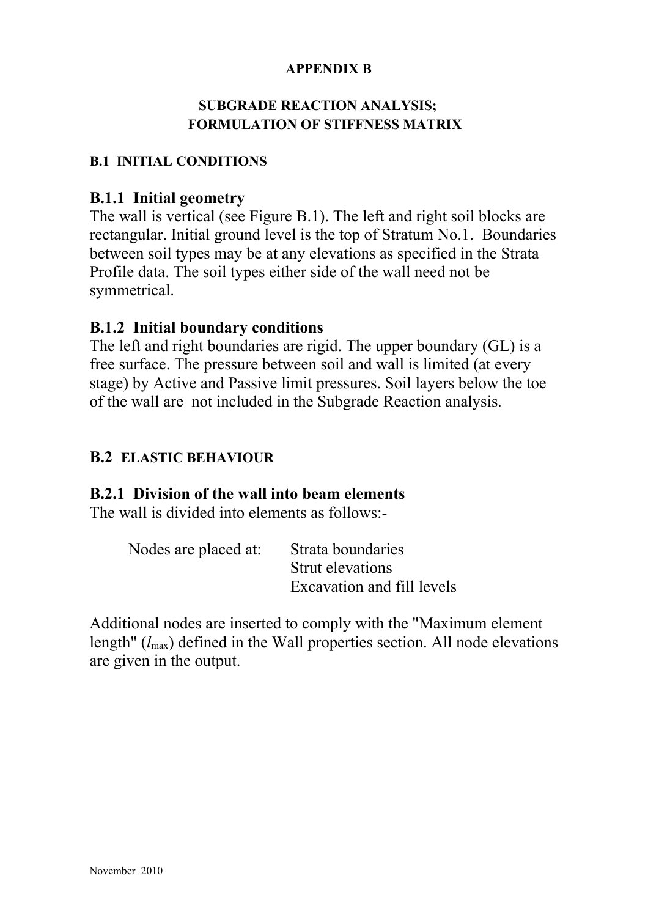# APPENDIX B

## SUBGRADE REACTION ANALYSIS; FORMULATION OF STIFFNESS MATRIX

### B.1 INITIAL CONDITIONS

#### B.1.1 Initial geometry

The wall is vertical (see Figure B.1). The left and right soil blocks are rectangular. Initial ground level is the top of Stratum No.1. Boundaries between soil types may be at any elevations as specified in the Strata Profile data. The soil types either side of the wall need not be symmetrical.

#### B.1.2 Initial boundary conditions

The left and right boundaries are rigid. The upper boundary (GL) is a free surface. The pressure between soil and wall is limited (at every stage) by Active and Passive limit pressures. Soil layers below the toe of the wall are not included in the Subgrade Reaction analysis.

### B.2 ELASTIC BEHAVIOUR

#### B.2.1 Division of the wall into beam elements

The wall is divided into elements as follows:-

Nodes are placed at:
- Strata boundaries
- Strut elevations
- Excavation and fill levels

Additional nodes are inserted to comply with the "Maximum element length" ($l_{max}$) defined in the Wall properties section. All node elevations are given in the output.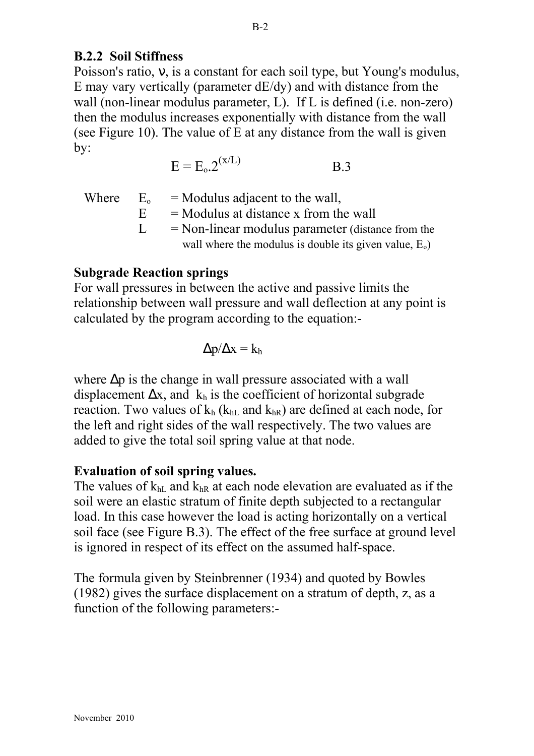### B.2.2 Soil Stiffness

Poisson's ratio, $\nu$, is a constant for each soil type, but Young's modulus, E may vary vertically (parameter dE/dy) and with distance from the wall (non-linear modulus parameter, L). If L is defined (i.e. non-zero) then the modulus increases exponentially with distance from the wall (see Figure 10). The value of E at any distance from the wall is given by:

$$E = E_o.2^{(x/L)} \qquad \text{B.3}$$

Where
- $E_o$ = Modulus adjacent to the wall,
- $E$ = Modulus at distance x from the wall
- $L$ = Non-linear modulus parameter (distance from the wall where the modulus is double its given value, $E_o$)

**Subgrade Reaction springs**

For wall pressures in between the active and passive limits the relationship between wall pressure and wall deflection at any point is calculated by the program according to the equation:-

$$\Delta p/\Delta x = k_h$$

where $\Delta p$ is the change in wall pressure associated with a wall displacement $\Delta x$, and $k_h$ is the coefficient of horizontal subgrade reaction. Two values of $k_h$ ($k_{hL}$ and $k_{hR}$) are defined at each node, for the left and right sides of the wall respectively. The two values are added to give the total soil spring value at that node.

**Evaluation of soil spring values.**

The values of $k_{hL}$ and $k_{hR}$ at each node elevation are evaluated as if the soil were an elastic stratum of finite depth subjected to a rectangular load. In this case however the load is acting horizontally on a vertical soil face (see Figure B.3). The effect of the free surface at ground level is ignored in respect of its effect on the assumed half-space.

The formula given by Steinbrenner (1934) and quoted by Bowles (1982) gives the surface displacement on a stratum of depth, z, as a function of the following parameters:-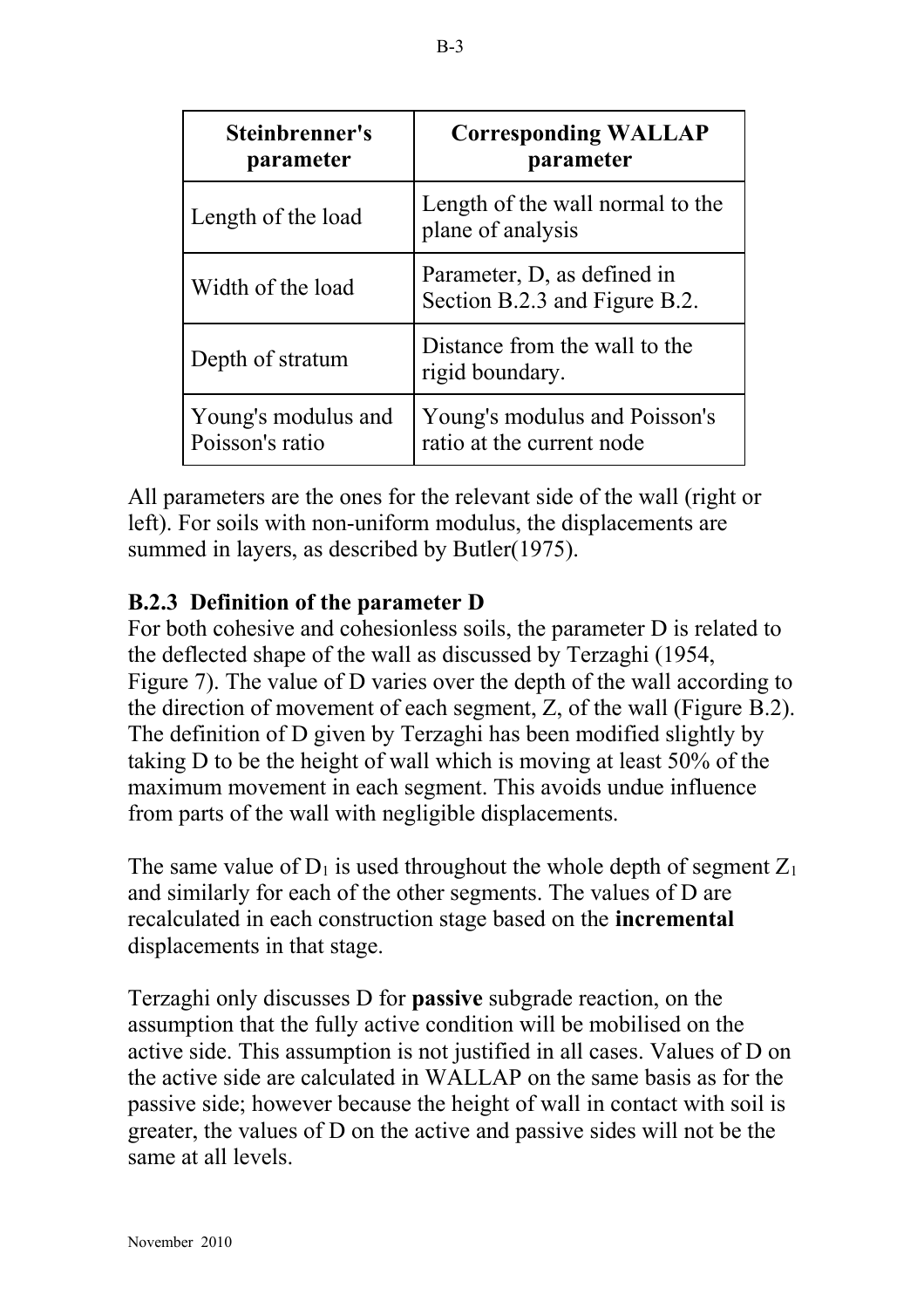| Steinbrenner's parameter | Corresponding WALLAP parameter |
|---|---|
| Length of the load | Length of the wall normal to the plane of analysis |
| Width of the load | Parameter, D, as defined in Section B.2.3 and Figure B.2. |
| Depth of stratum | Distance from the wall to the rigid boundary. |
| Young's modulus and Poisson's ratio | Young's modulus and Poisson's ratio at the current node |

All parameters are the ones for the relevant side of the wall (right or left). For soils with non-uniform modulus, the displacements are summed in layers, as described by Butler(1975).

### B.2.3 Definition of the parameter D

For both cohesive and cohesionless soils, the parameter D is related to the deflected shape of the wall as discussed by Terzaghi (1954, Figure 7). The value of D varies over the depth of the wall according to the direction of movement of each segment, Z, of the wall (Figure B.2). The definition of D given by Terzaghi has been modified slightly by taking D to be the height of wall which is moving at least 50% of the maximum movement in each segment. This avoids undue influence from parts of the wall with negligible displacements.

The same value of $D_1$ is used throughout the whole depth of segment $Z_1$ and similarly for each of the other segments. The values of D are recalculated in each construction stage based on the **incremental** displacements in that stage.

Terzaghi only discusses D for **passive** subgrade reaction, on the assumption that the fully active condition will be mobilised on the active side. This assumption is not justified in all cases. Values of D on the active side are calculated in WALLAP on the same basis as for the passive side; however because the height of wall in contact with soil is greater, the values of D on the active and passive sides will not be the same at all levels.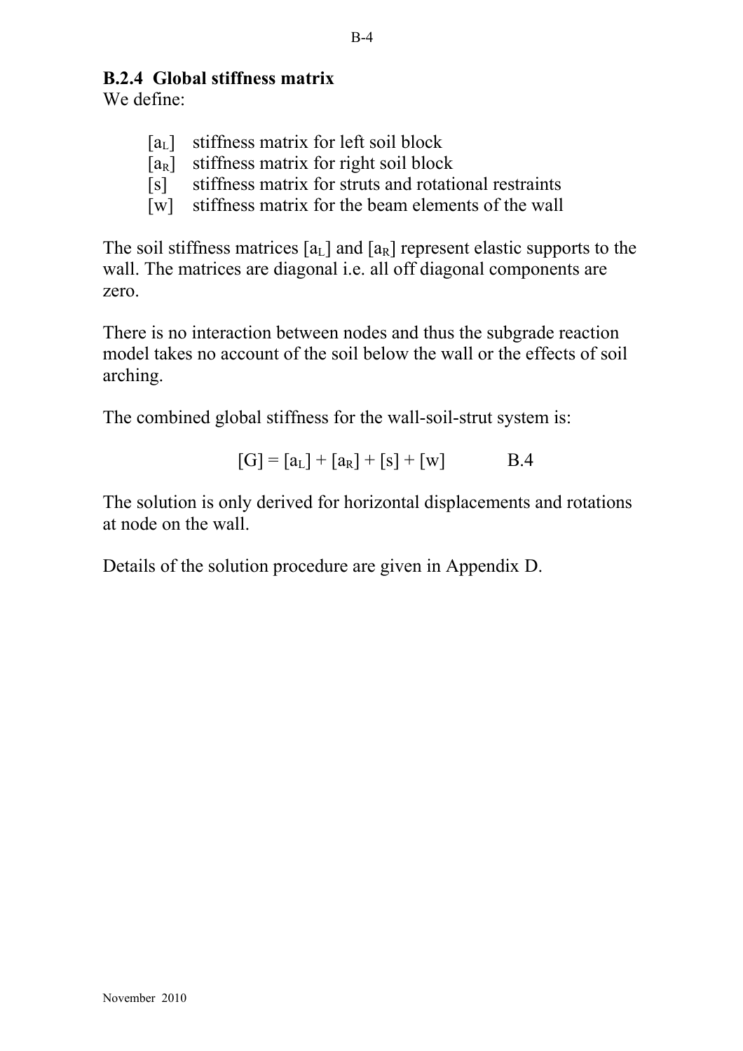### B.2.4 Global stiffness matrix

We define:

- $[a_L]$ stiffness matrix for left soil block
- $[a_R]$ stiffness matrix for right soil block
- $[s]$ stiffness matrix for struts and rotational restraints
- $[w]$ stiffness matrix for the beam elements of the wall

The soil stiffness matrices $[a_L]$ and $[a_R]$ represent elastic supports to the wall. The matrices are diagonal i.e. all off diagonal components are zero.

There is no interaction between nodes and thus the subgrade reaction model takes no account of the soil below the wall or the effects of soil arching.

The combined global stiffness for the wall-soil-strut system is:

$$[G] = [a_L] + [a_R] + [s] + [w] \qquad \text{B.4}$$

The solution is only derived for horizontal displacements and rotations at node on the wall.

Details of the solution procedure are given in Appendix D.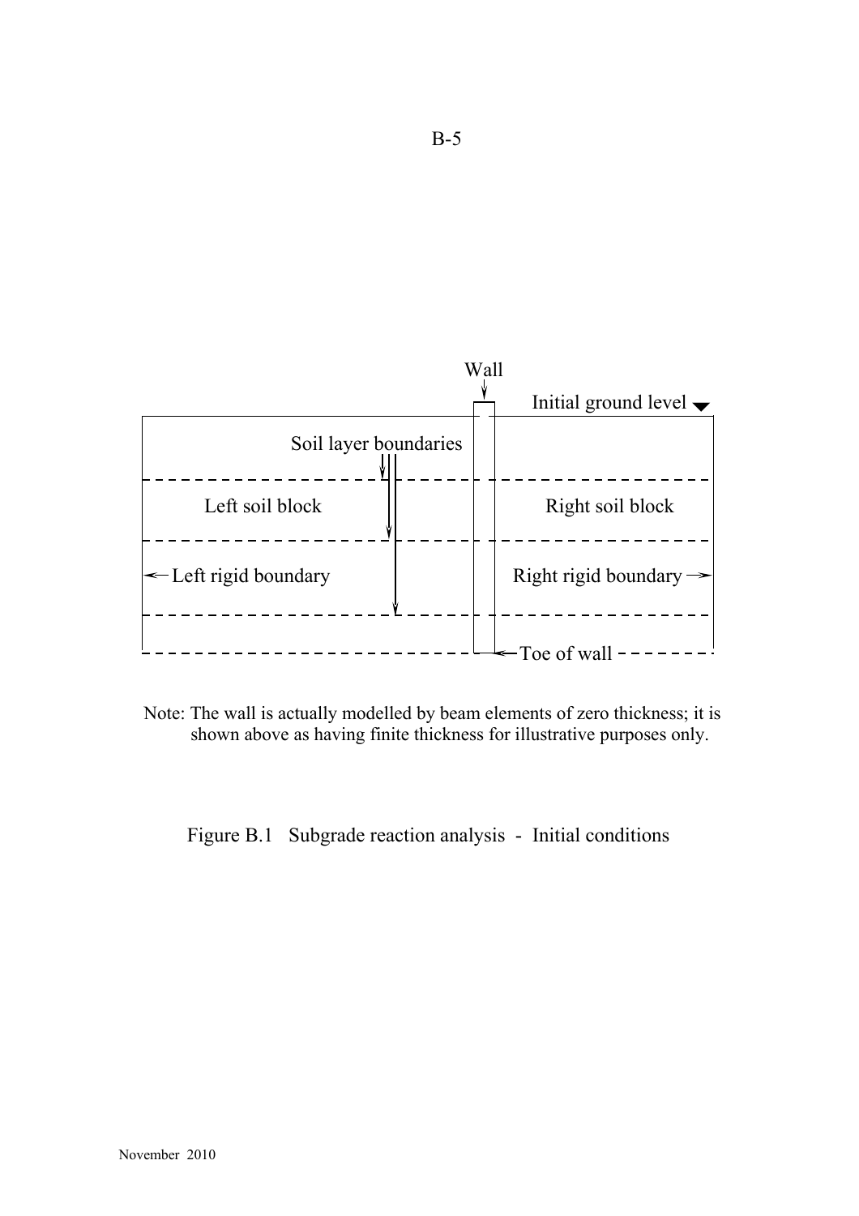Wall

Initial ground level

Soil layer boundaries

Left soil block

Right soil block

Left rigid boundary

Right rigid boundary

Toe of wall

Note: The wall is actually modelled by beam elements of zero thickness; it is shown above as having finite thickness for illustrative purposes only.

Figure B.1 Subgrade reaction analysis - Initial conditions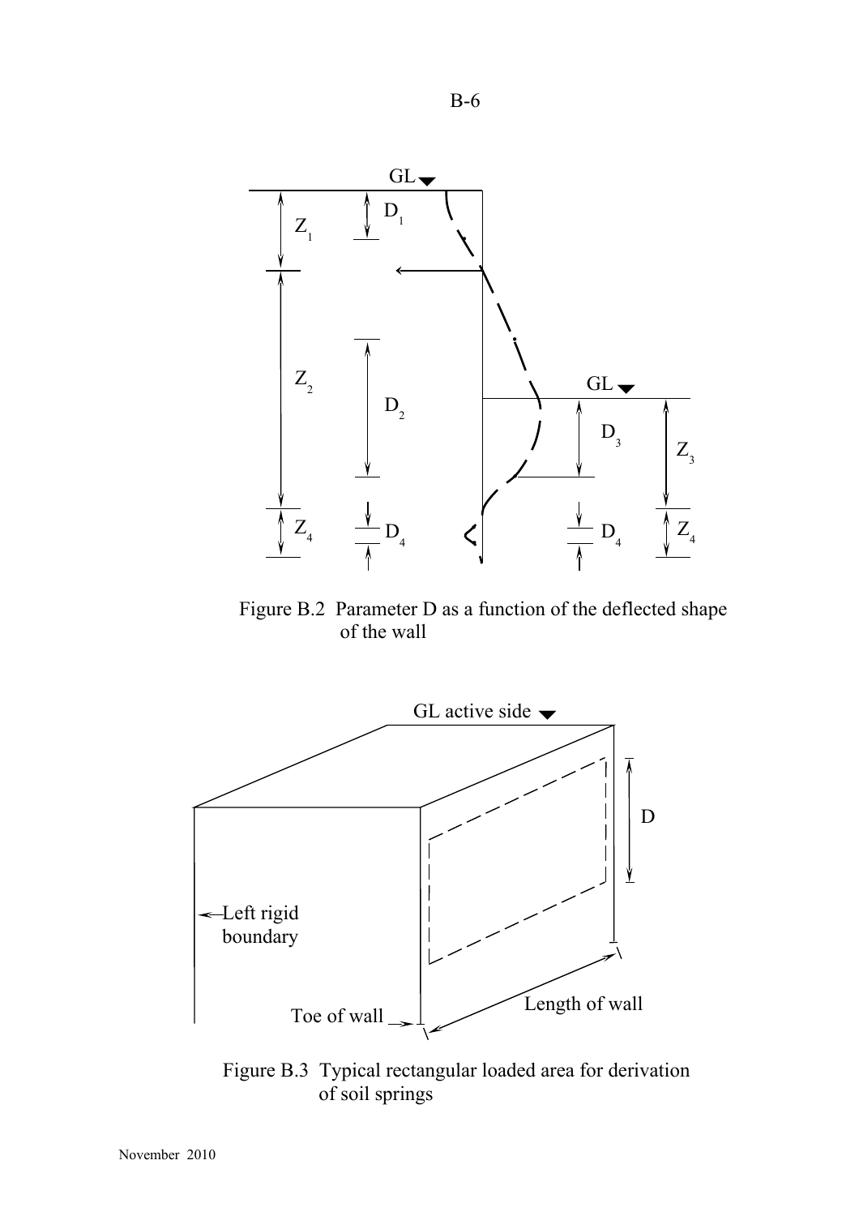GL

$Z_1$

$D_1$

$Z_2$

$D_2$

GL

$D_3$

$Z_3$

$Z_4$

$D_4$

$D_4$

$Z_4$

Figure B.2 Parameter D as a function of the deflected shape of the wall

GL active side

D

Left rigid boundary

Toe of wall

Length of wall

Figure B.3 Typical rectangular loaded area for derivation of soil springs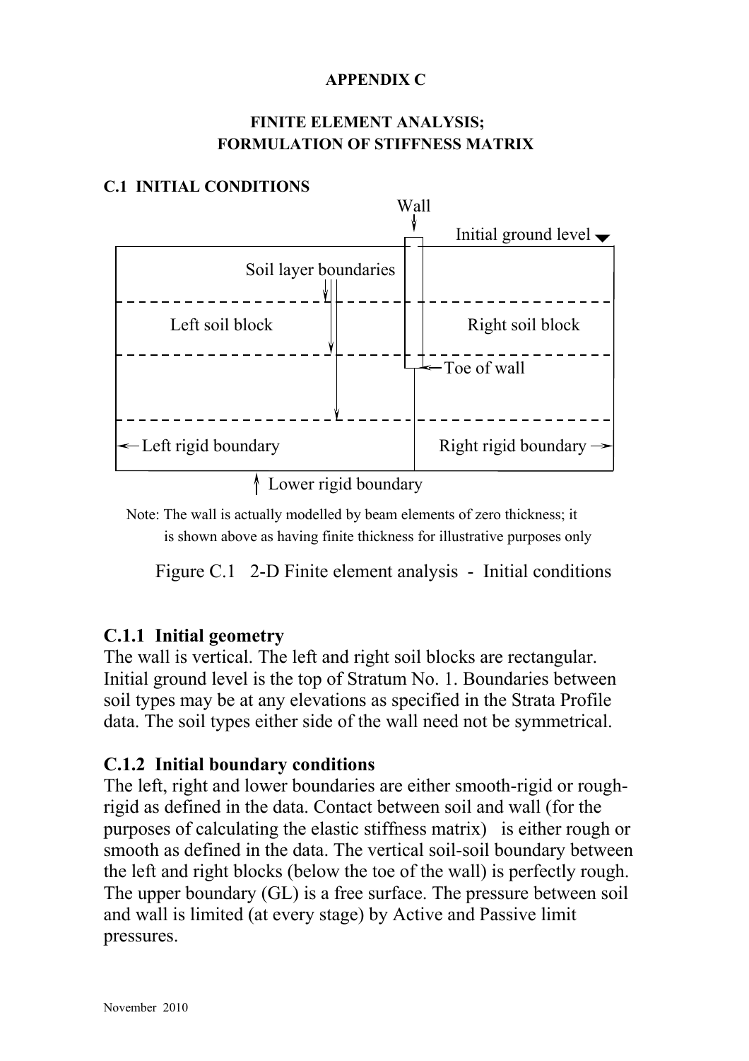**APPENDIX C**

**FINITE ELEMENT ANALYSIS;**
**FORMULATION OF STIFFNESS MATRIX**

**C.1 INITIAL CONDITIONS**

Wall

Initial ground level

Soil layer boundaries

Left soil block

Right soil block

Toe of wall

Left rigid boundary

Right rigid boundary

Lower rigid boundary

Note: The wall is actually modelled by beam elements of zero thickness; it is shown above as having finite thickness for illustrative purposes only

Figure C.1 2-D Finite element analysis - Initial conditions

### C.1.1 Initial geometry

The wall is vertical. The left and right soil blocks are rectangular. Initial ground level is the top of Stratum No. 1. Boundaries between soil types may be at any elevations as specified in the Strata Profile data. The soil types either side of the wall need not be symmetrical.

### C.1.2 Initial boundary conditions

The left, right and lower boundaries are either smooth-rigid or rough-rigid as defined in the data. Contact between soil and wall (for the purposes of calculating the elastic stiffness matrix) is either rough or smooth as defined in the data. The vertical soil-soil boundary between the left and right blocks (below the toe of the wall) is perfectly rough. The upper boundary (GL) is a free surface. The pressure between soil and wall is limited (at every stage) by Active and Passive limit pressures.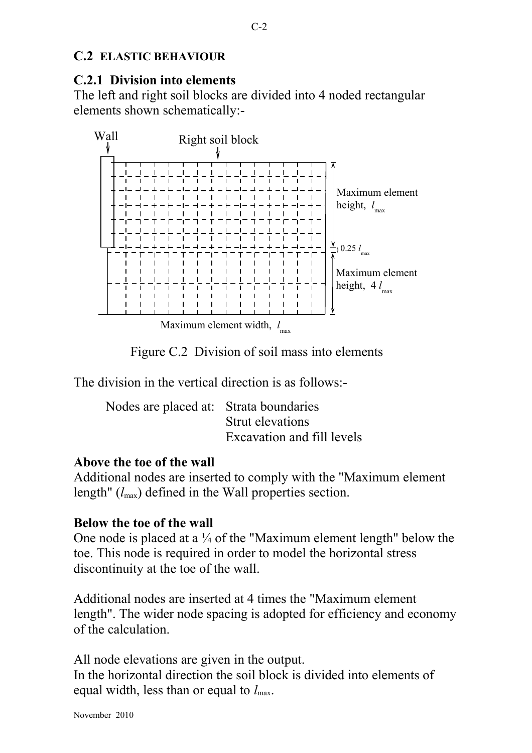## C.2 ELASTIC BEHAVIOUR

### C.2.1 Division into elements

The left and right soil blocks are divided into 4 noded rectangular elements shown schematically:-

Wall

Right soil block

Maximum element height, $l_{max}$

$0.25\ l_{max}$

Maximum element height, $4\ l_{max}$

Maximum element width, $l_{max}$

Figure C.2 Division of soil mass into elements

The division in the vertical direction is as follows:-

Nodes are placed at: Strata boundaries
Strut elevations
Excavation and fill levels

**Above the toe of the wall**

Additional nodes are inserted to comply with the "Maximum element length" ($l_{max}$) defined in the Wall properties section.

**Below the toe of the wall**

One node is placed at a ¼ of the "Maximum element length" below the toe. This node is required in order to model the horizontal stress discontinuity at the toe of the wall.

Additional nodes are inserted at 4 times the "Maximum element length". The wider node spacing is adopted for efficiency and economy of the calculation.

All node elevations are given in the output.
In the horizontal direction the soil block is divided into elements of equal width, less than or equal to $l_{max}$.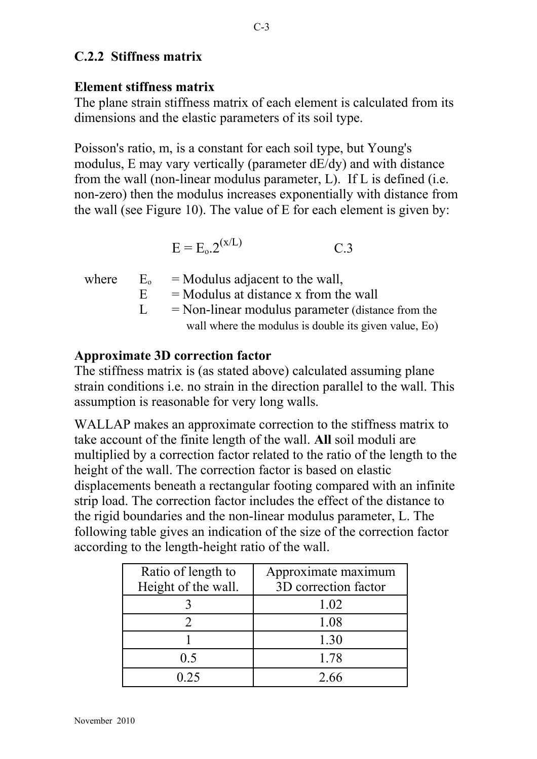### C.2.2 Stiffness matrix

**Element stiffness matrix**

The plane strain stiffness matrix of each element is calculated from its dimensions and the elastic parameters of its soil type.

Poisson's ratio, m, is a constant for each soil type, but Young's modulus, E may vary vertically (parameter dE/dy) and with distance from the wall (non-linear modulus parameter, L). If L is defined (i.e. non-zero) then the modulus increases exponentially with distance from the wall (see Figure 10). The value of E for each element is given by:

$$E = E_o.2^{(x/L)} \qquad \text{C.3}$$

where $E_o$ = Modulus adjacent to the wall,
E = Modulus at distance x from the wall
L = Non-linear modulus parameter (distance from the wall where the modulus is double its given value, Eo)

**Approximate 3D correction factor**

The stiffness matrix is (as stated above) calculated assuming plane strain conditions i.e. no strain in the direction parallel to the wall. This assumption is reasonable for very long walls.

WALLAP makes an approximate correction to the stiffness matrix to take account of the finite length of the wall. **All** soil moduli are multiplied by a correction factor related to the ratio of the length to the height of the wall. The correction factor is based on elastic displacements beneath a rectangular footing compared with an infinite strip load. The correction factor includes the effect of the distance to the rigid boundaries and the non-linear modulus parameter, L. The following table gives an indication of the size of the correction factor according to the length-height ratio of the wall.

| Ratio of length to Height of the wall. | Approximate maximum 3D correction factor |
| --- | --- |
| 3 | 1.02 |
| 2 | 1.08 |
| 1 | 1.30 |
| 0.5 | 1.78 |
| 0.25 | 2.66 |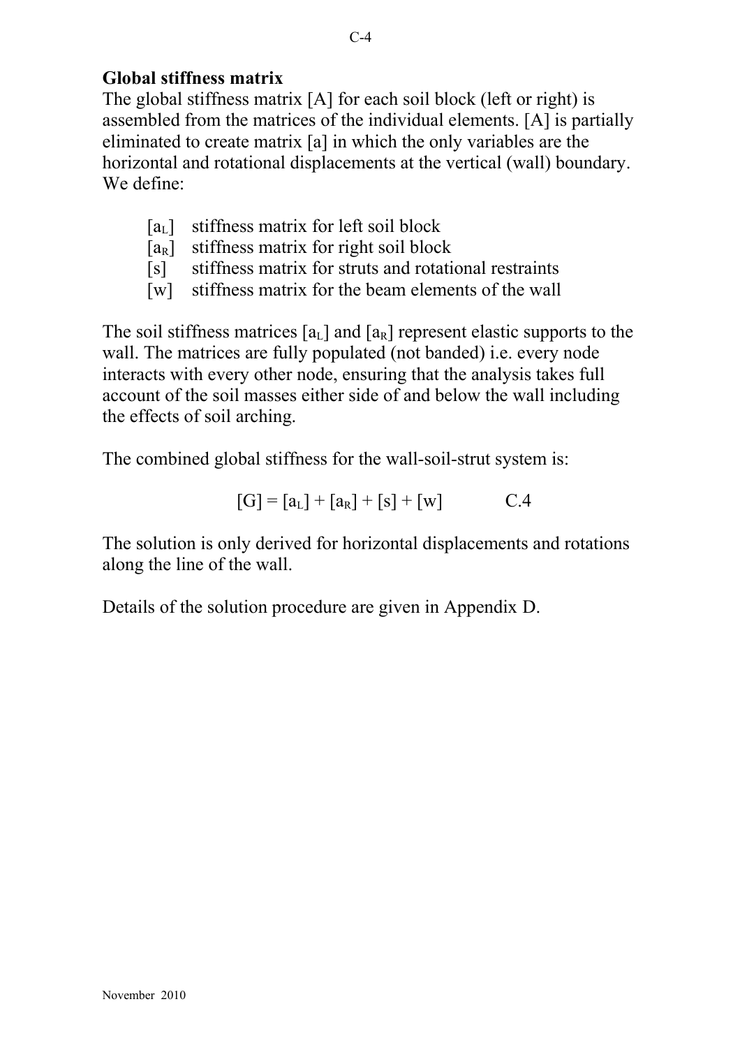## Global stiffness matrix

The global stiffness matrix [A] for each soil block (left or right) is assembled from the matrices of the individual elements. [A] is partially eliminated to create matrix [a] in which the only variables are the horizontal and rotational displacements at the vertical (wall) boundary. We define:

- $[a_L]$ stiffness matrix for left soil block
- $[a_R]$ stiffness matrix for right soil block
- [s] stiffness matrix for struts and rotational restraints
- [w] stiffness matrix for the beam elements of the wall

The soil stiffness matrices $[a_L]$ and $[a_R]$ represent elastic supports to the wall. The matrices are fully populated (not banded) i.e. every node interacts with every other node, ensuring that the analysis takes full account of the soil masses either side of and below the wall including the effects of soil arching.

The combined global stiffness for the wall-soil-strut system is:

$$[G] = [a_L] + [a_R] + [s] + [w] \qquad \text{C.4}$$

The solution is only derived for horizontal displacements and rotations along the line of the wall.

Details of the solution procedure are given in Appendix D.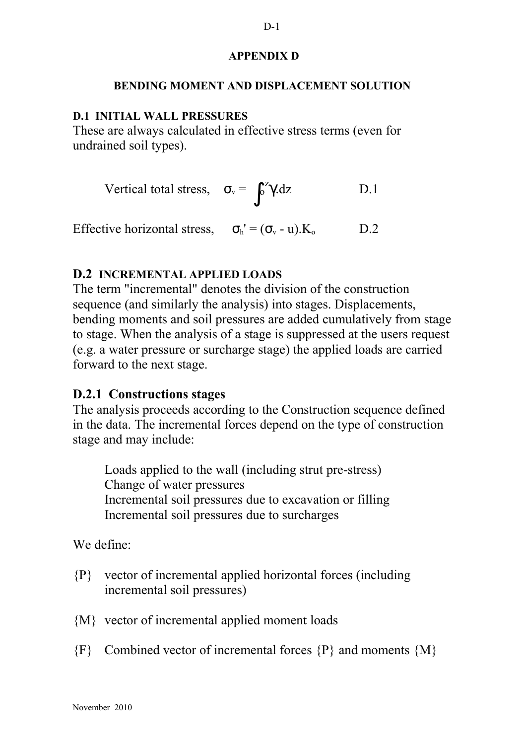# APPENDIX D

## BENDING MOMENT AND DISPLACEMENT SOLUTION

### D.1 INITIAL WALL PRESSURES

These are always calculated in effective stress terms (even for undrained soil types).

Vertical total stress, $\sigma_v = \int_0^z \gamma . dz$ D.1

Effective horizontal stress, $\sigma_h' = (\sigma_v - u).K_o$ D.2

### D.2 INCREMENTAL APPLIED LOADS

The term "incremental" denotes the division of the construction sequence (and similarly the analysis) into stages. Displacements, bending moments and soil pressures are added cumulatively from stage to stage. When the analysis of a stage is suppressed at the users request (e.g. a water pressure or surcharge stage) the applied loads are carried forward to the next stage.

#### D.2.1 Constructions stages

The analysis proceeds according to the Construction sequence defined in the data. The incremental forces depend on the type of construction stage and may include:

Loads applied to the wall (including strut pre-stress)
Change of water pressures
Incremental soil pressures due to excavation or filling
Incremental soil pressures due to surcharges

We define:

{P} vector of incremental applied horizontal forces (including incremental soil pressures)

{M} vector of incremental applied moment loads

{F} Combined vector of incremental forces {P} and moments {M}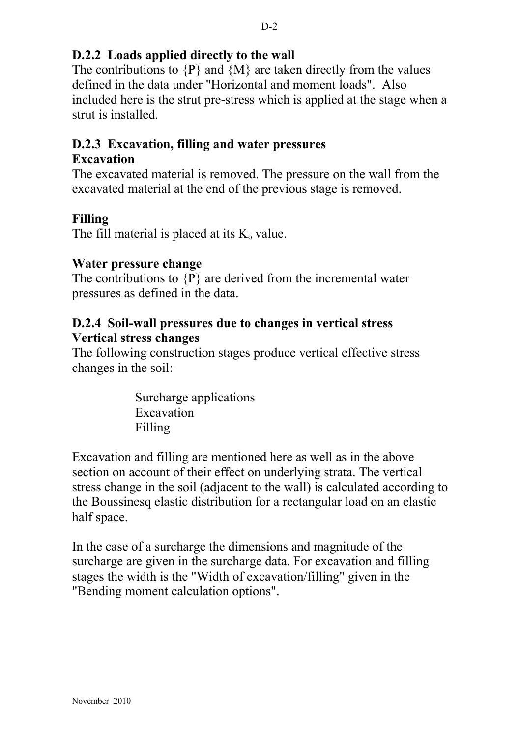### D.2.2 Loads applied directly to the wall

The contributions to {P} and {M} are taken directly from the values defined in the data under "Horizontal and moment loads". Also included here is the strut pre-stress which is applied at the stage when a strut is installed.

### D.2.3 Excavation, filling and water pressures

**Excavation**

The excavated material is removed. The pressure on the wall from the excavated material at the end of the previous stage is removed.

**Filling**

The fill material is placed at its $K_o$ value.

**Water pressure change**

The contributions to {P} are derived from the incremental water pressures as defined in the data.

### D.2.4 Soil-wall pressures due to changes in vertical stress

**Vertical stress changes**

The following construction stages produce vertical effective stress changes in the soil:-

- Surcharge applications
- Excavation
- Filling

Excavation and filling are mentioned here as well as in the above section on account of their effect on underlying strata. The vertical stress change in the soil (adjacent to the wall) is calculated according to the Boussinesq elastic distribution for a rectangular load on an elastic half space.

In the case of a surcharge the dimensions and magnitude of the surcharge are given in the surcharge data. For excavation and filling stages the width is the "Width of excavation/filling" given in the "Bending moment calculation options".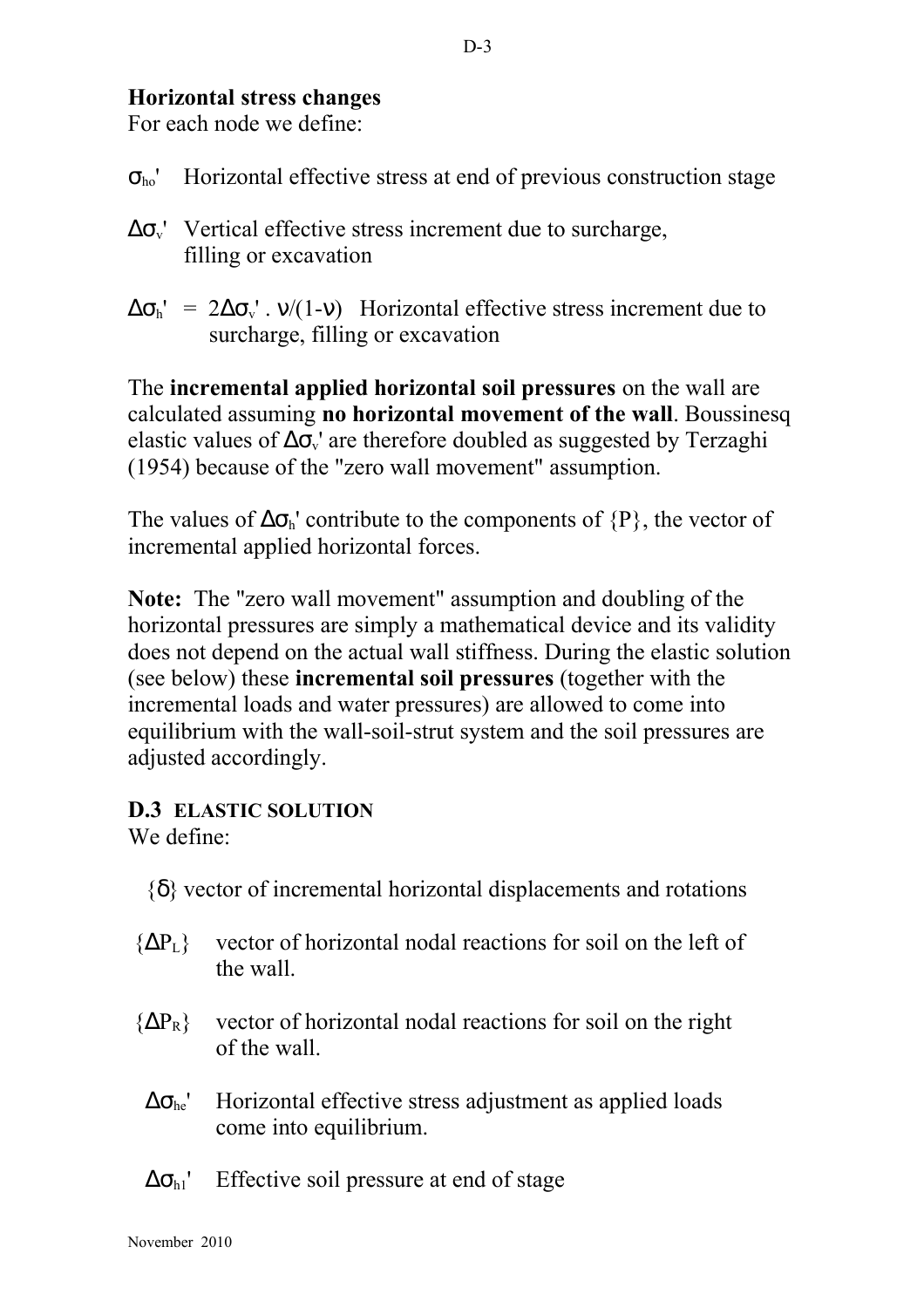**Horizontal stress changes**

For each node we define:

$\sigma_{ho}'$ Horizontal effective stress at end of previous construction stage

$\Delta\sigma_v'$ Vertical effective stress increment due to surcharge, filling or excavation

$\Delta\sigma_h' = 2\Delta\sigma_v' . \nu/(1-\nu)$ Horizontal effective stress increment due to surcharge, filling or excavation

The **incremental applied horizontal soil pressures** on the wall are calculated assuming **no horizontal movement of the wall**. Boussinesq elastic values of $\Delta\sigma_v'$ are therefore doubled as suggested by Terzaghi (1954) because of the "zero wall movement" assumption.

The values of $\Delta\sigma_h'$ contribute to the components of {P}, the vector of incremental applied horizontal forces.

**Note:** The "zero wall movement" assumption and doubling of the horizontal pressures are simply a mathematical device and its validity does not depend on the actual wall stiffness. During the elastic solution (see below) these **incremental soil pressures** (together with the incremental loads and water pressures) are allowed to come into equilibrium with the wall-soil-strut system and the soil pressures are adjusted accordingly.

## D.3 ELASTIC SOLUTION

We define:

$\{\delta\}$ vector of incremental horizontal displacements and rotations

$\{\Delta P_L\}$ vector of horizontal nodal reactions for soil on the left of the wall.

$\{\Delta P_R\}$ vector of horizontal nodal reactions for soil on the right of the wall.

$\Delta\sigma_{he}'$ Horizontal effective stress adjustment as applied loads come into equilibrium.

$\Delta\sigma_{h1}'$ Effective soil pressure at end of stage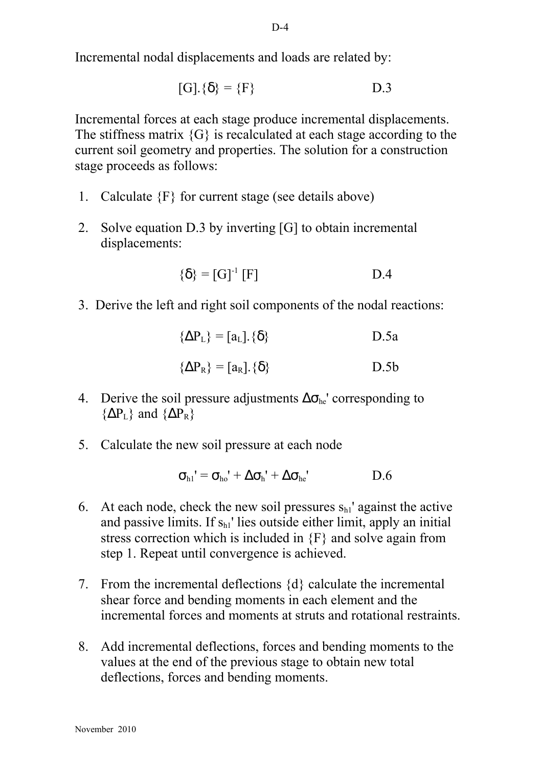Incremental nodal displacements and loads are related by:

$$[G].\{\delta\} = \{F\} \qquad \text{D.3}$$

Incremental forces at each stage produce incremental displacements. The stiffness matrix {G} is recalculated at each stage according to the current soil geometry and properties. The solution for a construction stage proceeds as follows:

1. Calculate {F} for current stage (see details above)

2. Solve equation D.3 by inverting [G] to obtain incremental displacements:

$$\{\delta\} = [G]^{-1} [F] \qquad \text{D.4}$$

3. Derive the left and right soil components of the nodal reactions:

$$\{\Delta P_L\} = [a_L].\{\delta\} \qquad \text{D.5a}$$

$$\{\Delta P_R\} = [a_R].\{\delta\} \qquad \text{D.5b}$$

4. Derive the soil pressure adjustments $\Delta\sigma_{he}'$ corresponding to $\{\Delta P_L\}$ and $\{\Delta P_R\}$

5. Calculate the new soil pressure at each node

$$\sigma_{h1}' = \sigma_{ho}' + \Delta\sigma_h' + \Delta\sigma_{he}' \qquad \text{D.6}$$

6. At each node, check the new soil pressures $s_{h1}'$ against the active and passive limits. If $s_{h1}'$ lies outside either limit, apply an initial stress correction which is included in {F} and solve again from step 1. Repeat until convergence is achieved.

7. From the incremental deflections {d} calculate the incremental shear force and bending moments in each element and the incremental forces and moments at struts and rotational restraints.

8. Add incremental deflections, forces and bending moments to the values at the end of the previous stage to obtain new total deflections, forces and bending moments.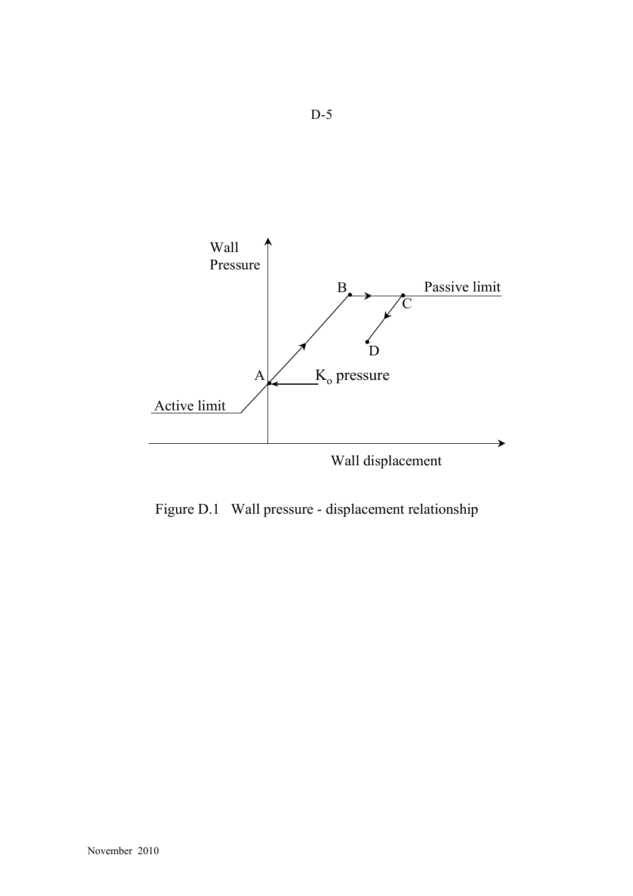Wall Pressure

B

Passive limit

C

D

A

$K_o$ pressure

Active limit

Wall displacement

Figure D.1 Wall pressure - displacement relationship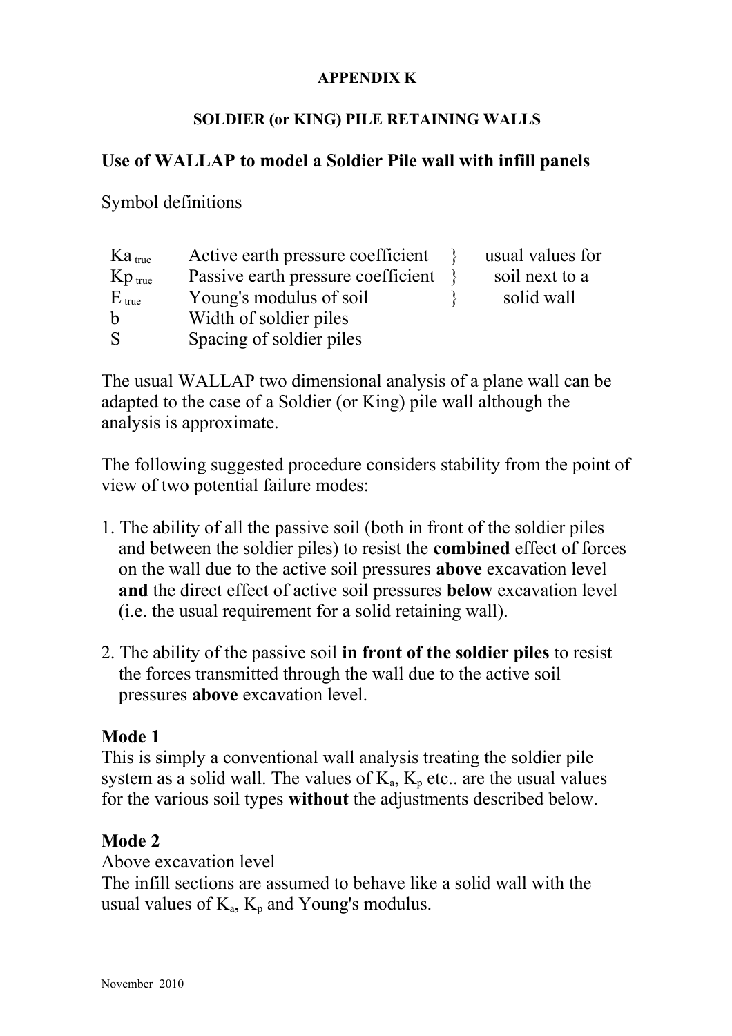**APPENDIX K**

**SOLDIER (or KING) PILE RETAINING WALLS**

## Use of WALLAP to model a Soldier Pile wall with infill panels

Symbol definitions

| | | |
|---|---|---|
| $Ka_{true}$ | Active earth pressure coefficient | } usual values for |
| $Kp_{true}$ | Passive earth pressure coefficient | } soil next to a |
| $E_{true}$ | Young's modulus of soil | } solid wall |
| b | Width of soldier piles | |
| S | Spacing of soldier piles | |

The usual WALLAP two dimensional analysis of a plane wall can be adapted to the case of a Soldier (or King) pile wall although the analysis is approximate.

The following suggested procedure considers stability from the point of view of two potential failure modes:

1. The ability of all the passive soil (both in front of the soldier piles and between the soldier piles) to resist the **combined** effect of forces on the wall due to the active soil pressures **above** excavation level **and** the direct effect of active soil pressures **below** excavation level (i.e. the usual requirement for a solid retaining wall).

2. The ability of the passive soil **in front of the soldier piles** to resist the forces transmitted through the wall due to the active soil pressures **above** excavation level.

### Mode 1

This is simply a conventional wall analysis treating the soldier pile system as a solid wall. The values of $K_a$, $K_p$ etc.. are the usual values for the various soil types **without** the adjustments described below.

### Mode 2

Above excavation level

The infill sections are assumed to behave like a solid wall with the usual values of $K_a$, $K_p$ and Young's modulus.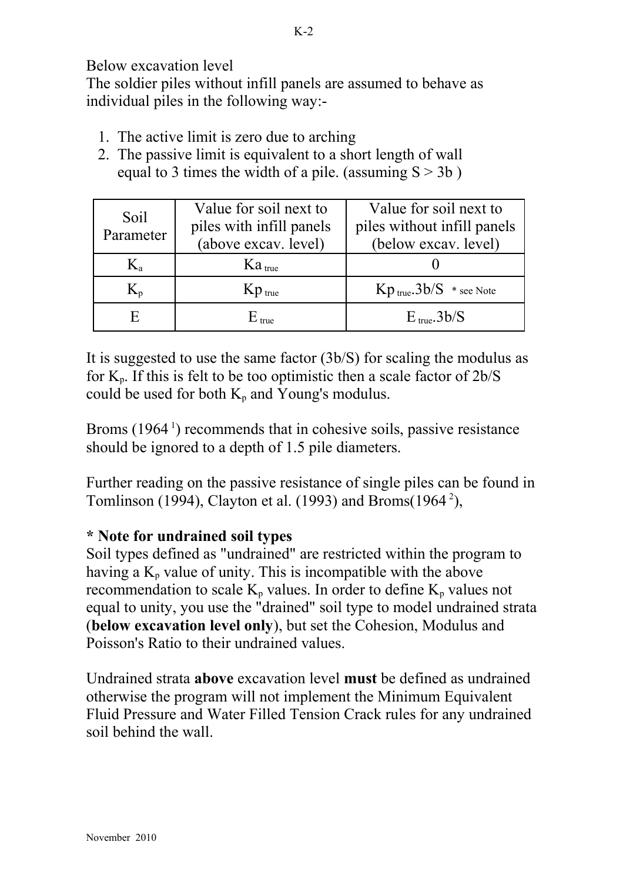Below excavation level
The soldier piles without infill panels are assumed to behave as individual piles in the following way:-

1. The active limit is zero due to arching
2. The passive limit is equivalent to a short length of wall equal to 3 times the width of a pile. (assuming S > 3b )

| Soil Parameter | Value for soil next to piles with infill panels (above excav. level) | Value for soil next to piles without infill panels (below excav. level) |
|---|---|---|
| $K_a$ | $Ka_{true}$ | 0 |
| $K_p$ | $Kp_{true}$ | $Kp_{true}.3b/S$ * see Note |
| E | $E_{true}$ | $E_{true}.3b/S$ |

It is suggested to use the same factor (3b/S) for scaling the modulus as for $K_p$. If this is felt to be too optimistic then a scale factor of 2b/S could be used for both $K_p$ and Young's modulus.

Broms (1964 [1]) recommends that in cohesive soils, passive resistance should be ignored to a depth of 1.5 pile diameters.

Further reading on the passive resistance of single piles can be found in Tomlinson (1994), Clayton et al. (1993) and Broms(1964 [2]),

**\* Note for undrained soil types**
Soil types defined as "undrained" are restricted within the program to having a $K_p$ value of unity. This is incompatible with the above recommendation to scale $K_p$ values. In order to define $K_p$ values not equal to unity, you use the "drained" soil type to model undrained strata (**below excavation level only**), but set the Cohesion, Modulus and Poisson's Ratio to their undrained values.

Undrained strata **above** excavation level **must** be defined as undrained otherwise the program will not implement the Minimum Equivalent Fluid Pressure and Water Filled Tension Crack rules for any undrained soil behind the wall.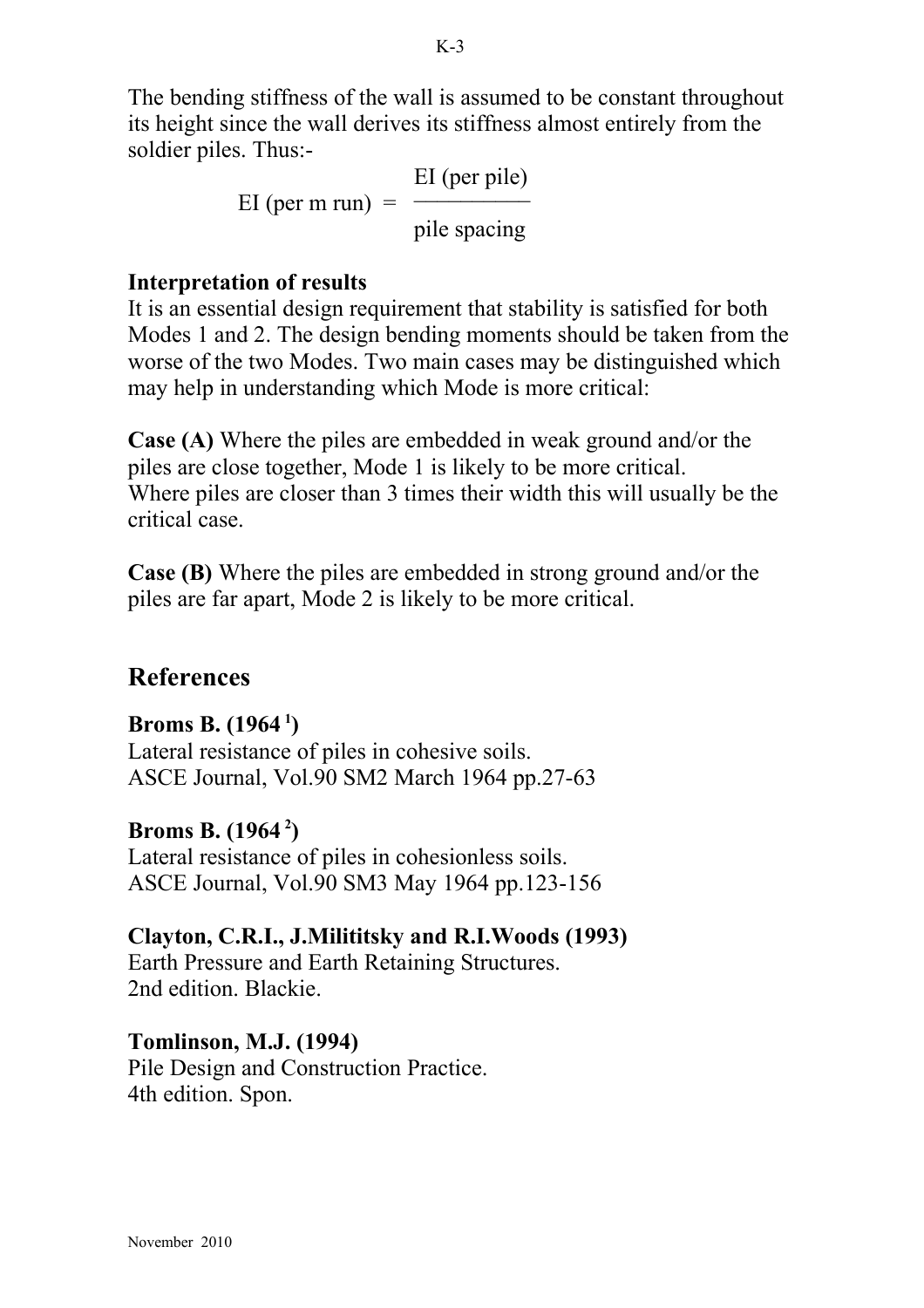The bending stiffness of the wall is assumed to be constant throughout its height since the wall derives its stiffness almost entirely from the soldier piles. Thus:-

$$\text{EI (per m run)} = \frac{\text{EI (per pile)}}{\text{pile spacing}}$$

**Interpretation of results**

It is an essential design requirement that stability is satisfied for both Modes 1 and 2. The design bending moments should be taken from the worse of the two Modes. Two main cases may be distinguished which may help in understanding which Mode is more critical:

**Case (A)** Where the piles are embedded in weak ground and/or the piles are close together, Mode 1 is likely to be more critical. Where piles are closer than 3 times their width this will usually be the critical case.

**Case (B)** Where the piles are embedded in strong ground and/or the piles are far apart, Mode 2 is likely to be more critical.

## References

**Broms B. (1964 [1])**
Lateral resistance of piles in cohesive soils.
ASCE Journal, Vol.90 SM2 March 1964 pp.27-63

**Broms B. (1964 [2])**
Lateral resistance of piles in cohesionless soils.
ASCE Journal, Vol.90 SM3 May 1964 pp.123-156

**Clayton, C.R.I., J.Milititsky and R.I.Woods (1993)**
Earth Pressure and Earth Retaining Structures.
2nd edition. Blackie.

**Tomlinson, M.J. (1994)**
Pile Design and Construction Practice.
4th edition. Spon.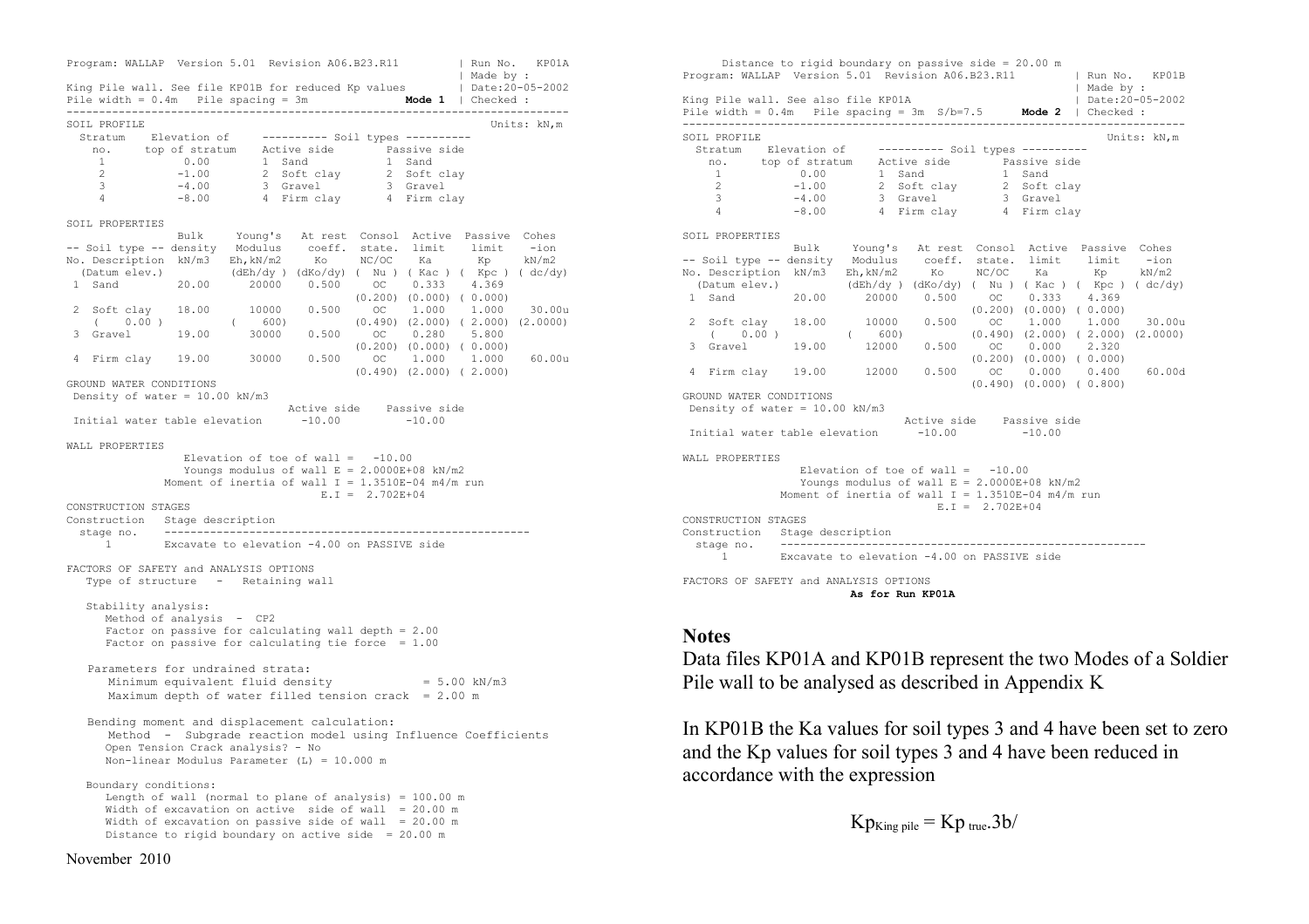```
Program: WALLAP  Version 5.01  Revision A06.B23.R11         | Run No.   KP01A
                                                             | Made by :
King Pile wall. See file KP01B for reduced Kp values        | Date:20-05-2002
Pile width = 0.4m   Pile spacing = 3m              Mode 1   | Checked :
-------------------------------------------------------------------------------
SOIL PROFILE                                                      Units: kN,m
  Stratum    Elevation of     ---------- Soil types ----------
    no.     top of stratum    Active side        Passive side
     1           0.00          1  Sand            1  Sand
     2          -1.00          2  Soft clay       2  Soft clay
     3          -4.00          3  Gravel          3  Gravel
     4          -8.00          4  Firm clay       4  Firm clay

SOIL PROPERTIES
                  Bulk     Young's   At rest  Consol  Active  Passive  Cohes
-- Soil type -- density   Modulus    coeff.  state.  limit    limit    -ion
No. Description  kN/m3   Eh,kN/m2     Ko     NC/OC    Ka       Kp     kN/m2
  (Datum elev.)          (dEh/dy ) (dKo/dy) (  Nu ) ( Kac ) (  Kpc ) ( dc/dy)
 1  Sand         20.00     20000    0.500     OC    0.333    4.369
                                             (0.200) (0.000) ( 0.000)
 2  Soft clay    18.00     10000    0.500     OC    1.000    1.000    30.00u
   (   0.00 )          (    600)             (0.490) (2.000) ( 2.000) (2.0000)
 3  Gravel       19.00     30000    0.500     OC    0.280    5.800
                                             (0.200) (0.000) ( 0.000)
 4  Firm clay    19.00     30000    0.500     OC    1.000    1.000    60.00u
                                             (0.490) (2.000) ( 2.000)
GROUND WATER CONDITIONS
 Density of water = 10.00 kN/m3
                                  Active side    Passive side
 Initial water table elevation      -10.00          -10.00

WALL PROPERTIES
                 Elevation of toe of wall =   -10.00
                 Youngs modulus of wall E = 2.0000E+08 kN/m2
             Moment of inertia of wall I = 1.3510E-04 m4/m run
                                   E.I =  2.702E+04
CONSTRUCTION STAGES
Construction   Stage description
  stage no.    -------------------------------------------------------
     1         Excavate to elevation -4.00 on PASSIVE side

FACTORS OF SAFETY and ANALYSIS OPTIONS
   Type of structure   -   Retaining wall

   Stability analysis:
      Method of analysis  -  CP2
      Factor on passive for calculating wall depth = 2.00
      Factor on passive for calculating tie force  = 1.00

    Parameters for undrained strata:
       Minimum equivalent fluid density              = 5.00 kN/m3
       Maximum depth of water filled tension crack  = 2.00 m

    Bending moment and displacement calculation:
       Method  -  Subgrade reaction model using Influence Coefficients
      Open Tension Crack analysis? - No
      Non-linear Modulus Parameter (L) = 10.000 m

   Boundary conditions:
      Length of wall (normal to plane of analysis) = 100.00 m
      Width of excavation on active  side of wall  = 20.00 m
      Width of excavation on passive side of wall  = 20.00 m
      Distance to rigid boundary on active side  = 20.00 m
```

November 2010

```
      Distance to rigid boundary on passive side = 20.00 m
Program: WALLAP  Version 5.01  Revision A06.B23.R11         | Run No.   KP01B
                                                             | Made by :
King Pile wall. See also file KP01A                         | Date:20-05-2002
Pile width = 0.4m   Pile spacing = 3m  S/b=7.5     Mode 2   | Checked :
-------------------------------------------------------------------------------
SOIL PROFILE                                                      Units: kN,m
  Stratum    Elevation of     ---------- Soil types ----------
    no.     top of stratum    Active side        Passive side
     1           0.00          1  Sand            1  Sand
     2          -1.00          2  Soft clay       2  Soft clay
     3          -4.00          3  Gravel          3  Gravel
     4          -8.00          4  Firm clay       4  Firm clay

SOIL PROPERTIES
                  Bulk     Young's   At rest  Consol  Active  Passive  Cohes
-- Soil type -- density   Modulus    coeff.  state.  limit    limit    -ion
No. Description  kN/m3   Eh,kN/m2     Ko     NC/OC    Ka       Kp     kN/m2
  (Datum elev.)          (dEh/dy ) (dKo/dy) (  Nu ) ( Kac ) (  Kpc ) ( dc/dy)
 1  Sand         20.00     20000    0.500     OC    0.333    4.369
                                             (0.200) (0.000) ( 0.000)
 2  Soft clay    18.00     10000    0.500     OC    1.000    1.000    30.00u
   (   0.00 )          (    600)             (0.490) (2.000) ( 2.000) (2.0000)
 3  Gravel       19.00     12000    0.500     OC    0.000    2.320
                                             (0.200) (0.000) ( 0.000)
 4  Firm clay    19.00     12000    0.500     OC    0.000    0.400    60.00d
                                             (0.490) (0.000) ( 0.800)
GROUND WATER CONDITIONS
 Density of water = 10.00 kN/m3
                                  Active side    Passive side
 Initial water table elevation      -10.00          -10.00

WALL PROPERTIES
                 Elevation of toe of wall =   -10.00
                 Youngs modulus of wall E = 2.0000E+08 kN/m2
             Moment of inertia of wall I = 1.3510E-04 m4/m run
                                   E.I =  2.702E+04
CONSTRUCTION STAGES
Construction   Stage description
  stage no.    -------------------------------------------------------
     1         Excavate to elevation -4.00 on PASSIVE side

FACTORS OF SAFETY and ANALYSIS OPTIONS
                       As for Run KP01A
```

## Notes

Data files KP01A and KP01B represent the two Modes of a Soldier Pile wall to be analysed as described in Appendix K

In KP01B the Ka values for soil types 3 and 4 have been set to zero and the Kp values for soil types 3 and 4 have been reduced in accordance with the expression

$$Kp_{King\ pile} = Kp_{true}.3b/$$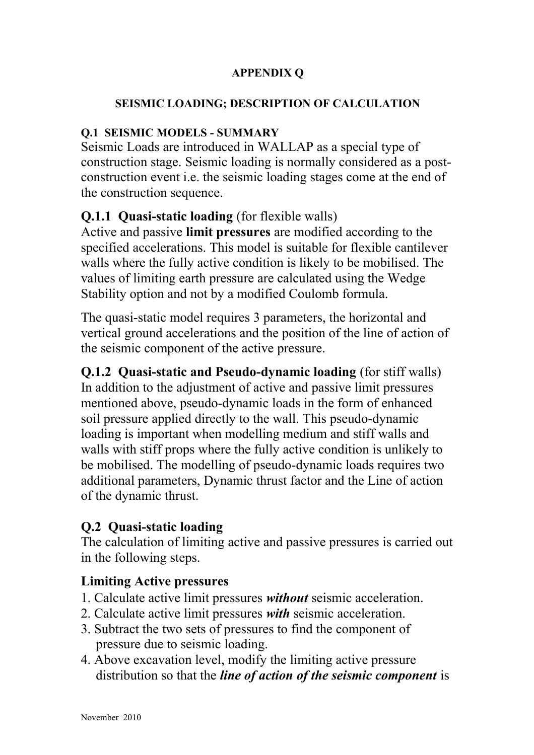# APPENDIX Q

## SEISMIC LOADING; DESCRIPTION OF CALCULATION

### Q.1 SEISMIC MODELS - SUMMARY

Seismic Loads are introduced in WALLAP as a special type of construction stage. Seismic loading is normally considered as a post-construction event i.e. the seismic loading stages come at the end of the construction sequence.

### Q.1.1 Quasi-static loading (for flexible walls)

Active and passive **limit pressures** are modified according to the specified accelerations. This model is suitable for flexible cantilever walls where the fully active condition is likely to be mobilised. The values of limiting earth pressure are calculated using the Wedge Stability option and not by a modified Coulomb formula.

The quasi-static model requires 3 parameters, the horizontal and vertical ground accelerations and the position of the line of action of the seismic component of the active pressure.

### Q.1.2 Quasi-static and Pseudo-dynamic loading (for stiff walls)

In addition to the adjustment of active and passive limit pressures mentioned above, pseudo-dynamic loads in the form of enhanced soil pressure applied directly to the wall. This pseudo-dynamic loading is important when modelling medium and stiff walls and walls with stiff props where the fully active condition is unlikely to be mobilised. The modelling of pseudo-dynamic loads requires two additional parameters, Dynamic thrust factor and the Line of action of the dynamic thrust.

### Q.2 Quasi-static loading

The calculation of limiting active and passive pressures is carried out in the following steps.

**Limiting Active pressures**

1. Calculate active limit pressures ***without*** seismic acceleration.
2. Calculate active limit pressures ***with*** seismic acceleration.
3. Subtract the two sets of pressures to find the component of pressure due to seismic loading.
4. Above excavation level, modify the limiting active pressure distribution so that the ***line of action of the seismic component*** is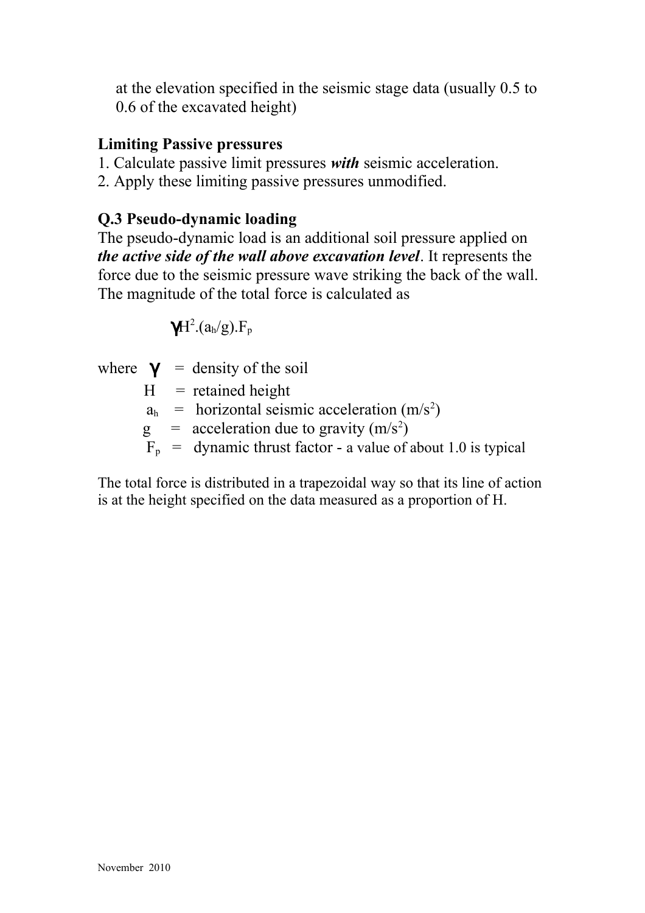at the elevation specified in the seismic stage data (usually 0.5 to 0.6 of the excavated height)

**Limiting Passive pressures**

1. Calculate passive limit pressures ***with*** seismic acceleration.
2. Apply these limiting passive pressures unmodified.

**Q.3 Pseudo-dynamic loading**

The pseudo-dynamic load is an additional soil pressure applied on ***the active side of the wall above excavation level***. It represents the force due to the seismic pressure wave striking the back of the wall. The magnitude of the total force is calculated as

$$\gamma H^2.(a_h/g).F_p$$

where $\gamma$ = density of the soil

$H$ = retained height

$a_h$ = horizontal seismic acceleration ($m/s^2$)

$g$ = acceleration due to gravity ($m/s^2$)

$F_p$ = dynamic thrust factor - a value of about 1.0 is typical

The total force is distributed in a trapezoidal way so that its line of action is at the height specified on the data measured as a proportion of H.